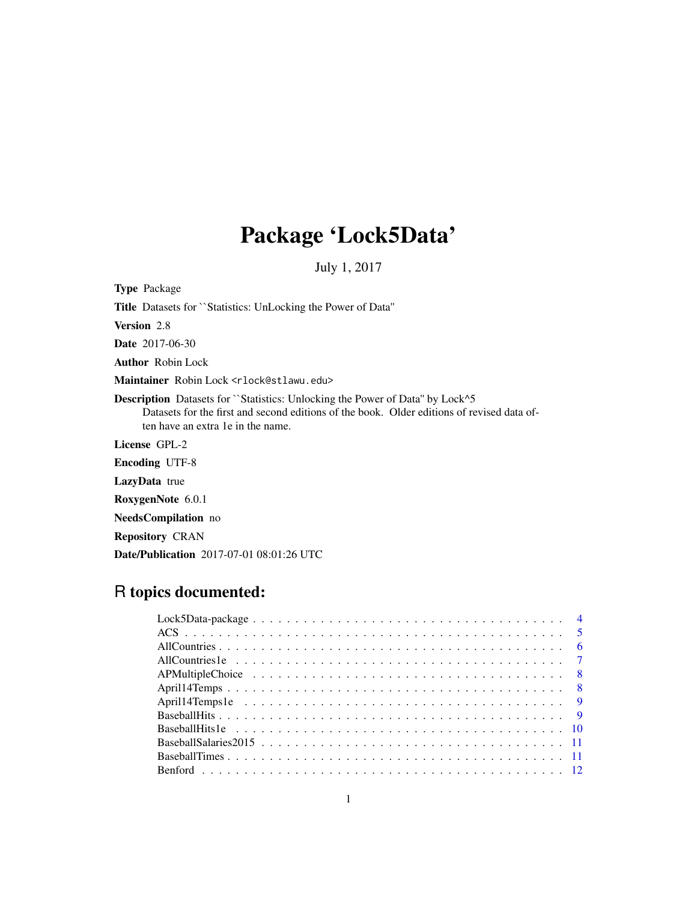# Package 'Lock5Data'

July 1, 2017

**Type** Package

**Title** Datasets for ``Statistics: UnLocking the Power of Data''

**Version** 2.8

**Date** 2017-06-30

**Author** Robin Lock

**Maintainer** Robin Lock <rlock@stlawu.edu>

**Description** Datasets for ``Statistics: Unlocking the Power of Data'' by Lock^5
Datasets for the first and second editions of the book. Older editions of revised data often have an extra 1e in the name.

**License** GPL-2

**Encoding** UTF-8

**LazyData** true

**RoxygenNote** 6.0.1

**NeedsCompilation** no

**Repository** CRAN

**Date/Publication** 2017-07-01 08:01:26 UTC

## R topics documented:

| | |
|---|---|
| Lock5Data-package | 4 |
| ACS | 5 |
| AllCountries | 6 |
| AllCountries1e | 7 |
| APMultipleChoice | 8 |
| April14Temps | 8 |
| April14Temps1e | 9 |
| BaseballHits | 9 |
| BaseballHits1e | 10 |
| BaseballSalaries2015 | 11 |
| BaseballTimes | 11 |
| Benford | 12 |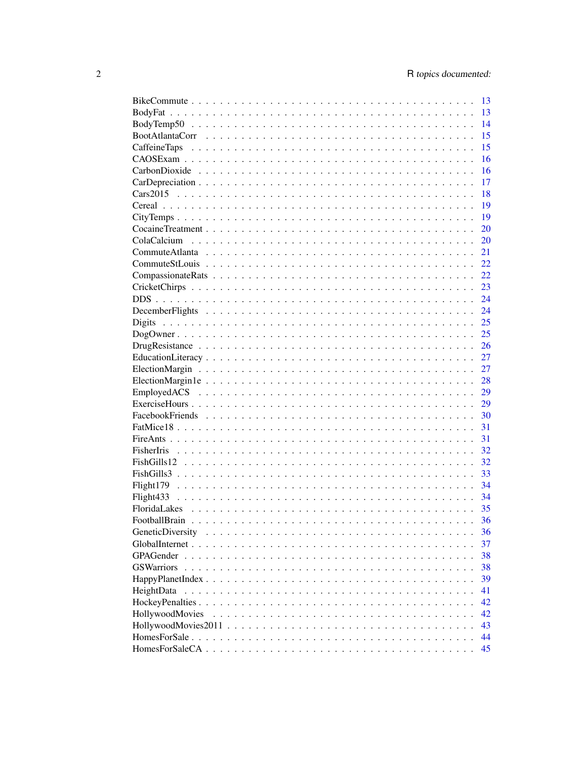BikeCommute . . . . . . . . . . . . . . . . . . . . . . . . . . . . . . . . . . . . . . . 13
BodyFat . . . . . . . . . . . . . . . . . . . . . . . . . . . . . . . . . . . . . . . . . . 13
BodyTemp50 . . . . . . . . . . . . . . . . . . . . . . . . . . . . . . . . . . . . . . . . 14
BootAtlantaCorr . . . . . . . . . . . . . . . . . . . . . . . . . . . . . . . . . . . . . . 15
CaffeineTaps . . . . . . . . . . . . . . . . . . . . . . . . . . . . . . . . . . . . . . . 15
CAOSExam . . . . . . . . . . . . . . . . . . . . . . . . . . . . . . . . . . . . . . . . . 16
CarbonDioxide . . . . . . . . . . . . . . . . . . . . . . . . . . . . . . . . . . . . . . 16
CarDepreciation . . . . . . . . . . . . . . . . . . . . . . . . . . . . . . . . . . . . . 17
Cars2015 . . . . . . . . . . . . . . . . . . . . . . . . . . . . . . . . . . . . . . . . . 18
Cereal . . . . . . . . . . . . . . . . . . . . . . . . . . . . . . . . . . . . . . . . . . . 19
CityTemps . . . . . . . . . . . . . . . . . . . . . . . . . . . . . . . . . . . . . . . . . 19
CocaineTreatment . . . . . . . . . . . . . . . . . . . . . . . . . . . . . . . . . . . . 20
ColaCalcium . . . . . . . . . . . . . . . . . . . . . . . . . . . . . . . . . . . . . . . 20
CommuteAtlanta . . . . . . . . . . . . . . . . . . . . . . . . . . . . . . . . . . . . . 21
CommuteStLouis . . . . . . . . . . . . . . . . . . . . . . . . . . . . . . . . . . . . . 22
CompassionateRats . . . . . . . . . . . . . . . . . . . . . . . . . . . . . . . . . . . 22
CricketChirps . . . . . . . . . . . . . . . . . . . . . . . . . . . . . . . . . . . . . . 23
DDS . . . . . . . . . . . . . . . . . . . . . . . . . . . . . . . . . . . . . . . . . . . . 24
DecemberFlights . . . . . . . . . . . . . . . . . . . . . . . . . . . . . . . . . . . . . 24
Digits . . . . . . . . . . . . . . . . . . . . . . . . . . . . . . . . . . . . . . . . . . . 25
DogOwner . . . . . . . . . . . . . . . . . . . . . . . . . . . . . . . . . . . . . . . . . 25
DrugResistance . . . . . . . . . . . . . . . . . . . . . . . . . . . . . . . . . . . . . 26
EducationLiteracy . . . . . . . . . . . . . . . . . . . . . . . . . . . . . . . . . . . . 27
ElectionMargin . . . . . . . . . . . . . . . . . . . . . . . . . . . . . . . . . . . . . . 27
ElectionMargin1e . . . . . . . . . . . . . . . . . . . . . . . . . . . . . . . . . . . . 28
EmployedACS . . . . . . . . . . . . . . . . . . . . . . . . . . . . . . . . . . . . . . . 29
ExerciseHours . . . . . . . . . . . . . . . . . . . . . . . . . . . . . . . . . . . . . . 29
FacebookFriends . . . . . . . . . . . . . . . . . . . . . . . . . . . . . . . . . . . . . 30
FatMice18 . . . . . . . . . . . . . . . . . . . . . . . . . . . . . . . . . . . . . . . . . 31
FireAnts . . . . . . . . . . . . . . . . . . . . . . . . . . . . . . . . . . . . . . . . . . 31
FisherIris . . . . . . . . . . . . . . . . . . . . . . . . . . . . . . . . . . . . . . . . . 32
FishGills12 . . . . . . . . . . . . . . . . . . . . . . . . . . . . . . . . . . . . . . . . 32
FishGills3 . . . . . . . . . . . . . . . . . . . . . . . . . . . . . . . . . . . . . . . . . 33
Flight179 . . . . . . . . . . . . . . . . . . . . . . . . . . . . . . . . . . . . . . . . . 34
Flight433 . . . . . . . . . . . . . . . . . . . . . . . . . . . . . . . . . . . . . . . . . 34
FloridaLakes . . . . . . . . . . . . . . . . . . . . . . . . . . . . . . . . . . . . . . . 35
FootballBrain . . . . . . . . . . . . . . . . . . . . . . . . . . . . . . . . . . . . . . 36
GeneticDiversity . . . . . . . . . . . . . . . . . . . . . . . . . . . . . . . . . . . . . 36
GlobalInternet . . . . . . . . . . . . . . . . . . . . . . . . . . . . . . . . . . . . . . 37
GPAGender . . . . . . . . . . . . . . . . . . . . . . . . . . . . . . . . . . . . . . . . . 38
GSWarriors . . . . . . . . . . . . . . . . . . . . . . . . . . . . . . . . . . . . . . . . 38
HappyPlanetIndex . . . . . . . . . . . . . . . . . . . . . . . . . . . . . . . . . . . . 39
HeightData . . . . . . . . . . . . . . . . . . . . . . . . . . . . . . . . . . . . . . . . 41
HockeyPenalties . . . . . . . . . . . . . . . . . . . . . . . . . . . . . . . . . . . . . 42
HollywoodMovies . . . . . . . . . . . . . . . . . . . . . . . . . . . . . . . . . . . . . 42
HollywoodMovies2011 . . . . . . . . . . . . . . . . . . . . . . . . . . . . . . . . . . 43
HomesForSale . . . . . . . . . . . . . . . . . . . . . . . . . . . . . . . . . . . . . . . 44
HomesForSaleCA . . . . . . . . . . . . . . . . . . . . . . . . . . . . . . . . . . . . . 45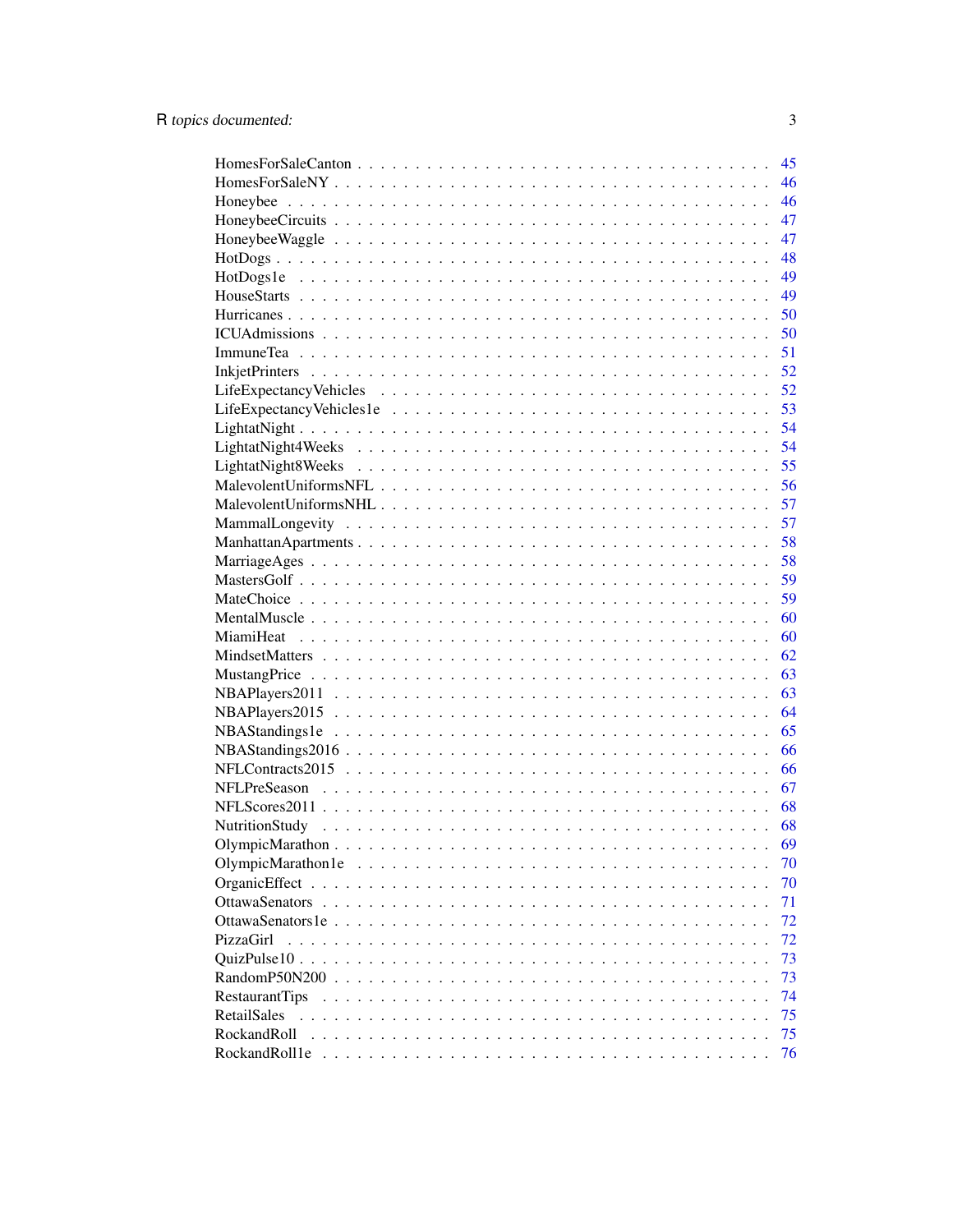| Topic | Page |
| --- | --- |
| HomesForSaleCanton | 45 |
| HomesForSaleNY | 46 |
| Honeybee | 46 |
| HoneybeeCircuits | 47 |
| HoneybeeWaggle | 47 |
| HotDogs | 48 |
| HotDogs1e | 49 |
| HouseStarts | 49 |
| Hurricanes | 50 |
| ICUAdmissions | 50 |
| ImmuneTea | 51 |
| InkjetPrinters | 52 |
| LifeExpectancyVehicles | 52 |
| LifeExpectancyVehicles1e | 53 |
| LightatNight | 54 |
| LightatNight4Weeks | 54 |
| LightatNight8Weeks | 55 |
| MalevolentUniformsNFL | 56 |
| MalevolentUniformsNHL | 57 |
| MammalLongevity | 57 |
| ManhattanApartments | 58 |
| MarriageAges | 58 |
| MastersGolf | 59 |
| MateChoice | 59 |
| MentalMuscle | 60 |
| MiamiHeat | 60 |
| MindsetMatters | 62 |
| MustangPrice | 63 |
| NBAPlayers2011 | 63 |
| NBAPlayers2015 | 64 |
| NBAStandings1e | 65 |
| NBAStandings2016 | 66 |
| NFLContracts2015 | 66 |
| NFLPreSeason | 67 |
| NFLScores2011 | 68 |
| NutritionStudy | 68 |
| OlympicMarathon | 69 |
| OlympicMarathon1e | 70 |
| OrganicEffect | 70 |
| OttawaSenators | 71 |
| OttawaSenators1e | 72 |
| PizzaGirl | 72 |
| QuizPulse10 | 73 |
| RandomP50N200 | 73 |
| RestaurantTips | 74 |
| RetailSales | 75 |
| RockandRoll | 75 |
| RockandRoll1e | 76 |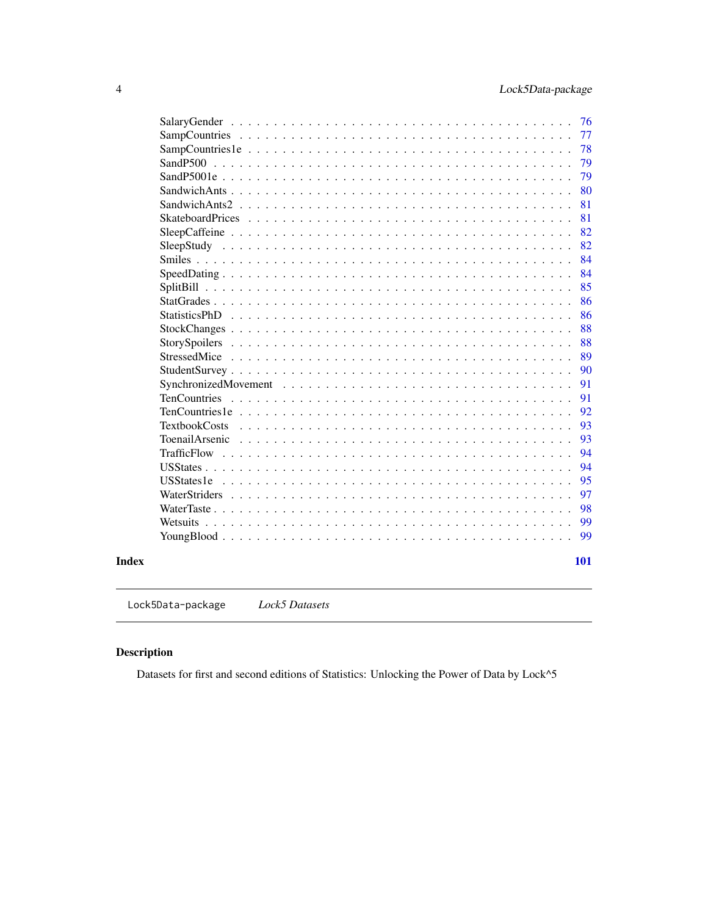SalaryGender . . . . . . . . . . . . . . . . . . . . . . . . . . . . . . . . . . . . 76
SampCountries . . . . . . . . . . . . . . . . . . . . . . . . . . . . . . . . . . . 77
SampCountries1e . . . . . . . . . . . . . . . . . . . . . . . . . . . . . . . . . 78
SandP500 . . . . . . . . . . . . . . . . . . . . . . . . . . . . . . . . . . . . . 79
SandP5001e . . . . . . . . . . . . . . . . . . . . . . . . . . . . . . . . . . . 79
SandwichAnts . . . . . . . . . . . . . . . . . . . . . . . . . . . . . . . . . . 80
SandwichAnts2 . . . . . . . . . . . . . . . . . . . . . . . . . . . . . . . . . 81
SkateboardPrices . . . . . . . . . . . . . . . . . . . . . . . . . . . . . . . . 81
SleepCaffeine . . . . . . . . . . . . . . . . . . . . . . . . . . . . . . . . . . 82
SleepStudy . . . . . . . . . . . . . . . . . . . . . . . . . . . . . . . . . . . 82
Smiles . . . . . . . . . . . . . . . . . . . . . . . . . . . . . . . . . . . . . . 84
SpeedDating . . . . . . . . . . . . . . . . . . . . . . . . . . . . . . . . . . . 84
SplitBill . . . . . . . . . . . . . . . . . . . . . . . . . . . . . . . . . . . . . 85
StatGrades . . . . . . . . . . . . . . . . . . . . . . . . . . . . . . . . . . . . 86
StatisticsPhD . . . . . . . . . . . . . . . . . . . . . . . . . . . . . . . . . . 86
StockChanges . . . . . . . . . . . . . . . . . . . . . . . . . . . . . . . . . . 88
StorySpoilers . . . . . . . . . . . . . . . . . . . . . . . . . . . . . . . . . . 88
StressedMice . . . . . . . . . . . . . . . . . . . . . . . . . . . . . . . . . . 89
StudentSurvey . . . . . . . . . . . . . . . . . . . . . . . . . . . . . . . . . . 90
SynchronizedMovement . . . . . . . . . . . . . . . . . . . . . . . . . . . . 91
TenCountries . . . . . . . . . . . . . . . . . . . . . . . . . . . . . . . . . . 91
TenCountries1e . . . . . . . . . . . . . . . . . . . . . . . . . . . . . . . . . 92
TextbookCosts . . . . . . . . . . . . . . . . . . . . . . . . . . . . . . . . . . 93
ToenailArsenic . . . . . . . . . . . . . . . . . . . . . . . . . . . . . . . . . 93
TrafficFlow . . . . . . . . . . . . . . . . . . . . . . . . . . . . . . . . . . . 94
USStates . . . . . . . . . . . . . . . . . . . . . . . . . . . . . . . . . . . . . 94
USStates1e . . . . . . . . . . . . . . . . . . . . . . . . . . . . . . . . . . . 95
WaterStriders . . . . . . . . . . . . . . . . . . . . . . . . . . . . . . . . . . 97
WaterTaste . . . . . . . . . . . . . . . . . . . . . . . . . . . . . . . . . . . . 98
Wetsuits . . . . . . . . . . . . . . . . . . . . . . . . . . . . . . . . . . . . . 99
YoungBlood . . . . . . . . . . . . . . . . . . . . . . . . . . . . . . . . . . . 99

**Index** **101**

---

`Lock5Data-package` *Lock5 Datasets*

---

### Description

Datasets for first and second editions of Statistics: Unlocking the Power of Data by Lock^5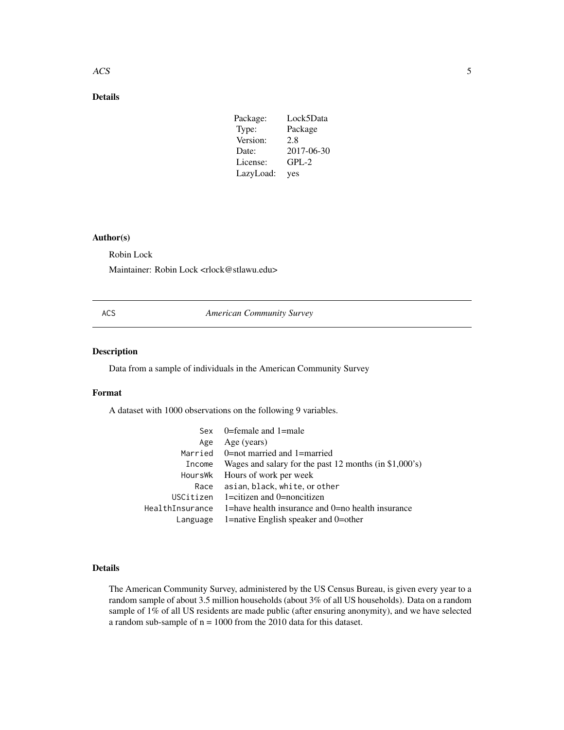## Details

| | |
|---|---|
| Package: | Lock5Data |
| Type: | Package |
| Version: | 2.8 |
| Date: | 2017-06-30 |
| License: | GPL-2 |
| LazyLoad: | yes |

## Author(s)

Robin Lock

Maintainer: Robin Lock <rlock@stlawu.edu>

---

# ACS — *American Community Survey*

---

## Description

Data from a sample of individuals in the American Community Survey

## Format

A dataset with 1000 observations on the following 9 variables.

| | |
|---|---|
| `Sex` | 0=female and 1=male |
| `Age` | Age (years) |
| `Married` | 0=not married and 1=married |
| `Income` | Wages and salary for the past 12 months (in $1,000's) |
| `HoursWk` | Hours of work per week |
| `Race` | `asian`, `black`, `white`, or `other` |
| `USCitizen` | 1=citizen and 0=noncitizen |
| `HealthInsurance` | 1=have health insurance and 0=no health insurance |
| `Language` | 1=native English speaker and 0=other |

## Details

The American Community Survey, administered by the US Census Bureau, is given every year to a random sample of about 3.5 million households (about 3% of all US households). Data on a random sample of 1% of all US residents are made public (after ensuring anonymity), and we have selected a random sub-sample of n = 1000 from the 2010 data for this dataset.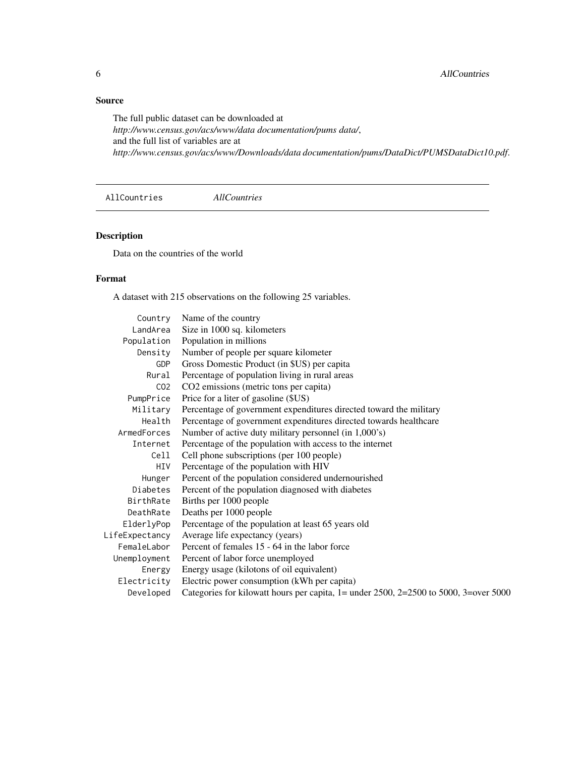## Source

The full public dataset can be downloaded at
*http://www.census.gov/acs/www/data documentation/pums data/*,
and the full list of variables are at
*http://www.census.gov/acs/www/Downloads/data documentation/pums/DataDict/PUMSDataDict10.pdf*.

---

`AllCountries` *AllCountries*

---

## Description

Data on the countries of the world

## Format

A dataset with 215 observations on the following 25 variables.

| | |
|---|---|
| `Country` | Name of the country |
| `LandArea` | Size in 1000 sq. kilometers |
| `Population` | Population in millions |
| `Density` | Number of people per square kilometer |
| `GDP` | Gross Domestic Product (in $US) per capita |
| `Rural` | Percentage of population living in rural areas |
| `CO2` | $CO_2$ emissions (metric tons per capita) |
| `PumpPrice` | Price for a liter of gasoline ($US) |
| `Military` | Percentage of government expenditures directed toward the military |
| `Health` | Percentage of government expenditures directed towards healthcare |
| `ArmedForces` | Number of active duty military personnel (in 1,000's) |
| `Internet` | Percentage of the population with access to the internet |
| `Cell` | Cell phone subscriptions (per 100 people) |
| `HIV` | Percentage of the population with HIV |
| `Hunger` | Percent of the population considered undernourished |
| `Diabetes` | Percent of the population diagnosed with diabetes |
| `BirthRate` | Births per 1000 people |
| `DeathRate` | Deaths per 1000 people |
| `ElderlyPop` | Percentage of the population at least 65 years old |
| `LifeExpectancy` | Average life expectancy (years) |
| `FemaleLabor` | Percent of females 15 - 64 in the labor force |
| `Unemployment` | Percent of labor force unemployed |
| `Energy` | Energy usage (kilotons of oil equivalent) |
| `Electricity` | Electric power consumption (kWh per capita) |
| `Developed` | Categories for kilowatt hours per capita, 1= under 2500, 2=2500 to 5000, 3=over 5000 |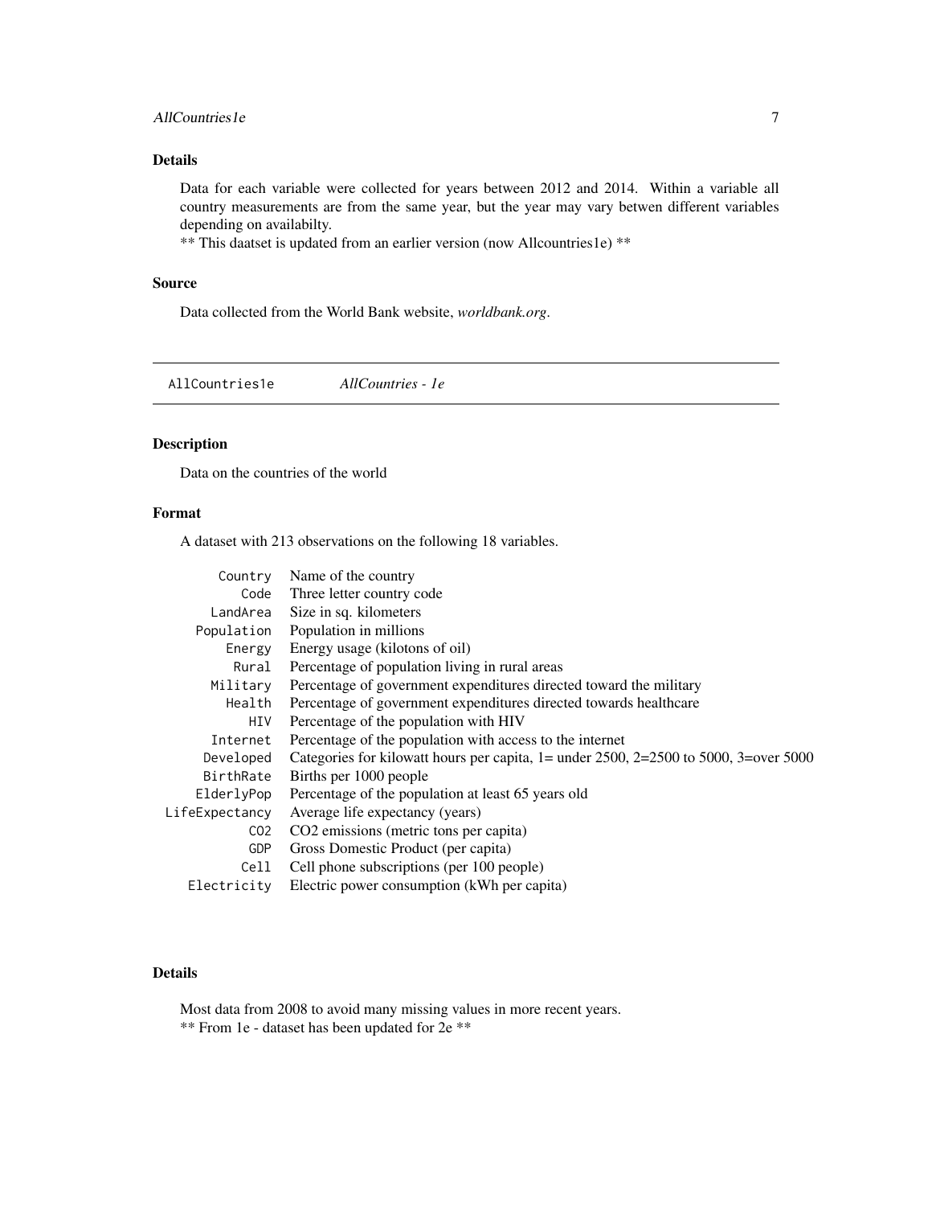## Details

Data for each variable were collected for years between 2012 and 2014. Within a variable all country measurements are from the same year, but the year may vary betwen different variables depending on availabilty.
** This daatset is updated from an earlier version (now Allcountries1e) **

## Source

Data collected from the World Bank website, *worldbank.org*.

---

`AllCountries1e` *AllCountries - 1e*

---

## Description

Data on the countries of the world

## Format

A dataset with 213 observations on the following 18 variables.

| | |
|---|---|
| `Country` | Name of the country |
| `Code` | Three letter country code |
| `LandArea` | Size in sq. kilometers |
| `Population` | Population in millions |
| `Energy` | Energy usage (kilotons of oil) |
| `Rural` | Percentage of population living in rural areas |
| `Military` | Percentage of government expenditures directed toward the military |
| `Health` | Percentage of government expenditures directed towards healthcare |
| `HIV` | Percentage of the population with HIV |
| `Internet` | Percentage of the population with access to the internet |
| `Developed` | Categories for kilowatt hours per capita, 1= under 2500, 2=2500 to 5000, 3=over 5000 |
| `BirthRate` | Births per 1000 people |
| `ElderlyPop` | Percentage of the population at least 65 years old |
| `LifeExpectancy` | Average life expectancy (years) |
| `CO2` | CO2 emissions (metric tons per capita) |
| `GDP` | Gross Domestic Product (per capita) |
| `Cell` | Cell phone subscriptions (per 100 people) |
| `Electricity` | Electric power consumption (kWh per capita) |

## Details

Most data from 2008 to avoid many missing values in more recent years.
** From 1e - dataset has been updated for 2e **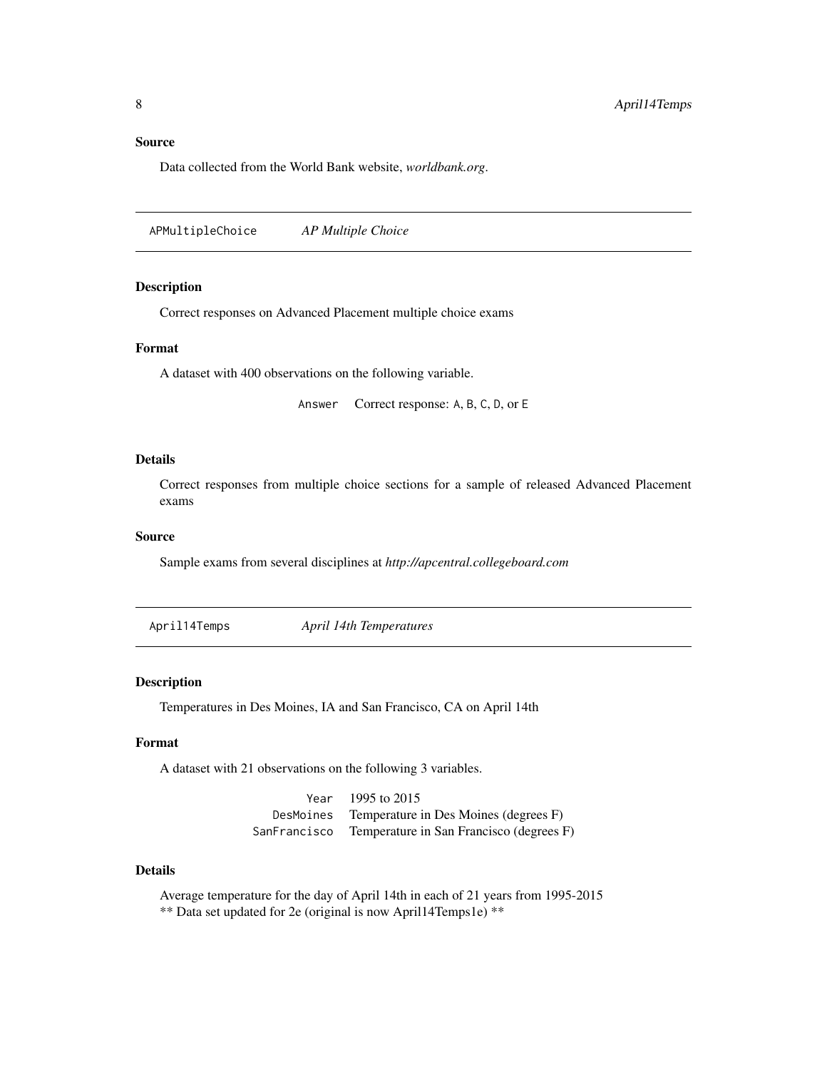### Source

Data collected from the World Bank website, *worldbank.org*.

---

## APMultipleChoice    *AP Multiple Choice*

---

### Description

Correct responses on Advanced Placement multiple choice exams

### Format

A dataset with 400 observations on the following variable.

| | |
|---|---|
| `Answer` | Correct response: `A`, `B`, `C`, `D`, or `E` |

### Details

Correct responses from multiple choice sections for a sample of released Advanced Placement exams

### Source

Sample exams from several disciplines at *http://apcentral.collegeboard.com*

---

## April14Temps    *April 14th Temperatures*

---

### Description

Temperatures in Des Moines, IA and San Francisco, CA on April 14th

### Format

A dataset with 21 observations on the following 3 variables.

| | |
|---|---|
| `Year` | 1995 to 2015 |
| `DesMoines` | Temperature in Des Moines (degrees F) |
| `SanFrancisco` | Temperature in San Francisco (degrees F) |

### Details

Average temperature for the day of April 14th in each of 21 years from 1995-2015
** Data set updated for 2e (original is now April14Temps1e) **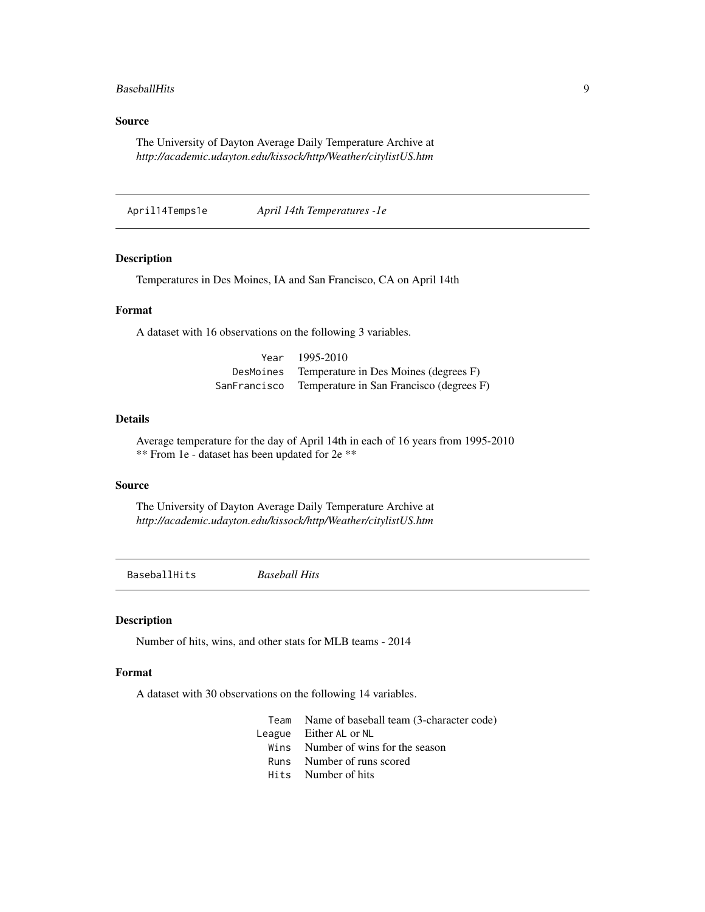### Source

The University of Dayton Average Daily Temperature Archive at *http://academic.udayton.edu/kissock/http/Weather/citylistUS.htm*

---

## April14Temps1e — *April 14th Temperatures -1e*

### Description

Temperatures in Des Moines, IA and San Francisco, CA on April 14th

### Format

A dataset with 16 observations on the following 3 variables.

| | |
|---|---|
| `Year` | 1995-2010 |
| `DesMoines` | Temperature in Des Moines (degrees F) |
| `SanFrancisco` | Temperature in San Francisco (degrees F) |

### Details

Average temperature for the day of April 14th in each of 16 years from 1995-2010
** From 1e - dataset has been updated for 2e **

### Source

The University of Dayton Average Daily Temperature Archive at *http://academic.udayton.edu/kissock/http/Weather/citylistUS.htm*

---

## BaseballHits — *Baseball Hits*

### Description

Number of hits, wins, and other stats for MLB teams - 2014

### Format

A dataset with 30 observations on the following 14 variables.

| | |
|---|---|
| `Team` | Name of baseball team (3-character code) |
| `League` | Either `AL` or `NL` |
| `Wins` | Number of wins for the season |
| `Runs` | Number of runs scored |
| `Hits` | Number of hits |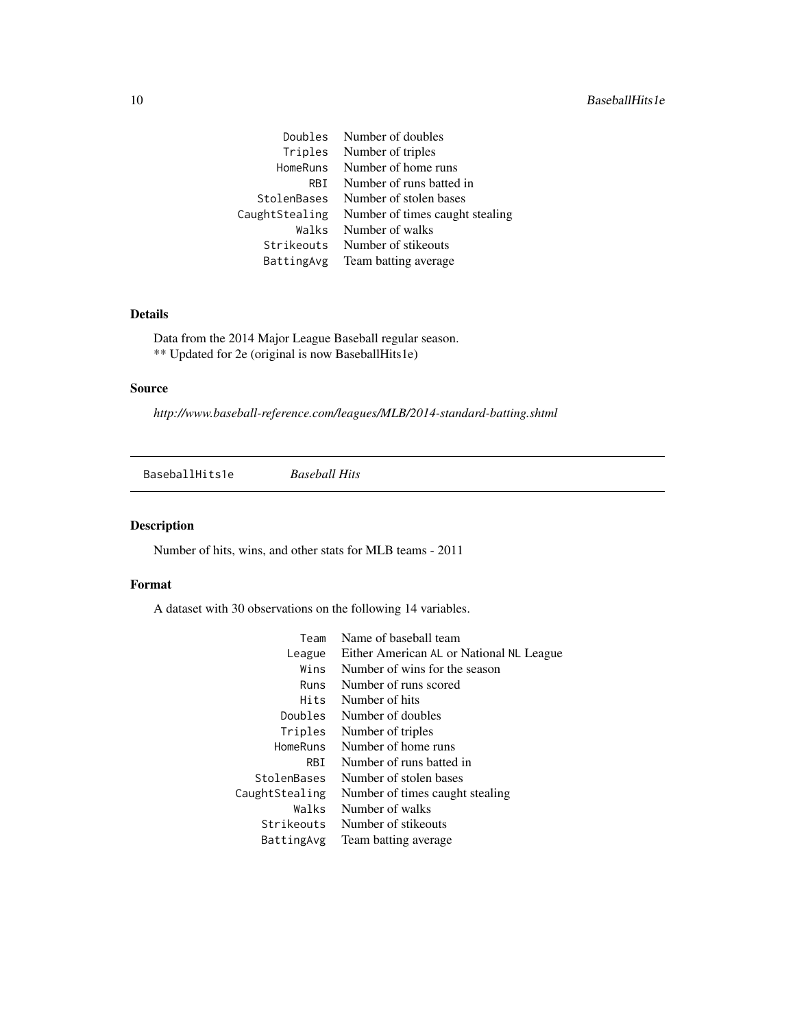| | |
|---|---|
| Doubles | Number of doubles |
| Triples | Number of triples |
| HomeRuns | Number of home runs |
| RBI | Number of runs batted in |
| StolenBases | Number of stolen bases |
| CaughtStealing | Number of times caught stealing |
| Walks | Number of walks |
| Strikeouts | Number of stikeouts |
| BattingAvg | Team batting average |

### Details

Data from the 2014 Major League Baseball regular season.
** Updated for 2e (original is now BaseballHits1e)

### Source

*http://www.baseball-reference.com/leagues/MLB/2014-standard-batting.shtml*

---

## BaseballHits1e *Baseball Hits*

---

### Description

Number of hits, wins, and other stats for MLB teams - 2011

### Format

A dataset with 30 observations on the following 14 variables.

| | |
|---|---|
| Team | Name of baseball team |
| League | Either American AL or National NL League |
| Wins | Number of wins for the season |
| Runs | Number of runs scored |
| Hits | Number of hits |
| Doubles | Number of doubles |
| Triples | Number of triples |
| HomeRuns | Number of home runs |
| RBI | Number of runs batted in |
| StolenBases | Number of stolen bases |
| CaughtStealing | Number of times caught stealing |
| Walks | Number of walks |
| Strikeouts | Number of stikeouts |
| BattingAvg | Team batting average |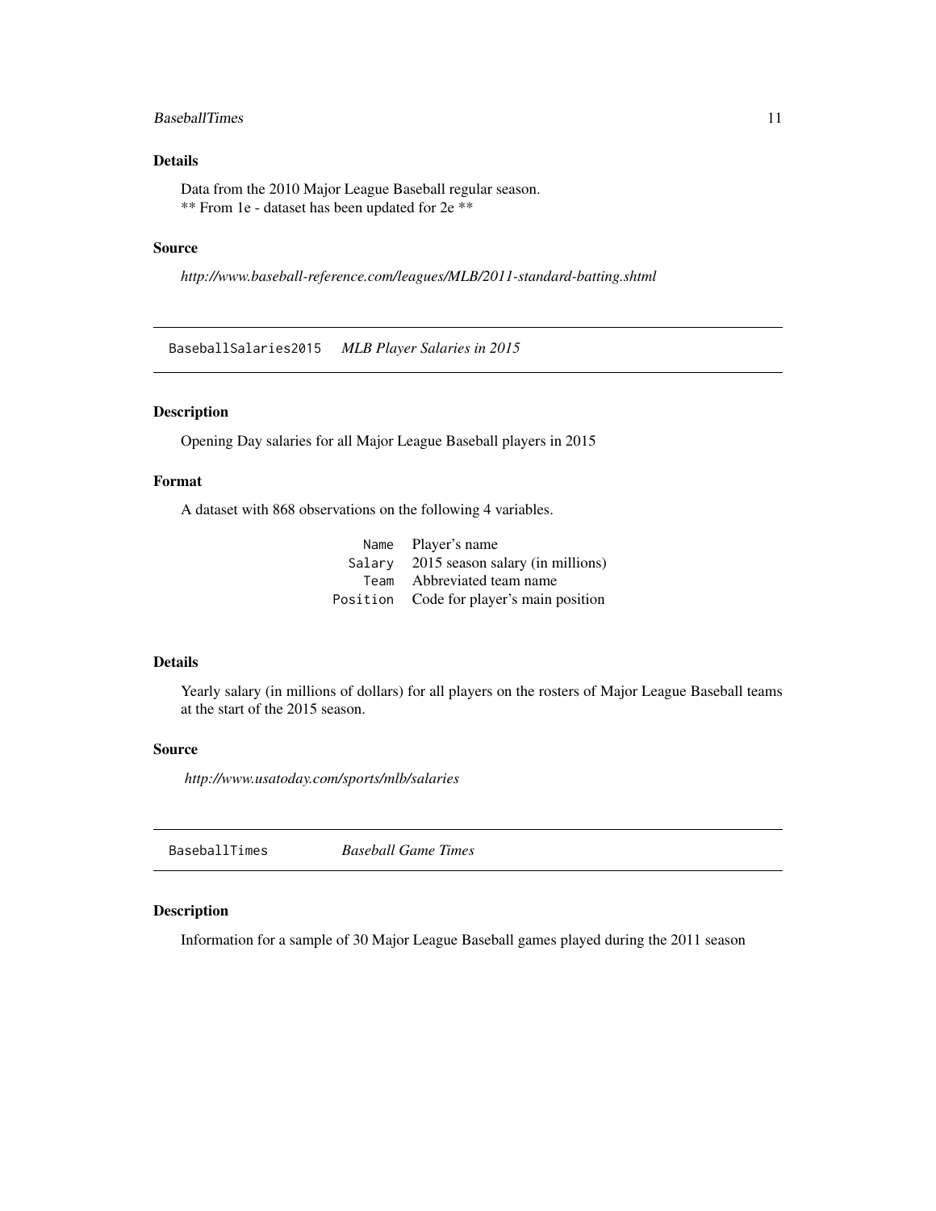### Details

Data from the 2010 Major League Baseball regular season.
** From 1e - dataset has been updated for 2e **

### Source

*http://www.baseball-reference.com/leagues/MLB/2011-standard-batting.shtml*

---

## BaseballSalaries2015 — *MLB Player Salaries in 2015*

### Description

Opening Day salaries for all Major League Baseball players in 2015

### Format

A dataset with 868 observations on the following 4 variables.

| | |
|---|---|
| `Name` | Player's name |
| `Salary` | 2015 season salary (in millions) |
| `Team` | Abbreviated team name |
| `Position` | Code for player's main position |

### Details

Yearly salary (in millions of dollars) for all players on the rosters of Major League Baseball teams at the start of the 2015 season.

### Source

*http://www.usatoday.com/sports/mlb/salaries*

---

## BaseballTimes — *Baseball Game Times*

### Description

Information for a sample of 30 Major League Baseball games played during the 2011 season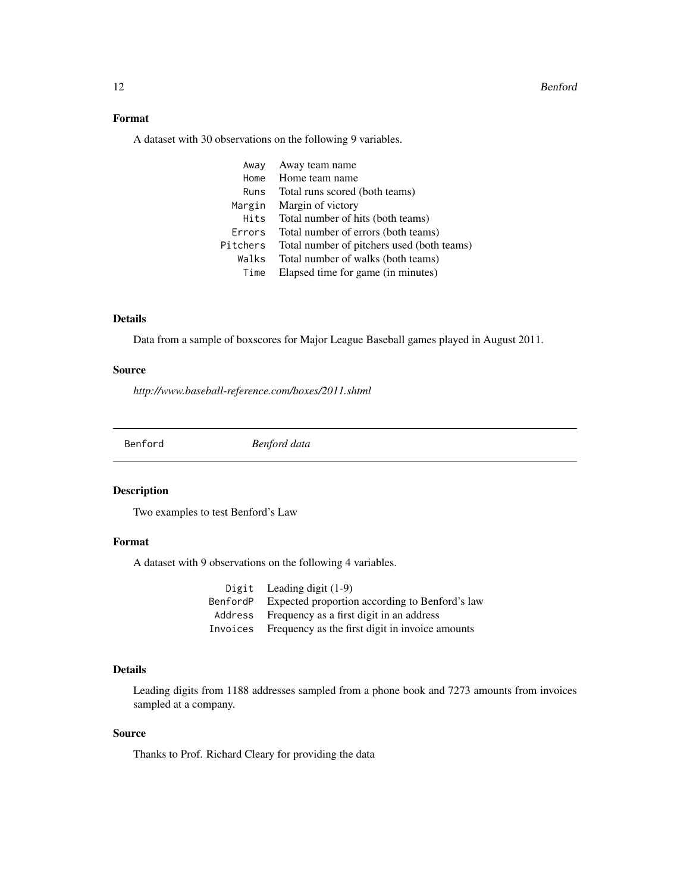### Format

A dataset with 30 observations on the following 9 variables.

| | |
|---|---|
| `Away` | Away team name |
| `Home` | Home team name |
| `Runs` | Total runs scored (both teams) |
| `Margin` | Margin of victory |
| `Hits` | Total number of hits (both teams) |
| `Errors` | Total number of errors (both teams) |
| `Pitchers` | Total number of pitchers used (both teams) |
| `Walks` | Total number of walks (both teams) |
| `Time` | Elapsed time for game (in minutes) |

### Details

Data from a sample of boxscores for Major League Baseball games played in August 2011.

### Source

*http://www.baseball-reference.com/boxes/2011.shtml*

---

## `Benford` *Benford data*

### Description

Two examples to test Benford's Law

### Format

A dataset with 9 observations on the following 4 variables.

| | |
|---|---|
| `Digit` | Leading digit (1-9) |
| `BenfordP` | Expected proportion according to Benford's law |
| `Address` | Frequency as a first digit in an address |
| `Invoices` | Frequency as the first digit in invoice amounts |

### Details

Leading digits from 1188 addresses sampled from a phone book and 7273 amounts from invoices sampled at a company.

### Source

Thanks to Prof. Richard Cleary for providing the data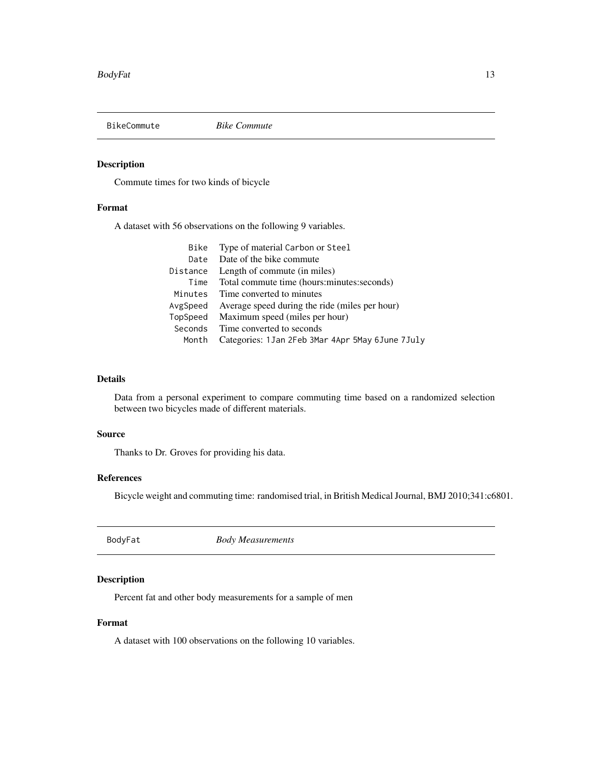## BikeCommute *Bike Commute*

### Description

Commute times for two kinds of bicycle

### Format

A dataset with 56 observations on the following 9 variables.

| | |
|---|---|
| Bike | Type of material Carbon or Steel |
| Date | Date of the bike commute |
| Distance | Length of commute (in miles) |
| Time | Total commute time (hours:minutes:seconds) |
| Minutes | Time converted to minutes |
| AvgSpeed | Average speed during the ride (miles per hour) |
| TopSpeed | Maximum speed (miles per hour) |
| Seconds | Time converted to seconds |
| Month | Categories: 1Jan 2Feb 3Mar 4Apr 5May 6June 7July |

### Details

Data from a personal experiment to compare commuting time based on a randomized selection between two bicycles made of different materials.

### Source

Thanks to Dr. Groves for providing his data.

### References

Bicycle weight and commuting time: randomised trial, in British Medical Journal, BMJ 2010;341:c6801.

## BodyFat *Body Measurements*

### Description

Percent fat and other body measurements for a sample of men

### Format

A dataset with 100 observations on the following 10 variables.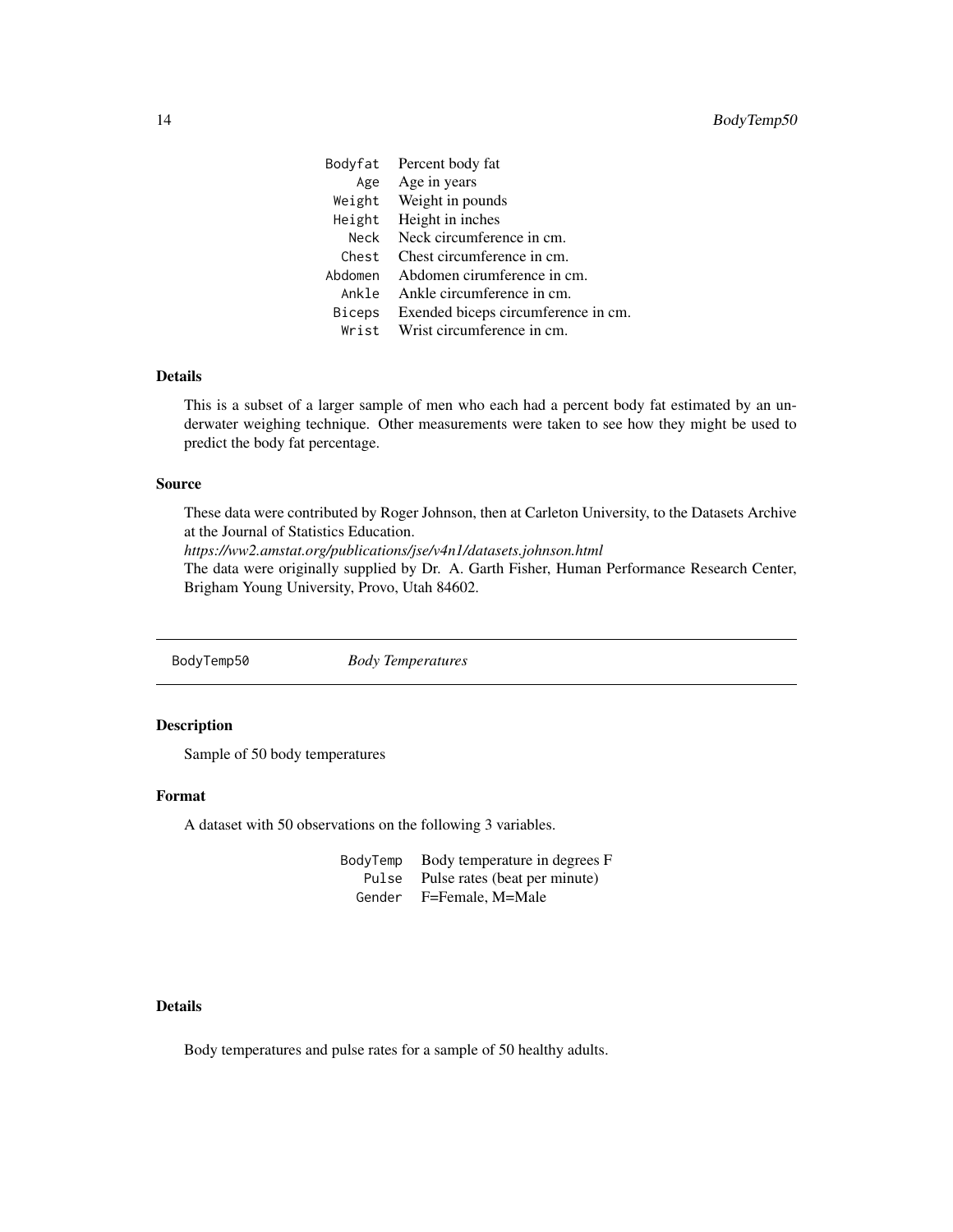| | |
|---|---|
| `Bodyfat` | Percent body fat |
| `Age` | Age in years |
| `Weight` | Weight in pounds |
| `Height` | Height in inches |
| `Neck` | Neck circumference in cm. |
| `Chest` | Chest circumference in cm. |
| `Abdomen` | Abdomen cirumference in cm. |
| `Ankle` | Ankle circumference in cm. |
| `Biceps` | Exended biceps circumference in cm. |
| `Wrist` | Wrist circumference in cm. |

### Details

This is a subset of a larger sample of men who each had a percent body fat estimated by an underwater weighing technique. Other measurements were taken to see how they might be used to predict the body fat percentage.

### Source

These data were contributed by Roger Johnson, then at Carleton University, to the Datasets Archive at the Journal of Statistics Education.
*https://ww2.amstat.org/publications/jse/v4n1/datasets.johnson.html*
The data were originally supplied by Dr. A. Garth Fisher, Human Performance Research Center, Brigham Young University, Provo, Utah 84602.

---

## `BodyTemp50` *Body Temperatures*

---

### Description

Sample of 50 body temperatures

### Format

A dataset with 50 observations on the following 3 variables.

| | |
|---|---|
| `BodyTemp` | Body temperature in degrees F |
| `Pulse` | Pulse rates (beat per minute) |
| `Gender` | F=Female, M=Male |

### Details

Body temperatures and pulse rates for a sample of 50 healthy adults.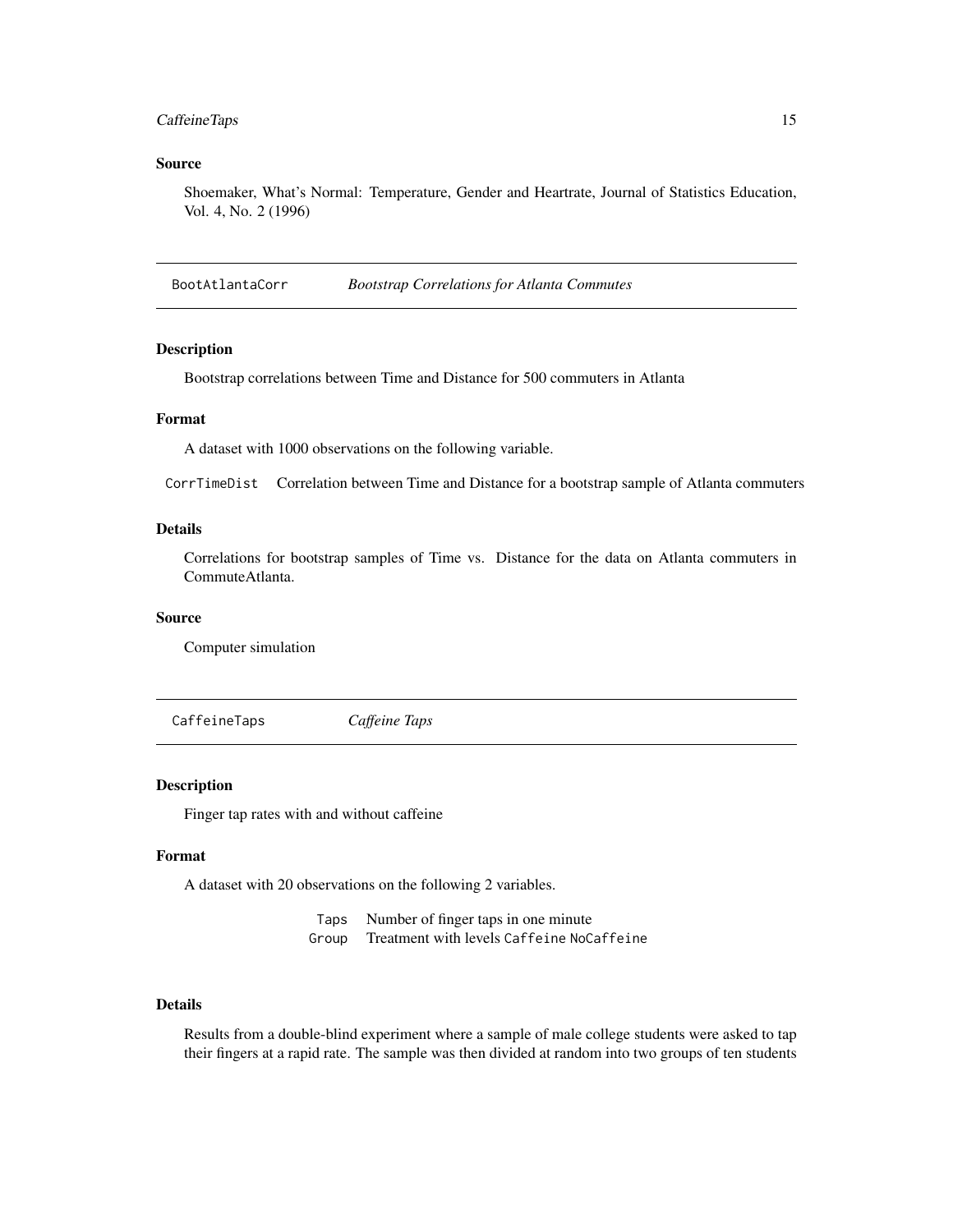### Source

Shoemaker, What's Normal: Temperature, Gender and Heartrate, Journal of Statistics Education, Vol. 4, No. 2 (1996)

---

## BootAtlantaCorr *Bootstrap Correlations for Atlanta Commutes*

### Description

Bootstrap correlations between Time and Distance for 500 commuters in Atlanta

### Format

A dataset with 1000 observations on the following variable.

CorrTimeDist Correlation between Time and Distance for a bootstrap sample of Atlanta commuters

### Details

Correlations for bootstrap samples of Time vs. Distance for the data on Atlanta commuters in CommuteAtlanta.

### Source

Computer simulation

---

## CaffeineTaps *Caffeine Taps*

### Description

Finger tap rates with and without caffeine

### Format

A dataset with 20 observations on the following 2 variables.

| | |
|---|---|
| Taps | Number of finger taps in one minute |
| Group | Treatment with levels Caffeine NoCaffeine |

### Details

Results from a double-blind experiment where a sample of male college students were asked to tap their fingers at a rapid rate. The sample was then divided at random into two groups of ten students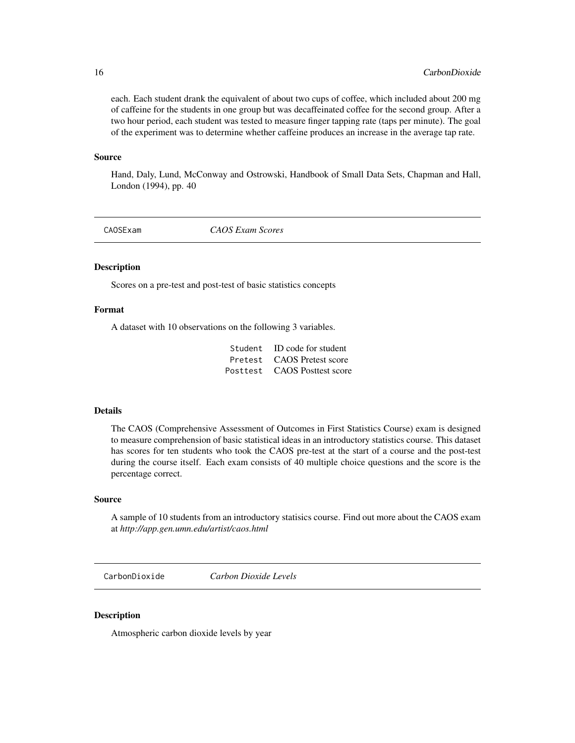each. Each student drank the equivalent of about two cups of coffee, which included about 200 mg of caffeine for the students in one group but was decaffeinated coffee for the second group. After a two hour period, each student was tested to measure finger tapping rate (taps per minute). The goal of the experiment was to determine whether caffeine produces an increase in the average tap rate.

### Source

Hand, Daly, Lund, McConway and Ostrowski, Handbook of Small Data Sets, Chapman and Hall, London (1994), pp. 40

---

## CAOSExam — *CAOS Exam Scores*

### Description

Scores on a pre-test and post-test of basic statistics concepts

### Format

A dataset with 10 observations on the following 3 variables.

| | |
|---|---|
| `Student` | ID code for student |
| `Pretest` | CAOS Pretest score |
| `Posttest` | CAOS Posttest score |

### Details

The CAOS (Comprehensive Assessment of Outcomes in First Statistics Course) exam is designed to measure comprehension of basic statistical ideas in an introductory statistics course. This dataset has scores for ten students who took the CAOS pre-test at the start of a course and the post-test during the course itself. Each exam consists of 40 multiple choice questions and the score is the percentage correct.

### Source

A sample of 10 students from an introductory statisics course. Find out more about the CAOS exam at *http://app.gen.umn.edu/artist/caos.html*

---

## CarbonDioxide — *Carbon Dioxide Levels*

### Description

Atmospheric carbon dioxide levels by year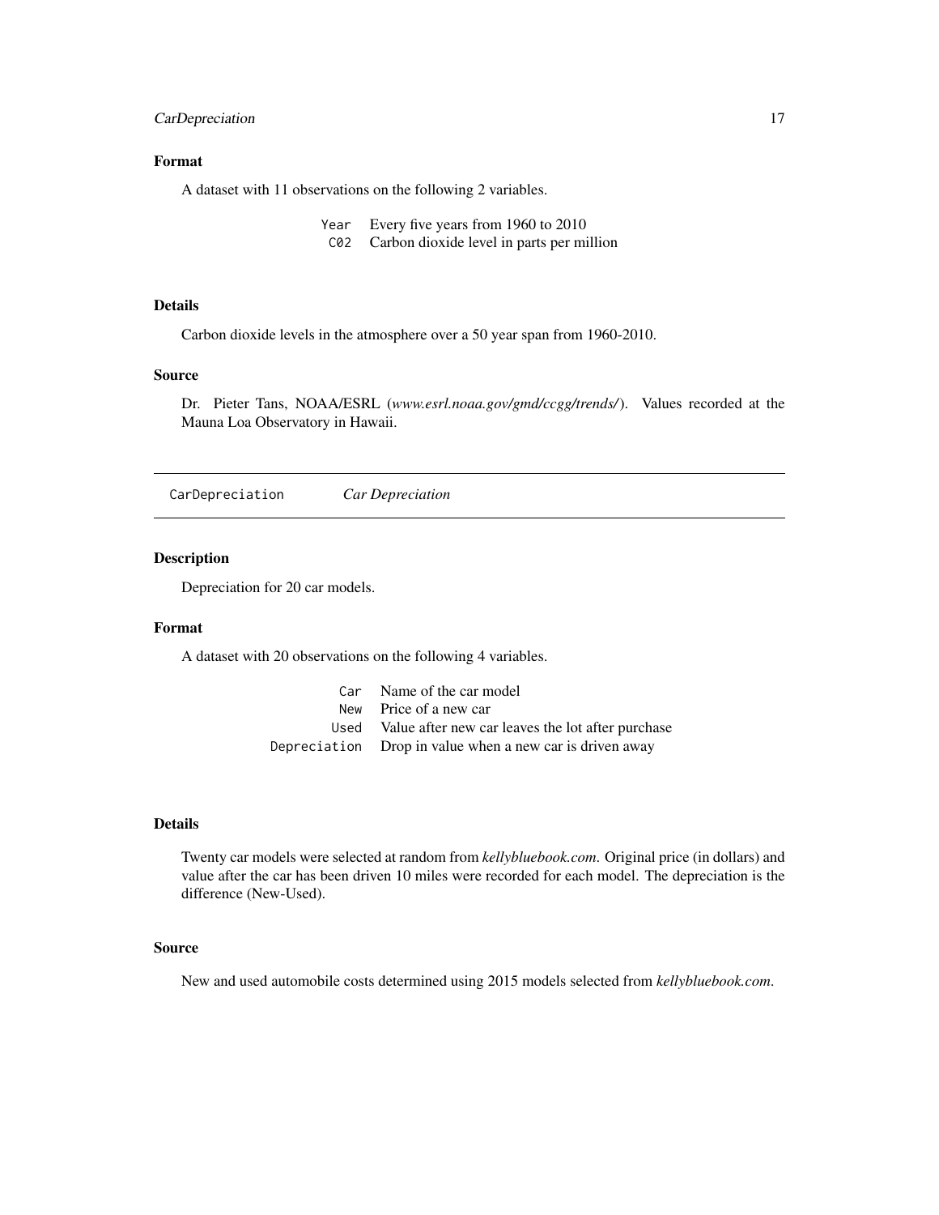## Format

A dataset with 11 observations on the following 2 variables.

| | |
|---|---|
| `Year` | Every five years from 1960 to 2010 |
| `CO2` | Carbon dioxide level in parts per million |

## Details

Carbon dioxide levels in the atmosphere over a 50 year span from 1960-2010.

## Source

Dr. Pieter Tans, NOAA/ESRL (*www.esrl.noaa.gov/gmd/ccgg/trends/*). Values recorded at the Mauna Loa Observatory in Hawaii.

---

# CarDepreciation — *Car Depreciation*

## Description

Depreciation for 20 car models.

## Format

A dataset with 20 observations on the following 4 variables.

| | |
|---|---|
| `Car` | Name of the car model |
| `New` | Price of a new car |
| `Used` | Value after new car leaves the lot after purchase |
| `Depreciation` | Drop in value when a new car is driven away |

## Details

Twenty car models were selected at random from *kellybluebook.com*. Original price (in dollars) and value after the car has been driven 10 miles were recorded for each model. The depreciation is the difference (New-Used).

## Source

New and used automobile costs determined using 2015 models selected from *kellybluebook.com*.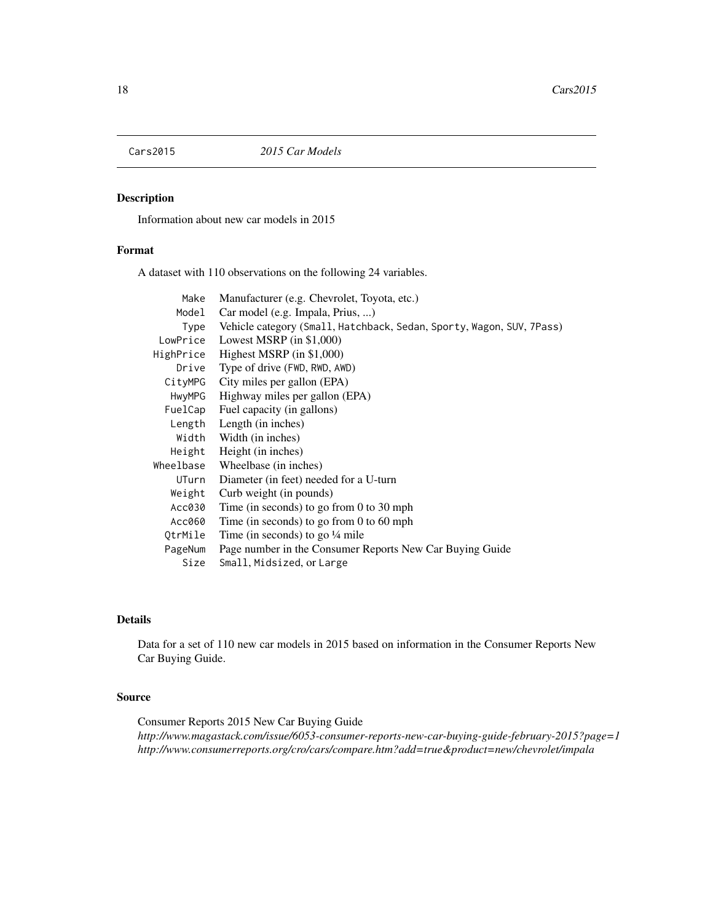# Cars2015 — *2015 Car Models*

## Description

Information about new car models in 2015

## Format

A dataset with 110 observations on the following 24 variables.

| | |
|---|---|
| `Make` | Manufacturer (e.g. Chevrolet, Toyota, etc.) |
| `Model` | Car model (e.g. Impala, Prius, ...) |
| `Type` | Vehicle category (`Small`, `Hatchback`, `Sedan`, `Sporty`, `Wagon`, `SUV`, `7Pass`) |
| `LowPrice` | Lowest MSRP (in $1,000) |
| `HighPrice` | Highest MSRP (in $1,000) |
| `Drive` | Type of drive (`FWD`, `RWD`, `AWD`) |
| `CityMPG` | City miles per gallon (EPA) |
| `HwyMPG` | Highway miles per gallon (EPA) |
| `FuelCap` | Fuel capacity (in gallons) |
| `Length` | Length (in inches) |
| `Width` | Width (in inches) |
| `Height` | Height (in inches) |
| `Wheelbase` | Wheelbase (in inches) |
| `UTurn` | Diameter (in feet) needed for a U-turn |
| `Weight` | Curb weight (in pounds) |
| `Acc030` | Time (in seconds) to go from 0 to 30 mph |
| `Acc060` | Time (in seconds) to go from 0 to 60 mph |
| `QtrMile` | Time (in seconds) to go ¼ mile |
| `PageNum` | Page number in the Consumer Reports New Car Buying Guide |
| `Size` | `Small`, `Midsized`, or `Large` |

## Details

Data for a set of 110 new car models in 2015 based on information in the Consumer Reports New Car Buying Guide.

## Source

Consumer Reports 2015 New Car Buying Guide
*http://www.magastack.com/issue/6053-consumer-reports-new-car-buying-guide-february-2015?page=1*
*http://www.consumerreports.org/cro/cars/compare.htm?add=true&product=new/chevrolet/impala*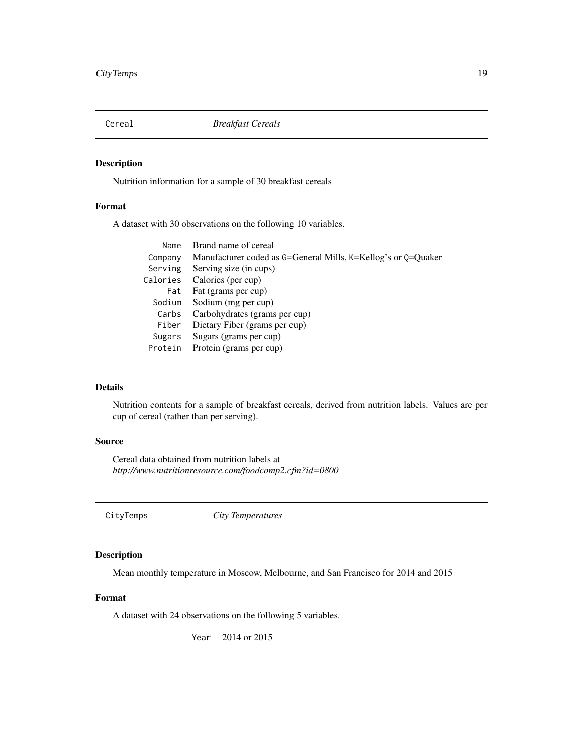## Cereal *Breakfast Cereals*

### Description

Nutrition information for a sample of 30 breakfast cereals

### Format

A dataset with 30 observations on the following 10 variables.

| | |
|---|---|
| `Name` | Brand name of cereal |
| `Company` | Manufacturer coded as `G`=General Mills, `K`=Kellog's or `Q`=Quaker |
| `Serving` | Serving size (in cups) |
| `Calories` | Calories (per cup) |
| `Fat` | Fat (grams per cup) |
| `Sodium` | Sodium (mg per cup) |
| `Carbs` | Carbohydrates (grams per cup) |
| `Fiber` | Dietary Fiber (grams per cup) |
| `Sugars` | Sugars (grams per cup) |
| `Protein` | Protein (grams per cup) |

### Details

Nutrition contents for a sample of breakfast cereals, derived from nutrition labels. Values are per cup of cereal (rather than per serving).

### Source

Cereal data obtained from nutrition labels at
*http://www.nutritionresource.com/foodcomp2.cfm?id=0800*

## CityTemps *City Temperatures*

### Description

Mean monthly temperature in Moscow, Melbourne, and San Francisco for 2014 and 2015

### Format

A dataset with 24 observations on the following 5 variables.

| | |
|---|---|
| `Year` | 2014 or 2015 |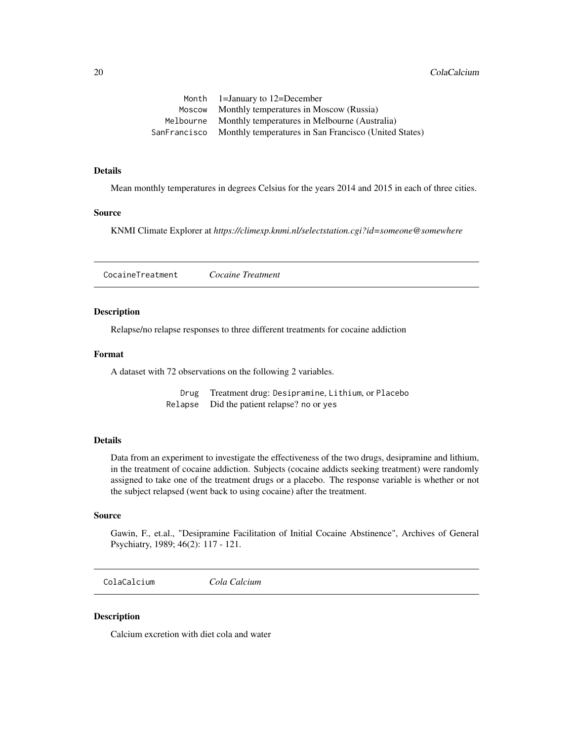| | |
|---|---|
| `Month` | 1=January to 12=December |
| `Moscow` | Monthly temperatures in Moscow (Russia) |
| `Melbourne` | Monthly temperatures in Melbourne (Australia) |
| `SanFrancisco` | Monthly temperatures in San Francisco (United States) |

### Details

Mean monthly temperatures in degrees Celsius for the years 2014 and 2015 in each of three cities.

### Source

KNMI Climate Explorer at *https://climexp.knmi.nl/selectstation.cgi?id=someone@somewhere*

---

## `CocaineTreatment` *Cocaine Treatment*

---

### Description

Relapse/no relapse responses to three different treatments for cocaine addiction

### Format

A dataset with 72 observations on the following 2 variables.

| | |
|---|---|
| `Drug` | Treatment drug: `Desipramine`, `Lithium`, or `Placebo` |
| `Relapse` | Did the patient relapse? `no` or `yes` |

### Details

Data from an experiment to investigate the effectiveness of the two drugs, desipramine and lithium, in the treatment of cocaine addiction. Subjects (cocaine addicts seeking treatment) were randomly assigned to take one of the treatment drugs or a placebo. The response variable is whether or not the subject relapsed (went back to using cocaine) after the treatment.

### Source

Gawin, F., et.al., "Desipramine Facilitation of Initial Cocaine Abstinence", Archives of General Psychiatry, 1989; 46(2): 117 - 121.

---

## `ColaCalcium` *Cola Calcium*

---

### Description

Calcium excretion with diet cola and water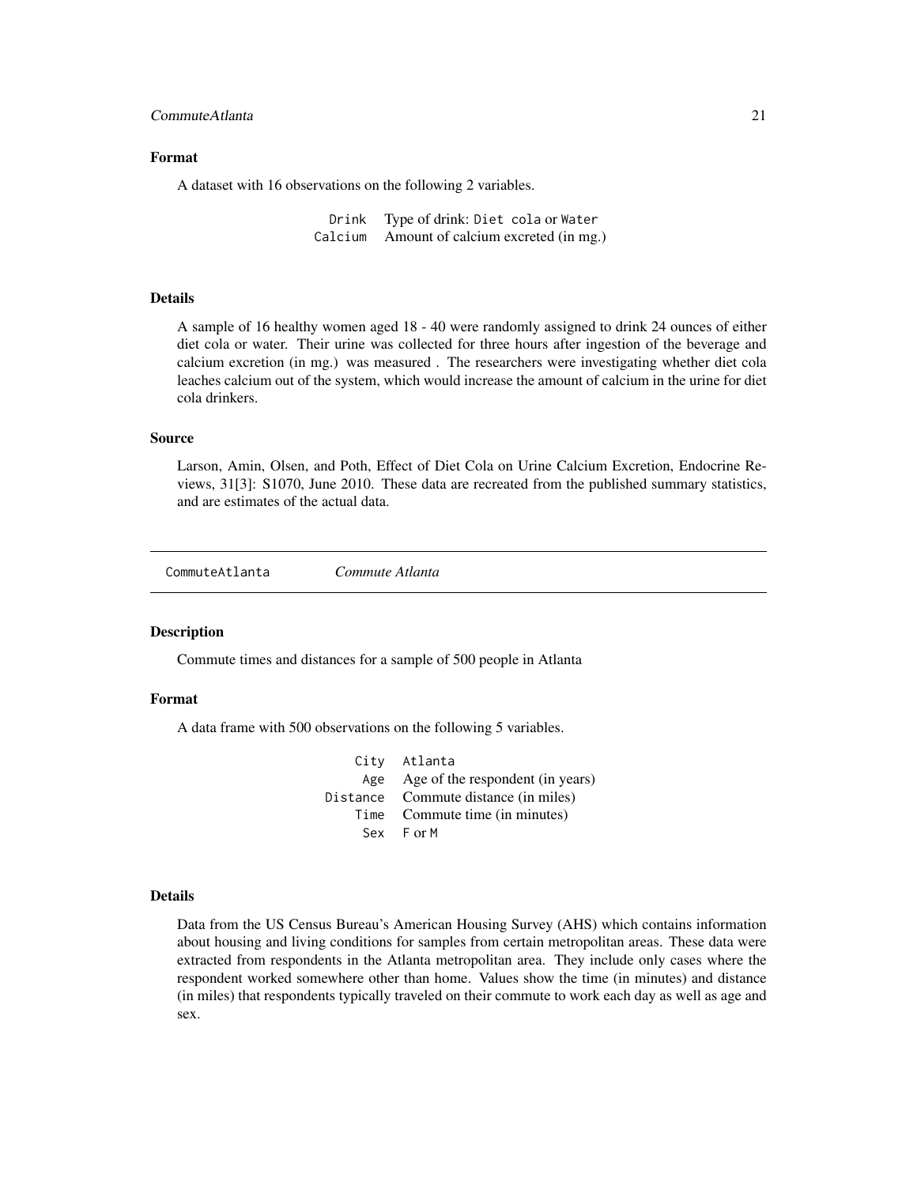### Format

A dataset with 16 observations on the following 2 variables.

| | |
|---|---|
| `Drink` | Type of drink: `Diet cola` or `Water` |
| `Calcium` | Amount of calcium excreted (in mg.) |

### Details

A sample of 16 healthy women aged 18 - 40 were randomly assigned to drink 24 ounces of either diet cola or water. Their urine was collected for three hours after ingestion of the beverage and calcium excretion (in mg.) was measured . The researchers were investigating whether diet cola leaches calcium out of the system, which would increase the amount of calcium in the urine for diet cola drinkers.

### Source

Larson, Amin, Olsen, and Poth, Effect of Diet Cola on Urine Calcium Excretion, Endocrine Reviews, 31[3]: S1070, June 2010. These data are recreated from the published summary statistics, and are estimates of the actual data.

---

## `CommuteAtlanta` *Commute Atlanta*

---

### Description

Commute times and distances for a sample of 500 people in Atlanta

### Format

A data frame with 500 observations on the following 5 variables.

| | |
|---|---|
| `City` | `Atlanta` |
| `Age` | Age of the respondent (in years) |
| `Distance` | Commute distance (in miles) |
| `Time` | Commute time (in minutes) |
| `Sex` | `F` or `M` |

### Details

Data from the US Census Bureau's American Housing Survey (AHS) which contains information about housing and living conditions for samples from certain metropolitan areas. These data were extracted from respondents in the Atlanta metropolitan area. They include only cases where the respondent worked somewhere other than home. Values show the time (in minutes) and distance (in miles) that respondents typically traveled on their commute to work each day as well as age and sex.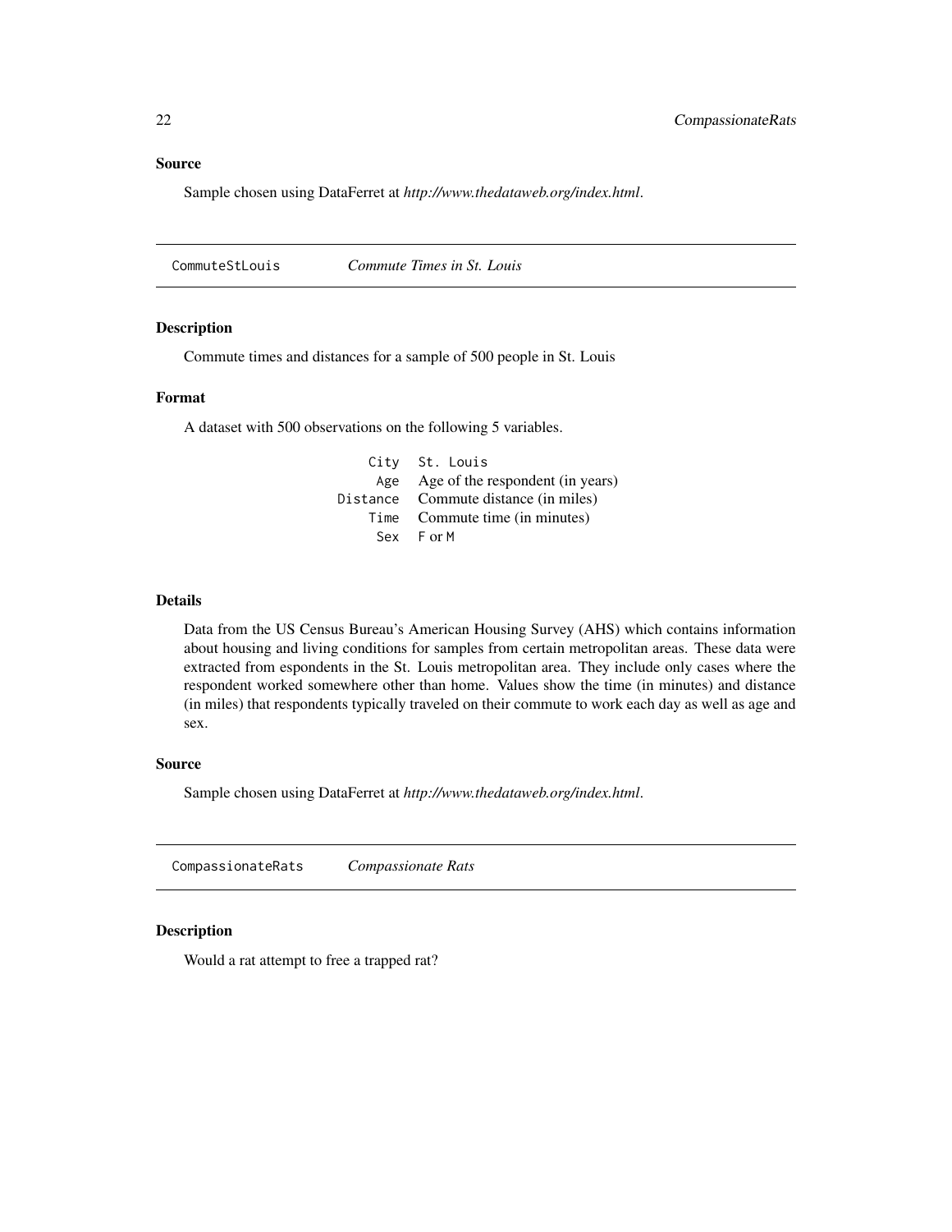### Source

Sample chosen using DataFerret at *http://www.thedataweb.org/index.html*.

---

## CommuteStLouis *Commute Times in St. Louis*

### Description

Commute times and distances for a sample of 500 people in St. Louis

### Format

A dataset with 500 observations on the following 5 variables.

| | |
|---|---|
| `City` | `St. Louis` |
| `Age` | Age of the respondent (in years) |
| `Distance` | Commute distance (in miles) |
| `Time` | Commute time (in minutes) |
| `Sex` | `F` or `M` |

### Details

Data from the US Census Bureau's American Housing Survey (AHS) which contains information about housing and living conditions for samples from certain metropolitan areas. These data were extracted from espondents in the St. Louis metropolitan area. They include only cases where the respondent worked somewhere other than home. Values show the time (in minutes) and distance (in miles) that respondents typically traveled on their commute to work each day as well as age and sex.

### Source

Sample chosen using DataFerret at *http://www.thedataweb.org/index.html*.

---

## CompassionateRats *Compassionate Rats*

### Description

Would a rat attempt to free a trapped rat?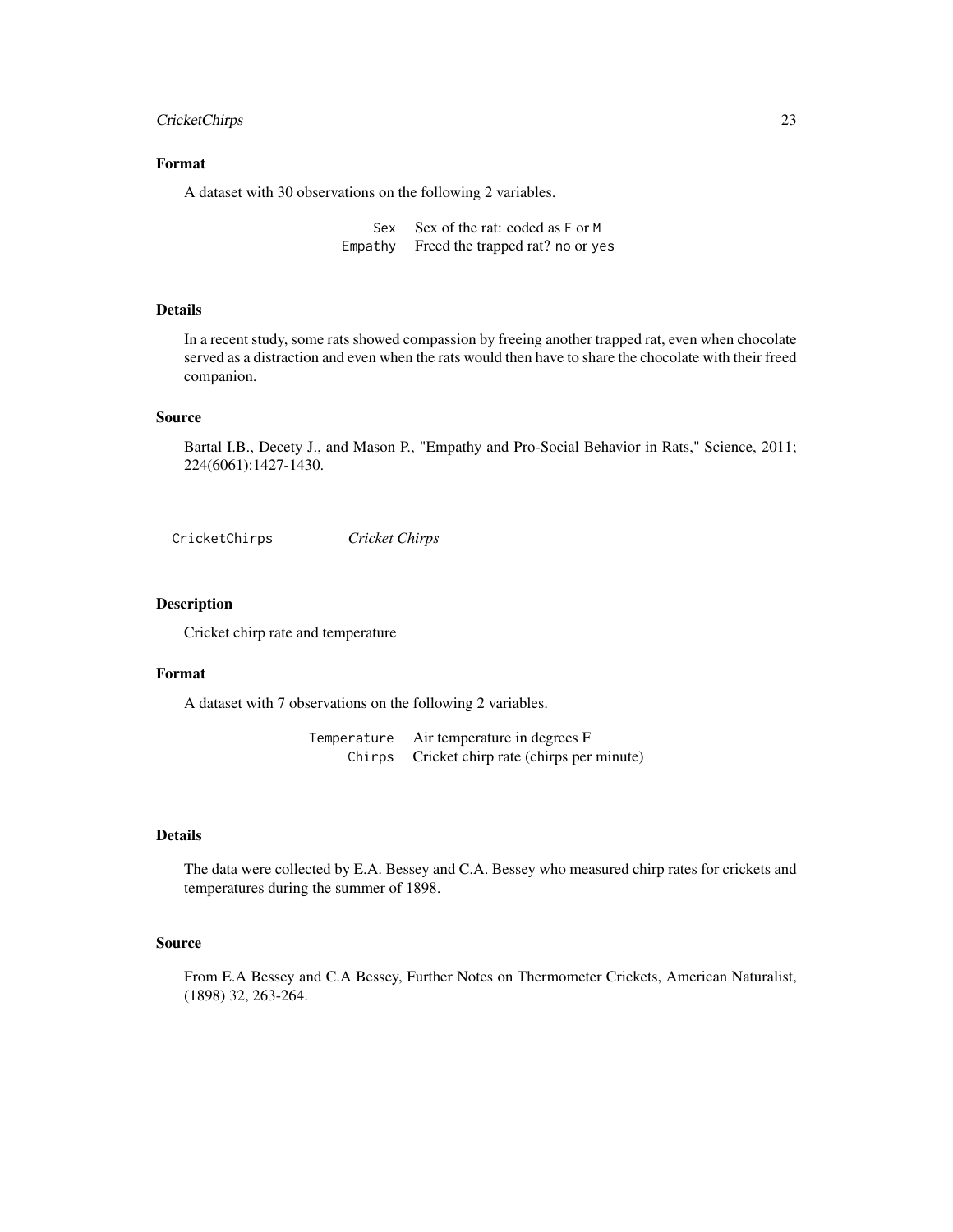## Format

A dataset with 30 observations on the following 2 variables.

| | |
|---|---|
| `Sex` | Sex of the rat: coded as `F` or `M` |
| `Empathy` | Freed the trapped rat? `no` or `yes` |

## Details

In a recent study, some rats showed compassion by freeing another trapped rat, even when chocolate served as a distraction and even when the rats would then have to share the chocolate with their freed companion.

## Source

Bartal I.B., Decety J., and Mason P., "Empathy and Pro-Social Behavior in Rats," Science, 2011; 224(6061):1427-1430.

---

# `CricketChirps` *Cricket Chirps*

---

## Description

Cricket chirp rate and temperature

## Format

A dataset with 7 observations on the following 2 variables.

| | |
|---|---|
| `Temperature` | Air temperature in degrees F |
| `Chirps` | Cricket chirp rate (chirps per minute) |

## Details

The data were collected by E.A. Bessey and C.A. Bessey who measured chirp rates for crickets and temperatures during the summer of 1898.

## Source

From E.A Bessey and C.A Bessey, Further Notes on Thermometer Crickets, American Naturalist, (1898) 32, 263-264.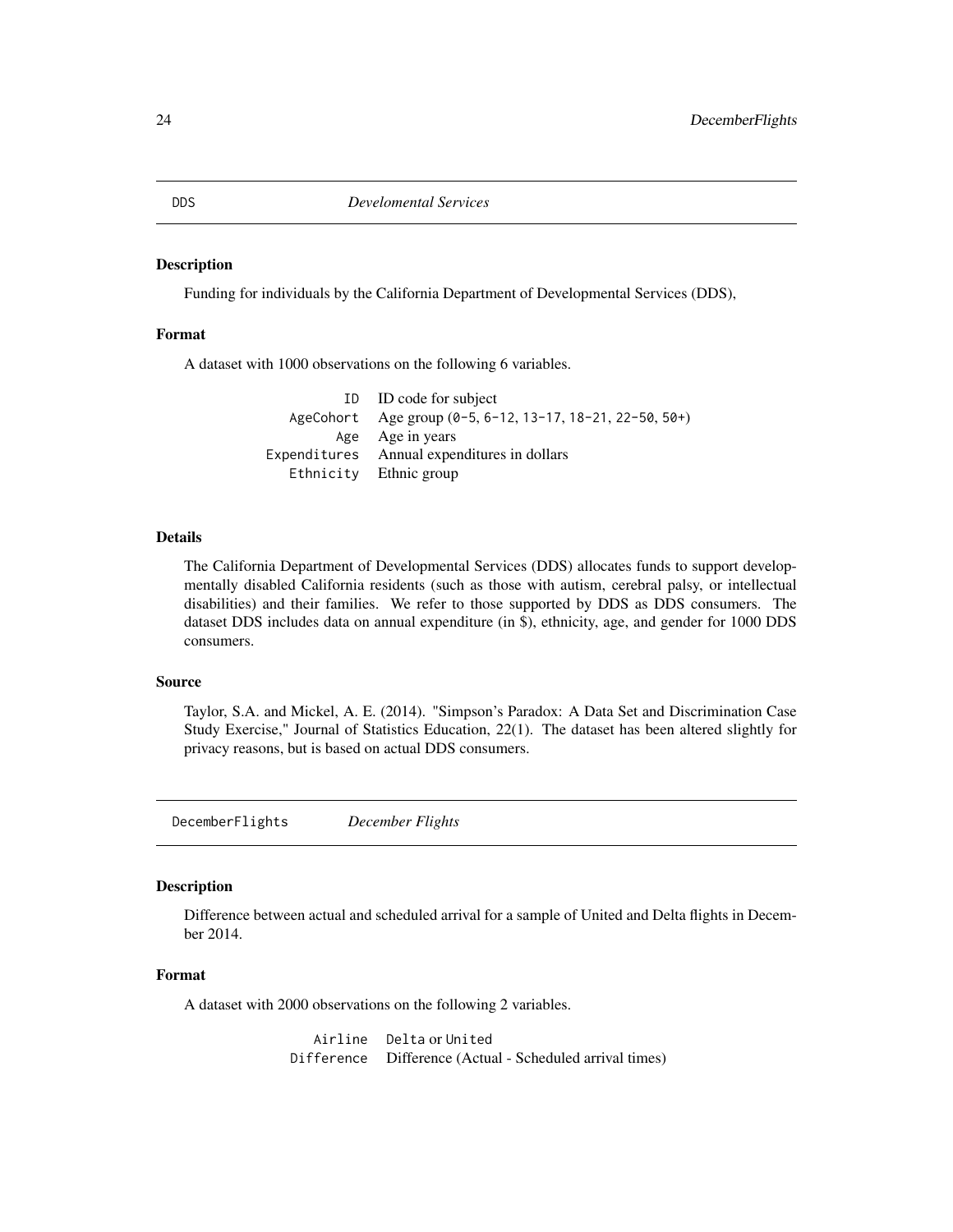## DDS *Develomental Services*

### Description

Funding for individuals by the California Department of Developmental Services (DDS),

### Format

A dataset with 1000 observations on the following 6 variables.

| | |
|---|---|
| ID | ID code for subject |
| AgeCohort | Age group (0-5, 6-12, 13-17, 18-21, 22-50, 50+) |
| Age | Age in years |
| Expenditures | Annual expenditures in dollars |
| Ethnicity | Ethnic group |

### Details

The California Department of Developmental Services (DDS) allocates funds to support developmentally disabled California residents (such as those with autism, cerebral palsy, or intellectual disabilities) and their families. We refer to those supported by DDS as DDS consumers. The dataset DDS includes data on annual expenditure (in $), ethnicity, age, and gender for 1000 DDS consumers.

### Source

Taylor, S.A. and Mickel, A. E. (2014). "Simpson's Paradox: A Data Set and Discrimination Case Study Exercise," Journal of Statistics Education, 22(1). The dataset has been altered slightly for privacy reasons, but is based on actual DDS consumers.

## DecemberFlights *December Flights*

### Description

Difference between actual and scheduled arrival for a sample of United and Delta flights in December 2014.

### Format

A dataset with 2000 observations on the following 2 variables.

| | |
|---|---|
| Airline | Delta or United |
| Difference | Difference (Actual - Scheduled arrival times) |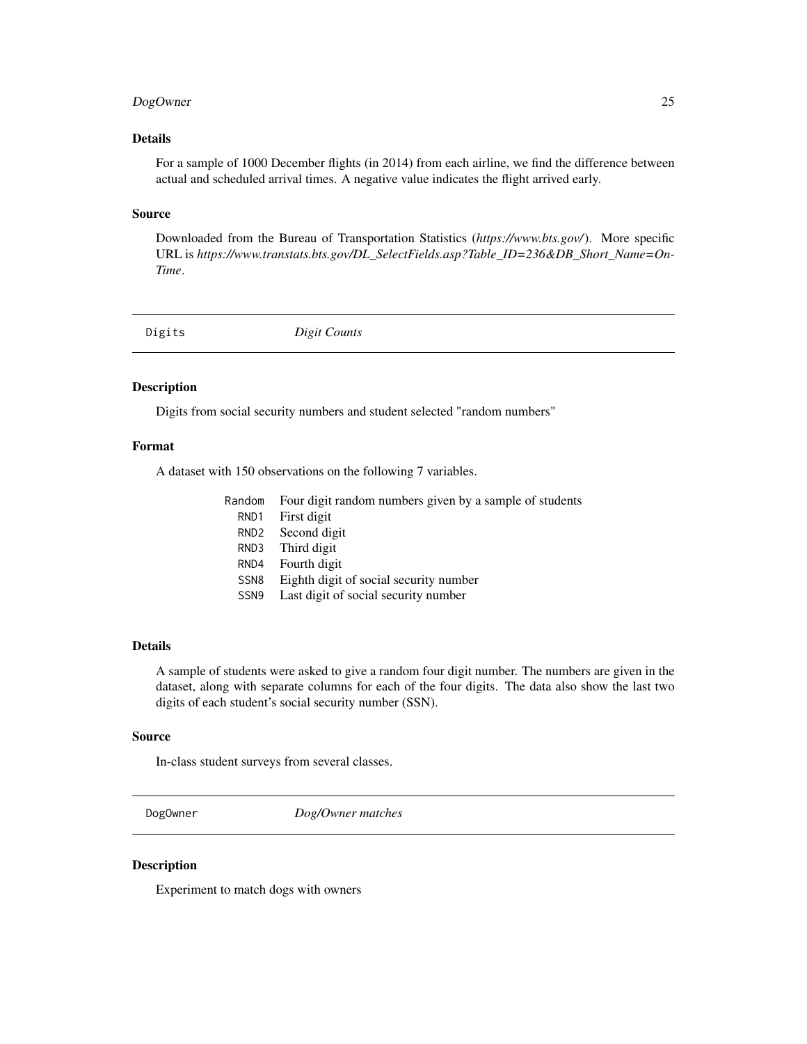### Details

For a sample of 1000 December flights (in 2014) from each airline, we find the difference between actual and scheduled arrival times. A negative value indicates the flight arrived early.

### Source

Downloaded from the Bureau of Transportation Statistics (*https://www.bts.gov/*). More specific URL is *https://www.transtats.bts.gov/DL_SelectFields.asp?Table_ID=236&DB_Short_Name=On-Time*.

---

## Digits — *Digit Counts*

---

### Description

Digits from social security numbers and student selected "random numbers"

### Format

A dataset with 150 observations on the following 7 variables.

| | |
|---|---|
| `Random` | Four digit random numbers given by a sample of students |
| `RND1` | First digit |
| `RND2` | Second digit |
| `RND3` | Third digit |
| `RND4` | Fourth digit |
| `SSN8` | Eighth digit of social security number |
| `SSN9` | Last digit of social security number |

### Details

A sample of students were asked to give a random four digit number. The numbers are given in the dataset, along with separate columns for each of the four digits. The data also show the last two digits of each student's social security number (SSN).

### Source

In-class student surveys from several classes.

---

## DogOwner — *Dog/Owner matches*

---

### Description

Experiment to match dogs with owners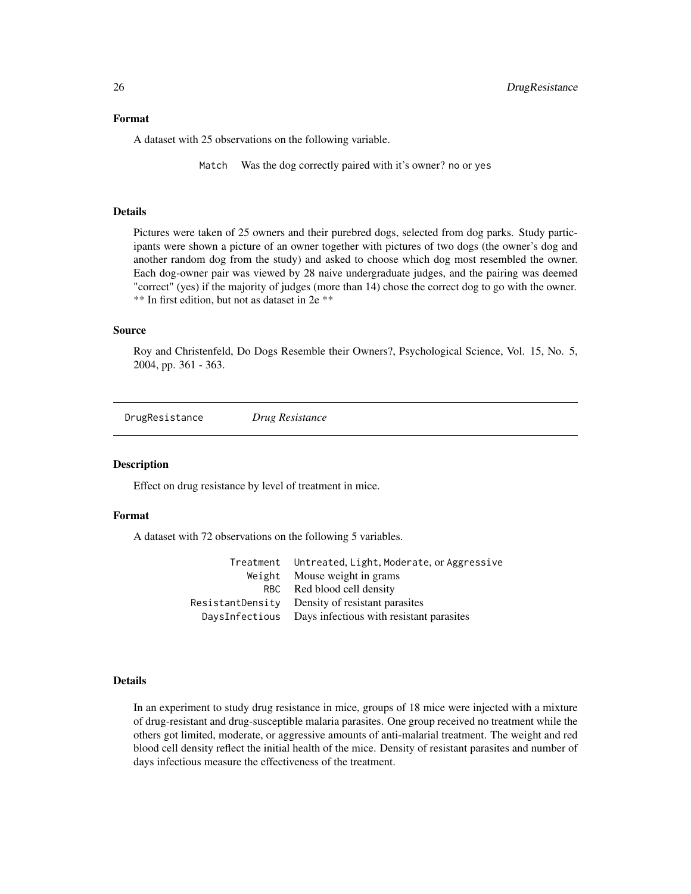### Format

A dataset with 25 observations on the following variable.

| | |
|---|---|
| `Match` | Was the dog correctly paired with it's owner? `no` or `yes` |

### Details

Pictures were taken of 25 owners and their purebred dogs, selected from dog parks. Study participants were shown a picture of an owner together with pictures of two dogs (the owner's dog and another random dog from the study) and asked to choose which dog most resembled the owner. Each dog-owner pair was viewed by 28 naive undergraduate judges, and the pairing was deemed "correct" (yes) if the majority of judges (more than 14) chose the correct dog to go with the owner. ** In first edition, but not as dataset in 2e **

### Source

Roy and Christenfeld, Do Dogs Resemble their Owners?, Psychological Science, Vol. 15, No. 5, 2004, pp. 361 - 363.

---

## DrugResistance — *Drug Resistance*

### Description

Effect on drug resistance by level of treatment in mice.

### Format

A dataset with 72 observations on the following 5 variables.

| | |
|---|---|
| `Treatment` | `Untreated`, `Light`, `Moderate`, or `Aggressive` |
| `Weight` | Mouse weight in grams |
| `RBC` | Red blood cell density |
| `ResistantDensity` | Density of resistant parasites |
| `DaysInfectious` | Days infectious with resistant parasites |

### Details

In an experiment to study drug resistance in mice, groups of 18 mice were injected with a mixture of drug-resistant and drug-susceptible malaria parasites. One group received no treatment while the others got limited, moderate, or aggressive amounts of anti-malarial treatment. The weight and red blood cell density reflect the initial health of the mice. Density of resistant parasites and number of days infectious measure the effectiveness of the treatment.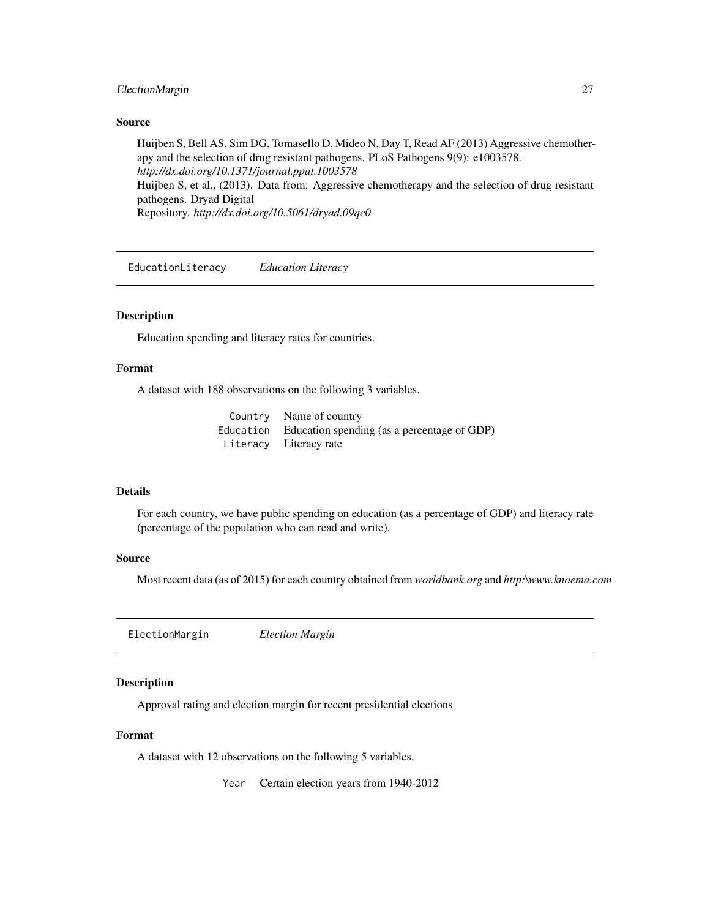### Source

Huijben S, Bell AS, Sim DG, Tomasello D, Mideo N, Day T, Read AF (2013) Aggressive chemotherapy and the selection of drug resistant pathogens. PLoS Pathogens 9(9): e1003578.
*http://dx.doi.org/10.1371/journal.ppat.1003578*
Huijben S, et al., (2013). Data from: Aggressive chemotherapy and the selection of drug resistant pathogens. Dryad Digital
Repository. *http://dx.doi.org/10.5061/dryad.09qc0*

---

## EducationLiteracy *Education Literacy*

---

### Description

Education spending and literacy rates for countries.

### Format

A dataset with 188 observations on the following 3 variables.

| | |
|---|---|
| `Country` | Name of country |
| `Education` | Education spending (as a percentage of GDP) |
| `Literacy` | Literacy rate |

### Details

For each country, we have public spending on education (as a percentage of GDP) and literacy rate (percentage of the population who can read and write).

### Source

Most recent data (as of 2015) for each country obtained from *worldbank.org* and *http:\www.knoema.com*

---

## ElectionMargin *Election Margin*

---

### Description

Approval rating and election margin for recent presidential elections

### Format

A dataset with 12 observations on the following 5 variables.

| | |
|---|---|
| `Year` | Certain election years from 1940-2012 |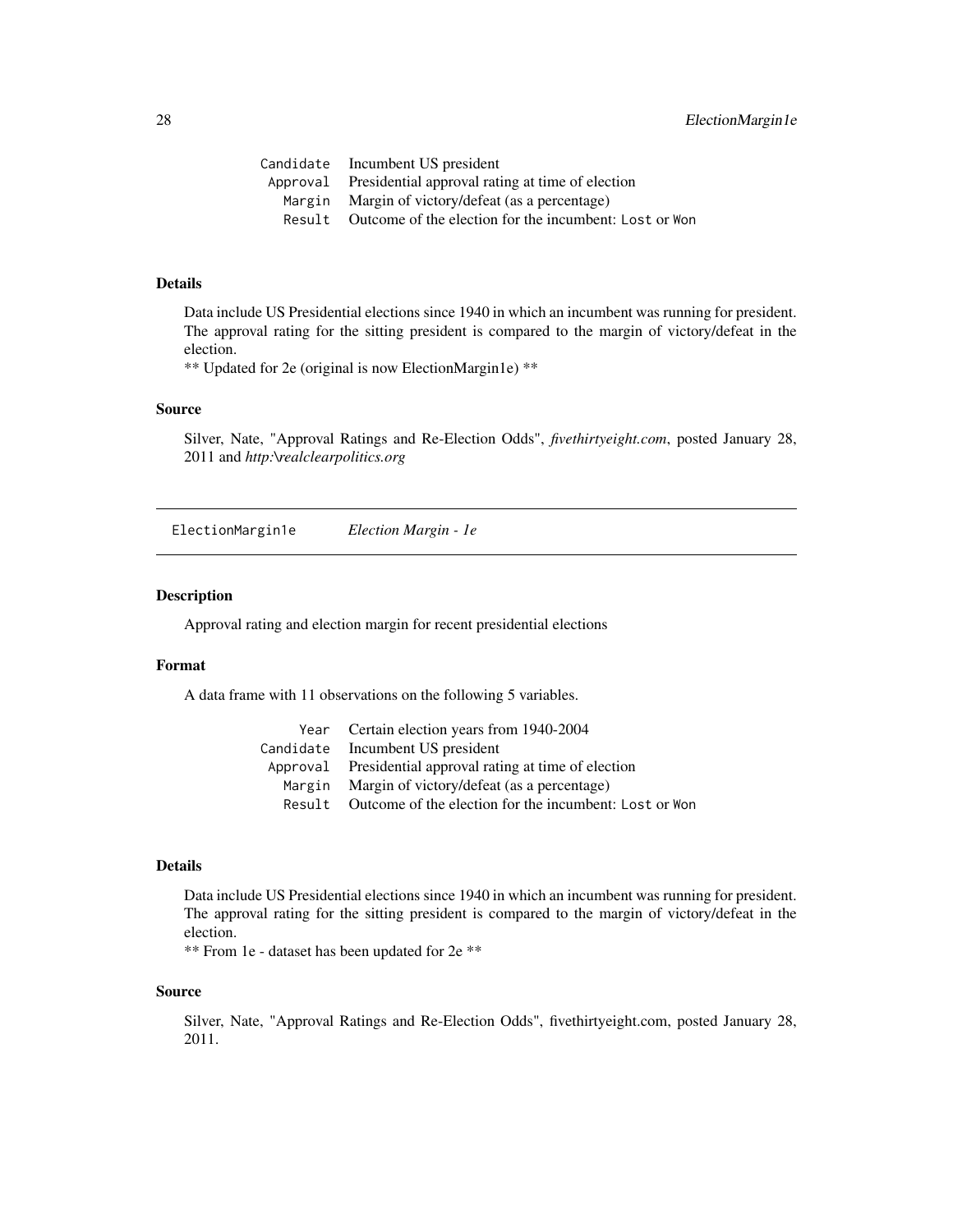| | |
|---|---|
| `Candidate` | Incumbent US president |
| `Approval` | Presidential approval rating at time of election |
| `Margin` | Margin of victory/defeat (as a percentage) |
| `Result` | Outcome of the election for the incumbent: `Lost` or `Won` |

### Details

Data include US Presidential elections since 1940 in which an incumbent was running for president. The approval rating for the sitting president is compared to the margin of victory/defeat in the election.
** Updated for 2e (original is now ElectionMargin1e) **

### Source

Silver, Nate, "Approval Ratings and Re-Election Odds", *fivethirtyeight.com*, posted January 28, 2011 and *http:\realclearpolitics.org*

---

## `ElectionMargin1e` *Election Margin - 1e*

---

### Description

Approval rating and election margin for recent presidential elections

### Format

A data frame with 11 observations on the following 5 variables.

| | |
|---|---|
| `Year` | Certain election years from 1940-2004 |
| `Candidate` | Incumbent US president |
| `Approval` | Presidential approval rating at time of election |
| `Margin` | Margin of victory/defeat (as a percentage) |
| `Result` | Outcome of the election for the incumbent: `Lost` or `Won` |

### Details

Data include US Presidential elections since 1940 in which an incumbent was running for president. The approval rating for the sitting president is compared to the margin of victory/defeat in the election.
** From 1e - dataset has been updated for 2e **

### Source

Silver, Nate, "Approval Ratings and Re-Election Odds", fivethirtyeight.com, posted January 28, 2011.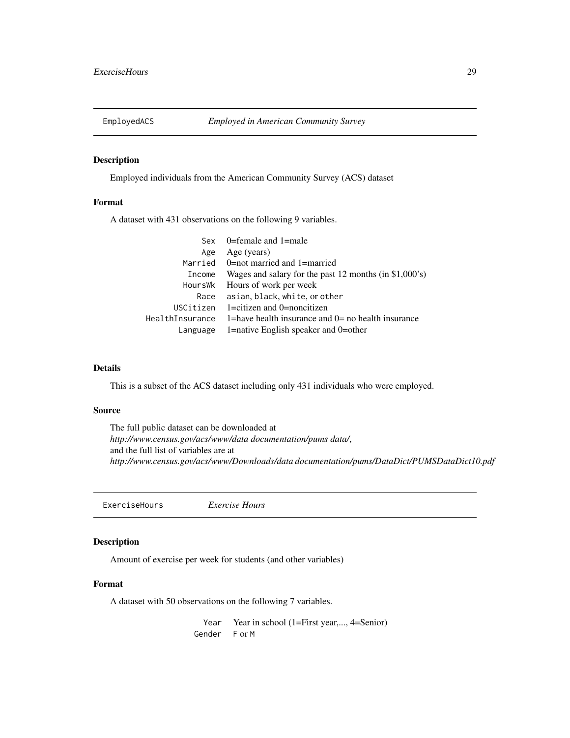## EmployedACS *Employed in American Community Survey*

### Description

Employed individuals from the American Community Survey (ACS) dataset

### Format

A dataset with 431 observations on the following 9 variables.

| | |
|---|---|
| `Sex` | 0=female and 1=male |
| `Age` | Age (years) |
| `Married` | 0=not married and 1=married |
| `Income` | Wages and salary for the past 12 months (in $1,000's) |
| `HoursWk` | Hours of work per week |
| `Race` | `asian`, `black`, `white`, or `other` |
| `USCitizen` | 1=citizen and 0=noncitizen |
| `HealthInsurance` | 1=have health insurance and 0= no health insurance |
| `Language` | 1=native English speaker and 0=other |

### Details

This is a subset of the ACS dataset including only 431 individuals who were employed.

### Source

The full public dataset can be downloaded at
*http://www.census.gov/acs/www/data documentation/pums data/*,
and the full list of variables are at
*http://www.census.gov/acs/www/Downloads/data documentation/pums/DataDict/PUMSDataDict10.pdf*

## ExerciseHours *Exercise Hours*

### Description

Amount of exercise per week for students (and other variables)

### Format

A dataset with 50 observations on the following 7 variables.

| | |
|---|---|
| `Year` | Year in school (1=First year,..., 4=Senior) |
| `Gender` | `F` or `M` |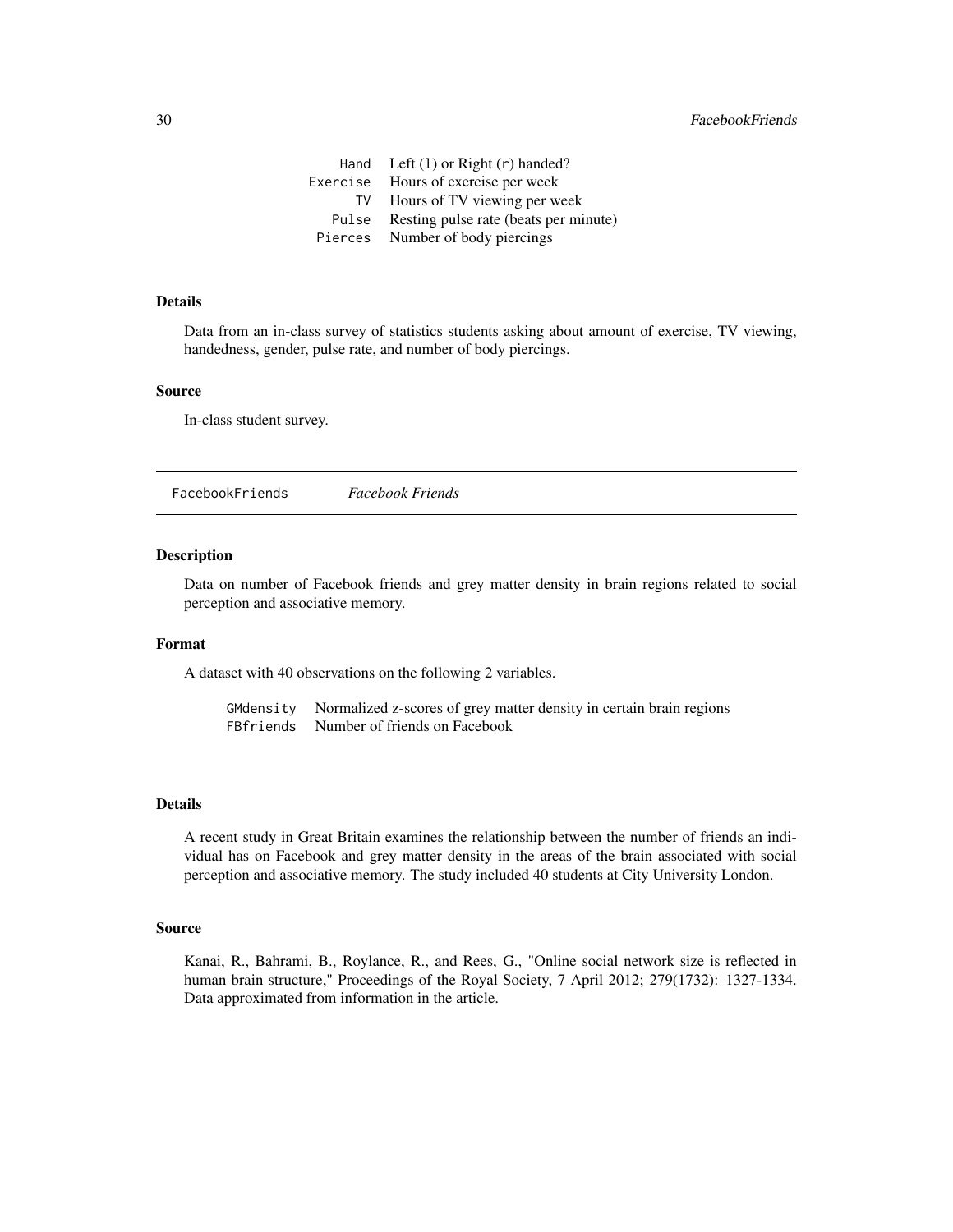| | |
|---|---|
| `Hand` | Left (`l`) or Right (`r`) handed? |
| `Exercise` | Hours of exercise per week |
| `TV` | Hours of TV viewing per week |
| `Pulse` | Resting pulse rate (beats per minute) |
| `Pierces` | Number of body piercings |

### Details

Data from an in-class survey of statistics students asking about amount of exercise, TV viewing, handedness, gender, pulse rate, and number of body piercings.

### Source

In-class student survey.

---

## FacebookFriends — *Facebook Friends*

---

### Description

Data on number of Facebook friends and grey matter density in brain regions related to social perception and associative memory.

### Format

A dataset with 40 observations on the following 2 variables.

| | |
|---|---|
| `GMdensity` | Normalized z-scores of grey matter density in certain brain regions |
| `FBfriends` | Number of friends on Facebook |

### Details

A recent study in Great Britain examines the relationship between the number of friends an individual has on Facebook and grey matter density in the areas of the brain associated with social perception and associative memory. The study included 40 students at City University London.

### Source

Kanai, R., Bahrami, B., Roylance, R., and Rees, G., "Online social network size is reflected in human brain structure," Proceedings of the Royal Society, 7 April 2012; 279(1732): 1327-1334. Data approximated from information in the article.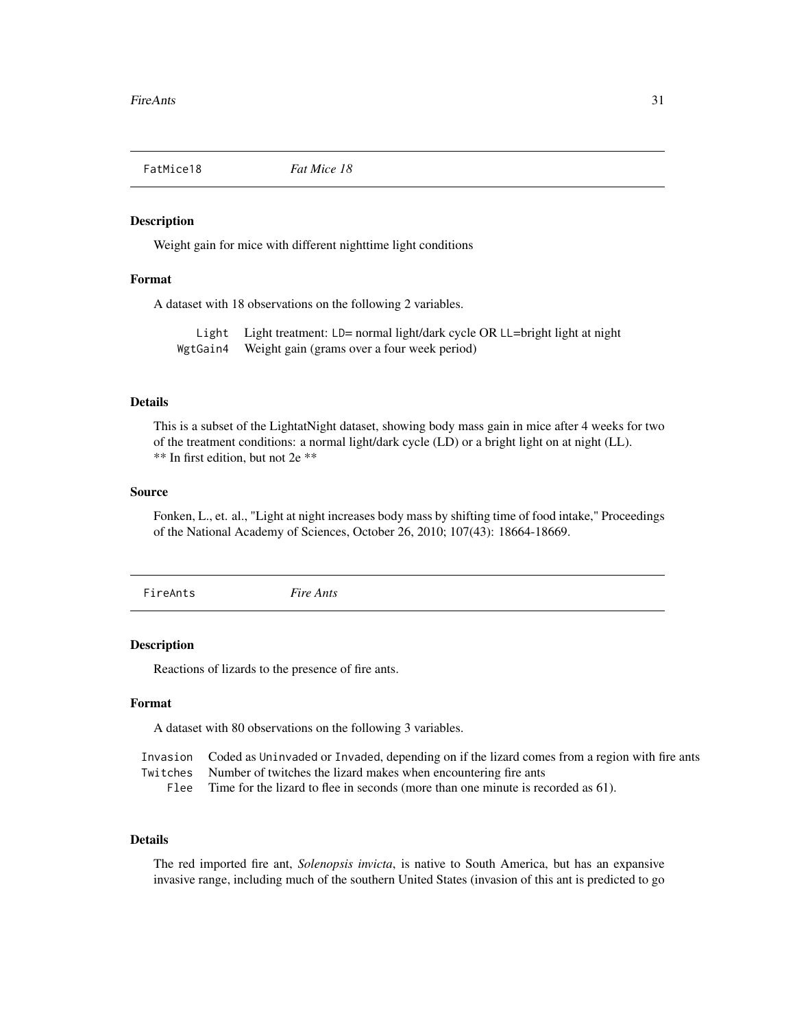## FatMice18 *Fat Mice 18*

### Description

Weight gain for mice with different nighttime light conditions

### Format

A dataset with 18 observations on the following 2 variables.

| | |
|---|---|
| `Light` | Light treatment: `LD`= normal light/dark cycle OR `LL`=bright light at night |
| `WgtGain4` | Weight gain (grams over a four week period) |

### Details

This is a subset of the LightatNight dataset, showing body mass gain in mice after 4 weeks for two of the treatment conditions: a normal light/dark cycle (LD) or a bright light on at night (LL).
** In first edition, but not 2e **

### Source

Fonken, L., et. al., "Light at night increases body mass by shifting time of food intake," Proceedings of the National Academy of Sciences, October 26, 2010; 107(43): 18664-18669.

## FireAnts *Fire Ants*

### Description

Reactions of lizards to the presence of fire ants.

### Format

A dataset with 80 observations on the following 3 variables.

| | |
|---|---|
| `Invasion` | Coded as `Uninvaded` or `Invaded`, depending on if the lizard comes from a region with fire ants |
| `Twitches` | Number of twitches the lizard makes when encountering fire ants |
| `Flee` | Time for the lizard to flee in seconds (more than one minute is recorded as 61). |

### Details

The red imported fire ant, *Solenopsis invicta*, is native to South America, but has an expansive invasive range, including much of the southern United States (invasion of this ant is predicted to go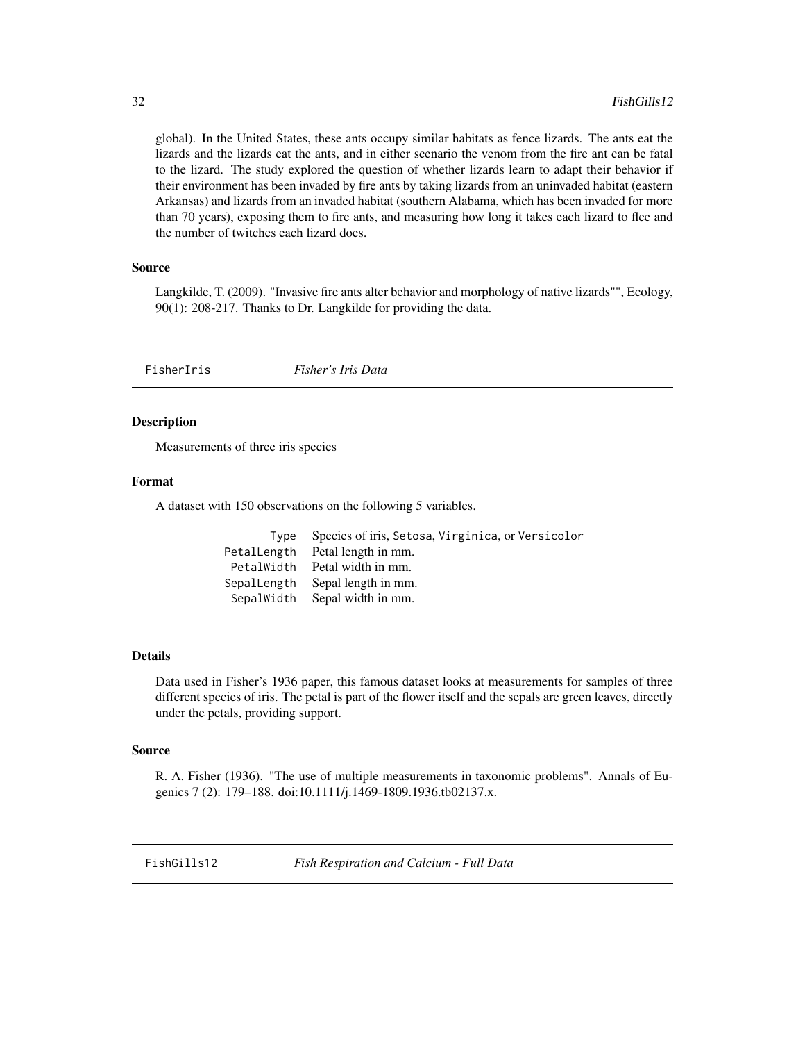global). In the United States, these ants occupy similar habitats as fence lizards. The ants eat the lizards and the lizards eat the ants, and in either scenario the venom from the fire ant can be fatal to the lizard. The study explored the question of whether lizards learn to adapt their behavior if their environment has been invaded by fire ants by taking lizards from an uninvaded habitat (eastern Arkansas) and lizards from an invaded habitat (southern Alabama, which has been invaded for more than 70 years), exposing them to fire ants, and measuring how long it takes each lizard to flee and the number of twitches each lizard does.

### Source

Langkilde, T. (2009). "Invasive fire ants alter behavior and morphology of native lizards"", Ecology, 90(1): 208-217. Thanks to Dr. Langkilde for providing the data.

## FisherIris *Fisher's Iris Data*

### Description

Measurements of three iris species

### Format

A dataset with 150 observations on the following 5 variables.

| | |
|---|---|
| Type | Species of iris, Setosa, Virginica, or Versicolor |
| PetalLength | Petal length in mm. |
| PetalWidth | Petal width in mm. |
| SepalLength | Sepal length in mm. |
| SepalWidth | Sepal width in mm. |

### Details

Data used in Fisher's 1936 paper, this famous dataset looks at measurements for samples of three different species of iris. The petal is part of the flower itself and the sepals are green leaves, directly under the petals, providing support.

### Source

R. A. Fisher (1936). "The use of multiple measurements in taxonomic problems". Annals of Eugenics 7 (2): 179–188. doi:10.1111/j.1469-1809.1936.tb02137.x.

## FishGills12 *Fish Respiration and Calcium - Full Data*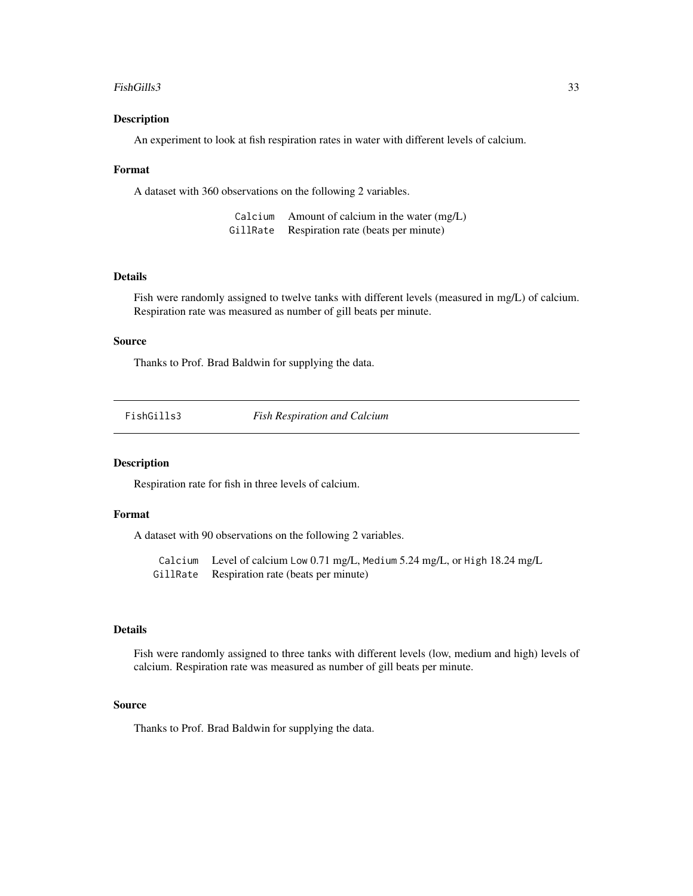## Description

An experiment to look at fish respiration rates in water with different levels of calcium.

## Format

A dataset with 360 observations on the following 2 variables.

| | |
|---|---|
| `Calcium` | Amount of calcium in the water (mg/L) |
| `GillRate` | Respiration rate (beats per minute) |

## Details

Fish were randomly assigned to twelve tanks with different levels (measured in mg/L) of calcium. Respiration rate was measured as number of gill beats per minute.

## Source

Thanks to Prof. Brad Baldwin for supplying the data.

---

# `FishGills3` *Fish Respiration and Calcium*

---

## Description

Respiration rate for fish in three levels of calcium.

## Format

A dataset with 90 observations on the following 2 variables.

| | |
|---|---|
| `Calcium` | Level of calcium `Low` 0.71 mg/L, `Medium` 5.24 mg/L, or `High` 18.24 mg/L |
| `GillRate` | Respiration rate (beats per minute) |

## Details

Fish were randomly assigned to three tanks with different levels (low, medium and high) levels of calcium. Respiration rate was measured as number of gill beats per minute.

## Source

Thanks to Prof. Brad Baldwin for supplying the data.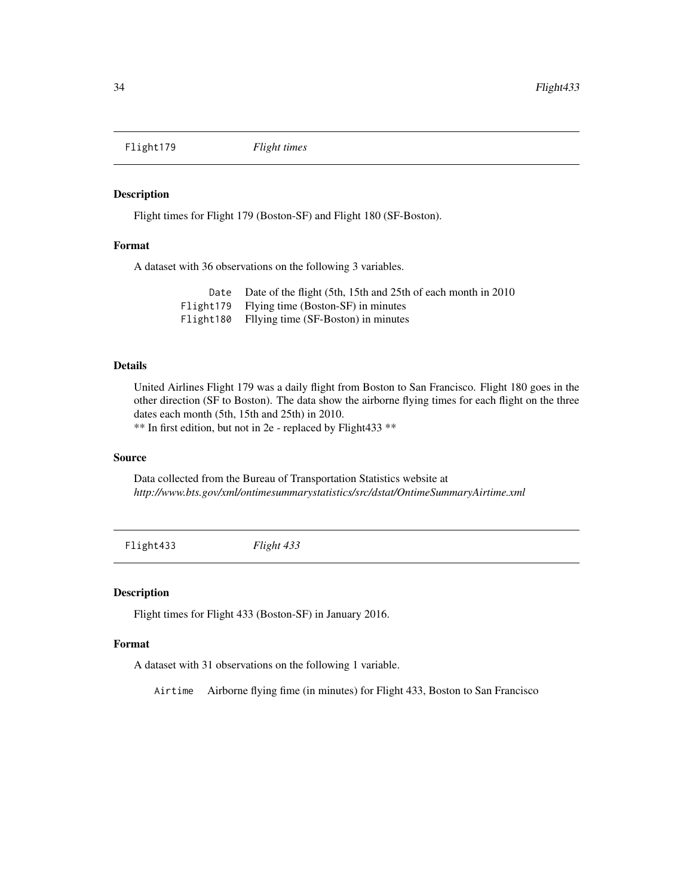## Flight179 *Flight times*

### Description

Flight times for Flight 179 (Boston-SF) and Flight 180 (SF-Boston).

### Format

A dataset with 36 observations on the following 3 variables.

| | |
|---|---|
| `Date` | Date of the flight (5th, 15th and 25th of each month in 2010 |
| `Flight179` | Flying time (Boston-SF) in minutes |
| `Flight180` | Fllying time (SF-Boston) in minutes |

### Details

United Airlines Flight 179 was a daily flight from Boston to San Francisco. Flight 180 goes in the other direction (SF to Boston). The data show the airborne flying times for each flight on the three dates each month (5th, 15th and 25th) in 2010.
** In first edition, but not in 2e - replaced by Flight433 **

### Source

Data collected from the Bureau of Transportation Statistics website at
*http://www.bts.gov/xml/ontimesummarystatistics/src/dstat/OntimeSummaryAirtime.xml*

## Flight433 *Flight 433*

### Description

Flight times for Flight 433 (Boston-SF) in January 2016.

### Format

A dataset with 31 observations on the following 1 variable.

| | |
|---|---|
| `Airtime` | Airborne flying fime (in minutes) for Flight 433, Boston to San Francisco |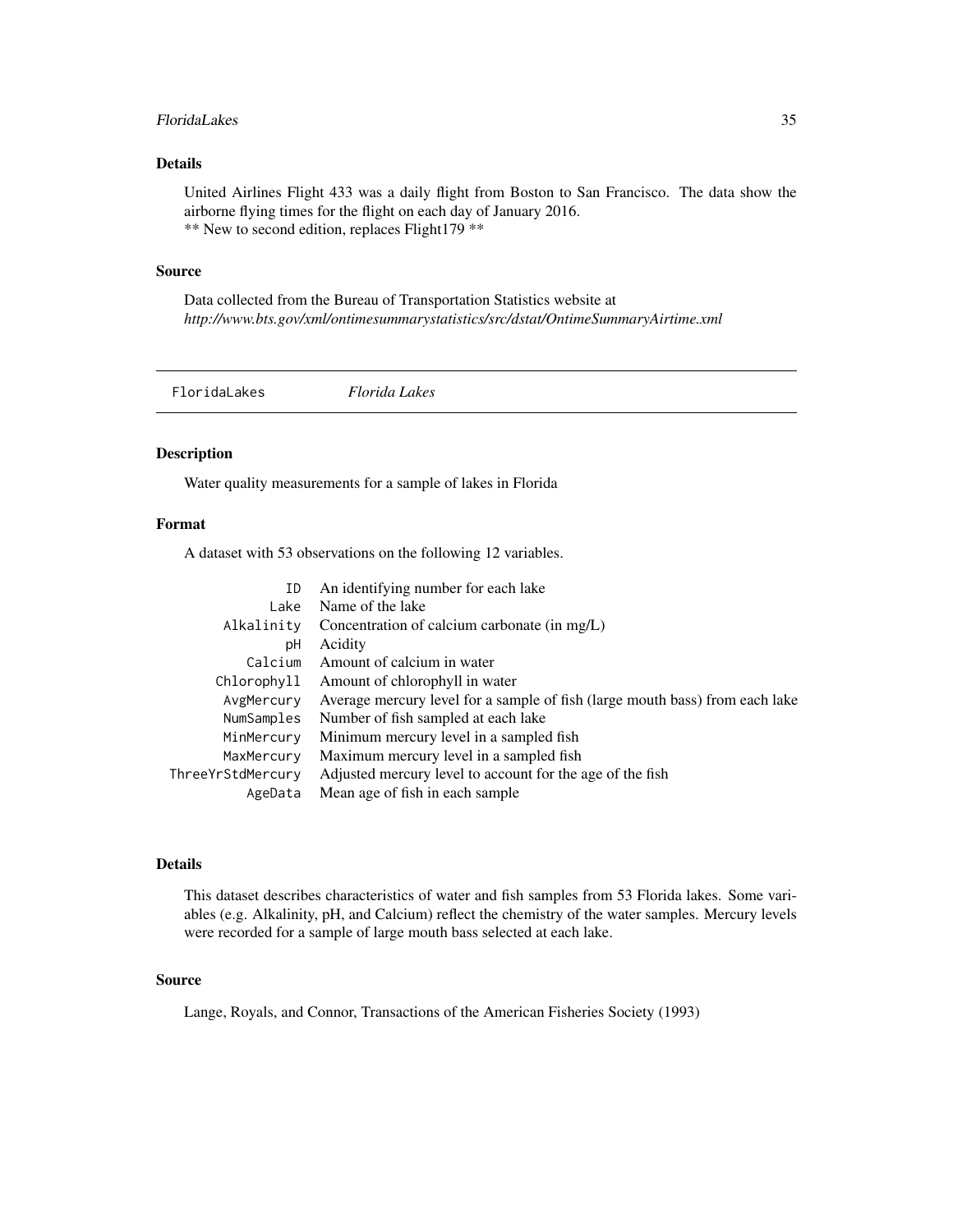### Details

United Airlines Flight 433 was a daily flight from Boston to San Francisco. The data show the airborne flying times for the flight on each day of January 2016.
** New to second edition, replaces Flight179 **

### Source

Data collected from the Bureau of Transportation Statistics website at
*http://www.bts.gov/xml/ontimesummarystatistics/src/dstat/OntimeSummaryAirtime.xml*

---

## FloridaLakes *Florida Lakes*

---

### Description

Water quality measurements for a sample of lakes in Florida

### Format

A dataset with 53 observations on the following 12 variables.

| | |
|---|---|
| ID | An identifying number for each lake |
| Lake | Name of the lake |
| Alkalinity | Concentration of calcium carbonate (in mg/L) |
| pH | Acidity |
| Calcium | Amount of calcium in water |
| Chlorophyll | Amount of chlorophyll in water |
| AvgMercury | Average mercury level for a sample of fish (large mouth bass) from each lake |
| NumSamples | Number of fish sampled at each lake |
| MinMercury | Minimum mercury level in a sampled fish |
| MaxMercury | Maximum mercury level in a sampled fish |
| ThreeYrStdMercury | Adjusted mercury level to account for the age of the fish |
| AgeData | Mean age of fish in each sample |

### Details

This dataset describes characteristics of water and fish samples from 53 Florida lakes. Some variables (e.g. Alkalinity, pH, and Calcium) reflect the chemistry of the water samples. Mercury levels were recorded for a sample of large mouth bass selected at each lake.

### Source

Lange, Royals, and Connor, Transactions of the American Fisheries Society (1993)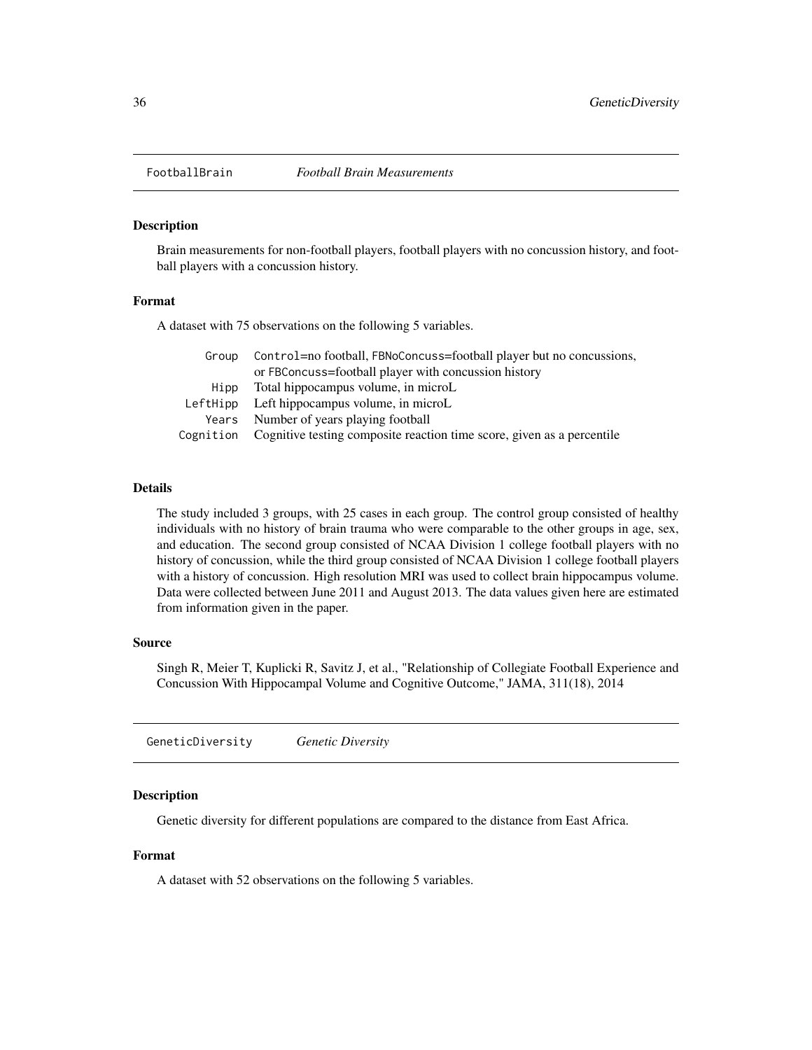## FootballBrain *Football Brain Measurements*

### Description

Brain measurements for non-football players, football players with no concussion history, and football players with a concussion history.

### Format

A dataset with 75 observations on the following 5 variables.

| | |
|---|---|
| `Group` | `Control`=no football, `FBNoConcuss`=football player but no concussions, or `FBConcuss`=football player with concussion history |
| `Hipp` | Total hippocampus volume, in microL |
| `LeftHipp` | Left hippocampus volume, in microL |
| `Years` | Number of years playing football |
| `Cognition` | Cognitive testing composite reaction time score, given as a percentile |

### Details

The study included 3 groups, with 25 cases in each group. The control group consisted of healthy individuals with no history of brain trauma who were comparable to the other groups in age, sex, and education. The second group consisted of NCAA Division 1 college football players with no history of concussion, while the third group consisted of NCAA Division 1 college football players with a history of concussion. High resolution MRI was used to collect brain hippocampus volume. Data were collected between June 2011 and August 2013. The data values given here are estimated from information given in the paper.

### Source

Singh R, Meier T, Kuplicki R, Savitz J, et al., "Relationship of Collegiate Football Experience and Concussion With Hippocampal Volume and Cognitive Outcome," JAMA, 311(18), 2014

## GeneticDiversity *Genetic Diversity*

### Description

Genetic diversity for different populations are compared to the distance from East Africa.

### Format

A dataset with 52 observations on the following 5 variables.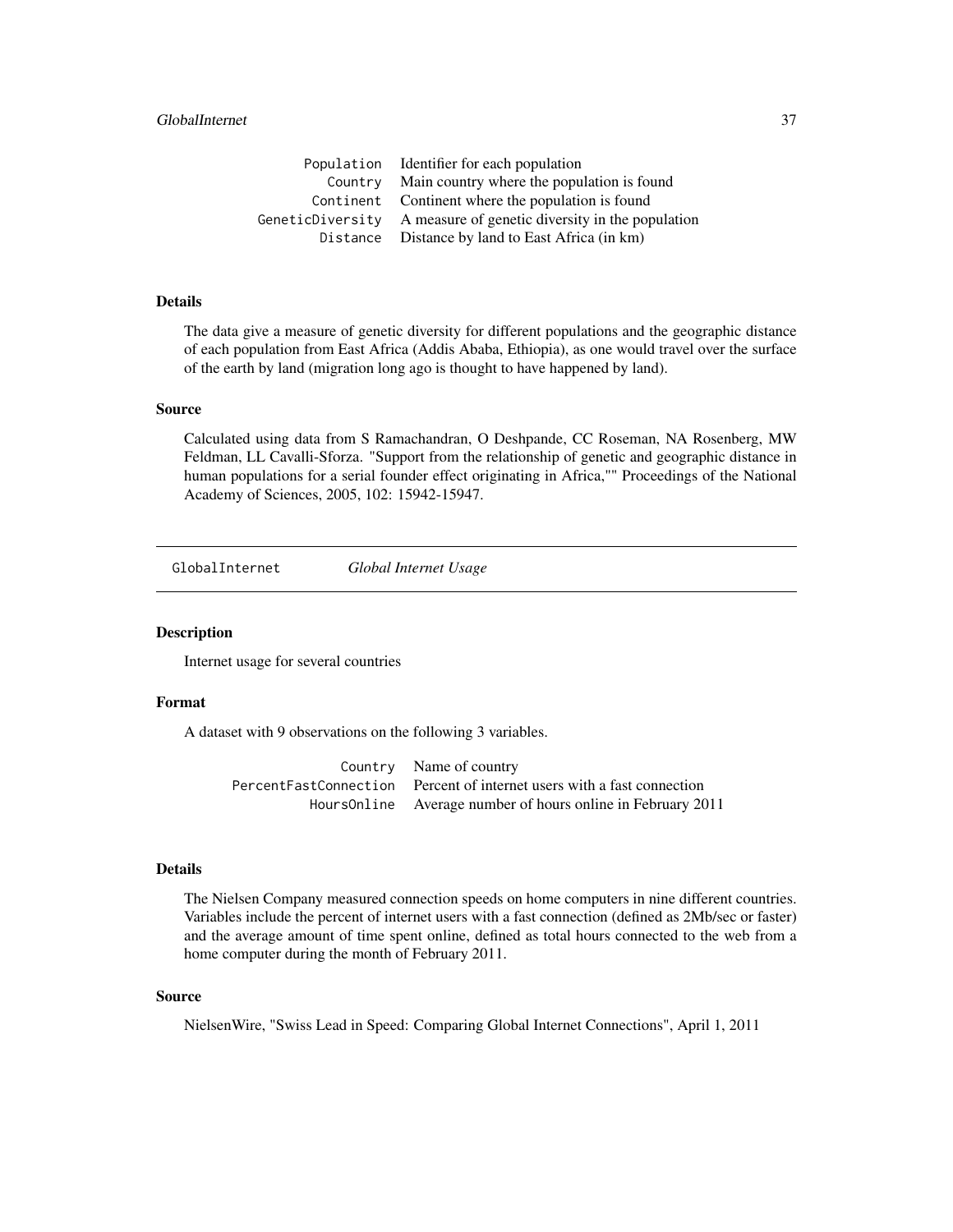| | |
|---|---|
| Population | Identifier for each population |
| Country | Main country where the population is found |
| Continent | Continent where the population is found |
| GeneticDiversity | A measure of genetic diversity in the population |
| Distance | Distance by land to East Africa (in km) |

### Details

The data give a measure of genetic diversity for different populations and the geographic distance of each population from East Africa (Addis Ababa, Ethiopia), as one would travel over the surface of the earth by land (migration long ago is thought to have happened by land).

### Source

Calculated using data from S Ramachandran, O Deshpande, CC Roseman, NA Rosenberg, MW Feldman, LL Cavalli-Sforza. "Support from the relationship of genetic and geographic distance in human populations for a serial founder effect originating in Africa,"" Proceedings of the National Academy of Sciences, 2005, 102: 15942-15947.

---

## GlobalInternet *Global Internet Usage*

---

### Description

Internet usage for several countries

### Format

A dataset with 9 observations on the following 3 variables.

| | |
|---|---|
| Country | Name of country |
| PercentFastConnection | Percent of internet users with a fast connection |
| HoursOnline | Average number of hours online in February 2011 |

### Details

The Nielsen Company measured connection speeds on home computers in nine different countries. Variables include the percent of internet users with a fast connection (defined as 2Mb/sec or faster) and the average amount of time spent online, defined as total hours connected to the web from a home computer during the month of February 2011.

### Source

NielsenWire, "Swiss Lead in Speed: Comparing Global Internet Connections", April 1, 2011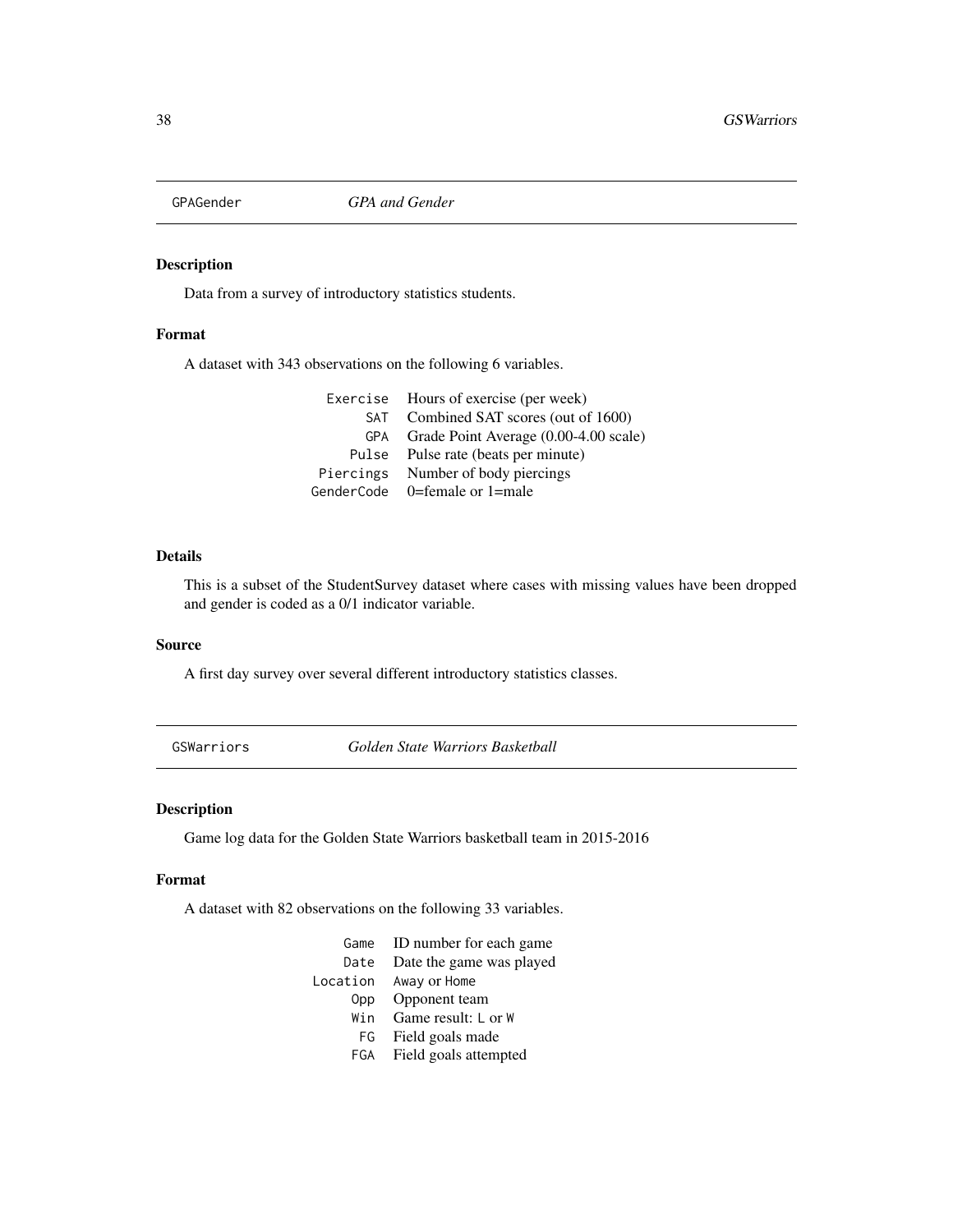## GPAGender — *GPA and Gender*

### Description

Data from a survey of introductory statistics students.

### Format

A dataset with 343 observations on the following 6 variables.

| | |
|---|---|
| `Exercise` | Hours of exercise (per week) |
| `SAT` | Combined SAT scores (out of 1600) |
| `GPA` | Grade Point Average (0.00-4.00 scale) |
| `Pulse` | Pulse rate (beats per minute) |
| `Piercings` | Number of body piercings |
| `GenderCode` | 0=female or 1=male |

### Details

This is a subset of the StudentSurvey dataset where cases with missing values have been dropped and gender is coded as a 0/1 indicator variable.

### Source

A first day survey over several different introductory statistics classes.

## GSWarriors — *Golden State Warriors Basketball*

### Description

Game log data for the Golden State Warriors basketball team in 2015-2016

### Format

A dataset with 82 observations on the following 33 variables.

| | |
|---|---|
| `Game` | ID number for each game |
| `Date` | Date the game was played |
| `Location` | `Away` or `Home` |
| `Opp` | Opponent team |
| `Win` | Game result: `L` or `W` |
| `FG` | Field goals made |
| `FGA` | Field goals attempted |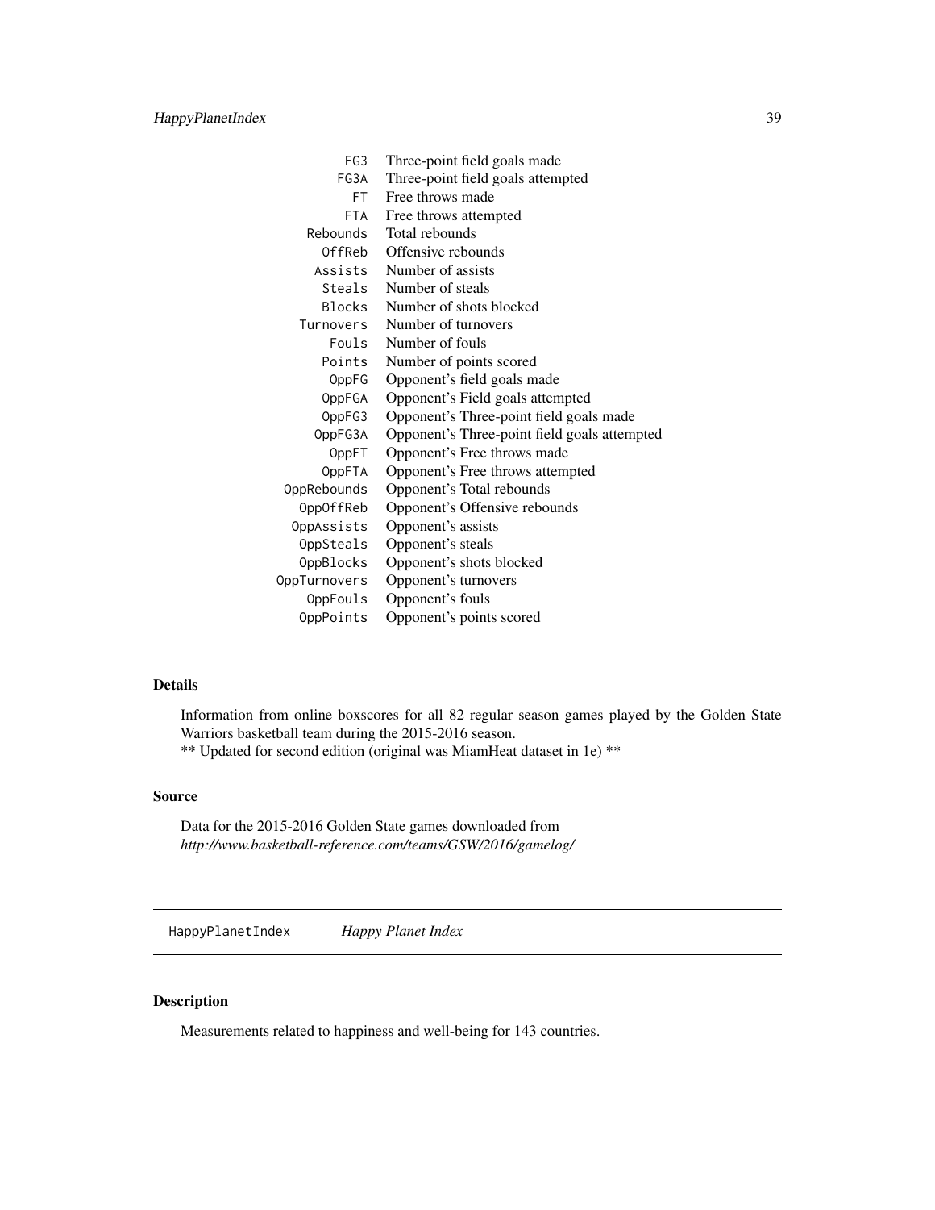| | |
|---|---|
| FG3 | Three-point field goals made |
| FG3A | Three-point field goals attempted |
| FT | Free throws made |
| FTA | Free throws attempted |
| Rebounds | Total rebounds |
| OffReb | Offensive rebounds |
| Assists | Number of assists |
| Steals | Number of steals |
| Blocks | Number of shots blocked |
| Turnovers | Number of turnovers |
| Fouls | Number of fouls |
| Points | Number of points scored |
| OppFG | Opponent's field goals made |
| OppFGA | Opponent's Field goals attempted |
| OppFG3 | Opponent's Three-point field goals made |
| OppFG3A | Opponent's Three-point field goals attempted |
| OppFT | Opponent's Free throws made |
| OppFTA | Opponent's Free throws attempted |
| OppRebounds | Opponent's Total rebounds |
| OppOffReb | Opponent's Offensive rebounds |
| OppAssists | Opponent's assists |
| OppSteals | Opponent's steals |
| OppBlocks | Opponent's shots blocked |
| OppTurnovers | Opponent's turnovers |
| OppFouls | Opponent's fouls |
| OppPoints | Opponent's points scored |

### Details

Information from online boxscores for all 82 regular season games played by the Golden State Warriors basketball team during the 2015-2016 season.
** Updated for second edition (original was MiamHeat dataset in 1e) **

### Source

Data for the 2015-2016 Golden State games downloaded from
*http://www.basketball-reference.com/teams/GSW/2016/gamelog/*

---

## HappyPlanetIndex *Happy Planet Index*

### Description

Measurements related to happiness and well-being for 143 countries.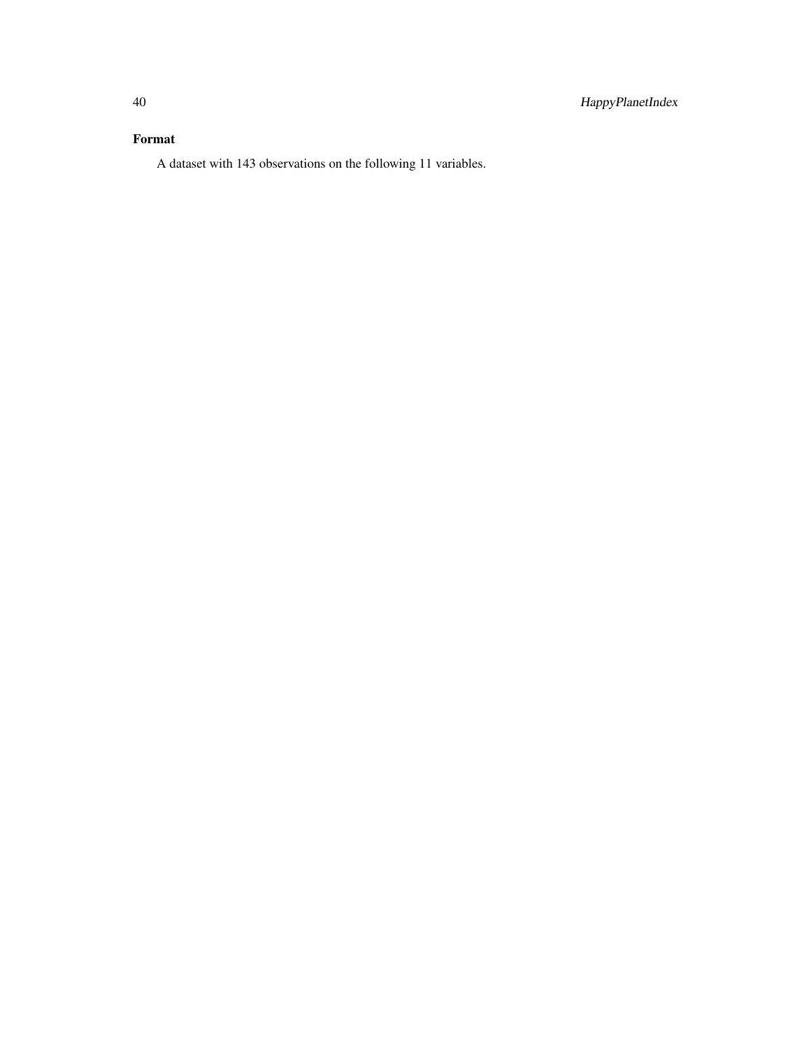## Format

A dataset with 143 observations on the following 11 variables.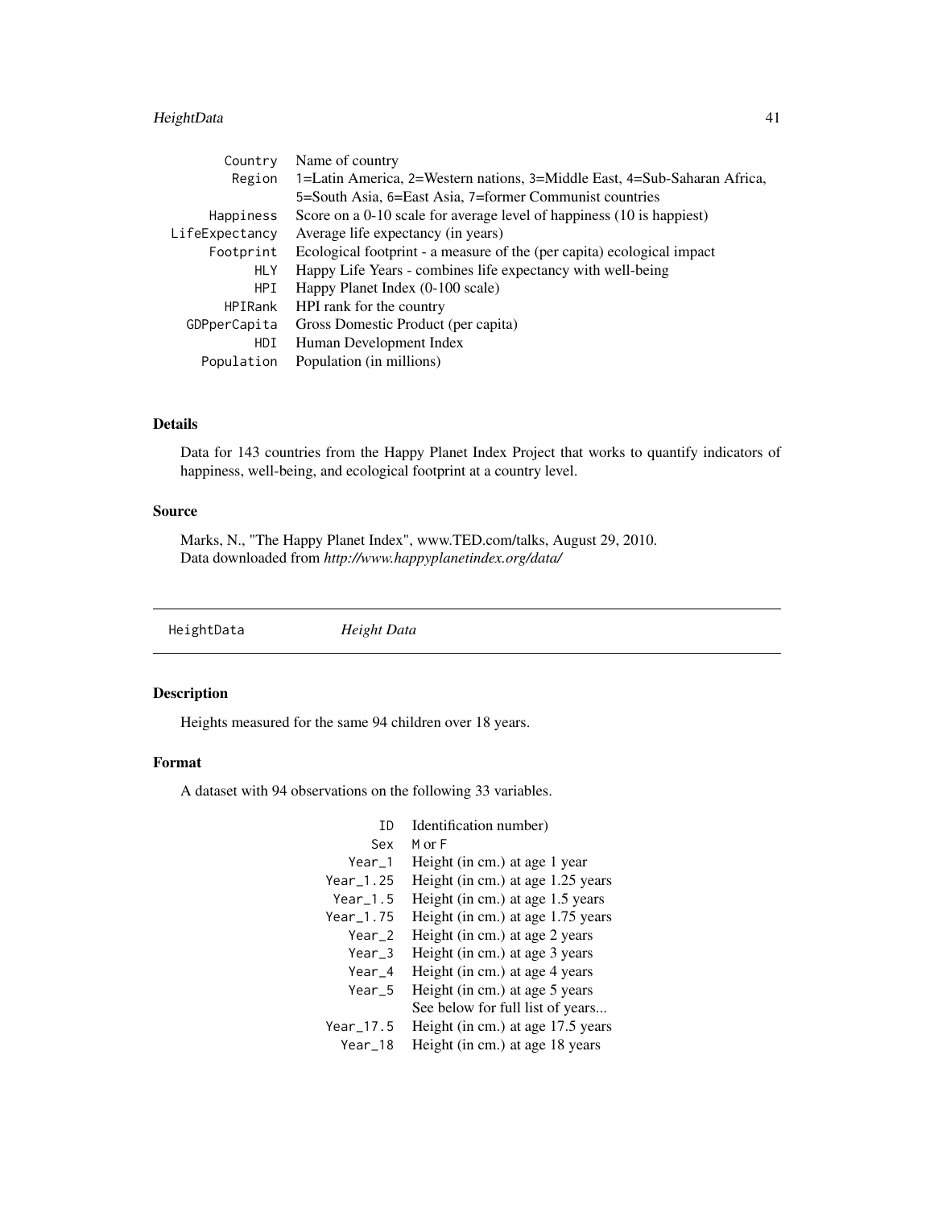| | |
|---|---|
| Country | Name of country |
| Region | 1=Latin America, 2=Western nations, 3=Middle East, 4=Sub-Saharan Africa, 5=South Asia, 6=East Asia, 7=former Communist countries |
| Happiness | Score on a 0-10 scale for average level of happiness (10 is happiest) |
| LifeExpectancy | Average life expectancy (in years) |
| Footprint | Ecological footprint - a measure of the (per capita) ecological impact |
| HLY | Happy Life Years - combines life expectancy with well-being |
| HPI | Happy Planet Index (0-100 scale) |
| HPIRank | HPI rank for the country |
| GDPperCapita | Gross Domestic Product (per capita) |
| HDI | Human Development Index |
| Population | Population (in millions) |

### Details

Data for 143 countries from the Happy Planet Index Project that works to quantify indicators of happiness, well-being, and ecological footprint at a country level.

### Source

Marks, N., "The Happy Planet Index", www.TED.com/talks, August 29, 2010.
Data downloaded from *http://www.happyplanetindex.org/data/*

---

## HeightData — *Height Data*

### Description

Heights measured for the same 94 children over 18 years.

### Format

A dataset with 94 observations on the following 33 variables.

| | |
|---|---|
| ID | Identification number) |
| Sex | M or F |
| Year_1 | Height (in cm.) at age 1 year |
| Year_1.25 | Height (in cm.) at age 1.25 years |
| Year_1.5 | Height (in cm.) at age 1.5 years |
| Year_1.75 | Height (in cm.) at age 1.75 years |
| Year_2 | Height (in cm.) at age 2 years |
| Year_3 | Height (in cm.) at age 3 years |
| Year_4 | Height (in cm.) at age 4 years |
| Year_5 | Height (in cm.) at age 5 years |
| | See below for full list of years... |
| Year_17.5 | Height (in cm.) at age 17.5 years |
| Year_18 | Height (in cm.) at age 18 years |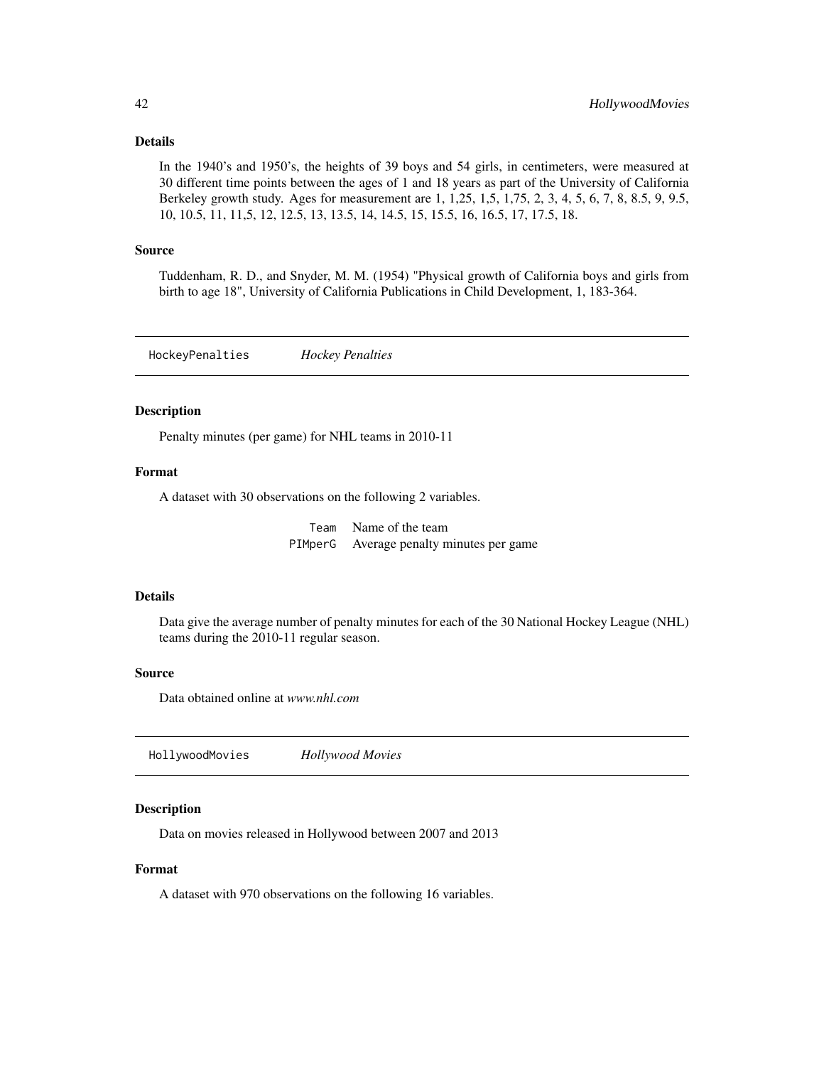### Details

In the 1940's and 1950's, the heights of 39 boys and 54 girls, in centimeters, were measured at 30 different time points between the ages of 1 and 18 years as part of the University of California Berkeley growth study. Ages for measurement are 1, 1,25, 1,5, 1,75, 2, 3, 4, 5, 6, 7, 8, 8.5, 9, 9.5, 10, 10.5, 11, 11,5, 12, 12.5, 13, 13.5, 14, 14.5, 15, 15.5, 16, 16.5, 17, 17.5, 18.

### Source

Tuddenham, R. D., and Snyder, M. M. (1954) "Physical growth of California boys and girls from birth to age 18", University of California Publications in Child Development, 1, 183-364.

## HockeyPenalties *Hockey Penalties*

### Description

Penalty minutes (per game) for NHL teams in 2010-11

### Format

A dataset with 30 observations on the following 2 variables.

| | |
|---|---|
| `Team` | Name of the team |
| `PIMperG` | Average penalty minutes per game |

### Details

Data give the average number of penalty minutes for each of the 30 National Hockey League (NHL) teams during the 2010-11 regular season.

### Source

Data obtained online at *www.nhl.com*

## HollywoodMovies *Hollywood Movies*

### Description

Data on movies released in Hollywood between 2007 and 2013

### Format

A dataset with 970 observations on the following 16 variables.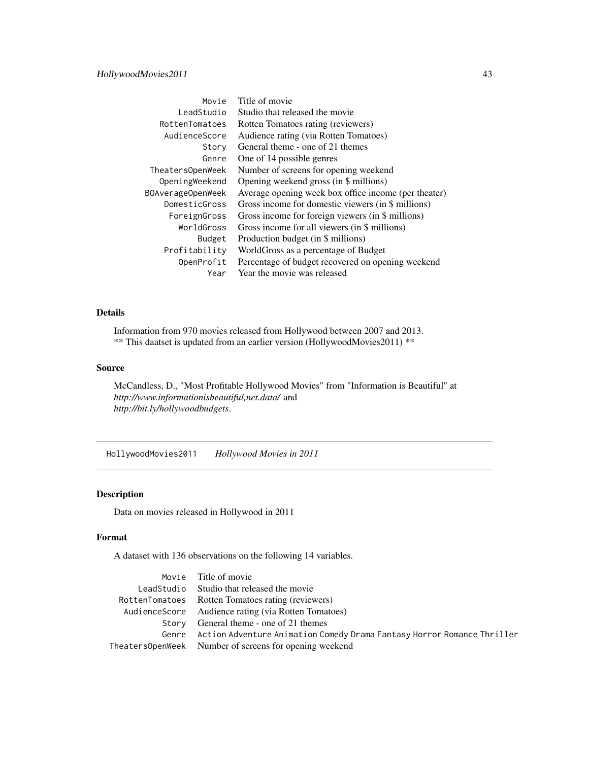| | |
|---|---|
| `Movie` | Title of movie |
| `LeadStudio` | Studio that released the movie |
| `RottenTomatoes` | Rotten Tomatoes rating (reviewers) |
| `AudienceScore` | Audience rating (via Rotten Tomatoes) |
| `Story` | General theme - one of 21 themes |
| `Genre` | One of 14 possible genres |
| `TheatersOpenWeek` | Number of screens for opening weekend |
| `OpeningWeekend` | Opening weekend gross (in $ millions) |
| `BOAverageOpenWeek` | Average opening week box office income (per theater) |
| `DomesticGross` | Gross income for domestic viewers (in $ millions) |
| `ForeignGross` | Gross income for foreign viewers (in $ millions) |
| `WorldGross` | Gross income for all viewers (in $ millions) |
| `Budget` | Production budget (in $ millions) |
| `Profitability` | WorldGross as a percentage of Budget |
| `OpenProfit` | Percentage of budget recovered on opening weekend |
| `Year` | Year the movie was released |

## Details

Information from 970 movies released from Hollywood between 2007 and 2013.
** This daatset is updated from an earlier version (HollywoodMovies2011) **

## Source

McCandless, D., "Most Profitable Hollywood Movies" from "Information is Beautiful" at *http://www.informationisbeautiful,net.data/* and *http://bit.ly/hollywoodbudgets*.

---

# `HollywoodMovies2011` *Hollywood Movies in 2011*

## Description

Data on movies released in Hollywood in 2011

## Format

A dataset with 136 observations on the following 14 variables.

| | |
|---|---|
| `Movie` | Title of movie |
| `LeadStudio` | Studio that released the movie |
| `RottenTomatoes` | Rotten Tomatoes rating (reviewers) |
| `AudienceScore` | Audience rating (via Rotten Tomatoes) |
| `Story` | General theme - one of 21 themes |
| `Genre` | `Action` `Adventure` `Animation` `Comedy` `Drama` `Fantasy` `Horror` `Romance` `Thriller` |
| `TheatersOpenWeek` | Number of screens for opening weekend |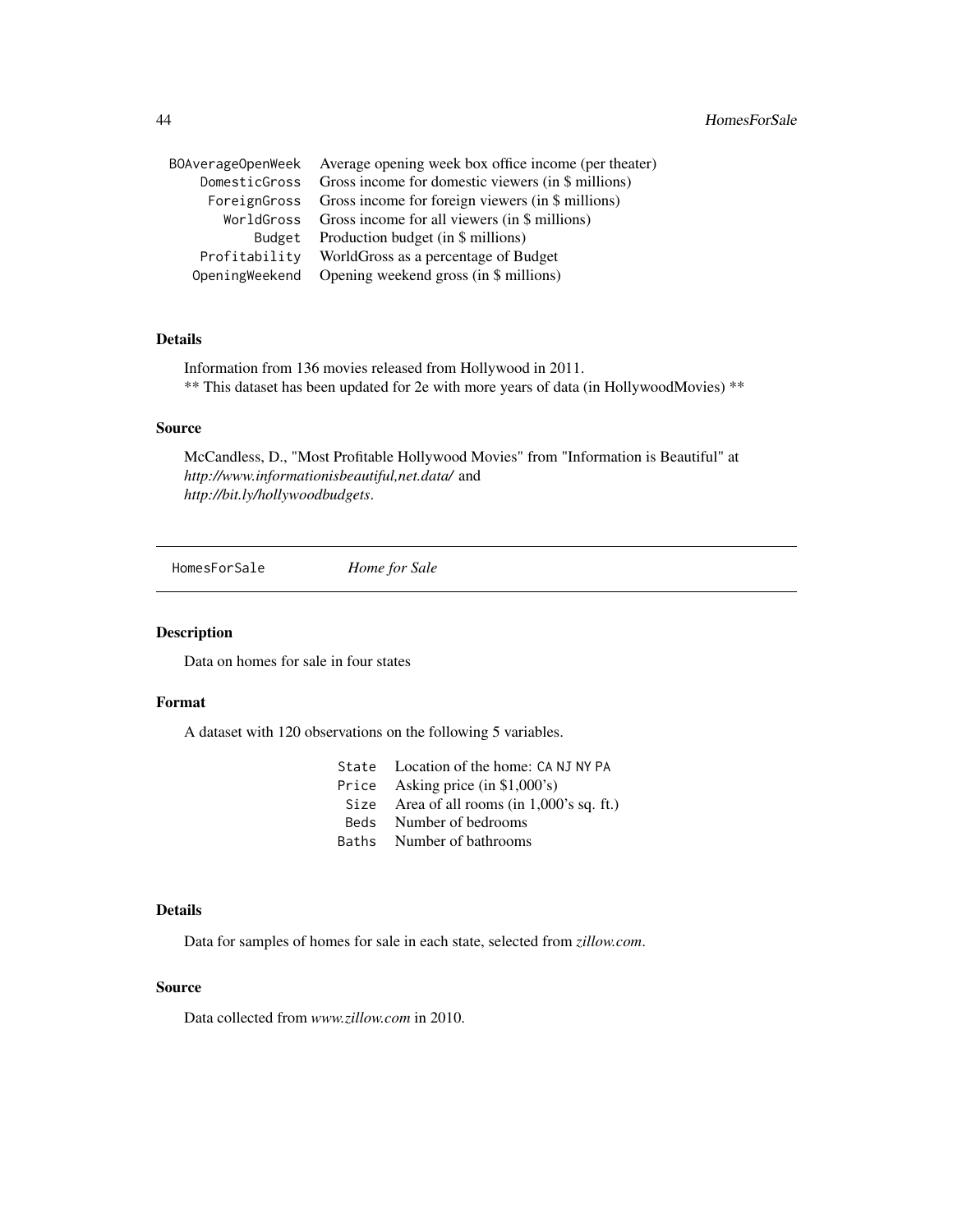| | |
|---|---|
| BOAverageOpenWeek | Average opening week box office income (per theater) |
| DomesticGross | Gross income for domestic viewers (in $ millions) |
| ForeignGross | Gross income for foreign viewers (in $ millions) |
| WorldGross | Gross income for all viewers (in $ millions) |
| Budget | Production budget (in $ millions) |
| Profitability | WorldGross as a percentage of Budget |
| OpeningWeekend | Opening weekend gross (in $ millions) |

### Details

Information from 136 movies released from Hollywood in 2011.
** This dataset has been updated for 2e with more years of data (in HollywoodMovies) **

### Source

McCandless, D., "Most Profitable Hollywood Movies" from "Information is Beautiful" at *http://www.informationisbeautiful,net.data/* and *http://bit.ly/hollywoodbudgets*.

---

## HomesForSale — *Home for Sale*

### Description

Data on homes for sale in four states

### Format

A dataset with 120 observations on the following 5 variables.

| | |
|---|---|
| State | Location of the home: CA NJ NY PA |
| Price | Asking price (in $1,000's) |
| Size | Area of all rooms (in 1,000's sq. ft.) |
| Beds | Number of bedrooms |
| Baths | Number of bathrooms |

### Details

Data for samples of homes for sale in each state, selected from *zillow.com*.

### Source

Data collected from *www.zillow.com* in 2010.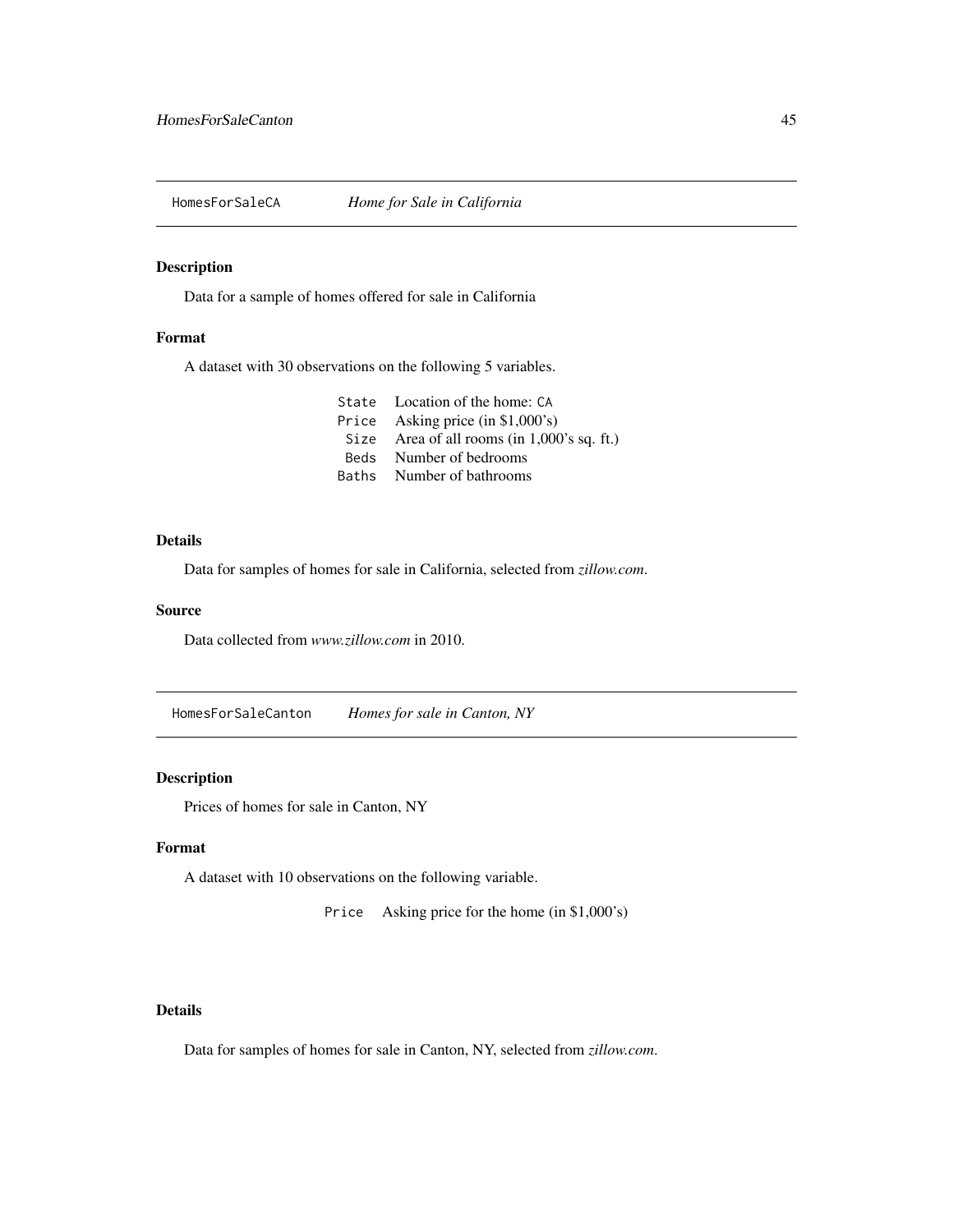## HomesForSaleCA *Home for Sale in California*

### Description

Data for a sample of homes offered for sale in California

### Format

A dataset with 30 observations on the following 5 variables.

| | |
|---|---|
| `State` | Location of the home: `CA` |
| `Price` | Asking price (in $1,000's) |
| `Size` | Area of all rooms (in 1,000's sq. ft.) |
| `Beds` | Number of bedrooms |
| `Baths` | Number of bathrooms |

### Details

Data for samples of homes for sale in California, selected from *zillow.com*.

### Source

Data collected from *www.zillow.com* in 2010.

## HomesForSaleCanton *Homes for sale in Canton, NY*

### Description

Prices of homes for sale in Canton, NY

### Format

A dataset with 10 observations on the following variable.

| | |
|---|---|
| `Price` | Asking price for the home (in $1,000's) |

### Details

Data for samples of homes for sale in Canton, NY, selected from *zillow.com*.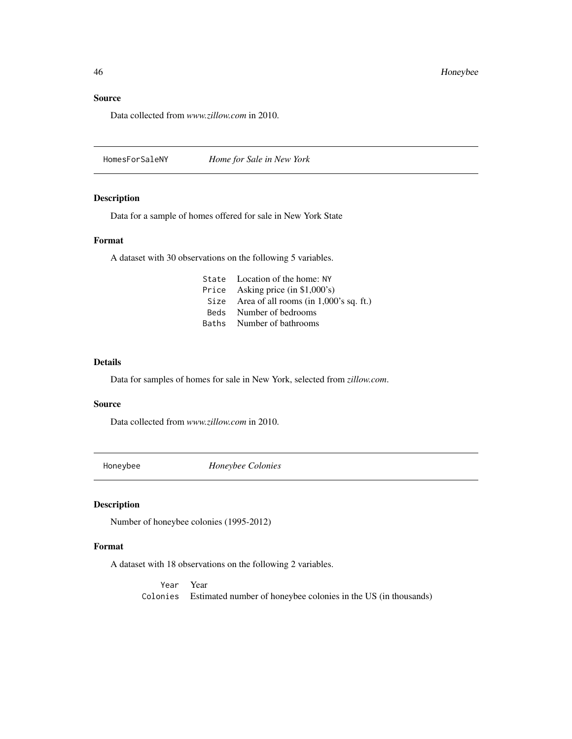## Source

Data collected from *www.zillow.com* in 2010.

---

## HomesForSaleNY — *Home for Sale in New York*

### Description

Data for a sample of homes offered for sale in New York State

### Format

A dataset with 30 observations on the following 5 variables.

| | |
|---|---|
| `State` | Location of the home: `NY` |
| `Price` | Asking price (in $1,000's) |
| `Size` | Area of all rooms (in 1,000's sq. ft.) |
| `Beds` | Number of bedrooms |
| `Baths` | Number of bathrooms |

### Details

Data for samples of homes for sale in New York, selected from *zillow.com*.

### Source

Data collected from *www.zillow.com* in 2010.

---

## Honeybee — *Honeybee Colonies*

### Description

Number of honeybee colonies (1995-2012)

### Format

A dataset with 18 observations on the following 2 variables.

| | |
|---|---|
| `Year` | Year |
| `Colonies` | Estimated number of honeybee colonies in the US (in thousands) |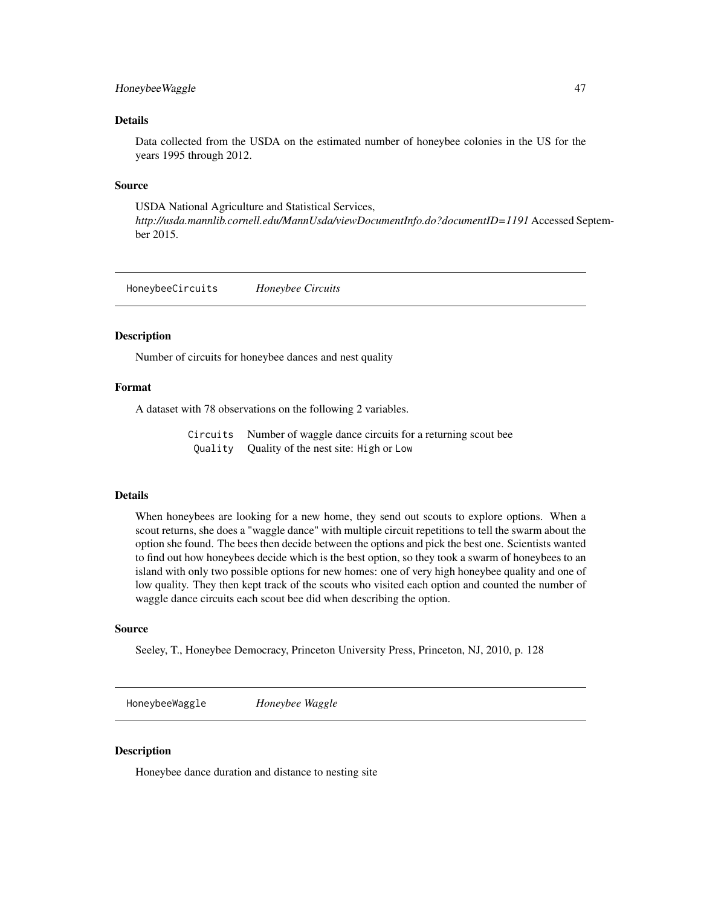### Details

Data collected from the USDA on the estimated number of honeybee colonies in the US for the years 1995 through 2012.

### Source

USDA National Agriculture and Statistical Services, *http://usda.mannlib.cornell.edu/MannUsda/viewDocumentInfo.do?documentID=1191* Accessed September 2015.

---

## HoneybeeCircuits — *Honeybee Circuits*

### Description

Number of circuits for honeybee dances and nest quality

### Format

A dataset with 78 observations on the following 2 variables.

| | |
|---|---|
| `Circuits` | Number of waggle dance circuits for a returning scout bee |
| `Quality` | Quality of the nest site: `High` or `Low` |

### Details

When honeybees are looking for a new home, they send out scouts to explore options. When a scout returns, she does a "waggle dance" with multiple circuit repetitions to tell the swarm about the option she found. The bees then decide between the options and pick the best one. Scientists wanted to find out how honeybees decide which is the best option, so they took a swarm of honeybees to an island with only two possible options for new homes: one of very high honeybee quality and one of low quality. They then kept track of the scouts who visited each option and counted the number of waggle dance circuits each scout bee did when describing the option.

### Source

Seeley, T., Honeybee Democracy, Princeton University Press, Princeton, NJ, 2010, p. 128

---

## HoneybeeWaggle — *Honeybee Waggle*

### Description

Honeybee dance duration and distance to nesting site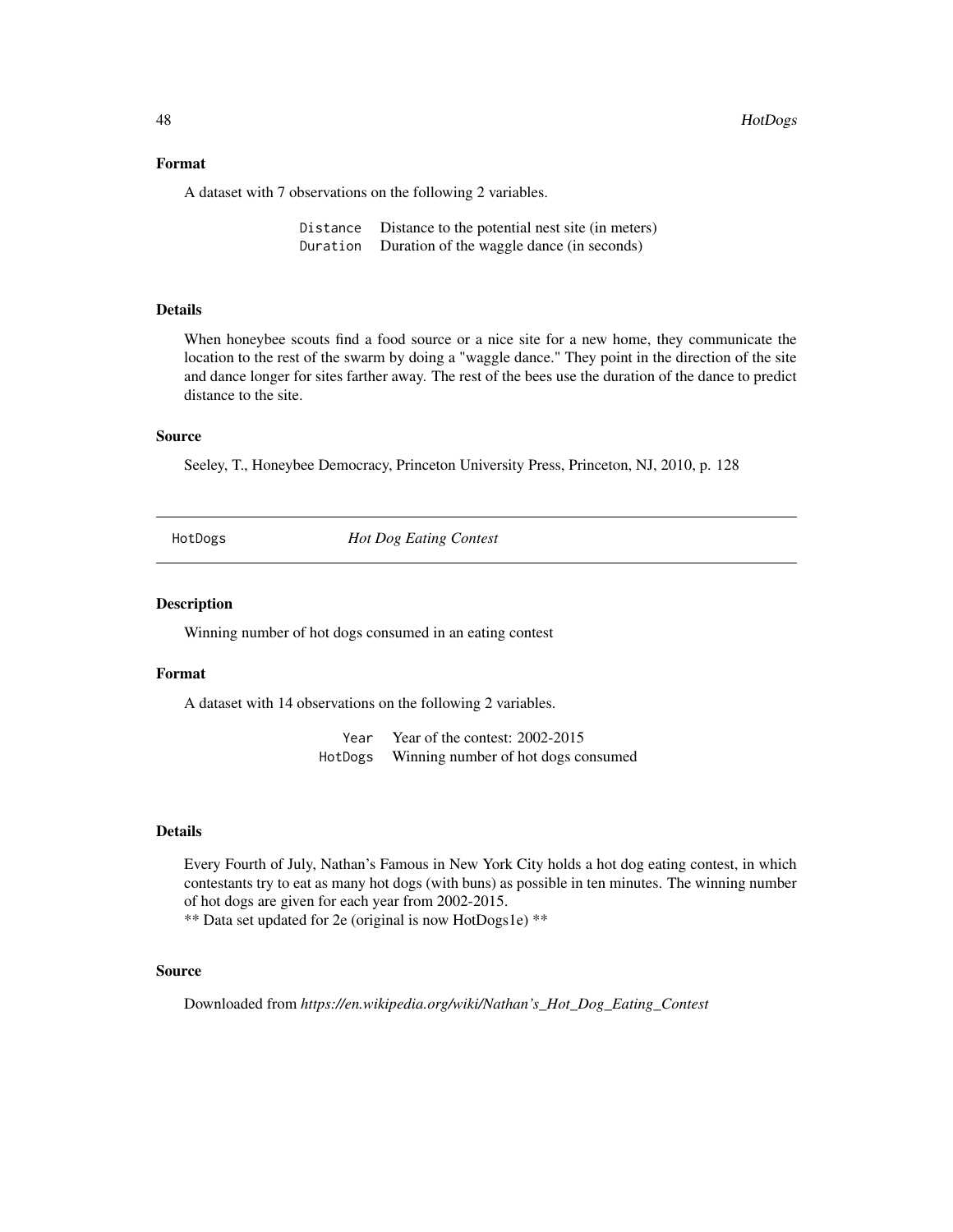### Format

A dataset with 7 observations on the following 2 variables.

| | |
|---|---|
| `Distance` | Distance to the potential nest site (in meters) |
| `Duration` | Duration of the waggle dance (in seconds) |

### Details

When honeybee scouts find a food source or a nice site for a new home, they communicate the location to the rest of the swarm by doing a "waggle dance." They point in the direction of the site and dance longer for sites farther away. The rest of the bees use the duration of the dance to predict distance to the site.

### Source

Seeley, T., Honeybee Democracy, Princeton University Press, Princeton, NJ, 2010, p. 128

---

## HotDogs — *Hot Dog Eating Contest*

---

### Description

Winning number of hot dogs consumed in an eating contest

### Format

A dataset with 14 observations on the following 2 variables.

| | |
|---|---|
| `Year` | Year of the contest: 2002-2015 |
| `HotDogs` | Winning number of hot dogs consumed |

### Details

Every Fourth of July, Nathan's Famous in New York City holds a hot dog eating contest, in which contestants try to eat as many hot dogs (with buns) as possible in ten minutes. The winning number of hot dogs are given for each year from 2002-2015.
** Data set updated for 2e (original is now HotDogs1e) **

### Source

Downloaded from *https://en.wikipedia.org/wiki/Nathan's_Hot_Dog_Eating_Contest*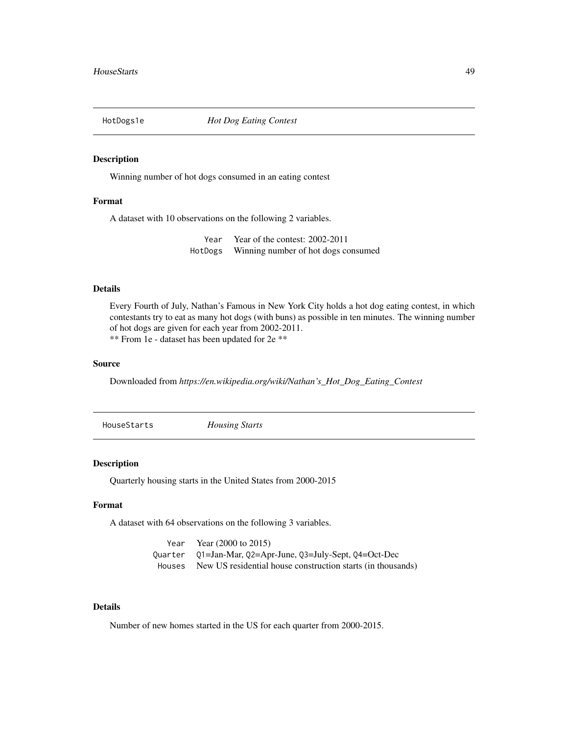## HotDogs1e — *Hot Dog Eating Contest*

### Description

Winning number of hot dogs consumed in an eating contest

### Format

A dataset with 10 observations on the following 2 variables.

| | |
|---|---|
| `Year` | Year of the contest: 2002-2011 |
| `HotDogs` | Winning number of hot dogs consumed |

### Details

Every Fourth of July, Nathan's Famous in New York City holds a hot dog eating contest, in which contestants try to eat as many hot dogs (with buns) as possible in ten minutes. The winning number of hot dogs are given for each year from 2002-2011.
** From 1e - dataset has been updated for 2e **

### Source

Downloaded from *https://en.wikipedia.org/wiki/Nathan's_Hot_Dog_Eating_Contest*

## HouseStarts — *Housing Starts*

### Description

Quarterly housing starts in the United States from 2000-2015

### Format

A dataset with 64 observations on the following 3 variables.

| | |
|---|---|
| `Year` | Year (2000 to 2015) |
| `Quarter` | `Q1`=Jan-Mar, `Q2`=Apr-June, `Q3`=July-Sept, `Q4`=Oct-Dec |
| `Houses` | New US residential house construction starts (in thousands) |

### Details

Number of new homes started in the US for each quarter from 2000-2015.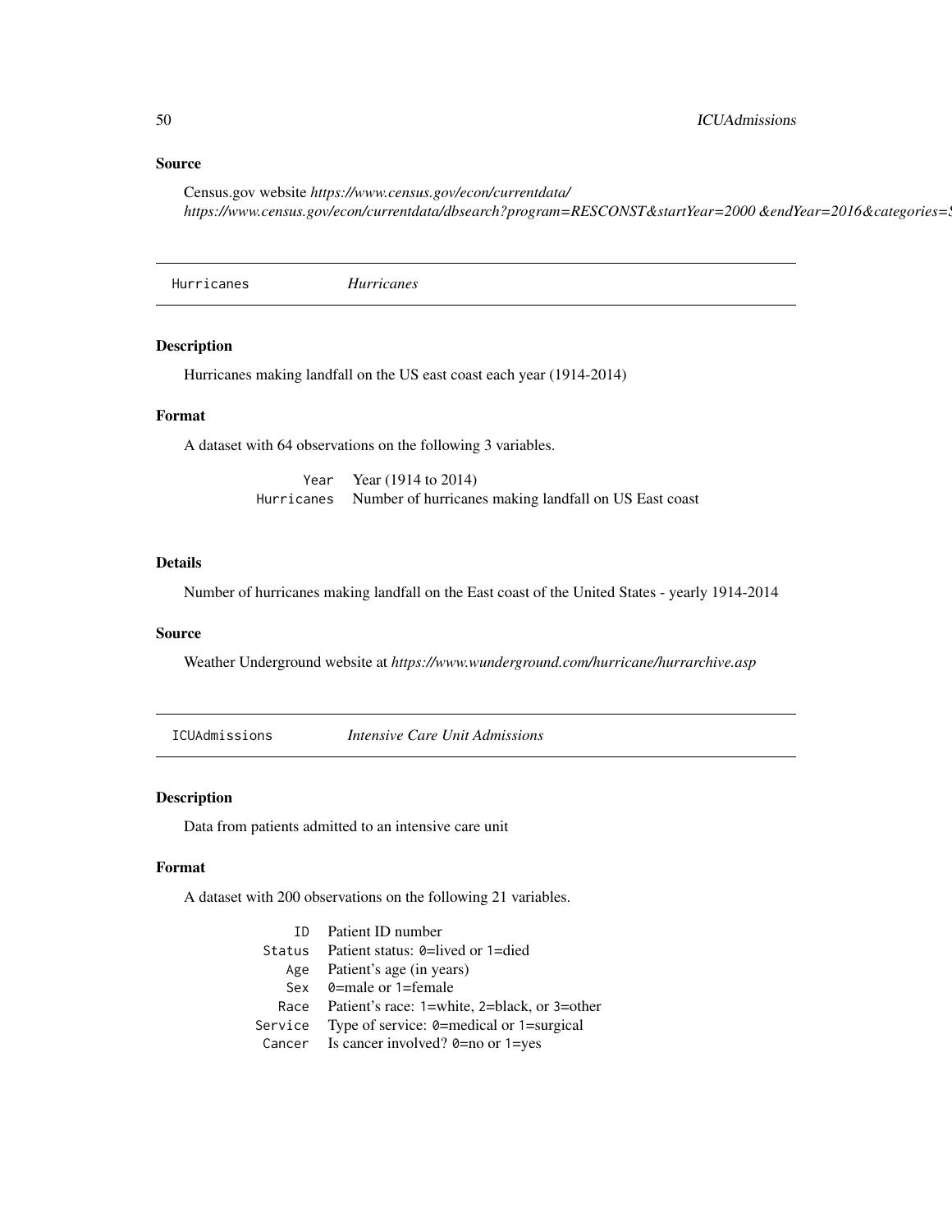### Source

Census.gov website *https://www.census.gov/econ/currentdata/*
*https://www.census.gov/econ/currentdata/dbsearch?program=RESCONST&startYear=2000 &endYear=2016&categories=S*

---

## Hurricanes *Hurricanes*

---

### Description

Hurricanes making landfall on the US east coast each year (1914-2014)

### Format

A dataset with 64 observations on the following 3 variables.

| | |
|---|---|
| `Year` | Year (1914 to 2014) |
| `Hurricanes` | Number of hurricanes making landfall on US East coast |

### Details

Number of hurricanes making landfall on the East coast of the United States - yearly 1914-2014

### Source

Weather Underground website at *https://www.wunderground.com/hurricane/hurrarchive.asp*

---

## ICUAdmissions *Intensive Care Unit Admissions*

---

### Description

Data from patients admitted to an intensive care unit

### Format

A dataset with 200 observations on the following 21 variables.

| | |
|---|---|
| `ID` | Patient ID number |
| `Status` | Patient status: `0`=lived or `1`=died |
| `Age` | Patient's age (in years) |
| `Sex` | `0`=male or `1`=female |
| `Race` | Patient's race: `1`=white, `2`=black, or `3`=other |
| `Service` | Type of service: `0`=medical or `1`=surgical |
| `Cancer` | Is cancer involved? `0`=no or `1`=yes |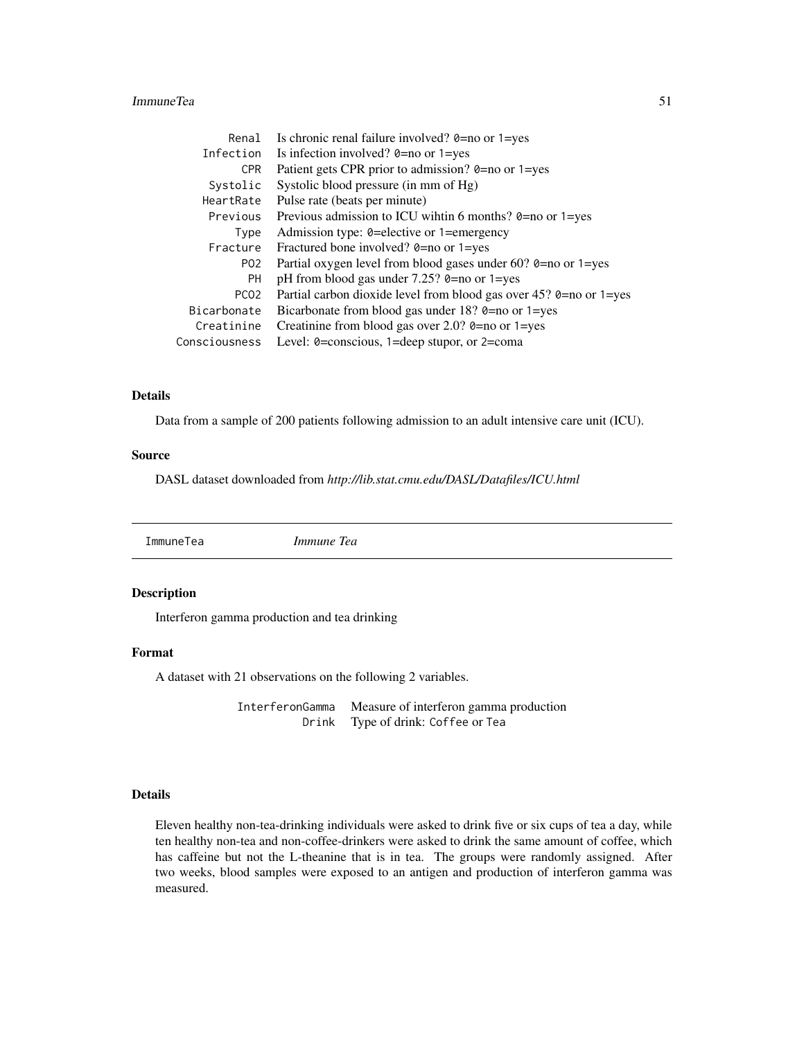| | |
|---|---|
| `Renal` | Is chronic renal failure involved? `0`=no or `1`=yes |
| `Infection` | Is infection involved? `0`=no or `1`=yes |
| `CPR` | Patient gets CPR prior to admission? `0`=no or `1`=yes |
| `Systolic` | Systolic blood pressure (in mm of Hg) |
| `HeartRate` | Pulse rate (beats per minute) |
| `Previous` | Previous admission to ICU wihtin 6 months? `0`=no or `1`=yes |
| `Type` | Admission type: `0`=elective or `1`=emergency |
| `Fracture` | Fractured bone involved? `0`=no or `1`=yes |
| `PO2` | Partial oxygen level from blood gases under 60? `0`=no or `1`=yes |
| `PH` | pH from blood gas under 7.25? `0`=no or `1`=yes |
| `PCO2` | Partial carbon dioxide level from blood gas over 45? `0`=no or `1`=yes |
| `Bicarbonate` | Bicarbonate from blood gas under 18? `0`=no or `1`=yes |
| `Creatinine` | Creatinine from blood gas over 2.0? `0`=no or `1`=yes |
| `Consciousness` | Level: `0`=conscious, `1`=deep stupor, or `2`=coma |

### Details

Data from a sample of 200 patients following admission to an adult intensive care unit (ICU).

### Source

DASL dataset downloaded from *http://lib.stat.cmu.edu/DASL/Datafiles/ICU.html*

---

## `ImmuneTea` *Immune Tea*

---

### Description

Interferon gamma production and tea drinking

### Format

A dataset with 21 observations on the following 2 variables.

| | |
|---|---|
| `InterferonGamma` | Measure of interferon gamma production |
| `Drink` | Type of drink: `Coffee` or `Tea` |

### Details

Eleven healthy non-tea-drinking individuals were asked to drink five or six cups of tea a day, while ten healthy non-tea and non-coffee-drinkers were asked to drink the same amount of coffee, which has caffeine but not the L-theanine that is in tea. The groups were randomly assigned. After two weeks, blood samples were exposed to an antigen and production of interferon gamma was measured.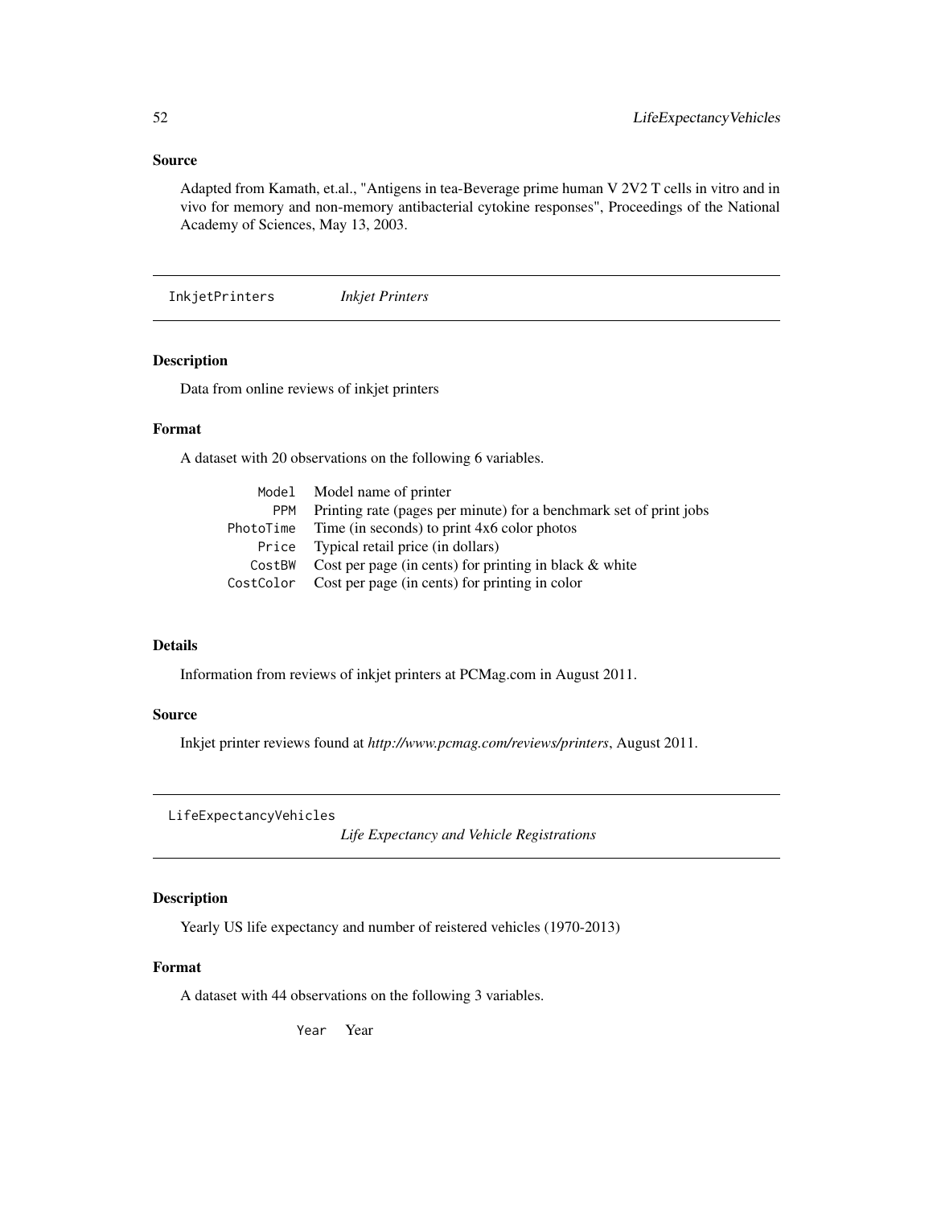### Source

Adapted from Kamath, et.al., "Antigens in tea-Beverage prime human V 2V2 T cells in vitro and in vivo for memory and non-memory antibacterial cytokine responses", Proceedings of the National Academy of Sciences, May 13, 2003.

---

## InkjetPrinters    *Inkjet Printers*

---

### Description

Data from online reviews of inkjet printers

### Format

A dataset with 20 observations on the following 6 variables.

| | |
|---|---|
| `Model` | Model name of printer |
| `PPM` | Printing rate (pages per minute) for a benchmark set of print jobs |
| `PhotoTime` | Time (in seconds) to print 4x6 color photos |
| `Price` | Typical retail price (in dollars) |
| `CostBW` | Cost per page (in cents) for printing in black & white |
| `CostColor` | Cost per page (in cents) for printing in color |

### Details

Information from reviews of inkjet printers at PCMag.com in August 2011.

### Source

Inkjet printer reviews found at *http://www.pcmag.com/reviews/printers*, August 2011.

---

## LifeExpectancyVehicles    *Life Expectancy and Vehicle Registrations*

---

### Description

Yearly US life expectancy and number of reistered vehicles (1970-2013)

### Format

A dataset with 44 observations on the following 3 variables.

| | |
|---|---|
| `Year` | Year |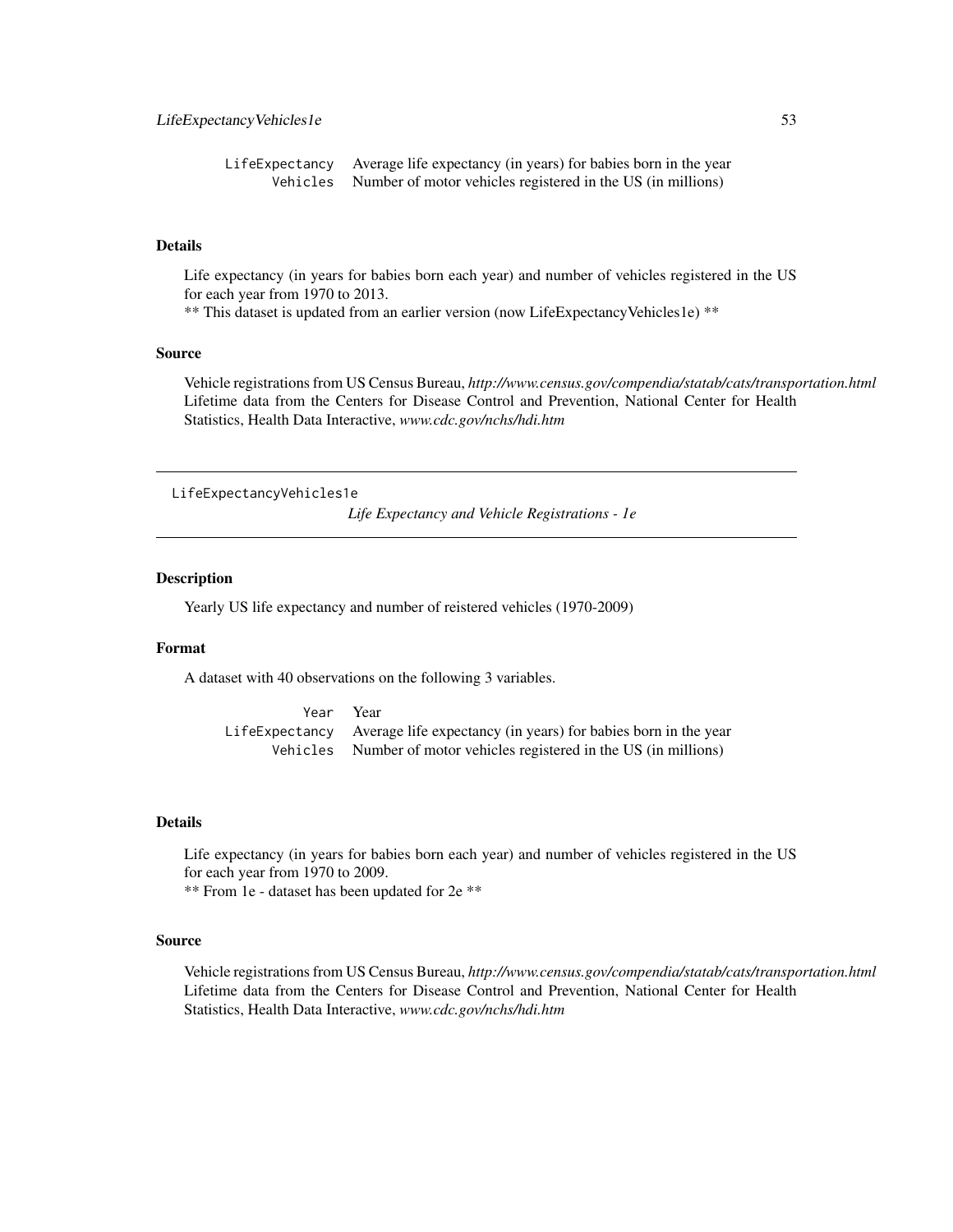| | |
|---|---|
| `LifeExpectancy` | Average life expectancy (in years) for babies born in the year |
| `Vehicles` | Number of motor vehicles registered in the US (in millions) |

### Details

Life expectancy (in years for babies born each year) and number of vehicles registered in the US for each year from 1970 to 2013.
** This dataset is updated from an earlier version (now LifeExpectancyVehicles1e) **

### Source

Vehicle registrations from US Census Bureau, *http://www.census.gov/compendia/statab/cats/transportation.html* Lifetime data from the Centers for Disease Control and Prevention, National Center for Health Statistics, Health Data Interactive, *www.cdc.gov/nchs/hdi.htm*

---

## `LifeExpectancyVehicles1e` *Life Expectancy and Vehicle Registrations - 1e*

---

### Description

Yearly US life expectancy and number of reistered vehicles (1970-2009)

### Format

A dataset with 40 observations on the following 3 variables.

| | |
|---|---|
| `Year` | Year |
| `LifeExpectancy` | Average life expectancy (in years) for babies born in the year |
| `Vehicles` | Number of motor vehicles registered in the US (in millions) |

### Details

Life expectancy (in years for babies born each year) and number of vehicles registered in the US for each year from 1970 to 2009.
** From 1e - dataset has been updated for 2e **

### Source

Vehicle registrations from US Census Bureau, *http://www.census.gov/compendia/statab/cats/transportation.html* Lifetime data from the Centers for Disease Control and Prevention, National Center for Health Statistics, Health Data Interactive, *www.cdc.gov/nchs/hdi.htm*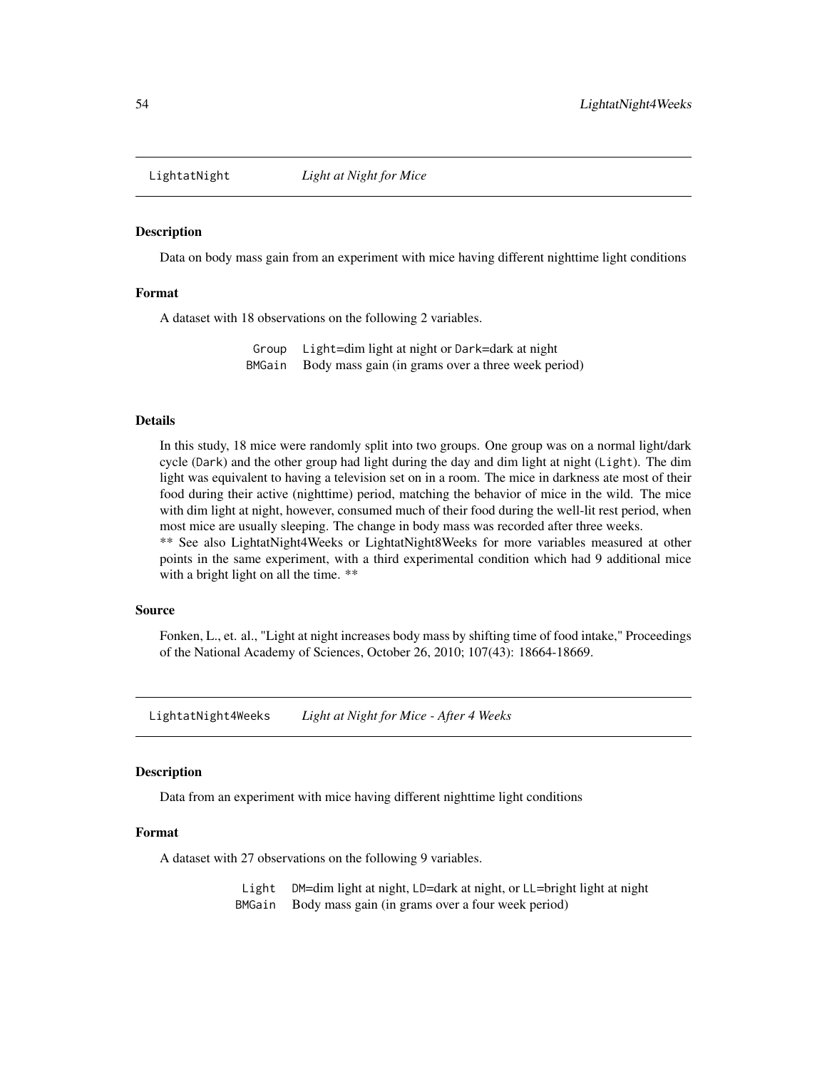## LightatNight *Light at Night for Mice*

### Description

Data on body mass gain from an experiment with mice having different nighttime light conditions

### Format

A dataset with 18 observations on the following 2 variables.

| | |
|---|---|
| Group | Light=dim light at night or Dark=dark at night |
| BMGain | Body mass gain (in grams over a three week period) |

### Details

In this study, 18 mice were randomly split into two groups. One group was on a normal light/dark cycle (Dark) and the other group had light during the day and dim light at night (Light). The dim light was equivalent to having a television set on in a room. The mice in darkness ate most of their food during their active (nighttime) period, matching the behavior of mice in the wild. The mice with dim light at night, however, consumed much of their food during the well-lit rest period, when most mice are usually sleeping. The change in body mass was recorded after three weeks.
** See also LightatNight4Weeks or LightatNight8Weeks for more variables measured at other points in the same experiment, with a third experimental condition which had 9 additional mice with a bright light on all the time. **

### Source

Fonken, L., et. al., "Light at night increases body mass by shifting time of food intake," Proceedings of the National Academy of Sciences, October 26, 2010; 107(43): 18664-18669.

## LightatNight4Weeks *Light at Night for Mice - After 4 Weeks*

### Description

Data from an experiment with mice having different nighttime light conditions

### Format

A dataset with 27 observations on the following 9 variables.

| | |
|---|---|
| Light | DM=dim light at night, LD=dark at night, or LL=bright light at night |
| BMGain | Body mass gain (in grams over a four week period) |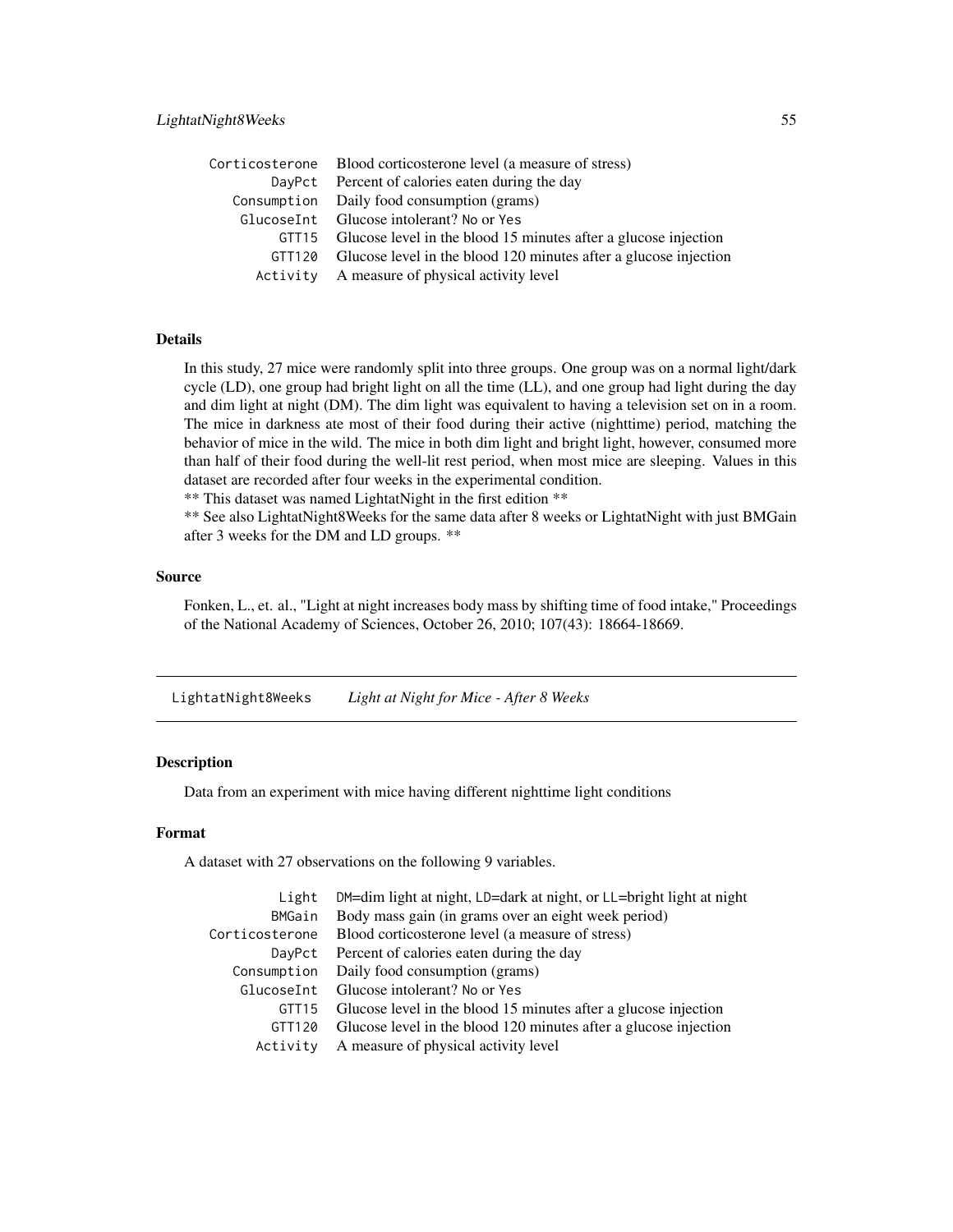| | |
|---|---|
| Corticosterone | Blood corticosterone level (a measure of stress) |
| DayPct | Percent of calories eaten during the day |
| Consumption | Daily food consumption (grams) |
| GlucoseInt | Glucose intolerant? No or Yes |
| GTT15 | Glucose level in the blood 15 minutes after a glucose injection |
| GTT120 | Glucose level in the blood 120 minutes after a glucose injection |
| Activity | A measure of physical activity level |

### Details

In this study, 27 mice were randomly split into three groups. One group was on a normal light/dark cycle (LD), one group had bright light on all the time (LL), and one group had light during the day and dim light at night (DM). The dim light was equivalent to having a television set on in a room. The mice in darkness ate most of their food during their active (nighttime) period, matching the behavior of mice in the wild. The mice in both dim light and bright light, however, consumed more than half of their food during the well-lit rest period, when most mice are sleeping. Values in this dataset are recorded after four weeks in the experimental condition.
** This dataset was named LightatNight in the first edition **
** See also LightatNight8Weeks for the same data after 8 weeks or LightatNight with just BMGain after 3 weeks for the DM and LD groups. **

### Source

Fonken, L., et. al., "Light at night increases body mass by shifting time of food intake," Proceedings of the National Academy of Sciences, October 26, 2010; 107(43): 18664-18669.

---

## LightatNight8Weeks — *Light at Night for Mice - After 8 Weeks*

### Description

Data from an experiment with mice having different nighttime light conditions

### Format

A dataset with 27 observations on the following 9 variables.

| | |
|---|---|
| Light | DM=dim light at night, LD=dark at night, or LL=bright light at night |
| BMGain | Body mass gain (in grams over an eight week period) |
| Corticosterone | Blood corticosterone level (a measure of stress) |
| DayPct | Percent of calories eaten during the day |
| Consumption | Daily food consumption (grams) |
| GlucoseInt | Glucose intolerant? No or Yes |
| GTT15 | Glucose level in the blood 15 minutes after a glucose injection |
| GTT120 | Glucose level in the blood 120 minutes after a glucose injection |
| Activity | A measure of physical activity level |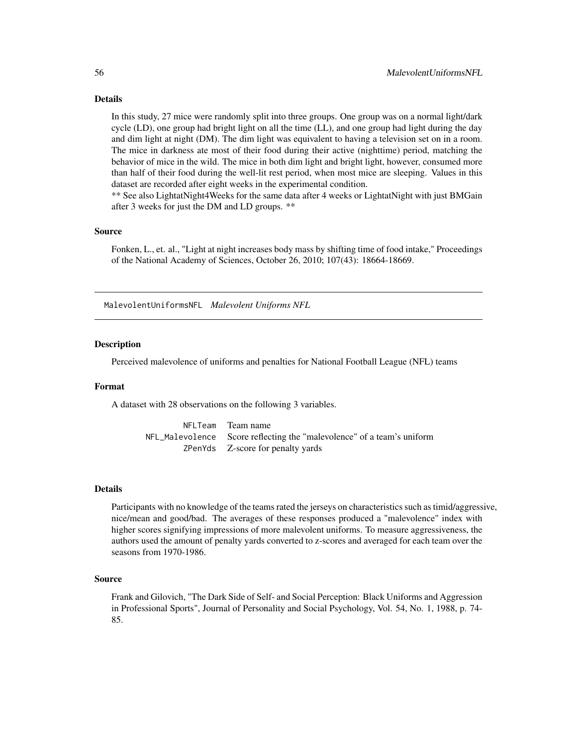### Details

In this study, 27 mice were randomly split into three groups. One group was on a normal light/dark cycle (LD), one group had bright light on all the time (LL), and one group had light during the day and dim light at night (DM). The dim light was equivalent to having a television set on in a room. The mice in darkness ate most of their food during their active (nighttime) period, matching the behavior of mice in the wild. The mice in both dim light and bright light, however, consumed more than half of their food during the well-lit rest period, when most mice are sleeping. Values in this dataset are recorded after eight weeks in the experimental condition.
** See also LightatNight4Weeks for the same data after 4 weeks or LightatNight with just BMGain after 3 weeks for just the DM and LD groups. **

### Source

Fonken, L., et. al., "Light at night increases body mass by shifting time of food intake," Proceedings of the National Academy of Sciences, October 26, 2010; 107(43): 18664-18669.

---

## MalevolentUniformsNFL *Malevolent Uniforms NFL*

### Description

Perceived malevolence of uniforms and penalties for National Football League (NFL) teams

### Format

A dataset with 28 observations on the following 3 variables.

| | |
|---|---|
| `NFLTeam` | Team name |
| `NFL_Malevolence` | Score reflecting the "malevolence" of a team's uniform |
| `ZPenYds` | Z-score for penalty yards |

### Details

Participants with no knowledge of the teams rated the jerseys on characteristics such as timid/aggressive, nice/mean and good/bad. The averages of these responses produced a "malevolence" index with higher scores signifying impressions of more malevolent uniforms. To measure aggressiveness, the authors used the amount of penalty yards converted to z-scores and averaged for each team over the seasons from 1970-1986.

### Source

Frank and Gilovich, "The Dark Side of Self- and Social Perception: Black Uniforms and Aggression in Professional Sports", Journal of Personality and Social Psychology, Vol. 54, No. 1, 1988, p. 74-85.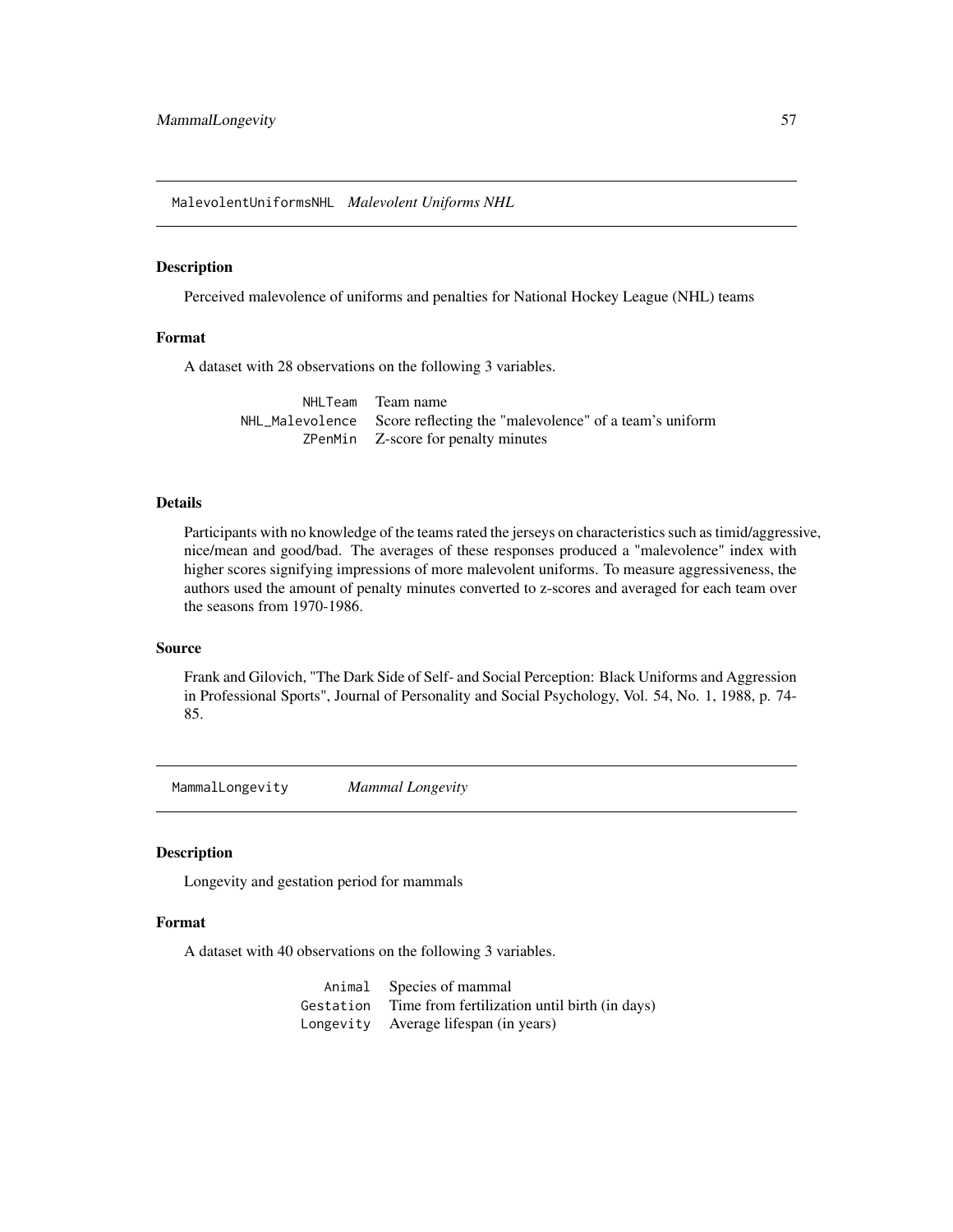## MalevolentUniformsNHL *Malevolent Uniforms NHL*

### Description

Perceived malevolence of uniforms and penalties for National Hockey League (NHL) teams

### Format

A dataset with 28 observations on the following 3 variables.

| | |
|---|---|
| NHLTeam | Team name |
| NHL_Malevolence | Score reflecting the "malevolence" of a team's uniform |
| ZPenMin | Z-score for penalty minutes |

### Details

Participants with no knowledge of the teams rated the jerseys on characteristics such as timid/aggressive, nice/mean and good/bad. The averages of these responses produced a "malevolence" index with higher scores signifying impressions of more malevolent uniforms. To measure aggressiveness, the authors used the amount of penalty minutes converted to z-scores and averaged for each team over the seasons from 1970-1986.

### Source

Frank and Gilovich, "The Dark Side of Self- and Social Perception: Black Uniforms and Aggression in Professional Sports", Journal of Personality and Social Psychology, Vol. 54, No. 1, 1988, p. 74-85.

## MammalLongevity *Mammal Longevity*

### Description

Longevity and gestation period for mammals

### Format

A dataset with 40 observations on the following 3 variables.

| | |
|---|---|
| Animal | Species of mammal |
| Gestation | Time from fertilization until birth (in days) |
| Longevity | Average lifespan (in years) |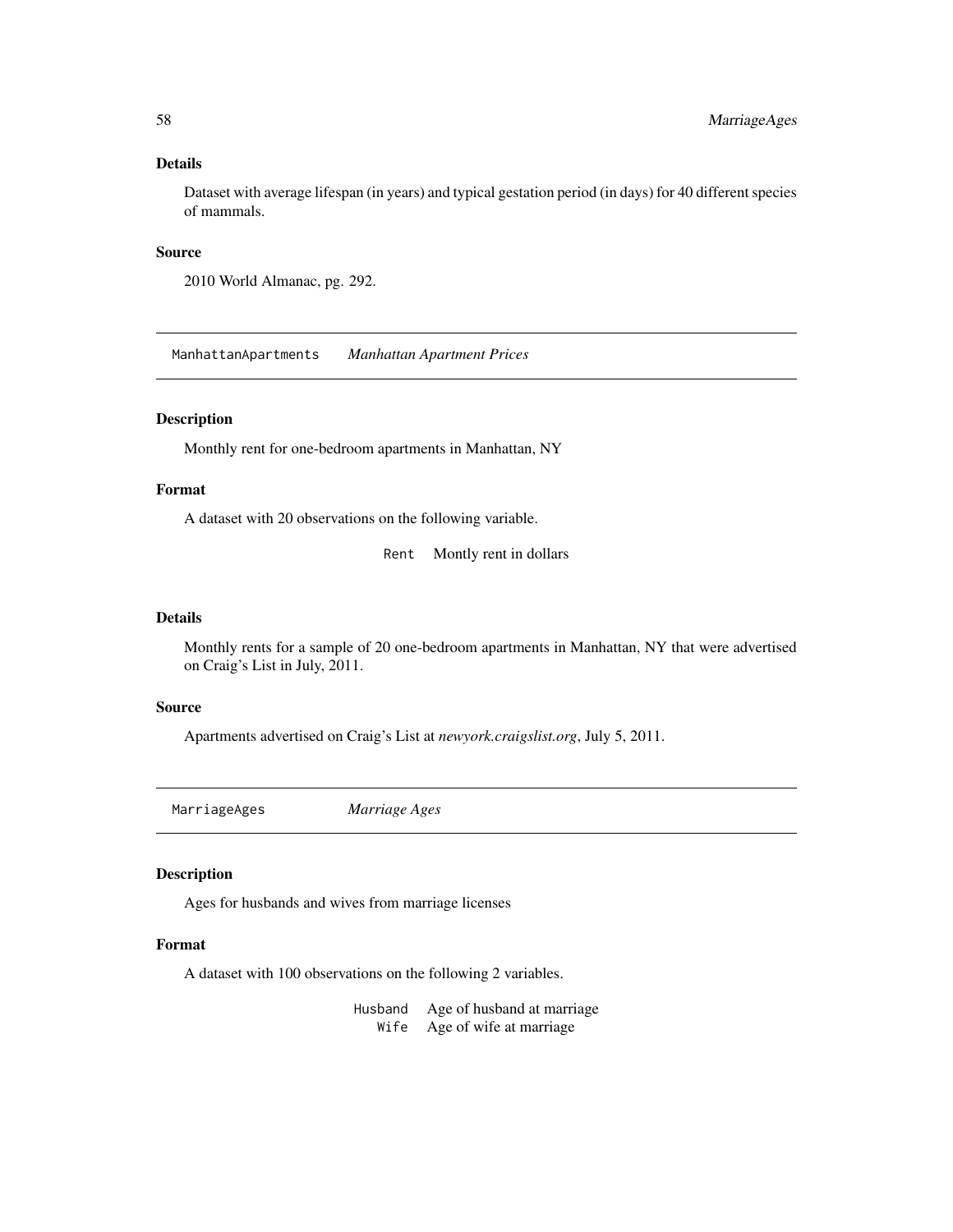### Details

Dataset with average lifespan (in years) and typical gestation period (in days) for 40 different species of mammals.

### Source

2010 World Almanac, pg. 292.

---

## ManhattanApartments *Manhattan Apartment Prices*

### Description

Monthly rent for one-bedroom apartments in Manhattan, NY

### Format

A dataset with 20 observations on the following variable.

| | |
|---|---|
| `Rent` | Montly rent in dollars |

### Details

Monthly rents for a sample of 20 one-bedroom apartments in Manhattan, NY that were advertised on Craig's List in July, 2011.

### Source

Apartments advertised on Craig's List at *newyork.craigslist.org*, July 5, 2011.

---

## MarriageAges *Marriage Ages*

### Description

Ages for husbands and wives from marriage licenses

### Format

A dataset with 100 observations on the following 2 variables.

| | |
|---|---|
| `Husband` | Age of husband at marriage |
| `Wife` | Age of wife at marriage |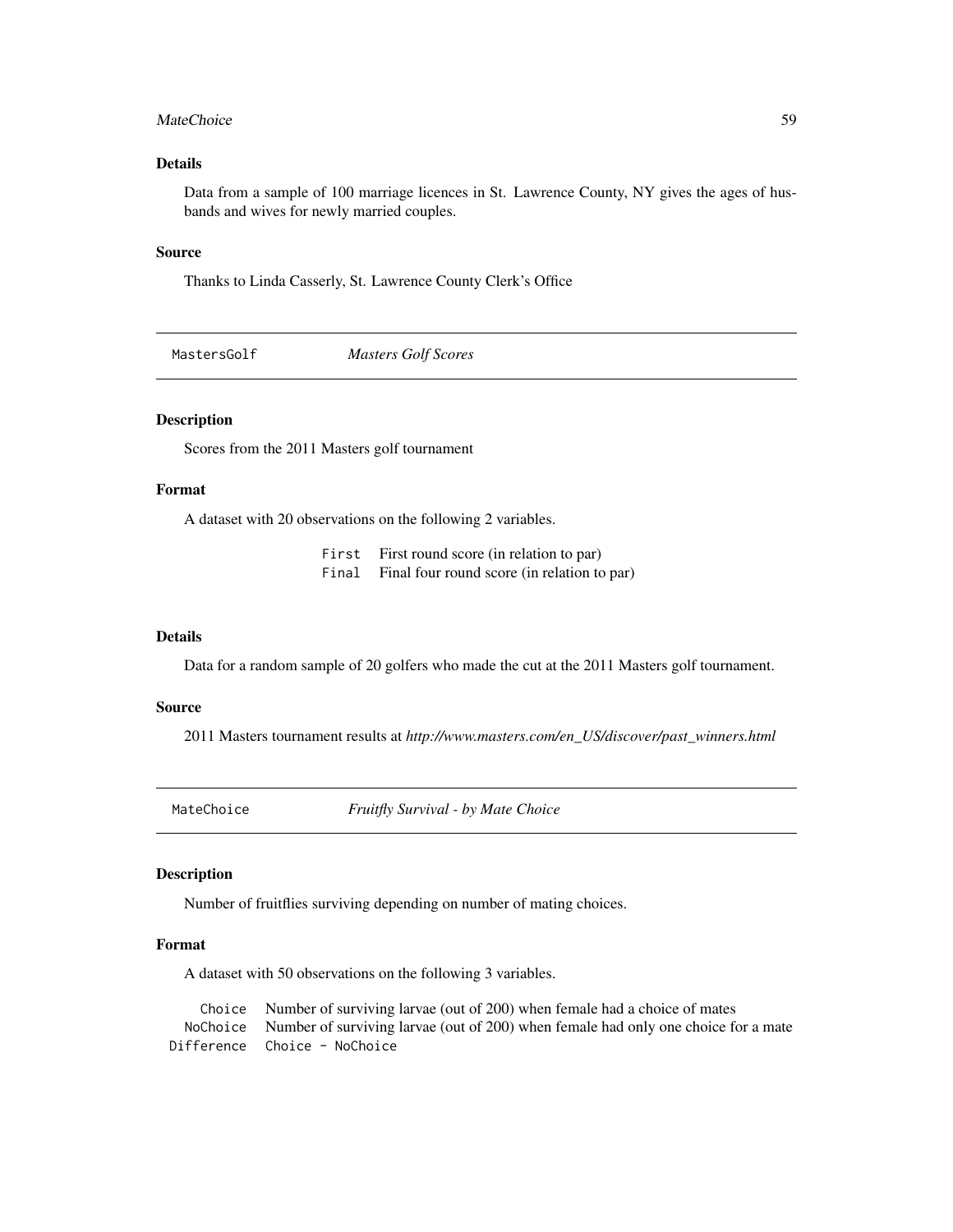### Details

Data from a sample of 100 marriage licences in St. Lawrence County, NY gives the ages of husbands and wives for newly married couples.

### Source

Thanks to Linda Casserly, St. Lawrence County Clerk's Office

---

## MastersGolf *Masters Golf Scores*

---

### Description

Scores from the 2011 Masters golf tournament

### Format

A dataset with 20 observations on the following 2 variables.

| | |
|---|---|
| `First` | First round score (in relation to par) |
| `Final` | Final four round score (in relation to par) |

### Details

Data for a random sample of 20 golfers who made the cut at the 2011 Masters golf tournament.

### Source

2011 Masters tournament results at *http://www.masters.com/en_US/discover/past_winners.html*

---

## MateChoice *Fruitfly Survival - by Mate Choice*

---

### Description

Number of fruitflies surviving depending on number of mating choices.

### Format

A dataset with 50 observations on the following 3 variables.

| | |
|---|---|
| `Choice` | Number of surviving larvae (out of 200) when female had a choice of mates |
| `NoChoice` | Number of surviving larvae (out of 200) when female had only one choice for a mate |
| `Difference` | `Choice - NoChoice` |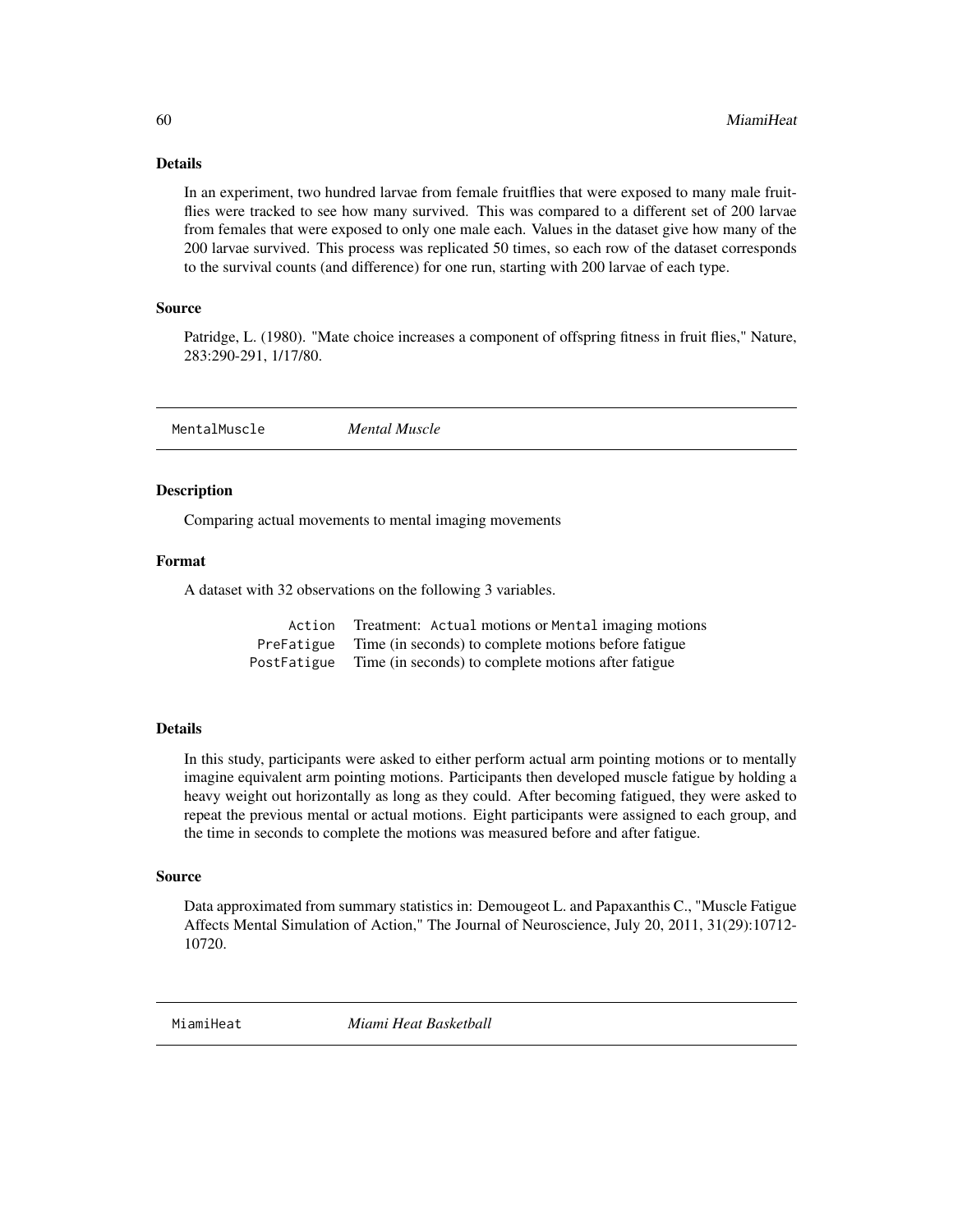### Details

In an experiment, two hundred larvae from female fruitflies that were exposed to many male fruitflies were tracked to see how many survived. This was compared to a different set of 200 larvae from females that were exposed to only one male each. Values in the dataset give how many of the 200 larvae survived. This process was replicated 50 times, so each row of the dataset corresponds to the survival counts (and difference) for one run, starting with 200 larvae of each type.

### Source

Patridge, L. (1980). "Mate choice increases a component of offspring fitness in fruit flies," Nature, 283:290-291, 1/17/80.

---

## MentalMuscle — *Mental Muscle*

### Description

Comparing actual movements to mental imaging movements

### Format

A dataset with 32 observations on the following 3 variables.

| | |
|---|---|
| `Action` | Treatment: `Actual` motions or `Mental` imaging motions |
| `PreFatigue` | Time (in seconds) to complete motions before fatigue |
| `PostFatigue` | Time (in seconds) to complete motions after fatigue |

### Details

In this study, participants were asked to either perform actual arm pointing motions or to mentally imagine equivalent arm pointing motions. Participants then developed muscle fatigue by holding a heavy weight out horizontally as long as they could. After becoming fatigued, they were asked to repeat the previous mental or actual motions. Eight participants were assigned to each group, and the time in seconds to complete the motions was measured before and after fatigue.

### Source

Data approximated from summary statistics in: Demougeot L. and Papaxanthis C., "Muscle Fatigue Affects Mental Simulation of Action," The Journal of Neuroscience, July 20, 2011, 31(29):10712-10720.

---

## MiamiHeat — *Miami Heat Basketball*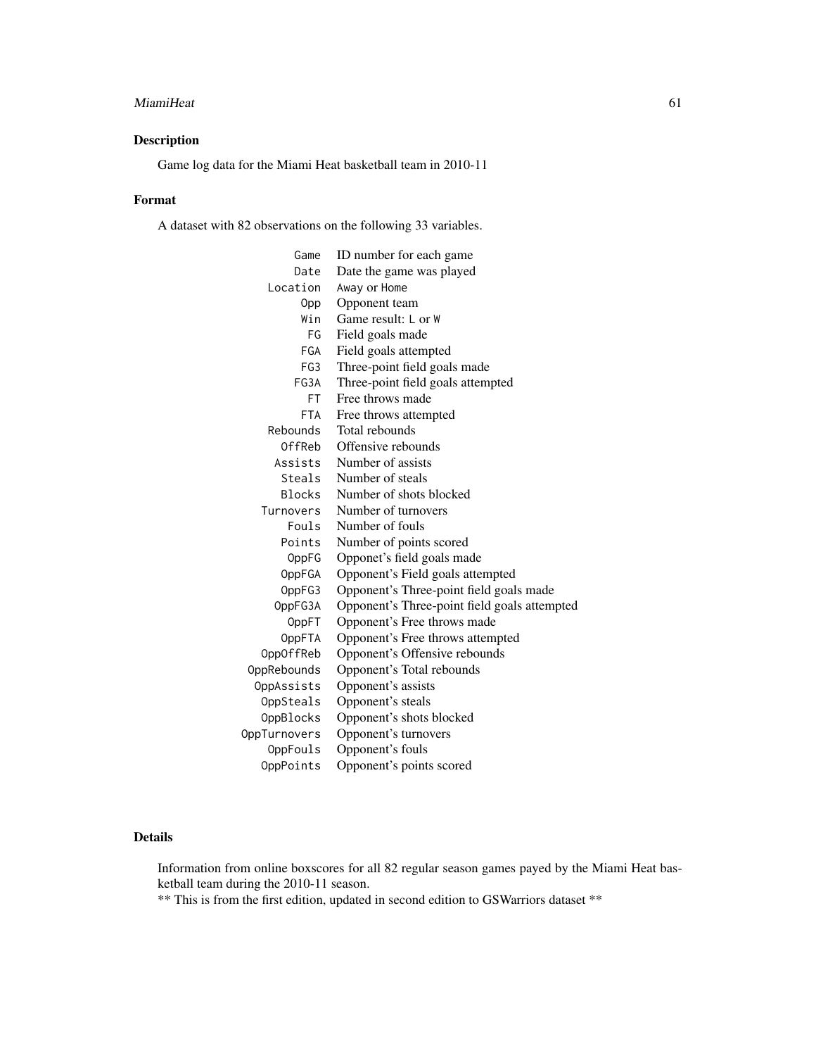## Description

Game log data for the Miami Heat basketball team in 2010-11

## Format

A dataset with 82 observations on the following 33 variables.

| | |
|---|---|
| `Game` | ID number for each game |
| `Date` | Date the game was played |
| `Location` | `Away` or `Home` |
| `Opp` | Opponent team |
| `Win` | Game result: `L` or `W` |
| `FG` | Field goals made |
| `FGA` | Field goals attempted |
| `FG3` | Three-point field goals made |
| `FG3A` | Three-point field goals attempted |
| `FT` | Free throws made |
| `FTA` | Free throws attempted |
| `Rebounds` | Total rebounds |
| `OffReb` | Offensive rebounds |
| `Assists` | Number of assists |
| `Steals` | Number of steals |
| `Blocks` | Number of shots blocked |
| `Turnovers` | Number of turnovers |
| `Fouls` | Number of fouls |
| `Points` | Number of points scored |
| `OppFG` | Opponet's field goals made |
| `OppFGA` | Opponent's Field goals attempted |
| `OppFG3` | Opponent's Three-point field goals made |
| `OppFG3A` | Opponent's Three-point field goals attempted |
| `OppFT` | Opponent's Free throws made |
| `OppFTA` | Opponent's Free throws attempted |
| `OppOffReb` | Opponent's Offensive rebounds |
| `OppRebounds` | Opponent's Total rebounds |
| `OppAssists` | Opponent's assists |
| `OppSteals` | Opponent's steals |
| `OppBlocks` | Opponent's shots blocked |
| `OppTurnovers` | Opponent's turnovers |
| `OppFouls` | Opponent's fouls |
| `OppPoints` | Opponent's points scored |

## Details

Information from online boxscores for all 82 regular season games payed by the Miami Heat basketball team during the 2010-11 season.
** This is from the first edition, updated in second edition to GSWarriors dataset **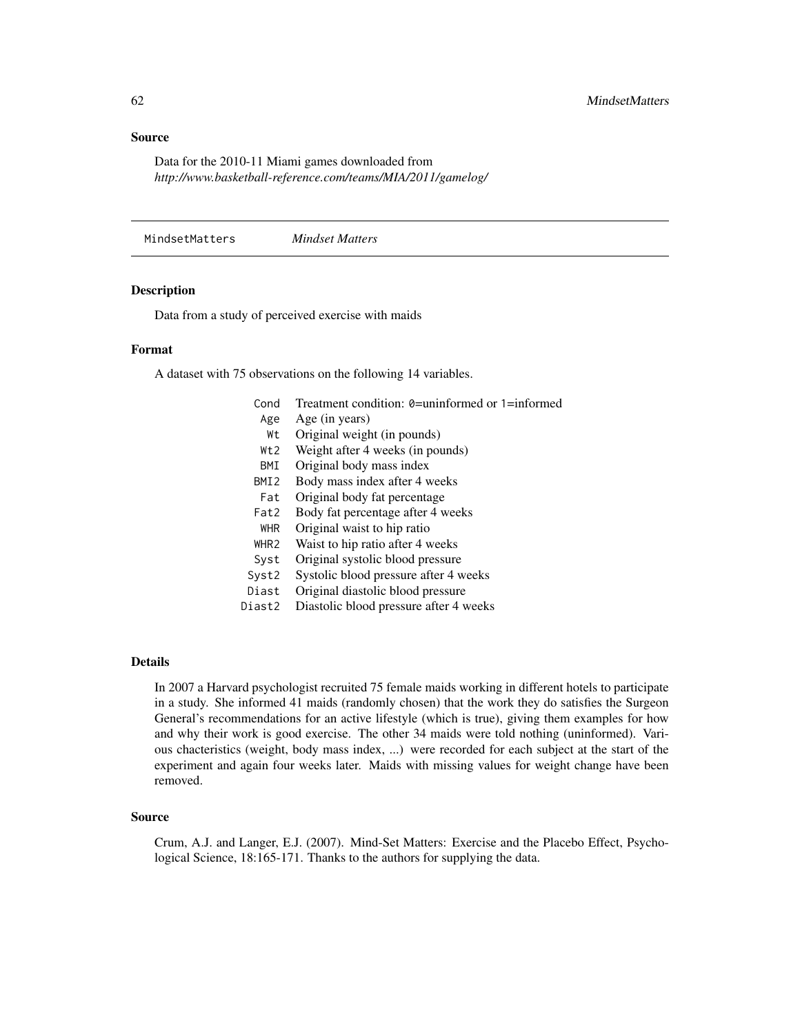### Source

Data for the 2010-11 Miami games downloaded from
*http://www.basketball-reference.com/teams/MIA/2011/gamelog/*

---

## MindsetMatters — *Mindset Matters*

### Description

Data from a study of perceived exercise with maids

### Format

A dataset with 75 observations on the following 14 variables.

| | |
|---|---|
| `Cond` | Treatment condition: `0`=uninformed or `1`=informed |
| `Age` | Age (in years) |
| `Wt` | Original weight (in pounds) |
| `Wt2` | Weight after 4 weeks (in pounds) |
| `BMI` | Original body mass index |
| `BMI2` | Body mass index after 4 weeks |
| `Fat` | Original body fat percentage |
| `Fat2` | Body fat percentage after 4 weeks |
| `WHR` | Original waist to hip ratio |
| `WHR2` | Waist to hip ratio after 4 weeks |
| `Syst` | Original systolic blood pressure |
| `Syst2` | Systolic blood pressure after 4 weeks |
| `Diast` | Original diastolic blood pressure |
| `Diast2` | Diastolic blood pressure after 4 weeks |

### Details

In 2007 a Harvard psychologist recruited 75 female maids working in different hotels to participate in a study. She informed 41 maids (randomly chosen) that the work they do satisfies the Surgeon General's recommendations for an active lifestyle (which is true), giving them examples for how and why their work is good exercise. The other 34 maids were told nothing (uninformed). Various chacteristics (weight, body mass index, ...) were recorded for each subject at the start of the experiment and again four weeks later. Maids with missing values for weight change have been removed.

### Source

Crum, A.J. and Langer, E.J. (2007). Mind-Set Matters: Exercise and the Placebo Effect, Psychological Science, 18:165-171. Thanks to the authors for supplying the data.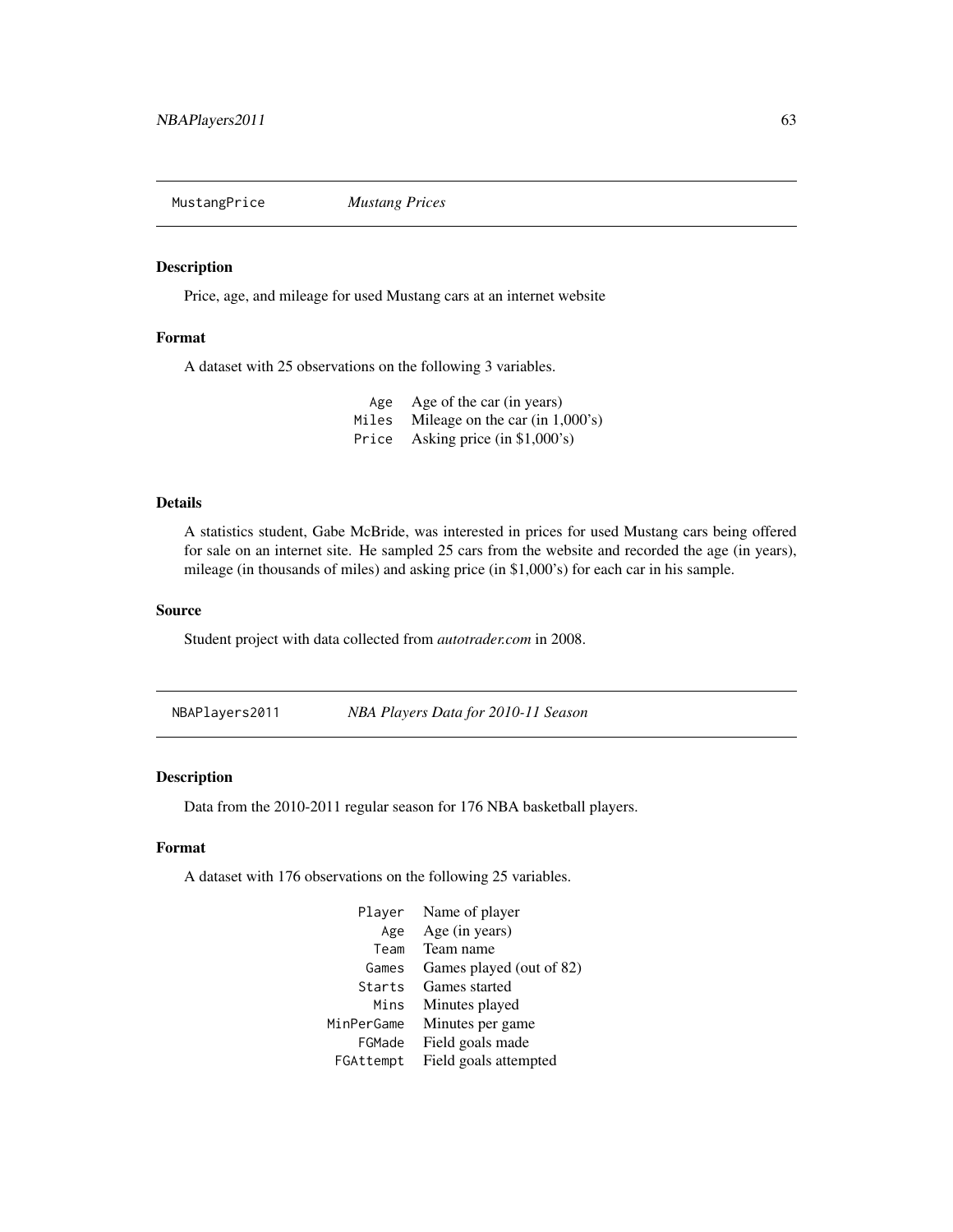## MustangPrice *Mustang Prices*

### Description

Price, age, and mileage for used Mustang cars at an internet website

### Format

A dataset with 25 observations on the following 3 variables.

| | |
|---|---|
| `Age` | Age of the car (in years) |
| `Miles` | Mileage on the car (in 1,000's) |
| `Price` | Asking price (in $1,000's) |

### Details

A statistics student, Gabe McBride, was interested in prices for used Mustang cars being offered for sale on an internet site. He sampled 25 cars from the website and recorded the age (in years), mileage (in thousands of miles) and asking price (in $1,000's) for each car in his sample.

### Source

Student project with data collected from *autotrader.com* in 2008.

## NBAPlayers2011 *NBA Players Data for 2010-11 Season*

### Description

Data from the 2010-2011 regular season for 176 NBA basketball players.

### Format

A dataset with 176 observations on the following 25 variables.

| | |
|---|---|
| `Player` | Name of player |
| `Age` | Age (in years) |
| `Team` | Team name |
| `Games` | Games played (out of 82) |
| `Starts` | Games started |
| `Mins` | Minutes played |
| `MinPerGame` | Minutes per game |
| `FGMade` | Field goals made |
| `FGAttempt` | Field goals attempted |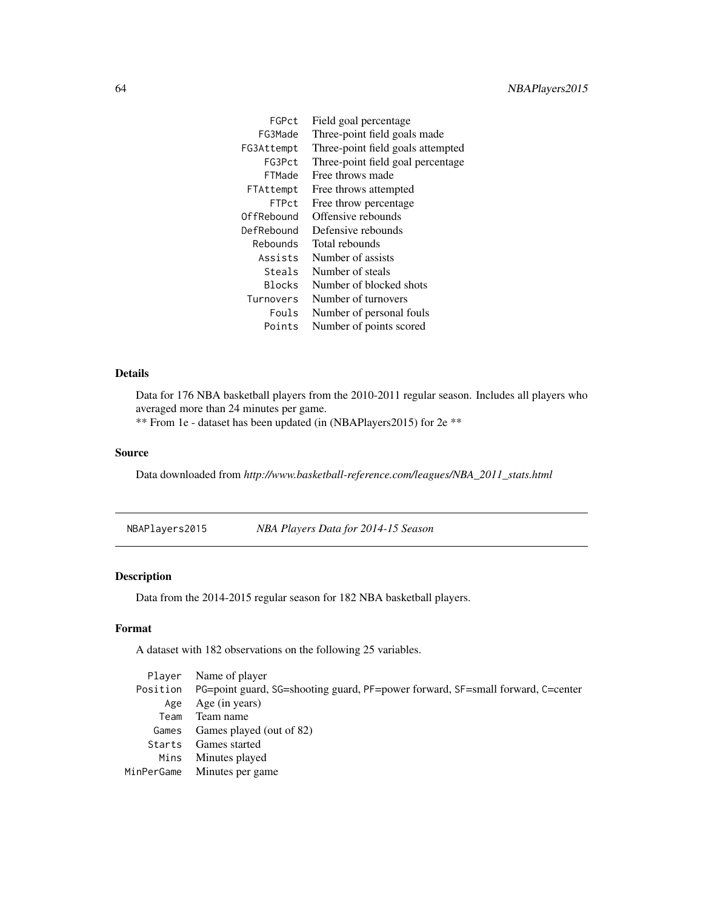| | |
|---|---|
| FGPct | Field goal percentage |
| FG3Made | Three-point field goals made |
| FG3Attempt | Three-point field goals attempted |
| FG3Pct | Three-point field goal percentage |
| FTMade | Free throws made |
| FTAttempt | Free throws attempted |
| FTPct | Free throw percentage |
| OffRebound | Offensive rebounds |
| DefRebound | Defensive rebounds |
| Rebounds | Total rebounds |
| Assists | Number of assists |
| Steals | Number of steals |
| Blocks | Number of blocked shots |
| Turnovers | Number of turnovers |
| Fouls | Number of personal fouls |
| Points | Number of points scored |

### Details

Data for 176 NBA basketball players from the 2010-2011 regular season. Includes all players who averaged more than 24 minutes per game.
** From 1e - dataset has been updated (in (NBAPlayers2015) for 2e **

### Source

Data downloaded from *http://www.basketball-reference.com/leagues/NBA_2011_stats.html*

---

## NBAPlayers2015 — *NBA Players Data for 2014-15 Season*

---

### Description

Data from the 2014-2015 regular season for 182 NBA basketball players.

### Format

A dataset with 182 observations on the following 25 variables.

| | |
|---|---|
| Player | Name of player |
| Position | PG=point guard, SG=shooting guard, PF=power forward, SF=small forward, C=center |
| Age | Age (in years) |
| Team | Team name |
| Games | Games played (out of 82) |
| Starts | Games started |
| Mins | Minutes played |
| MinPerGame | Minutes per game |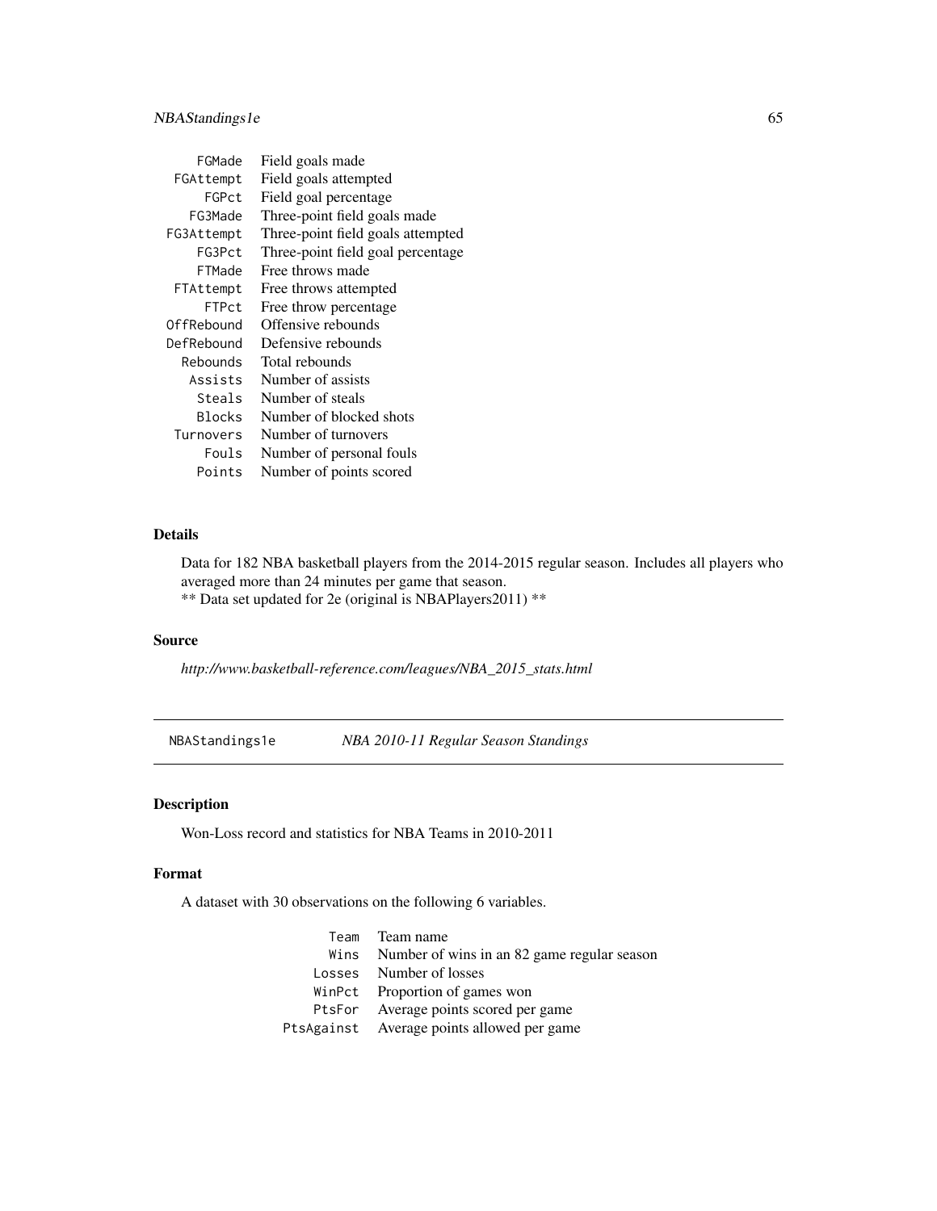| | |
|---|---|
| FGMade | Field goals made |
| FGAttempt | Field goals attempted |
| FGPct | Field goal percentage |
| FG3Made | Three-point field goals made |
| FG3Attempt | Three-point field goals attempted |
| FG3Pct | Three-point field goal percentage |
| FTMade | Free throws made |
| FTAttempt | Free throws attempted |
| FTPct | Free throw percentage |
| OffRebound | Offensive rebounds |
| DefRebound | Defensive rebounds |
| Rebounds | Total rebounds |
| Assists | Number of assists |
| Steals | Number of steals |
| Blocks | Number of blocked shots |
| Turnovers | Number of turnovers |
| Fouls | Number of personal fouls |
| Points | Number of points scored |

### Details

Data for 182 NBA basketball players from the 2014-2015 regular season. Includes all players who averaged more than 24 minutes per game that season.
** Data set updated for 2e (original is NBAPlayers2011) **

### Source

*http://www.basketball-reference.com/leagues/NBA_2015_stats.html*

---

## NBAStandings1e *NBA 2010-11 Regular Season Standings*

### Description

Won-Loss record and statistics for NBA Teams in 2010-2011

### Format

A dataset with 30 observations on the following 6 variables.

| | |
|---|---|
| Team | Team name |
| Wins | Number of wins in an 82 game regular season |
| Losses | Number of losses |
| WinPct | Proportion of games won |
| PtsFor | Average points scored per game |
| PtsAgainst | Average points allowed per game |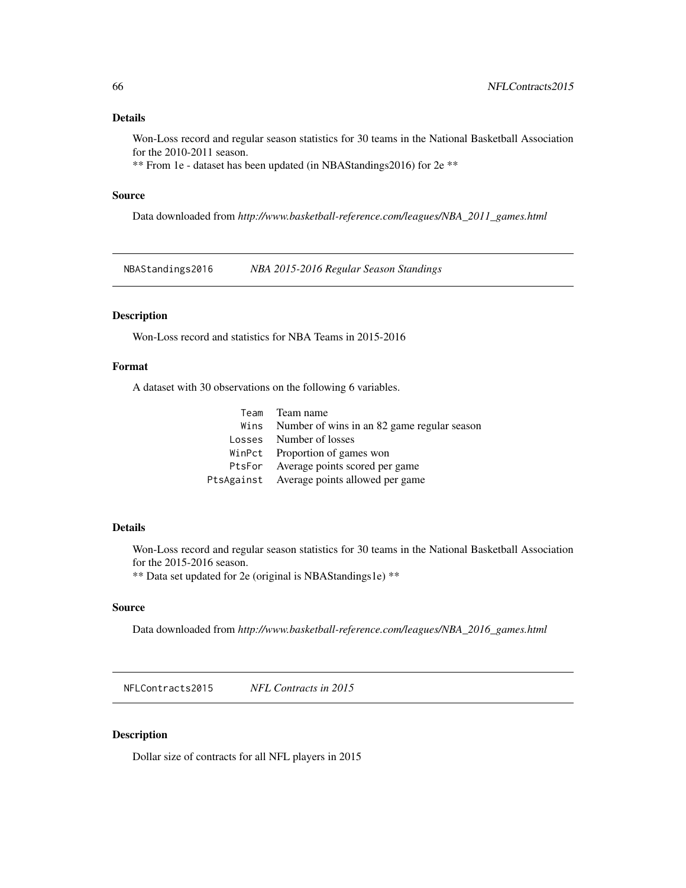## Details

Won-Loss record and regular season statistics for 30 teams in the National Basketball Association for the 2010-2011 season.
** From 1e - dataset has been updated (in NBAStandings2016) for 2e **

## Source

Data downloaded from *http://www.basketball-reference.com/leagues/NBA_2011_games.html*

---

# NBAStandings2016 *NBA 2015-2016 Regular Season Standings*

---

## Description

Won-Loss record and statistics for NBA Teams in 2015-2016

## Format

A dataset with 30 observations on the following 6 variables.

| | |
|---|---|
| `Team` | Team name |
| `Wins` | Number of wins in an 82 game regular season |
| `Losses` | Number of losses |
| `WinPct` | Proportion of games won |
| `PtsFor` | Average points scored per game |
| `PtsAgainst` | Average points allowed per game |

## Details

Won-Loss record and regular season statistics for 30 teams in the National Basketball Association for the 2015-2016 season.
** Data set updated for 2e (original is NBAStandings1e) **

## Source

Data downloaded from *http://www.basketball-reference.com/leagues/NBA_2016_games.html*

---

# NFLContracts2015 *NFL Contracts in 2015*

---

## Description

Dollar size of contracts for all NFL players in 2015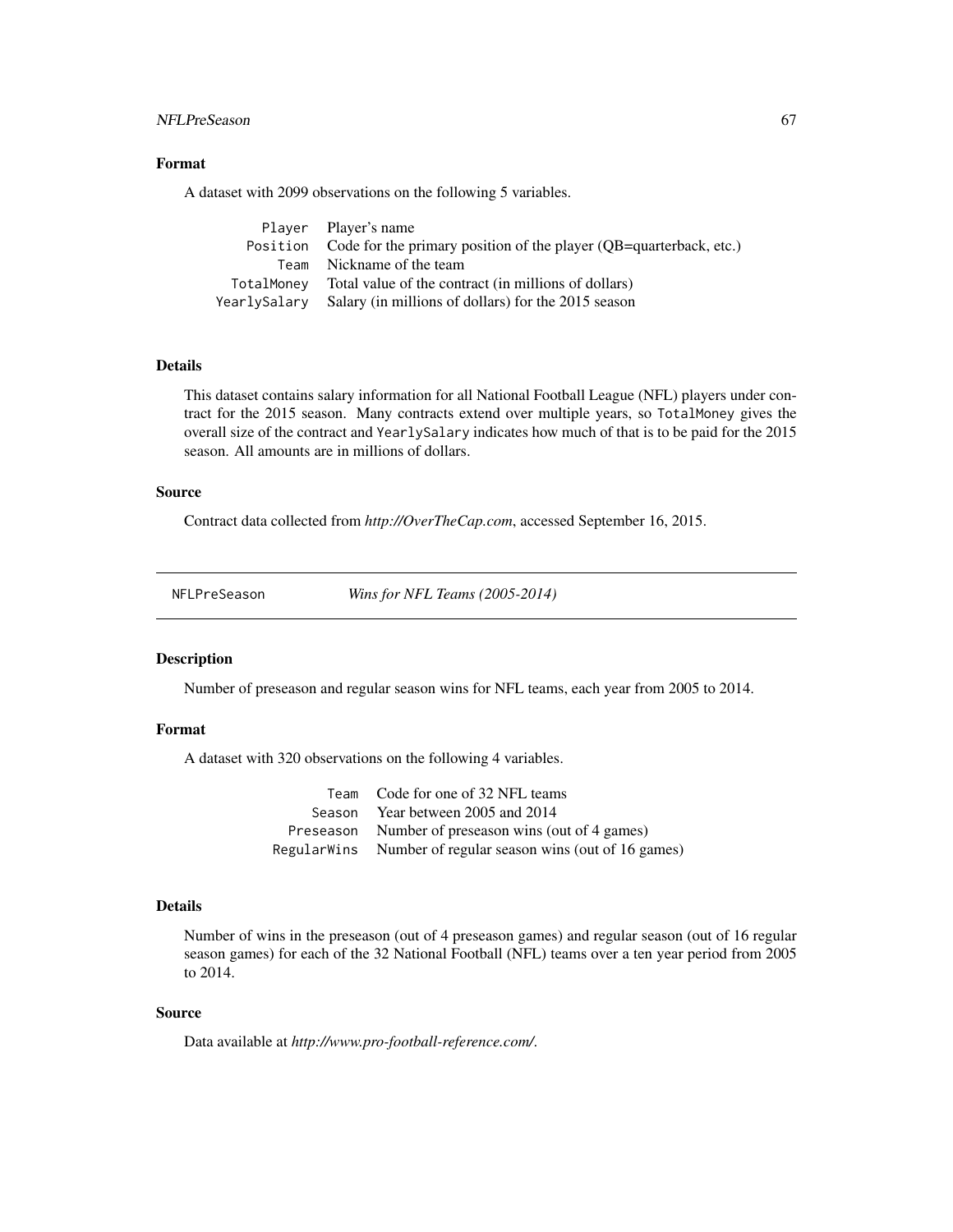### Format

A dataset with 2099 observations on the following 5 variables.

| | |
|---|---|
| `Player` | Player's name |
| `Position` | Code for the primary position of the player (QB=quarterback, etc.) |
| `Team` | Nickname of the team |
| `TotalMoney` | Total value of the contract (in millions of dollars) |
| `YearlySalary` | Salary (in millions of dollars) for the 2015 season |

### Details

This dataset contains salary information for all National Football League (NFL) players under contract for the 2015 season. Many contracts extend over multiple years, so `TotalMoney` gives the overall size of the contract and `YearlySalary` indicates how much of that is to be paid for the 2015 season. All amounts are in millions of dollars.

### Source

Contract data collected from *http://OverTheCap.com*, accessed September 16, 2015.

---

## NFLPreSeason — *Wins for NFL Teams (2005-2014)*

### Description

Number of preseason and regular season wins for NFL teams, each year from 2005 to 2014.

### Format

A dataset with 320 observations on the following 4 variables.

| | |
|---|---|
| `Team` | Code for one of 32 NFL teams |
| `Season` | Year between 2005 and 2014 |
| `Preseason` | Number of preseason wins (out of 4 games) |
| `RegularWins` | Number of regular season wins (out of 16 games) |

### Details

Number of wins in the preseason (out of 4 preseason games) and regular season (out of 16 regular season games) for each of the 32 National Football (NFL) teams over a ten year period from 2005 to 2014.

### Source

Data available at *http://www.pro-football-reference.com/*.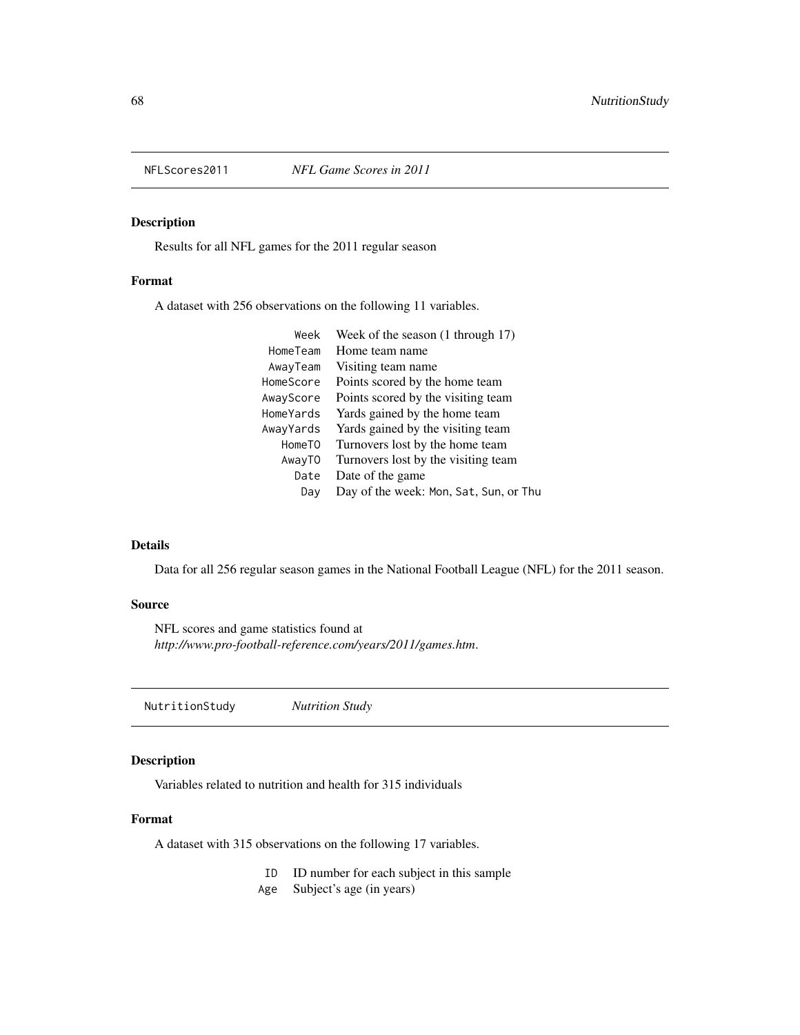NFLScores2011 *NFL Game Scores in 2011*

## Description

Results for all NFL games for the 2011 regular season

## Format

A dataset with 256 observations on the following 11 variables.

| | |
|---|---|
| Week | Week of the season (1 through 17) |
| HomeTeam | Home team name |
| AwayTeam | Visiting team name |
| HomeScore | Points scored by the home team |
| AwayScore | Points scored by the visiting team |
| HomeYards | Yards gained by the home team |
| AwayYards | Yards gained by the visiting team |
| HomeTO | Turnovers lost by the home team |
| AwayTO | Turnovers lost by the visiting team |
| Date | Date of the game |
| Day | Day of the week: Mon, Sat, Sun, or Thu |

## Details

Data for all 256 regular season games in the National Football League (NFL) for the 2011 season.

## Source

NFL scores and game statistics found at
*http://www.pro-football-reference.com/years/2011/games.htm*.

---

NutritionStudy *Nutrition Study*

## Description

Variables related to nutrition and health for 315 individuals

## Format

A dataset with 315 observations on the following 17 variables.

| | |
|---|---|
| ID | ID number for each subject in this sample |
| Age | Subject's age (in years) |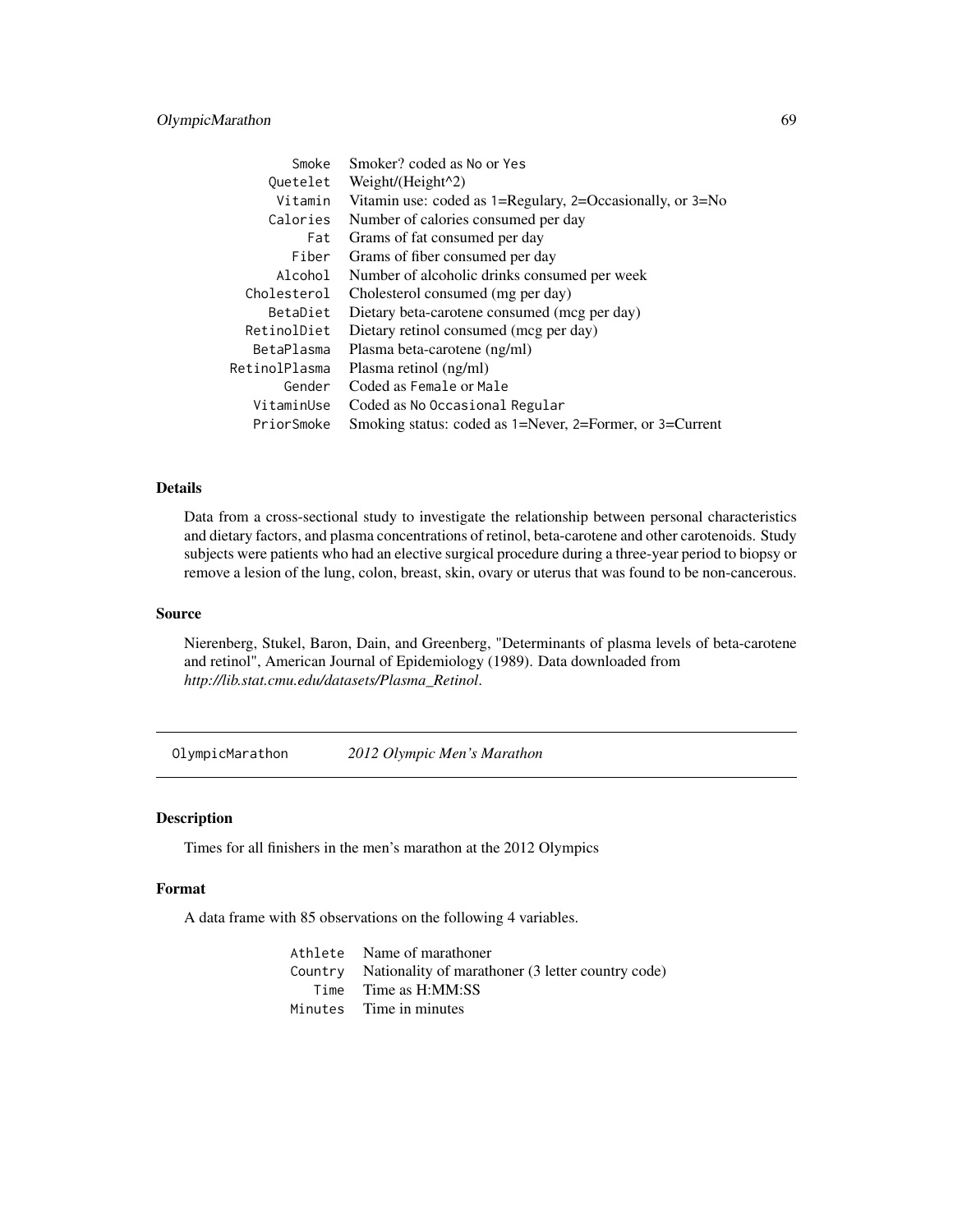| | |
|---|---|
| `Smoke` | Smoker? coded as `No` or `Yes` |
| `Quetelet` | Weight/(Height^2) |
| `Vitamin` | Vitamin use: coded as 1=Regulary, 2=Occasionally, or 3=No |
| `Calories` | Number of calories consumed per day |
| `Fat` | Grams of fat consumed per day |
| `Fiber` | Grams of fiber consumed per day |
| `Alcohol` | Number of alcoholic drinks consumed per week |
| `Cholesterol` | Cholesterol consumed (mg per day) |
| `BetaDiet` | Dietary beta-carotene consumed (mcg per day) |
| `RetinolDiet` | Dietary retinol consumed (mcg per day) |
| `BetaPlasma` | Plasma beta-carotene (ng/ml) |
| `RetinolPlasma` | Plasma retinol (ng/ml) |
| `Gender` | Coded as `Female` or `Male` |
| `VitaminUse` | Coded as `No` `Occasional` `Regular` |
| `PriorSmoke` | Smoking status: coded as 1=Never, 2=Former, or 3=Current |

### Details

Data from a cross-sectional study to investigate the relationship between personal characteristics and dietary factors, and plasma concentrations of retinol, beta-carotene and other carotenoids. Study subjects were patients who had an elective surgical procedure during a three-year period to biopsy or remove a lesion of the lung, colon, breast, skin, ovary or uterus that was found to be non-cancerous.

### Source

Nierenberg, Stukel, Baron, Dain, and Greenberg, "Determinants of plasma levels of beta-carotene and retinol", American Journal of Epidemiology (1989). Data downloaded from *http://lib.stat.cmu.edu/datasets/Plasma_Retinol*.

---

## `OlympicMarathon` *2012 Olympic Men's Marathon*

### Description

Times for all finishers in the men's marathon at the 2012 Olympics

### Format

A data frame with 85 observations on the following 4 variables.

| | |
|---|---|
| `Athlete` | Name of marathoner |
| `Country` | Nationality of marathoner (3 letter country code) |
| `Time` | Time as H:MM:SS |
| `Minutes` | Time in minutes |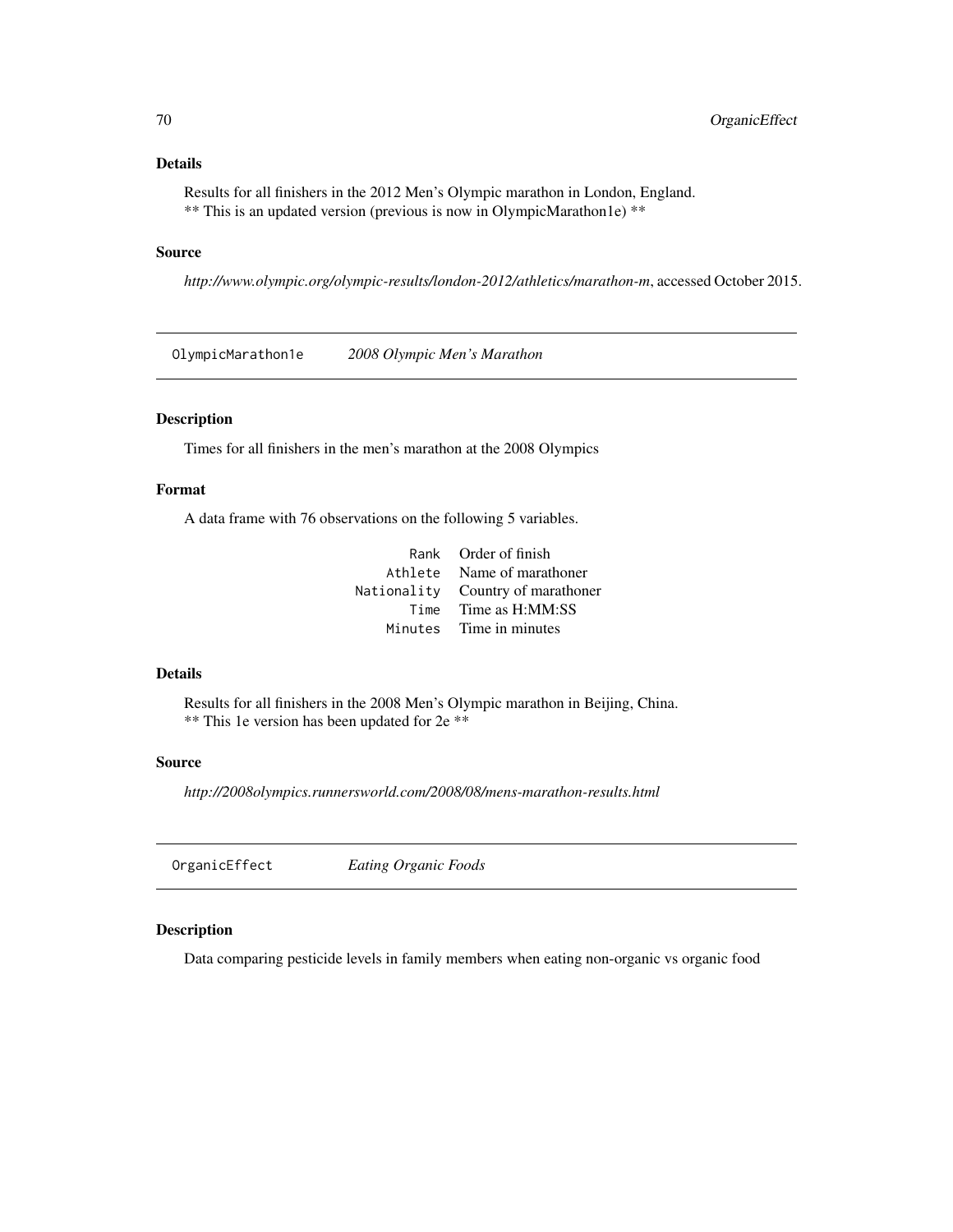### Details

Results for all finishers in the 2012 Men's Olympic marathon in London, England.
** This is an updated version (previous is now in OlympicMarathon1e) **

### Source

*http://www.olympic.org/olympic-results/london-2012/athletics/marathon-m*, accessed October 2015.

---

## OlympicMarathon1e *2008 Olympic Men's Marathon*

---

### Description

Times for all finishers in the men's marathon at the 2008 Olympics

### Format

A data frame with 76 observations on the following 5 variables.

| | |
|---|---|
| `Rank` | Order of finish |
| `Athlete` | Name of marathoner |
| `Nationality` | Country of marathoner |
| `Time` | Time as H:MM:SS |
| `Minutes` | Time in minutes |

### Details

Results for all finishers in the 2008 Men's Olympic marathon in Beijing, China.
** This 1e version has been updated for 2e **

### Source

*http://2008olympics.runnersworld.com/2008/08/mens-marathon-results.html*

---

## OrganicEffect *Eating Organic Foods*

---

### Description

Data comparing pesticide levels in family members when eating non-organic vs organic food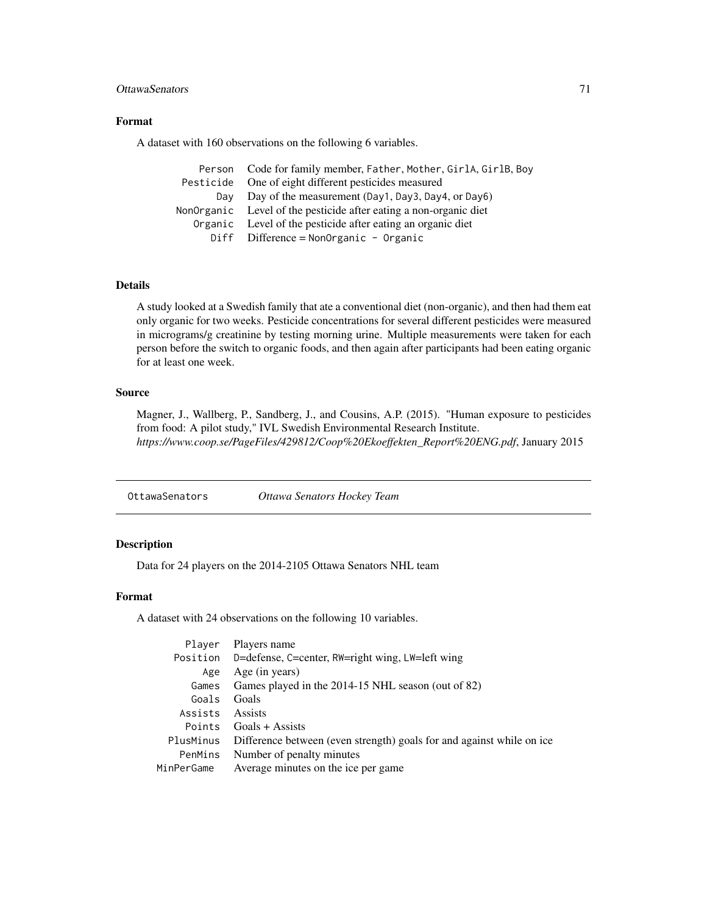### Format

A dataset with 160 observations on the following 6 variables.

| | |
|---|---|
| `Person` | Code for family member, `Father`, `Mother`, `GirlA`, `GirlB`, `Boy` |
| `Pesticide` | One of eight different pesticides measured |
| `Day` | Day of the measurement (`Day1`, `Day3`, `Day4`, or `Day6`) |
| `NonOrganic` | Level of the pesticide after eating a non-organic diet |
| `Organic` | Level of the pesticide after eating an organic diet |
| `Diff` | Difference = `NonOrganic - Organic` |

### Details

A study looked at a Swedish family that ate a conventional diet (non-organic), and then had them eat only organic for two weeks. Pesticide concentrations for several different pesticides were measured in micrograms/g creatinine by testing morning urine. Multiple measurements were taken for each person before the switch to organic foods, and then again after participants had been eating organic for at least one week.

### Source

Magner, J., Wallberg, P., Sandberg, J., and Cousins, A.P. (2015). "Human exposure to pesticides from food: A pilot study," IVL Swedish Environmental Research Institute. *https://www.coop.se/PageFiles/429812/Coop%20Ekoeffekten_Report%20ENG.pdf*, January 2015

## `OttawaSenators` *Ottawa Senators Hockey Team*

### Description

Data for 24 players on the 2014-2105 Ottawa Senators NHL team

### Format

A dataset with 24 observations on the following 10 variables.

| | |
|---|---|
| `Player` | Players name |
| `Position` | `D`=defense, `C`=center, `RW`=right wing, `LW`=left wing |
| `Age` | Age (in years) |
| `Games` | Games played in the 2014-15 NHL season (out of 82) |
| `Goals` | Goals |
| `Assists` | Assists |
| `Points` | Goals + Assists |
| `PlusMinus` | Difference between (even strength) goals for and against while on ice |
| `PenMins` | Number of penalty minutes |
| `MinPerGame` | Average minutes on the ice per game |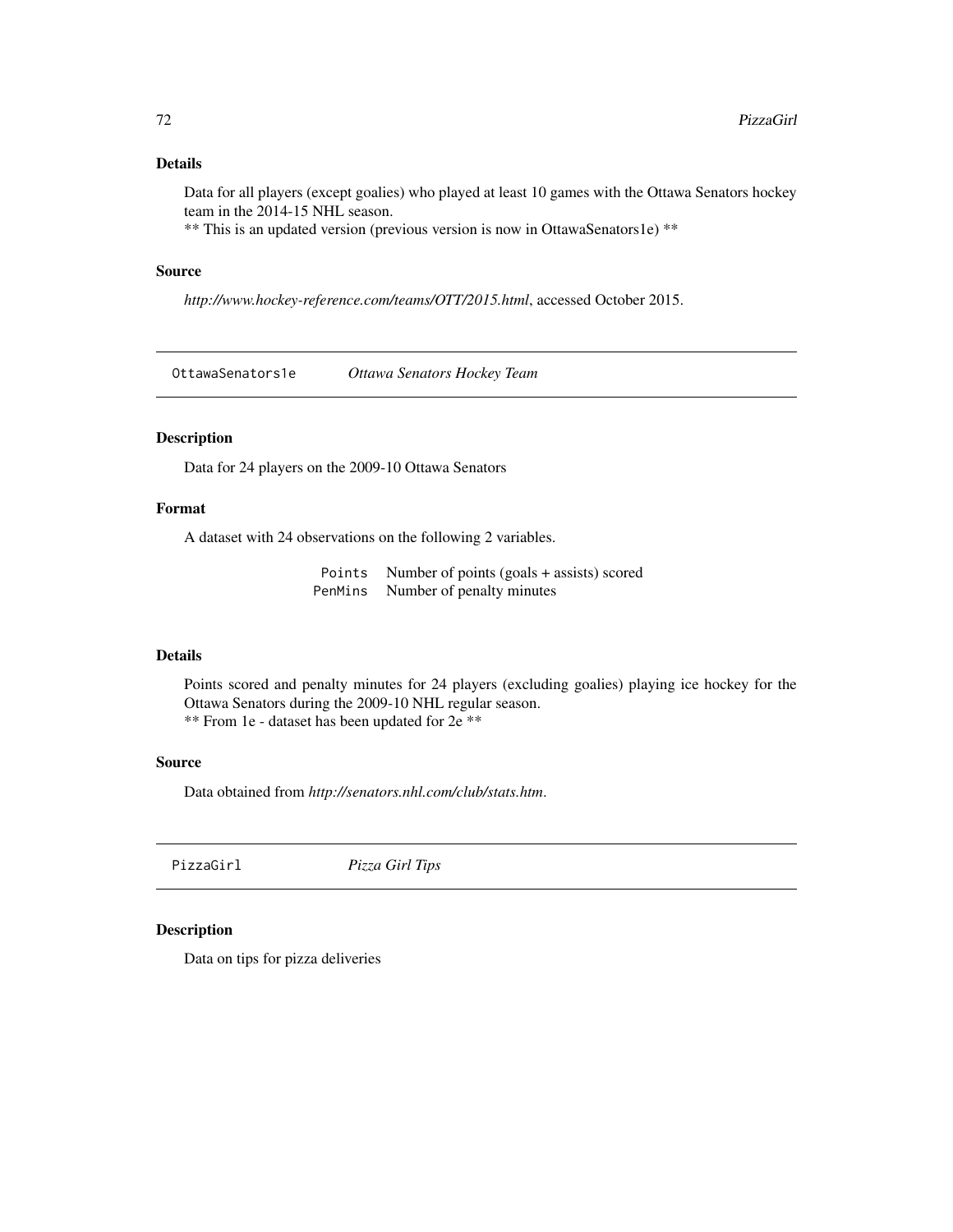### Details

Data for all players (except goalies) who played at least 10 games with the Ottawa Senators hockey team in the 2014-15 NHL season.
** This is an updated version (previous version is now in OttawaSenators1e) **

### Source

*http://www.hockey-reference.com/teams/OTT/2015.html*, accessed October 2015.

---

## OttawaSenators1e *Ottawa Senators Hockey Team*

---

### Description

Data for 24 players on the 2009-10 Ottawa Senators

### Format

A dataset with 24 observations on the following 2 variables.

| | |
|---|---|
| `Points` | Number of points (goals + assists) scored |
| `PenMins` | Number of penalty minutes |

### Details

Points scored and penalty minutes for 24 players (excluding goalies) playing ice hockey for the Ottawa Senators during the 2009-10 NHL regular season.
** From 1e - dataset has been updated for 2e **

### Source

Data obtained from *http://senators.nhl.com/club/stats.htm*.

---

## PizzaGirl *Pizza Girl Tips*

---

### Description

Data on tips for pizza deliveries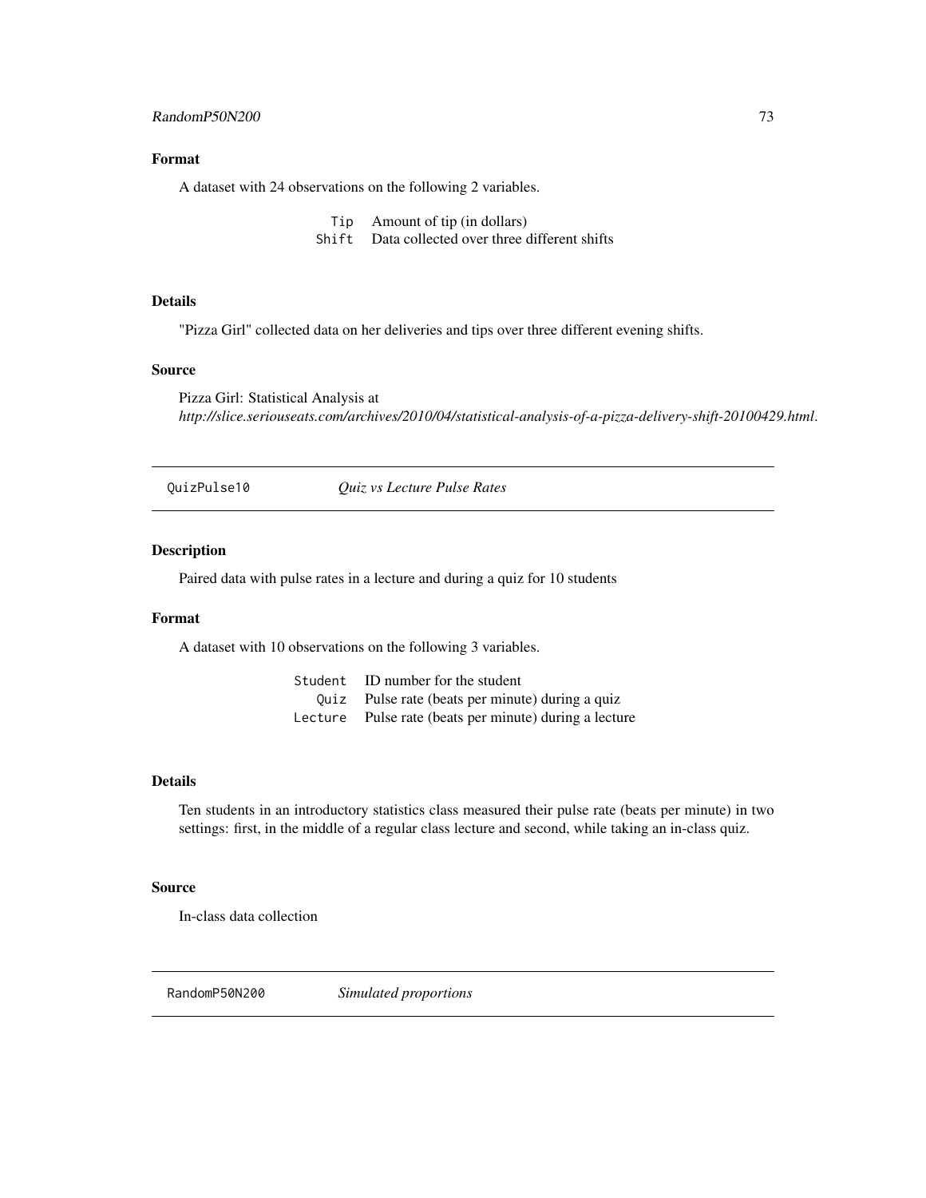### Format

A dataset with 24 observations on the following 2 variables.

| | |
|---|---|
| `Tip` | Amount of tip (in dollars) |
| `Shift` | Data collected over three different shifts |

### Details

"Pizza Girl" collected data on her deliveries and tips over three different evening shifts.

### Source

Pizza Girl: Statistical Analysis at
*http://slice.seriouseats.com/archives/2010/04/statistical-analysis-of-a-pizza-delivery-shift-20100429.html*.

---

## QuizPulse10 — *Quiz vs Lecture Pulse Rates*

### Description

Paired data with pulse rates in a lecture and during a quiz for 10 students

### Format

A dataset with 10 observations on the following 3 variables.

| | |
|---|---|
| `Student` | ID number for the student |
| `Quiz` | Pulse rate (beats per minute) during a quiz |
| `Lecture` | Pulse rate (beats per minute) during a lecture |

### Details

Ten students in an introductory statistics class measured their pulse rate (beats per minute) in two settings: first, in the middle of a regular class lecture and second, while taking an in-class quiz.

### Source

In-class data collection

---

## RandomP50N200 — *Simulated proportions*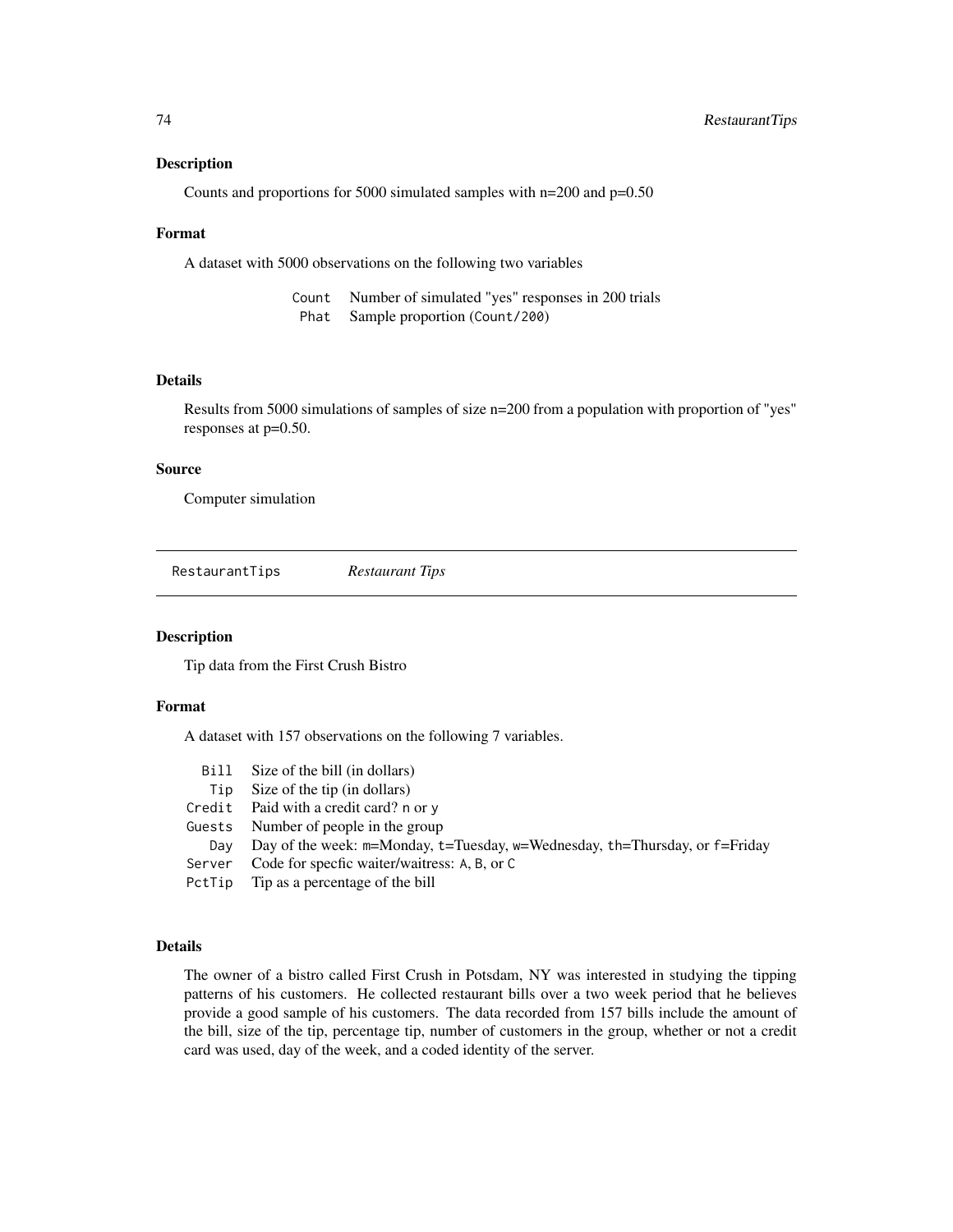### Description

Counts and proportions for 5000 simulated samples with n=200 and p=0.50

### Format

A dataset with 5000 observations on the following two variables

| | |
|---|---|
| Count | Number of simulated "yes" responses in 200 trials |
| Phat | Sample proportion (Count/200) |

### Details

Results from 5000 simulations of samples of size n=200 from a population with proportion of "yes" responses at p=0.50.

### Source

Computer simulation

---

## RestaurantTips *Restaurant Tips*

---

### Description

Tip data from the First Crush Bistro

### Format

A dataset with 157 observations on the following 7 variables.

| | |
|---|---|
| Bill | Size of the bill (in dollars) |
| Tip | Size of the tip (in dollars) |
| Credit | Paid with a credit card? n or y |
| Guests | Number of people in the group |
| Day | Day of the week: m=Monday, t=Tuesday, w=Wednesday, th=Thursday, or f=Friday |
| Server | Code for specfic waiter/waitress: A, B, or C |
| PctTip | Tip as a percentage of the bill |

### Details

The owner of a bistro called First Crush in Potsdam, NY was interested in studying the tipping patterns of his customers. He collected restaurant bills over a two week period that he believes provide a good sample of his customers. The data recorded from 157 bills include the amount of the bill, size of the tip, percentage tip, number of customers in the group, whether or not a credit card was used, day of the week, and a coded identity of the server.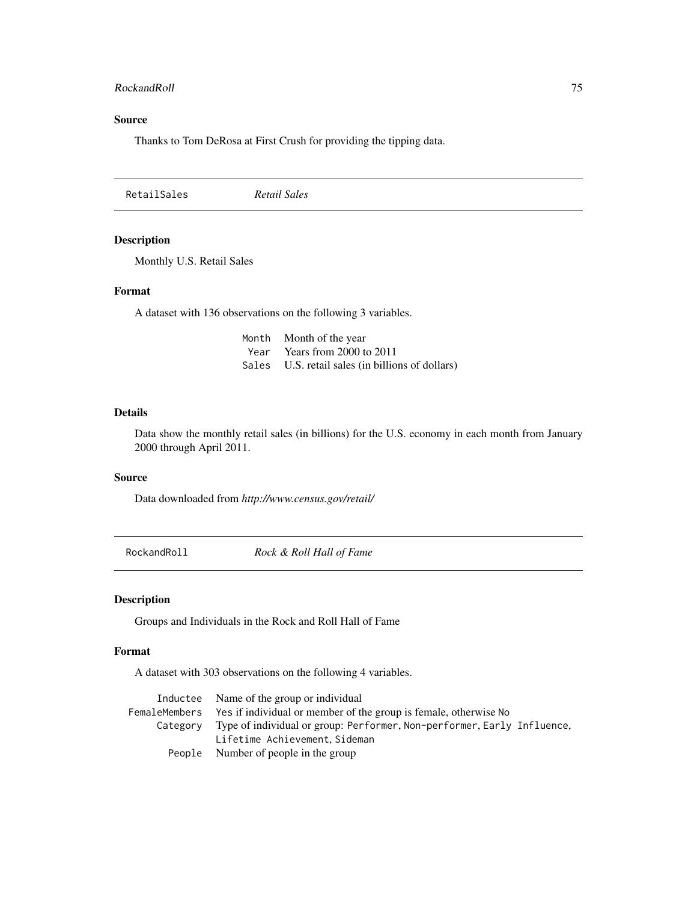### Source

Thanks to Tom DeRosa at First Crush for providing the tipping data.

---

## RetailSales *Retail Sales*

---

### Description

Monthly U.S. Retail Sales

### Format

A dataset with 136 observations on the following 3 variables.

| | |
|---|---|
| `Month` | Month of the year |
| `Year` | Years from 2000 to 2011 |
| `Sales` | U.S. retail sales (in billions of dollars) |

### Details

Data show the monthly retail sales (in billions) for the U.S. economy in each month from January 2000 through April 2011.

### Source

Data downloaded from *http://www.census.gov/retail/*

---

## RockandRoll *Rock & Roll Hall of Fame*

---

### Description

Groups and Individuals in the Rock and Roll Hall of Fame

### Format

A dataset with 303 observations on the following 4 variables.

| | |
|---|---|
| `Inductee` | Name of the group or individual |
| `FemaleMembers` | `Yes` if individual or member of the group is female, otherwise `No` |
| `Category` | Type of individual or group: `Performer`, `Non-performer`, `Early Influence`, `Lifetime Achievement`, `Sideman` |
| `People` | Number of people in the group |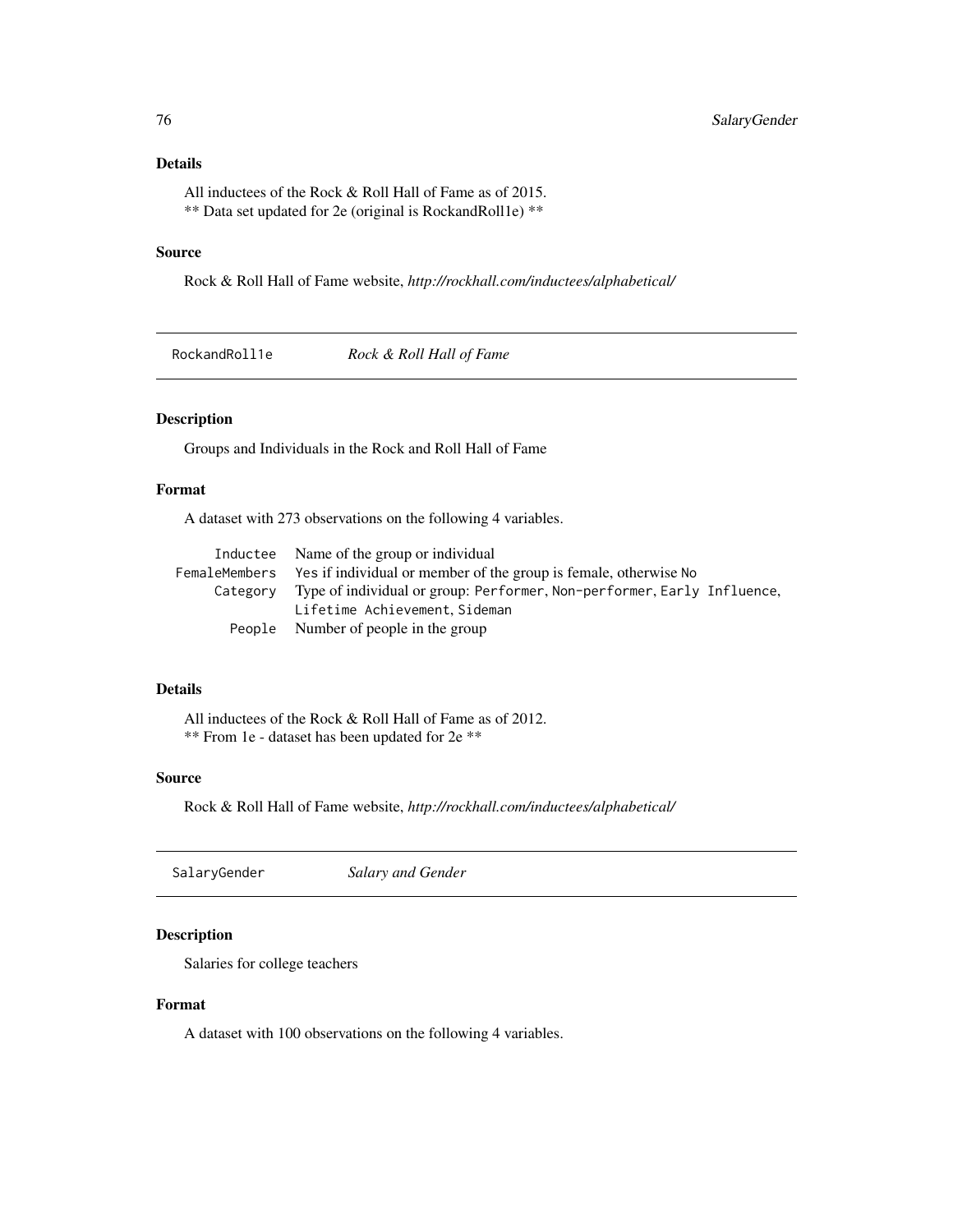### Details

All inductees of the Rock & Roll Hall of Fame as of 2015.
** Data set updated for 2e (original is RockandRoll1e) **

### Source

Rock & Roll Hall of Fame website, *http://rockhall.com/inductees/alphabetical/*

---

## RockandRoll1e — *Rock & Roll Hall of Fame*

### Description

Groups and Individuals in the Rock and Roll Hall of Fame

### Format

A dataset with 273 observations on the following 4 variables.

| | |
|---|---|
| `Inductee` | Name of the group or individual |
| `FemaleMembers` | `Yes` if individual or member of the group is female, otherwise `No` |
| `Category` | Type of individual or group: `Performer`, `Non-performer`, `Early Influence`, `Lifetime Achievement`, `Sideman` |
| `People` | Number of people in the group |

### Details

All inductees of the Rock & Roll Hall of Fame as of 2012.
** From 1e - dataset has been updated for 2e **

### Source

Rock & Roll Hall of Fame website, *http://rockhall.com/inductees/alphabetical/*

---

## SalaryGender — *Salary and Gender*

### Description

Salaries for college teachers

### Format

A dataset with 100 observations on the following 4 variables.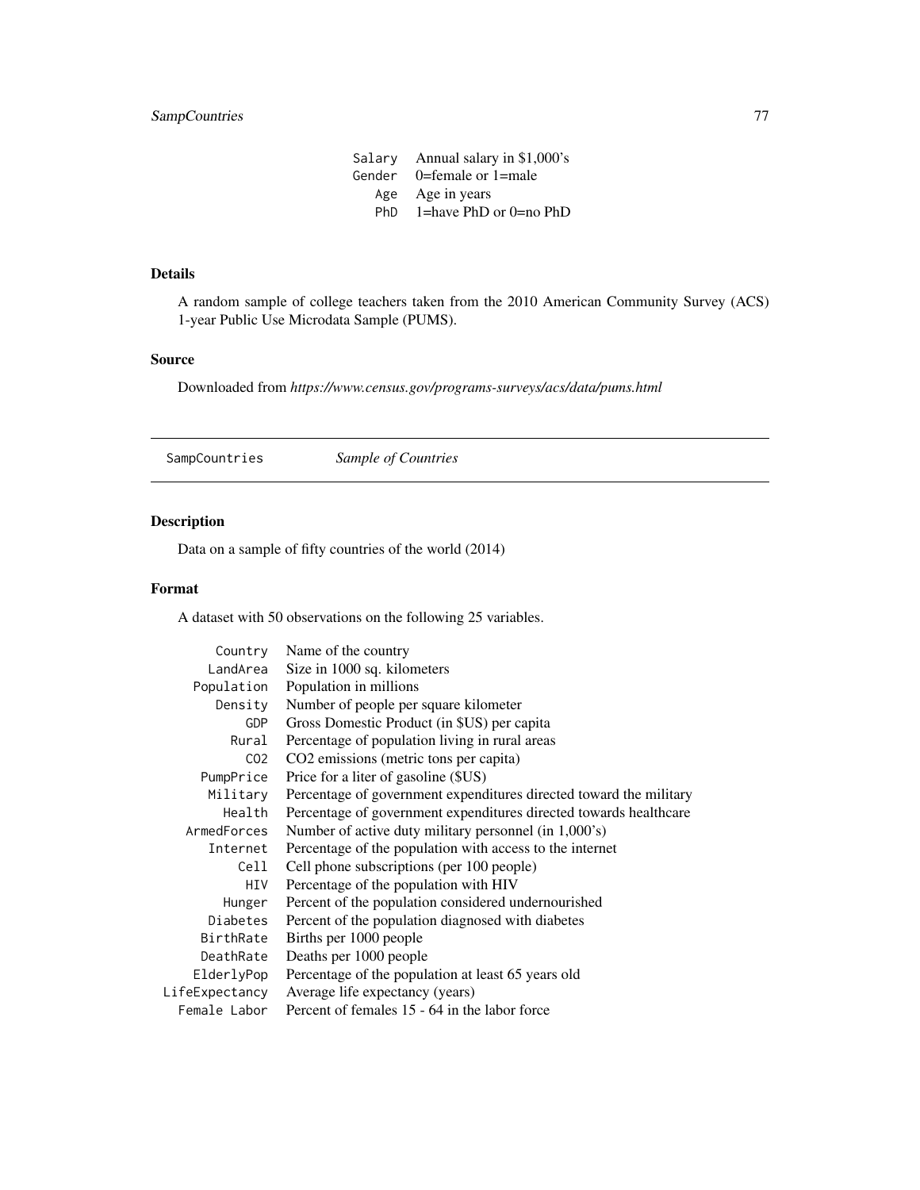| | |
|---|---|
| Salary | Annual salary in $1,000's |
| Gender | 0=female or 1=male |
| Age | Age in years |
| PhD | 1=have PhD or 0=no PhD |

### Details

A random sample of college teachers taken from the 2010 American Community Survey (ACS) 1-year Public Use Microdata Sample (PUMS).

### Source

Downloaded from *https://www.census.gov/programs-surveys/acs/data/pums.html*

---

## SampCountries *Sample of Countries*

---

### Description

Data on a sample of fifty countries of the world (2014)

### Format

A dataset with 50 observations on the following 25 variables.

| | |
|---|---|
| Country | Name of the country |
| LandArea | Size in 1000 sq. kilometers |
| Population | Population in millions |
| Density | Number of people per square kilometer |
| GDP | Gross Domestic Product (in $US) per capita |
| Rural | Percentage of population living in rural areas |
| CO2 | CO2 emissions (metric tons per capita) |
| PumpPrice | Price for a liter of gasoline ($US) |
| Military | Percentage of government expenditures directed toward the military |
| Health | Percentage of government expenditures directed towards healthcare |
| ArmedForces | Number of active duty military personnel (in 1,000's) |
| Internet | Percentage of the population with access to the internet |
| Cell | Cell phone subscriptions (per 100 people) |
| HIV | Percentage of the population with HIV |
| Hunger | Percent of the population considered undernourished |
| Diabetes | Percent of the population diagnosed with diabetes |
| BirthRate | Births per 1000 people |
| DeathRate | Deaths per 1000 people |
| ElderlyPop | Percentage of the population at least 65 years old |
| LifeExpectancy | Average life expectancy (years) |
| Female Labor | Percent of females 15 - 64 in the labor force |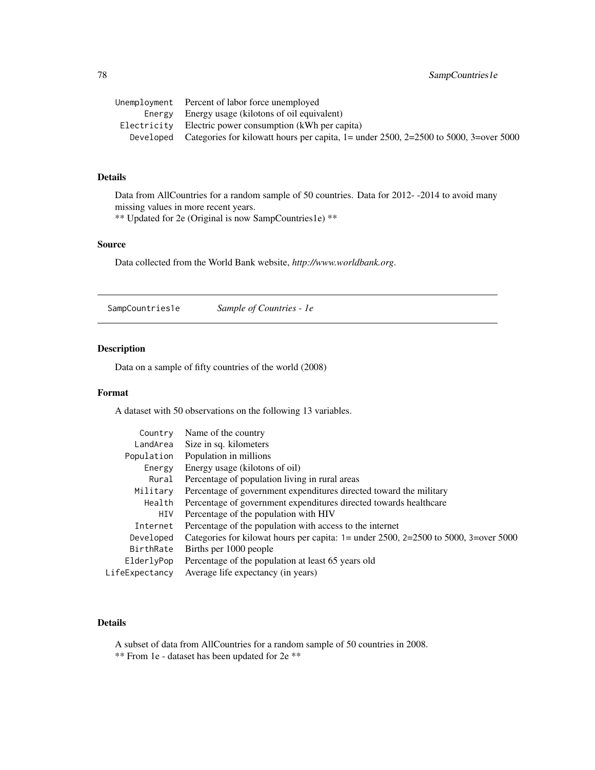| | |
|---|---|
| `Unemployment` | Percent of labor force unemployed |
| `Energy` | Energy usage (kilotons of oil equivalent) |
| `Electricity` | Electric power consumption (kWh per capita) |
| `Developed` | Categories for kilowatt hours per capita, 1= under 2500, 2=2500 to 5000, 3=over 5000 |

### Details

Data from AllCountries for a random sample of 50 countries. Data for 2012- -2014 to avoid many missing values in more recent years.
** Updated for 2e (Original is now SampCountries1e) **

### Source

Data collected from the World Bank website, *http://www.worldbank.org*.

---

## SampCountries1e    *Sample of Countries - 1e*

---

### Description

Data on a sample of fifty countries of the world (2008)

### Format

A dataset with 50 observations on the following 13 variables.

| | |
|---|---|
| `Country` | Name of the country |
| `LandArea` | Size in sq. kilometers |
| `Population` | Population in millions |
| `Energy` | Energy usage (kilotons of oil) |
| `Rural` | Percentage of population living in rural areas |
| `Military` | Percentage of government expenditures directed toward the military |
| `Health` | Percentage of government expenditures directed towards healthcare |
| `HIV` | Percentage of the population with HIV |
| `Internet` | Percentage of the population with access to the internet |
| `Developed` | Categories for kilowat hours per capita: 1= under 2500, 2=2500 to 5000, 3=over 5000 |
| `BirthRate` | Births per 1000 people |
| `ElderlyPop` | Percentage of the population at least 65 years old |
| `LifeExpectancy` | Average life expectancy (in years) |

### Details

A subset of data from AllCountries for a random sample of 50 countries in 2008.
** From 1e - dataset has been updated for 2e **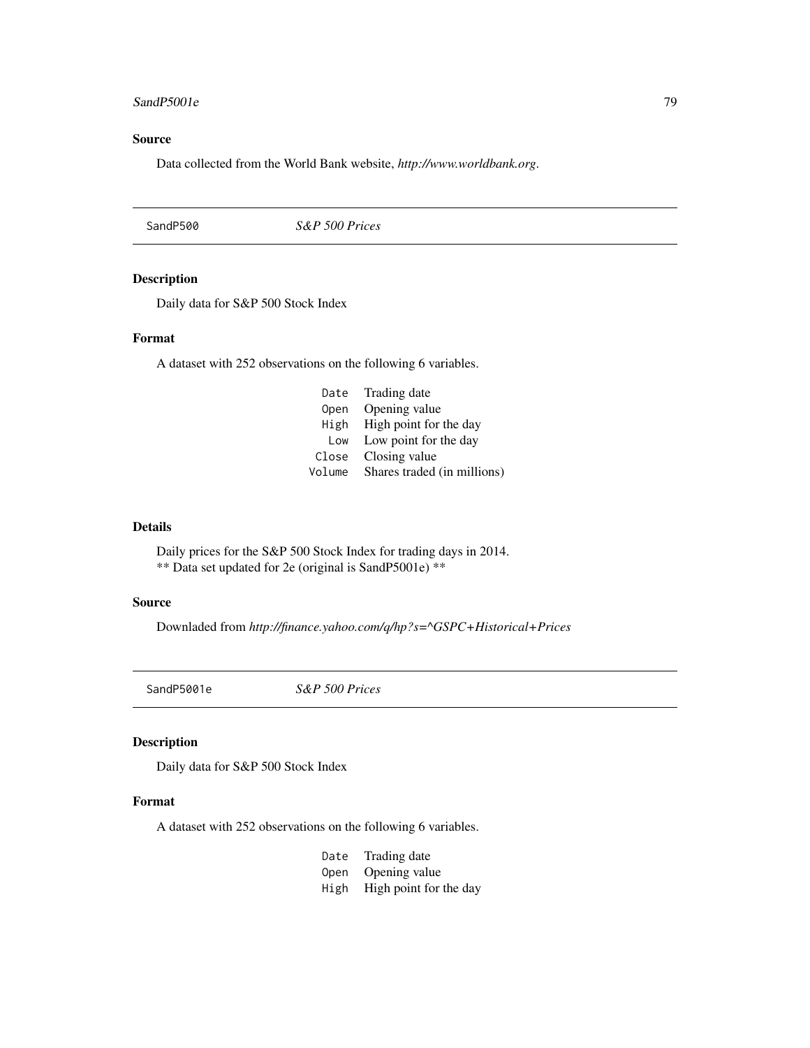## Source

Data collected from the World Bank website, *http://www.worldbank.org*.

---

## SandP500 *S&P 500 Prices*

---

### Description

Daily data for S&P 500 Stock Index

### Format

A dataset with 252 observations on the following 6 variables.

| | |
|---|---|
| `Date` | Trading date |
| `Open` | Opening value |
| `High` | High point for the day |
| `Low` | Low point for the day |
| `Close` | Closing value |
| `Volume` | Shares traded (in millions) |

### Details

Daily prices for the S&P 500 Stock Index for trading days in 2014.
** Data set updated for 2e (original is SandP5001e) **

### Source

Downloaded from *http://finance.yahoo.com/q/hp?s=^GSPC+Historical+Prices*

---

## SandP5001e *S&P 500 Prices*

---

### Description

Daily data for S&P 500 Stock Index

### Format

A dataset with 252 observations on the following 6 variables.

| | |
|---|---|
| `Date` | Trading date |
| `Open` | Opening value |
| `High` | High point for the day |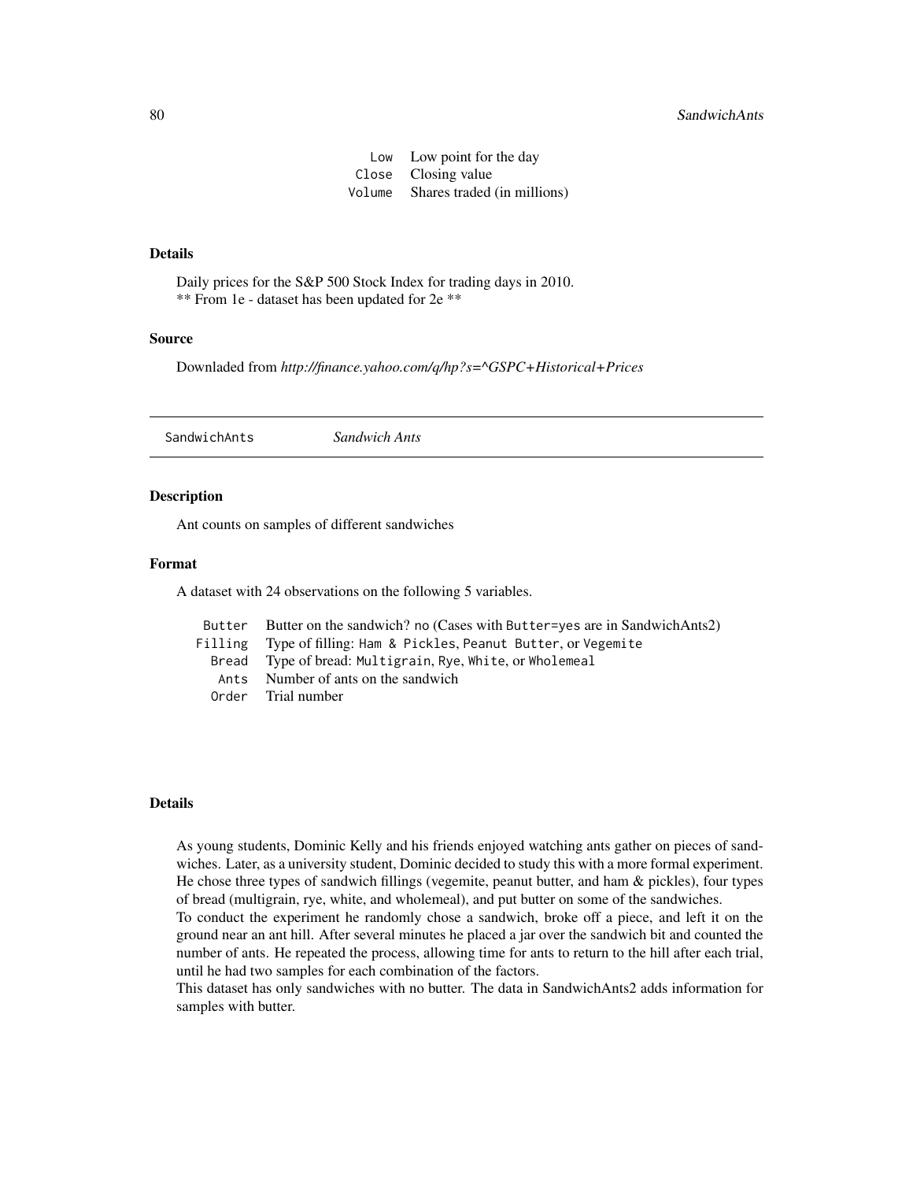| | |
|---|---|
| `Low` | Low point for the day |
| `Close` | Closing value |
| `Volume` | Shares traded (in millions) |

### Details

Daily prices for the S&P 500 Stock Index for trading days in 2010.
** From 1e - dataset has been updated for 2e **

### Source

Downladed from *http://finance.yahoo.com/q/hp?s=^GSPC+Historical+Prices*

---

## SandwichAnts *Sandwich Ants*

---

### Description

Ant counts on samples of different sandwiches

### Format

A dataset with 24 observations on the following 5 variables.

| | |
|---|---|
| `Butter` | Butter on the sandwich? `no` (Cases with `Butter=yes` are in SandwichAnts2) |
| `Filling` | Type of filling: `Ham & Pickles`, `Peanut Butter`, or `Vegemite` |
| `Bread` | Type of bread: `Multigrain`, `Rye`, `White`, or `Wholemeal` |
| `Ants` | Number of ants on the sandwich |
| `Order` | Trial number |

### Details

As young students, Dominic Kelly and his friends enjoyed watching ants gather on pieces of sandwiches. Later, as a university student, Dominic decided to study this with a more formal experiment. He chose three types of sandwich fillings (vegemite, peanut butter, and ham & pickles), four types of bread (multigrain, rye, white, and wholemeal), and put butter on some of the sandwiches.
To conduct the experiment he randomly chose a sandwich, broke off a piece, and left it on the ground near an ant hill. After several minutes he placed a jar over the sandwich bit and counted the number of ants. He repeated the process, allowing time for ants to return to the hill after each trial, until he had two samples for each combination of the factors.
This dataset has only sandwiches with no butter. The data in SandwichAnts2 adds information for samples with butter.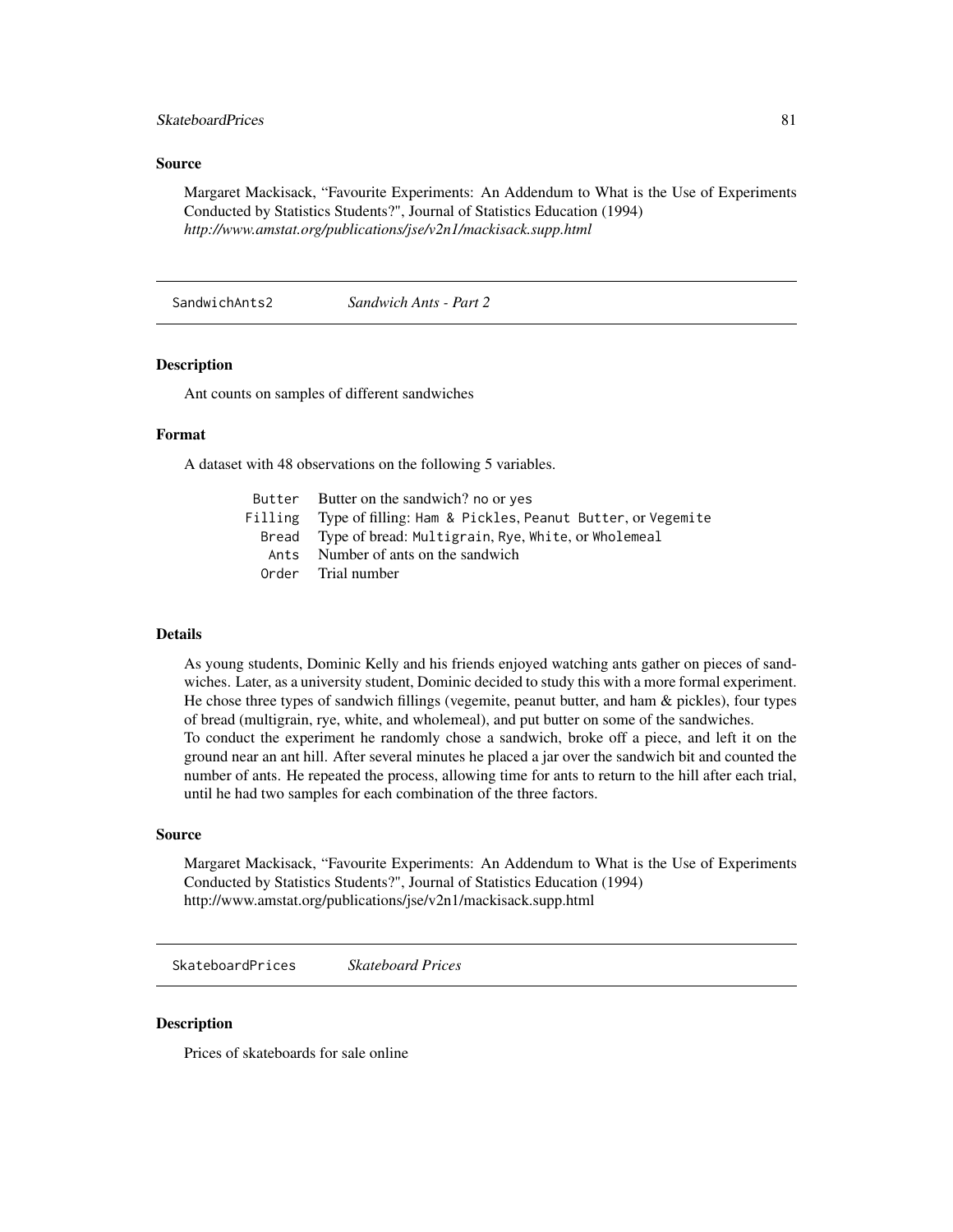### Source

Margaret Mackisack, "Favourite Experiments: An Addendum to What is the Use of Experiments Conducted by Statistics Students?", Journal of Statistics Education (1994)
*http://www.amstat.org/publications/jse/v2n1/mackisack.supp.html*

---

## SandwichAnts2 *Sandwich Ants - Part 2*

---

### Description

Ant counts on samples of different sandwiches

### Format

A dataset with 48 observations on the following 5 variables.

| | |
|---|---|
| `Butter` | Butter on the sandwich? `no` or `yes` |
| `Filling` | Type of filling: `Ham & Pickles`, `Peanut Butter`, or `Vegemite` |
| `Bread` | Type of bread: `Multigrain`, `Rye`, `White`, or `Wholemeal` |
| `Ants` | Number of ants on the sandwich |
| `Order` | Trial number |

### Details

As young students, Dominic Kelly and his friends enjoyed watching ants gather on pieces of sandwiches. Later, as a university student, Dominic decided to study this with a more formal experiment. He chose three types of sandwich fillings (vegemite, peanut butter, and ham & pickles), four types of bread (multigrain, rye, white, and wholemeal), and put butter on some of the sandwiches.
To conduct the experiment he randomly chose a sandwich, broke off a piece, and left it on the ground near an ant hill. After several minutes he placed a jar over the sandwich bit and counted the number of ants. He repeated the process, allowing time for ants to return to the hill after each trial, until he had two samples for each combination of the three factors.

### Source

Margaret Mackisack, "Favourite Experiments: An Addendum to What is the Use of Experiments Conducted by Statistics Students?", Journal of Statistics Education (1994)
http://www.amstat.org/publications/jse/v2n1/mackisack.supp.html

---

## SkateboardPrices *Skateboard Prices*

---

### Description

Prices of skateboards for sale online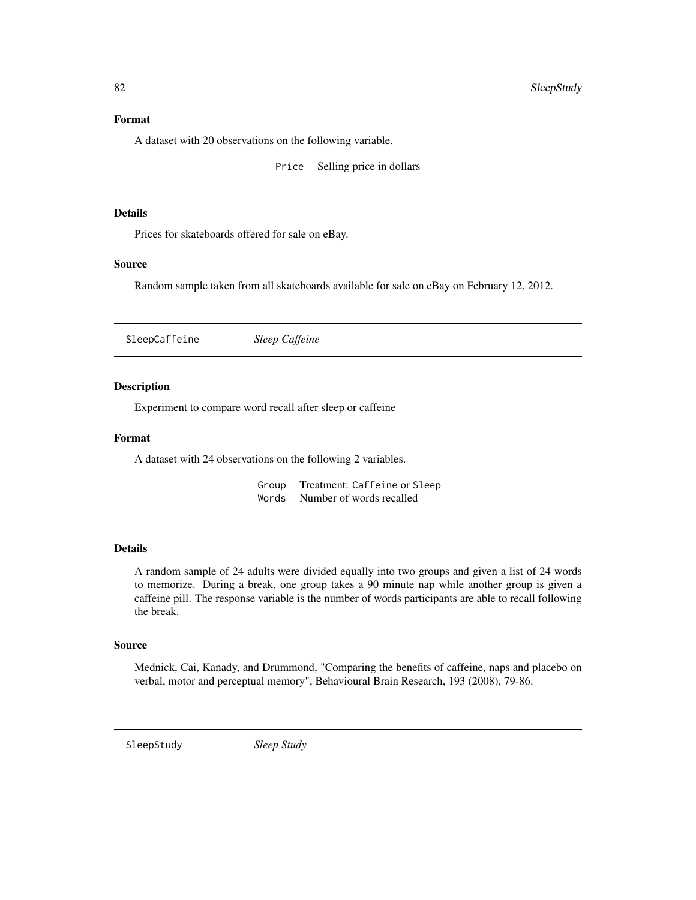### Format

A dataset with 20 observations on the following variable.

| | |
|---|---|
| Price | Selling price in dollars |

### Details

Prices for skateboards offered for sale on eBay.

### Source

Random sample taken from all skateboards available for sale on eBay on February 12, 2012.

---

## SleepCaffeine *Sleep Caffeine*

---

### Description

Experiment to compare word recall after sleep or caffeine

### Format

A dataset with 24 observations on the following 2 variables.

| | |
|---|---|
| Group | Treatment: Caffeine or Sleep |
| Words | Number of words recalled |

### Details

A random sample of 24 adults were divided equally into two groups and given a list of 24 words to memorize. During a break, one group takes a 90 minute nap while another group is given a caffeine pill. The response variable is the number of words participants are able to recall following the break.

### Source

Mednick, Cai, Kanady, and Drummond, "Comparing the benefits of caffeine, naps and placebo on verbal, motor and perceptual memory", Behavioural Brain Research, 193 (2008), 79-86.

---

## SleepStudy *Sleep Study*

---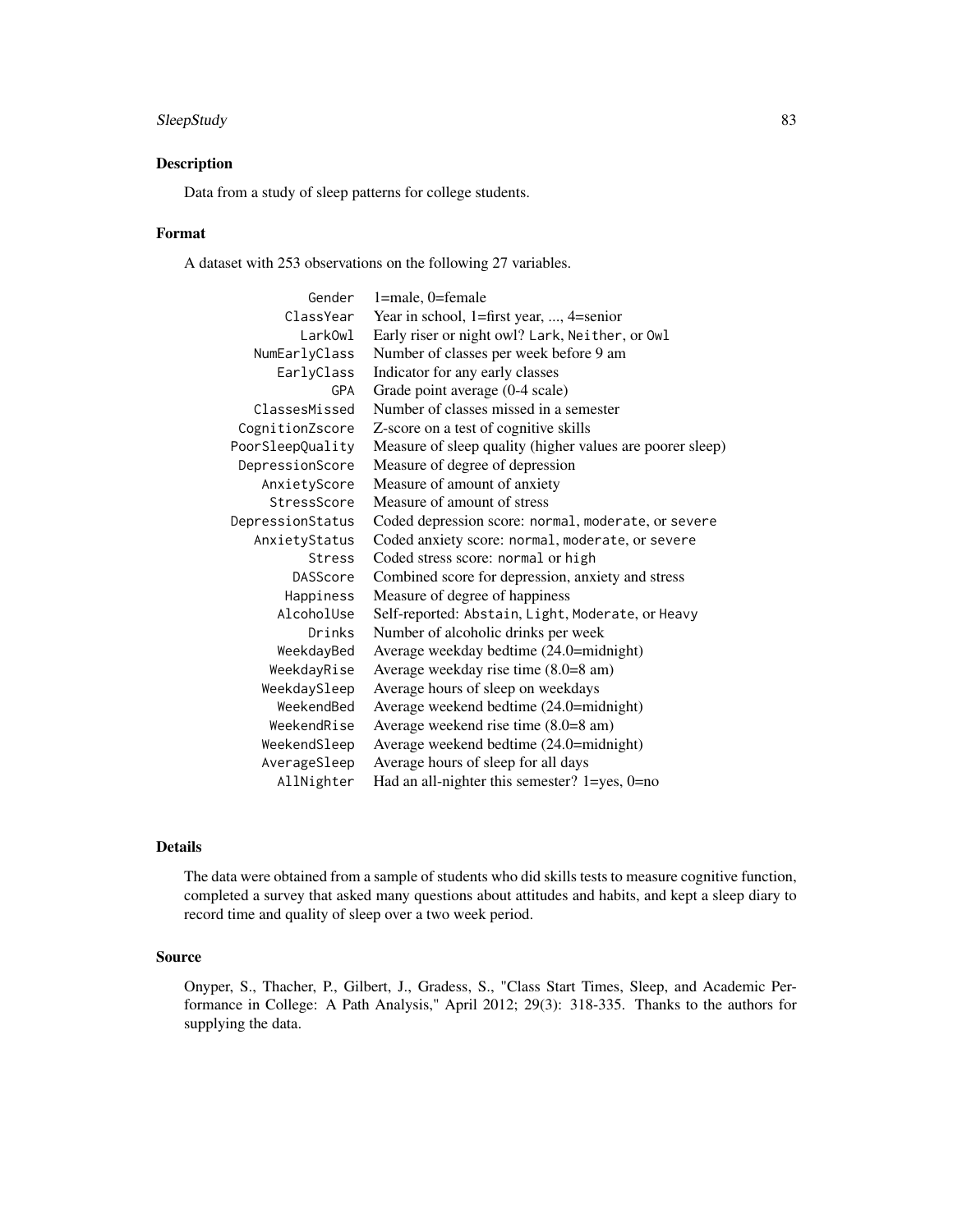## Description

Data from a study of sleep patterns for college students.

## Format

A dataset with 253 observations on the following 27 variables.

| | |
|---|---|
| `Gender` | 1=male, 0=female |
| `ClassYear` | Year in school, 1=first year, ..., 4=senior |
| `LarkOwl` | Early riser or night owl? `Lark`, `Neither`, or `Owl` |
| `NumEarlyClass` | Number of classes per week before 9 am |
| `EarlyClass` | Indicator for any early classes |
| `GPA` | Grade point average (0-4 scale) |
| `ClassesMissed` | Number of classes missed in a semester |
| `CognitionZscore` | Z-score on a test of cognitive skills |
| `PoorSleepQuality` | Measure of sleep quality (higher values are poorer sleep) |
| `DepressionScore` | Measure of degree of depression |
| `AnxietyScore` | Measure of amount of anxiety |
| `StressScore` | Measure of amount of stress |
| `DepressionStatus` | Coded depression score: `normal`, `moderate`, or `severe` |
| `AnxietyStatus` | Coded anxiety score: `normal`, `moderate`, or `severe` |
| `Stress` | Coded stress score: `normal` or `high` |
| `DASScore` | Combined score for depression, anxiety and stress |
| `Happiness` | Measure of degree of happiness |
| `AlcoholUse` | Self-reported: `Abstain`, `Light`, `Moderate`, or `Heavy` |
| `Drinks` | Number of alcoholic drinks per week |
| `WeekdayBed` | Average weekday bedtime (24.0=midnight) |
| `WeekdayRise` | Average weekday rise time (8.0=8 am) |
| `WeekdaySleep` | Average hours of sleep on weekdays |
| `WeekendBed` | Average weekend bedtime (24.0=midnight) |
| `WeekendRise` | Average weekend rise time (8.0=8 am) |
| `WeekendSleep` | Average weekend bedtime (24.0=midnight) |
| `AverageSleep` | Average hours of sleep for all days |
| `AllNighter` | Had an all-nighter this semester? 1=yes, 0=no |

## Details

The data were obtained from a sample of students who did skills tests to measure cognitive function, completed a survey that asked many questions about attitudes and habits, and kept a sleep diary to record time and quality of sleep over a two week period.

## Source

Onyper, S., Thacher, P., Gilbert, J., Gradess, S., "Class Start Times, Sleep, and Academic Performance in College: A Path Analysis," April 2012; 29(3): 318-335. Thanks to the authors for supplying the data.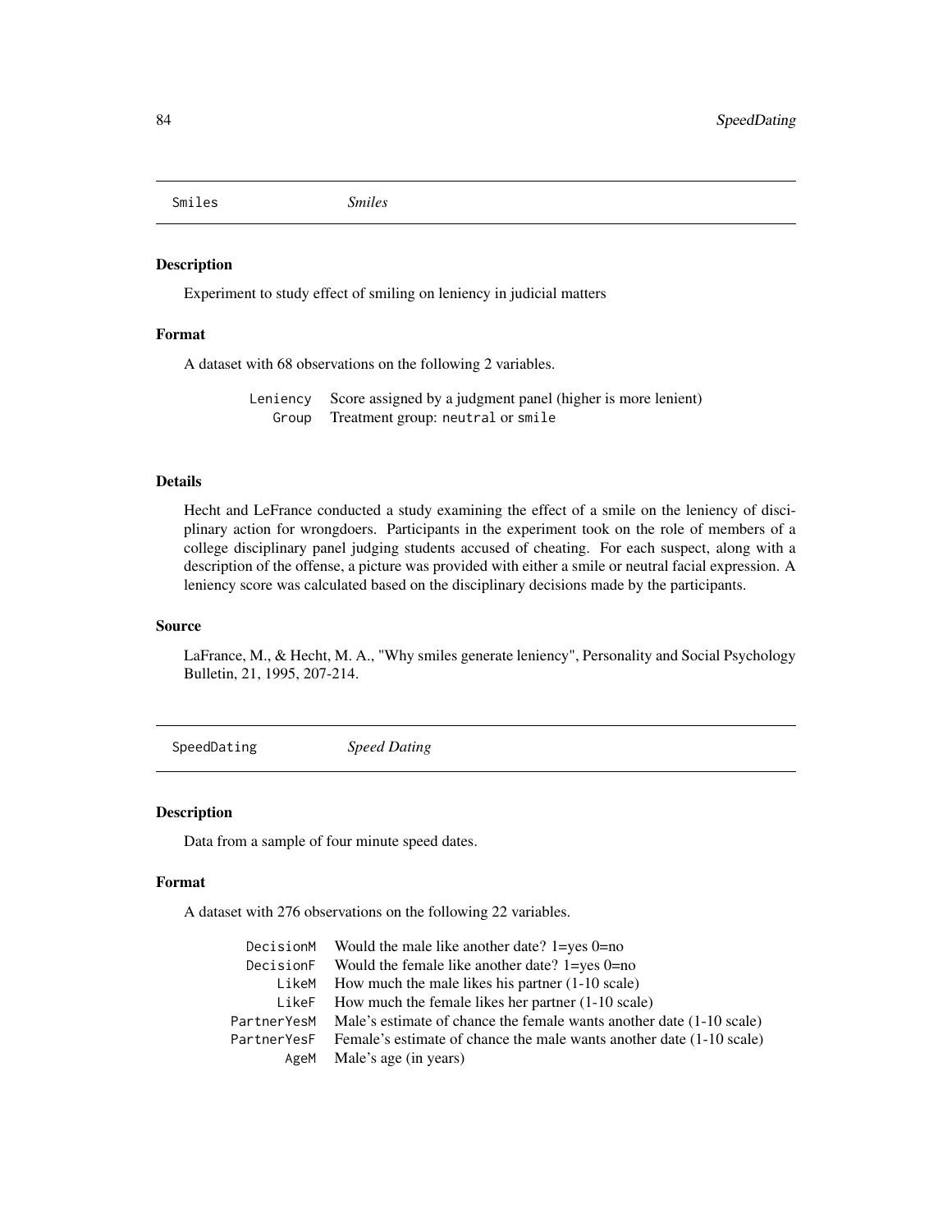## Smiles *Smiles*

### Description

Experiment to study effect of smiling on leniency in judicial matters

### Format

A dataset with 68 observations on the following 2 variables.

| | |
|---|---|
| `Leniency` | Score assigned by a judgment panel (higher is more lenient) |
| `Group` | Treatment group: `neutral` or `smile` |

### Details

Hecht and LeFrance conducted a study examining the effect of a smile on the leniency of disciplinary action for wrongdoers. Participants in the experiment took on the role of members of a college disciplinary panel judging students accused of cheating. For each suspect, along with a description of the offense, a picture was provided with either a smile or neutral facial expression. A leniency score was calculated based on the disciplinary decisions made by the participants.

### Source

LaFrance, M., & Hecht, M. A., "Why smiles generate leniency", Personality and Social Psychology Bulletin, 21, 1995, 207-214.

## SpeedDating *Speed Dating*

### Description

Data from a sample of four minute speed dates.

### Format

A dataset with 276 observations on the following 22 variables.

| | |
|---|---|
| `DecisionM` | Would the male like another date? 1=yes 0=no |
| `DecisionF` | Would the female like another date? 1=yes 0=no |
| `LikeM` | How much the male likes his partner (1-10 scale) |
| `LikeF` | How much the female likes her partner (1-10 scale) |
| `PartnerYesM` | Male's estimate of chance the female wants another date (1-10 scale) |
| `PartnerYesF` | Female's estimate of chance the male wants another date (1-10 scale) |
| `AgeM` | Male's age (in years) |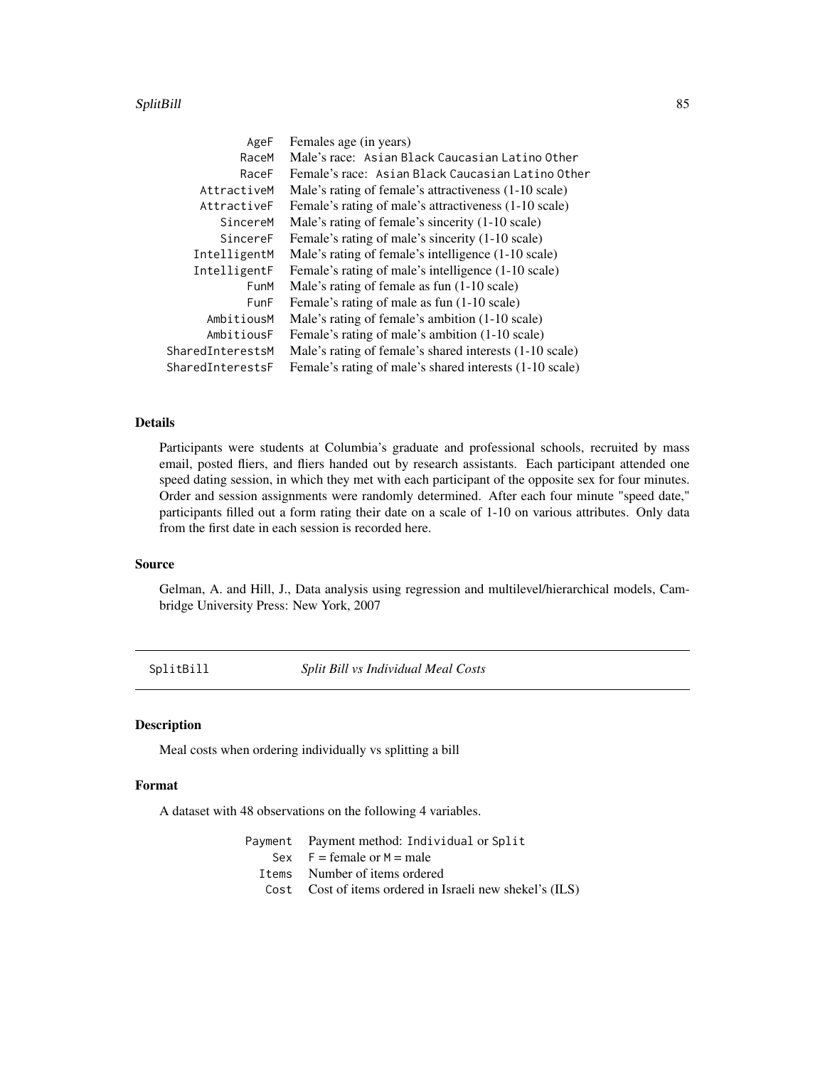| | |
|---|---|
| AgeF | Females age (in years) |
| RaceM | Male's race: Asian Black Caucasian Latino Other |
| RaceF | Female's race: Asian Black Caucasian Latino Other |
| AttractiveM | Male's rating of female's attractiveness (1-10 scale) |
| AttractiveF | Female's rating of male's attractiveness (1-10 scale) |
| SincereM | Male's rating of female's sincerity (1-10 scale) |
| SincereF | Female's rating of male's sincerity (1-10 scale) |
| IntelligentM | Male's rating of female's intelligence (1-10 scale) |
| IntelligentF | Female's rating of male's intelligence (1-10 scale) |
| FunM | Male's rating of female as fun (1-10 scale) |
| FunF | Female's rating of male as fun (1-10 scale) |
| AmbitiousM | Male's rating of female's ambition (1-10 scale) |
| AmbitiousF | Female's rating of male's ambition (1-10 scale) |
| SharedInterestsM | Male's rating of female's shared interests (1-10 scale) |
| SharedInterestsF | Female's rating of male's shared interests (1-10 scale) |

### Details

Participants were students at Columbia's graduate and professional schools, recruited by mass email, posted fliers, and fliers handed out by research assistants. Each participant attended one speed dating session, in which they met with each participant of the opposite sex for four minutes. Order and session assignments were randomly determined. After each four minute "speed date," participants filled out a form rating their date on a scale of 1-10 on various attributes. Only data from the first date in each session is recorded here.

### Source

Gelman, A. and Hill, J., Data analysis using regression and multilevel/hierarchical models, Cambridge University Press: New York, 2007

## SplitBill — *Split Bill vs Individual Meal Costs*

### Description

Meal costs when ordering individually vs splitting a bill

### Format

A dataset with 48 observations on the following 4 variables.

| | |
|---|---|
| Payment | Payment method: Individual or Split |
| Sex | F = female or M = male |
| Items | Number of items ordered |
| Cost | Cost of items ordered in Israeli new shekel's (ILS) |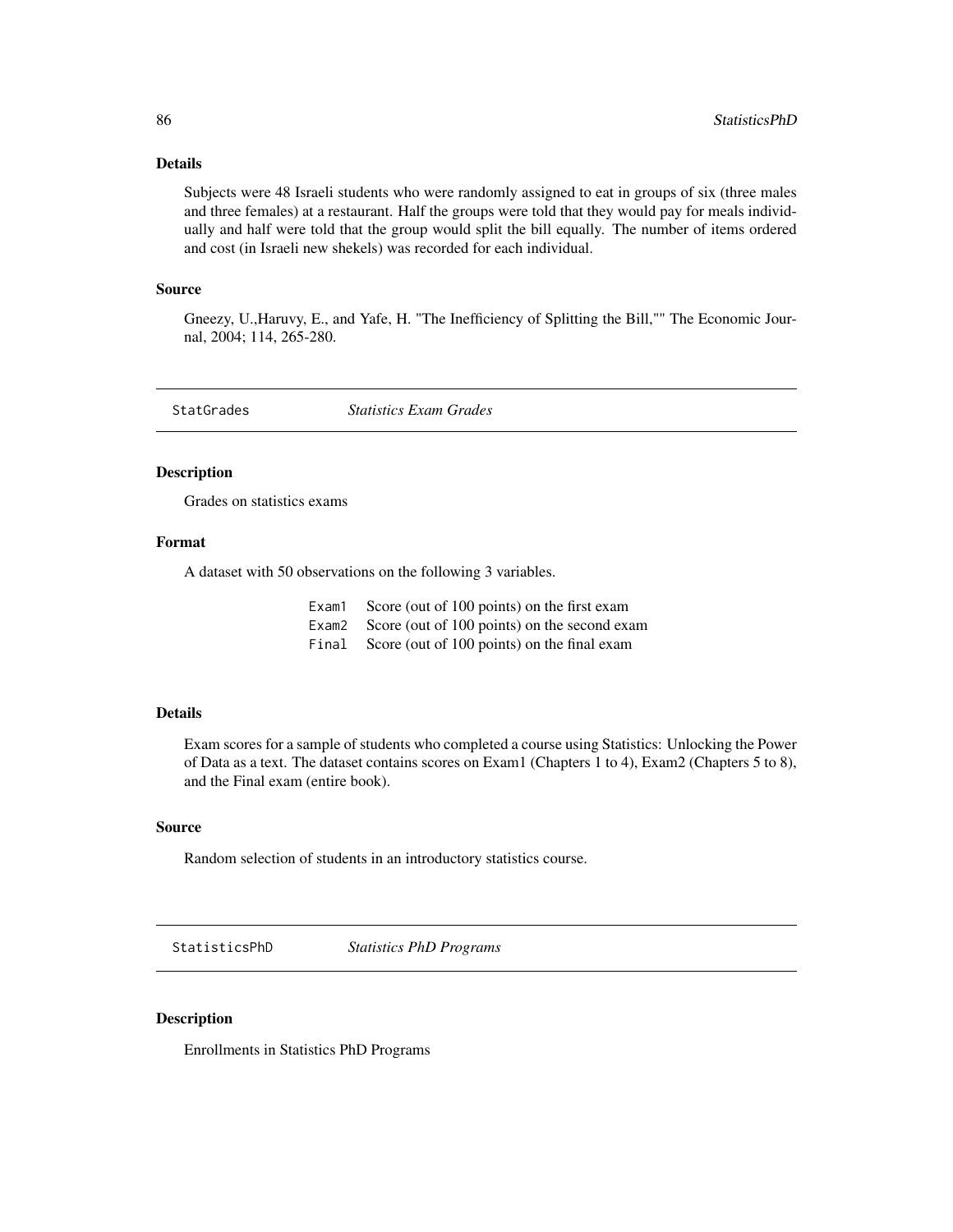### Details

Subjects were 48 Israeli students who were randomly assigned to eat in groups of six (three males and three females) at a restaurant. Half the groups were told that they would pay for meals individually and half were told that the group would split the bill equally. The number of items ordered and cost (in Israeli new shekels) was recorded for each individual.

### Source

Gneezy, U.,Haruvy, E., and Yafe, H. "The Inefficiency of Splitting the Bill,"" The Economic Journal, 2004; 114, 265-280.

---

## StatGrades *Statistics Exam Grades*

---

### Description

Grades on statistics exams

### Format

A dataset with 50 observations on the following 3 variables.

| | |
|---|---|
| `Exam1` | Score (out of 100 points) on the first exam |
| `Exam2` | Score (out of 100 points) on the second exam |
| `Final` | Score (out of 100 points) on the final exam |

### Details

Exam scores for a sample of students who completed a course using Statistics: Unlocking the Power of Data as a text. The dataset contains scores on Exam1 (Chapters 1 to 4), Exam2 (Chapters 5 to 8), and the Final exam (entire book).

### Source

Random selection of students in an introductory statistics course.

---

## StatisticsPhD *Statistics PhD Programs*

---

### Description

Enrollments in Statistics PhD Programs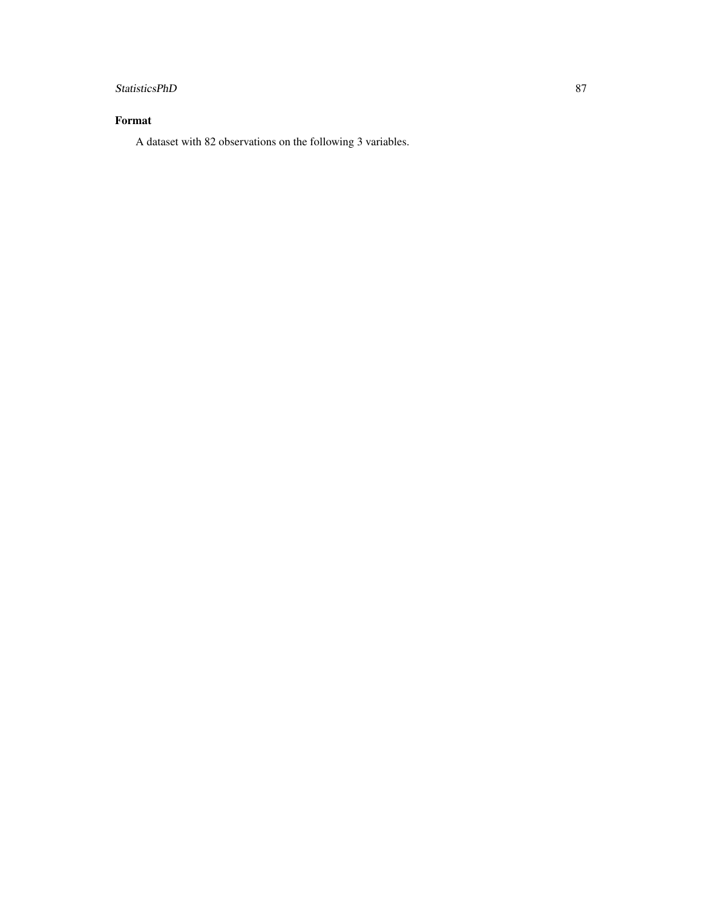## Format

A dataset with 82 observations on the following 3 variables.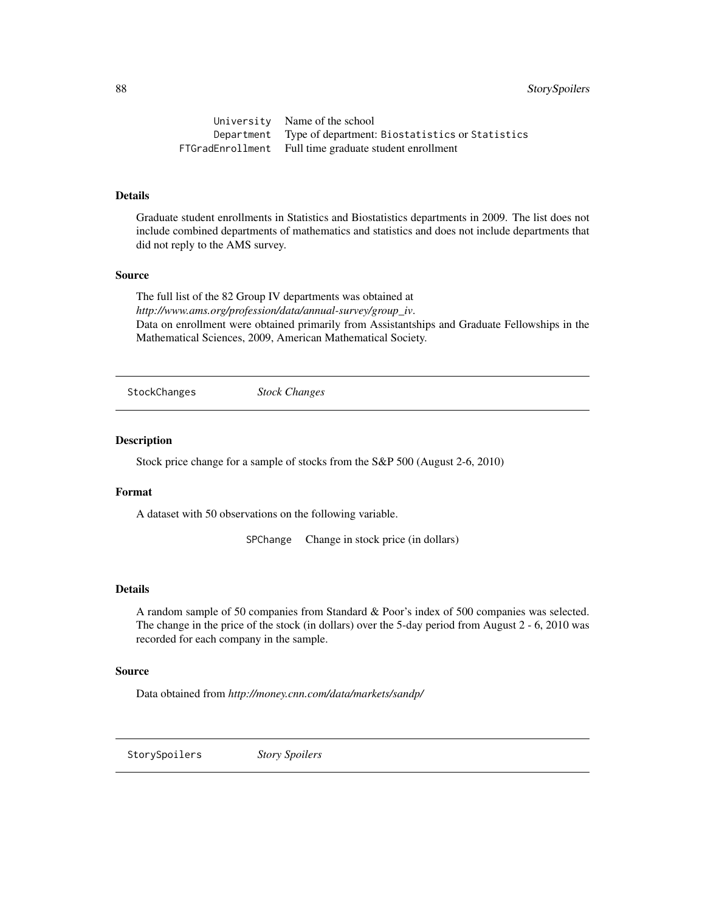| | |
|---|---|
| `University` | Name of the school |
| `Department` | Type of department: `Biostatistics` or `Statistics` |
| `FTGradEnrollment` | Full time graduate student enrollment |

### Details

Graduate student enrollments in Statistics and Biostatistics departments in 2009. The list does not include combined departments of mathematics and statistics and does not include departments that did not reply to the AMS survey.

### Source

The full list of the 82 Group IV departments was obtained at *http://www.ams.org/profession/data/annual-survey/group_iv*.
Data on enrollment were obtained primarily from Assistantships and Graduate Fellowships in the Mathematical Sciences, 2009, American Mathematical Society.

---

## `StockChanges` *Stock Changes*

---

### Description

Stock price change for a sample of stocks from the S&P 500 (August 2-6, 2010)

### Format

A dataset with 50 observations on the following variable.

| | |
|---|---|
| `SPChange` | Change in stock price (in dollars) |

### Details

A random sample of 50 companies from Standard & Poor's index of 500 companies was selected. The change in the price of the stock (in dollars) over the 5-day period from August 2 - 6, 2010 was recorded for each company in the sample.

### Source

Data obtained from *http://money.cnn.com/data/markets/sandp/*

---

## `StorySpoilers` *Story Spoilers*

---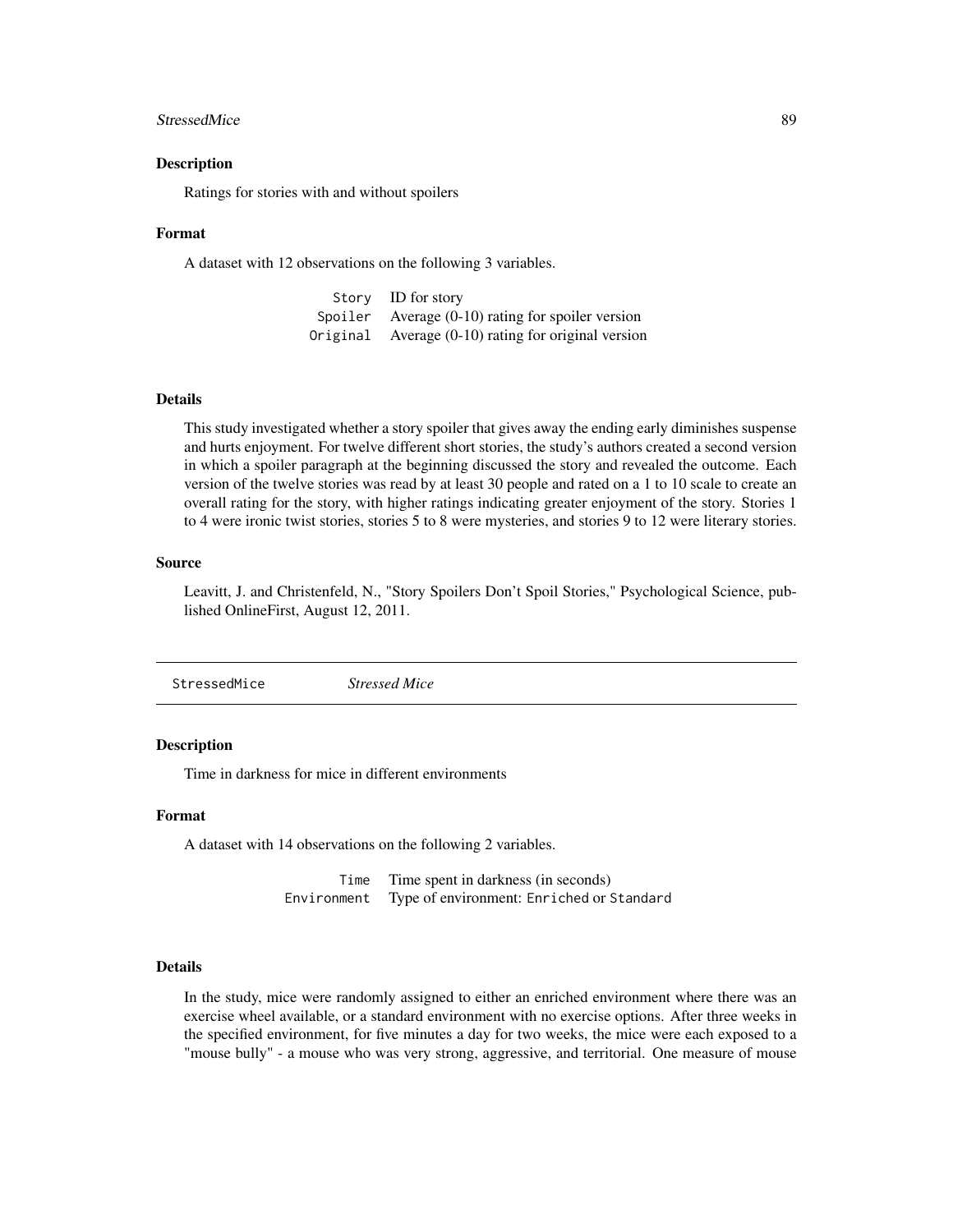### Description

Ratings for stories with and without spoilers

### Format

A dataset with 12 observations on the following 3 variables.

| | |
|---|---|
| `Story` | ID for story |
| `Spoiler` | Average (0-10) rating for spoiler version |
| `Original` | Average (0-10) rating for original version |

### Details

This study investigated whether a story spoiler that gives away the ending early diminishes suspense and hurts enjoyment. For twelve different short stories, the study's authors created a second version in which a spoiler paragraph at the beginning discussed the story and revealed the outcome. Each version of the twelve stories was read by at least 30 people and rated on a 1 to 10 scale to create an overall rating for the story, with higher ratings indicating greater enjoyment of the story. Stories 1 to 4 were ironic twist stories, stories 5 to 8 were mysteries, and stories 9 to 12 were literary stories.

### Source

Leavitt, J. and Christenfeld, N., "Story Spoilers Don't Spoil Stories," Psychological Science, published OnlineFirst, August 12, 2011.

---

## StressedMice *Stressed Mice*

---

### Description

Time in darkness for mice in different environments

### Format

A dataset with 14 observations on the following 2 variables.

| | |
|---|---|
| `Time` | Time spent in darkness (in seconds) |
| `Environment` | Type of environment: `Enriched` or `Standard` |

### Details

In the study, mice were randomly assigned to either an enriched environment where there was an exercise wheel available, or a standard environment with no exercise options. After three weeks in the specified environment, for five minutes a day for two weeks, the mice were each exposed to a "mouse bully" - a mouse who was very strong, aggressive, and territorial. One measure of mouse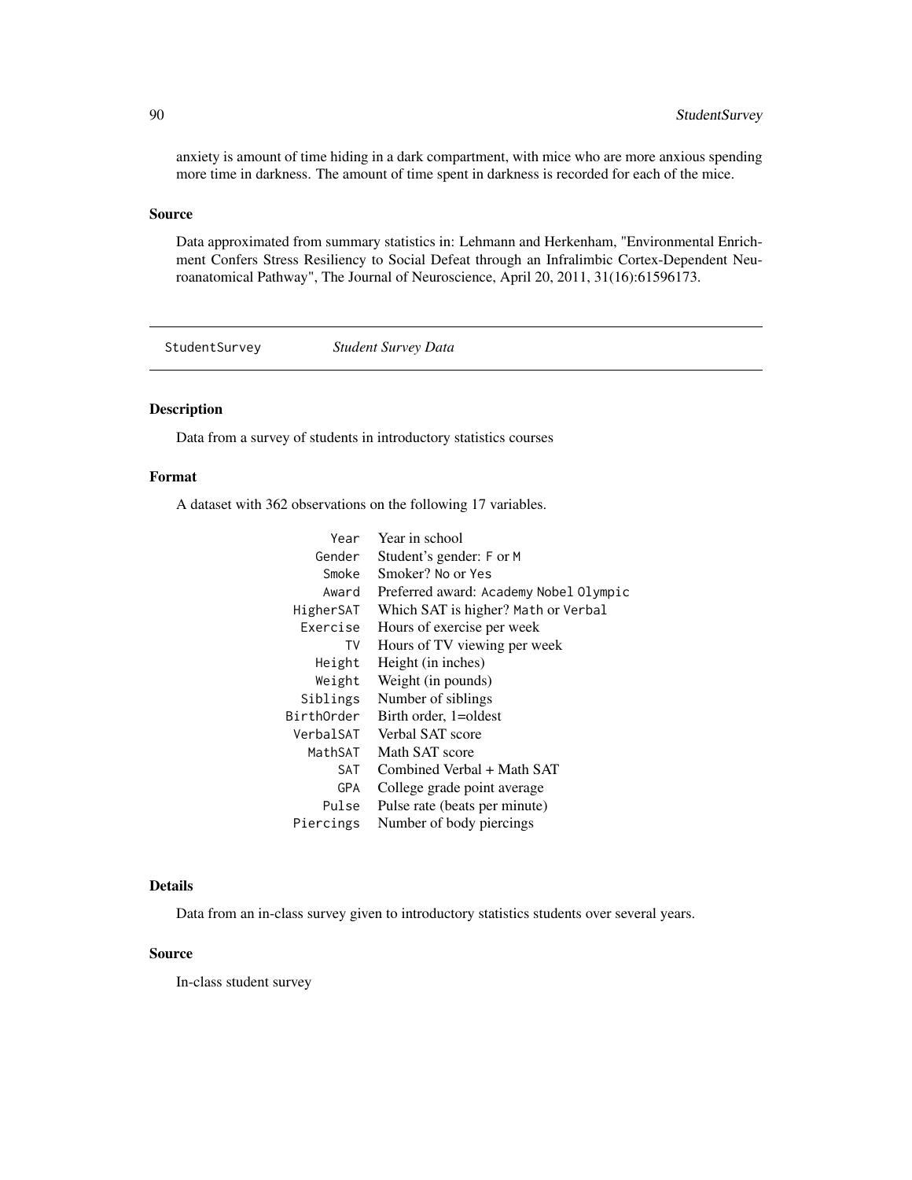anxiety is amount of time hiding in a dark compartment, with mice who are more anxious spending more time in darkness. The amount of time spent in darkness is recorded for each of the mice.

### Source

Data approximated from summary statistics in: Lehmann and Herkenham, "Environmental Enrichment Confers Stress Resiliency to Social Defeat through an Infralimbic Cortex-Dependent Neuroanatomical Pathway", The Journal of Neuroscience, April 20, 2011, 31(16):61596173.

---

## StudentSurvey *Student Survey Data*

---

### Description

Data from a survey of students in introductory statistics courses

### Format

A dataset with 362 observations on the following 17 variables.

| | |
|---|---|
| `Year` | Year in school |
| `Gender` | Student's gender: `F` or `M` |
| `Smoke` | Smoker? `No` or `Yes` |
| `Award` | Preferred award: `Academy` `Nobel` `Olympic` |
| `HigherSAT` | Which SAT is higher? `Math` or `Verbal` |
| `Exercise` | Hours of exercise per week |
| `TV` | Hours of TV viewing per week |
| `Height` | Height (in inches) |
| `Weight` | Weight (in pounds) |
| `Siblings` | Number of siblings |
| `BirthOrder` | Birth order, 1=oldest |
| `VerbalSAT` | Verbal SAT score |
| `MathSAT` | Math SAT score |
| `SAT` | Combined Verbal + Math SAT |
| `GPA` | College grade point average |
| `Pulse` | Pulse rate (beats per minute) |
| `Piercings` | Number of body piercings |

### Details

Data from an in-class survey given to introductory statistics students over several years.

### Source

In-class student survey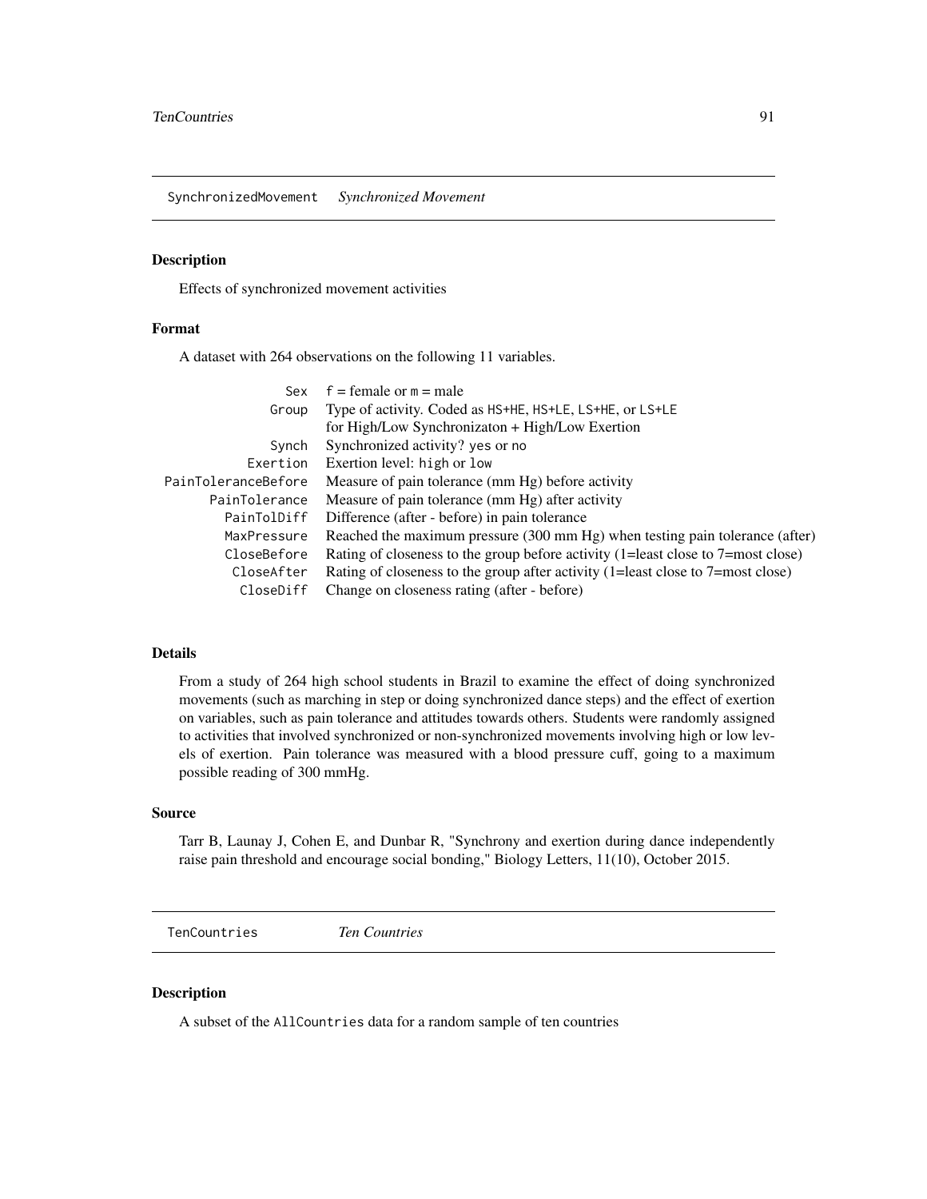## SynchronizedMovement    *Synchronized Movement*

### Description

Effects of synchronized movement activities

### Format

A dataset with 264 observations on the following 11 variables.

| | |
|---|---|
| `Sex` | `f` = female or `m` = male |
| `Group` | Type of activity. Coded as `HS+HE`, `HS+LE`, `LS+HE`, or `LS+LE` for High/Low Synchronizaton + High/Low Exertion |
| `Synch` | Synchronized activity? `yes` or `no` |
| `Exertion` | Exertion level: `high` or `low` |
| `PainToleranceBefore` | Measure of pain tolerance (mm Hg) before activity |
| `PainTolerance` | Measure of pain tolerance (mm Hg) after activity |
| `PainTolDiff` | Difference (after - before) in pain tolerance |
| `MaxPressure` | Reached the maximum pressure (300 mm Hg) when testing pain tolerance (after) |
| `CloseBefore` | Rating of closeness to the group before activity (1=least close to 7=most close) |
| `CloseAfter` | Rating of closeness to the group after activity (1=least close to 7=most close) |
| `CloseDiff` | Change on closeness rating (after - before) |

### Details

From a study of 264 high school students in Brazil to examine the effect of doing synchronized movements (such as marching in step or doing synchronized dance steps) and the effect of exertion on variables, such as pain tolerance and attitudes towards others. Students were randomly assigned to activities that involved synchronized or non-synchronized movements involving high or low levels of exertion. Pain tolerance was measured with a blood pressure cuff, going to a maximum possible reading of 300 mmHg.

### Source

Tarr B, Launay J, Cohen E, and Dunbar R, "Synchrony and exertion during dance independently raise pain threshold and encourage social bonding," Biology Letters, 11(10), October 2015.

## TenCountries    *Ten Countries*

### Description

A subset of the `AllCountries` data for a random sample of ten countries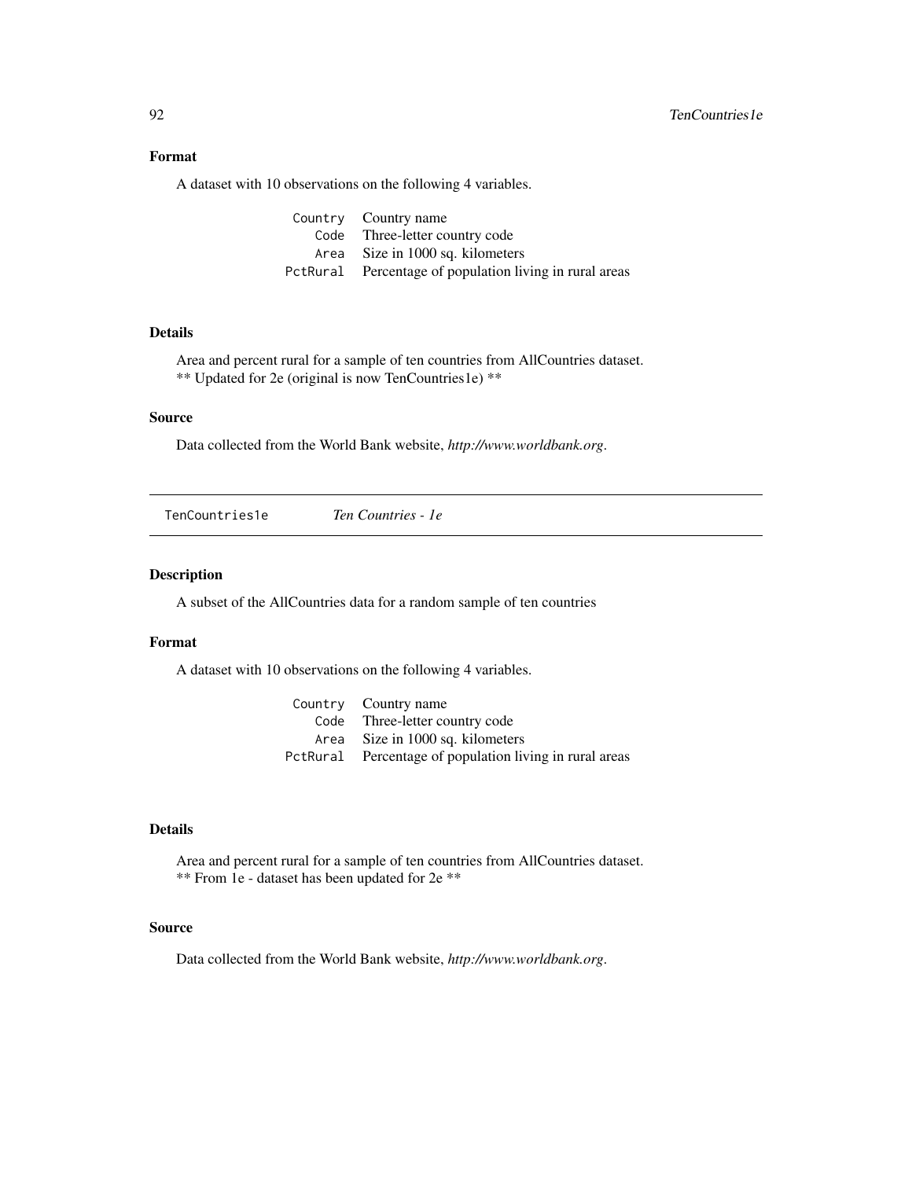### Format

A dataset with 10 observations on the following 4 variables.

| | |
|---|---|
| `Country` | Country name |
| `Code` | Three-letter country code |
| `Area` | Size in 1000 sq. kilometers |
| `PctRural` | Percentage of population living in rural areas |

### Details

Area and percent rural for a sample of ten countries from AllCountries dataset.
** Updated for 2e (original is now TenCountries1e) **

### Source

Data collected from the World Bank website, *http://www.worldbank.org*.

---

## TenCountries1e *Ten Countries - 1e*

### Description

A subset of the AllCountries data for a random sample of ten countries

### Format

A dataset with 10 observations on the following 4 variables.

| | |
|---|---|
| `Country` | Country name |
| `Code` | Three-letter country code |
| `Area` | Size in 1000 sq. kilometers |
| `PctRural` | Percentage of population living in rural areas |

### Details

Area and percent rural for a sample of ten countries from AllCountries dataset.
** From 1e - dataset has been updated for 2e **

### Source

Data collected from the World Bank website, *http://www.worldbank.org*.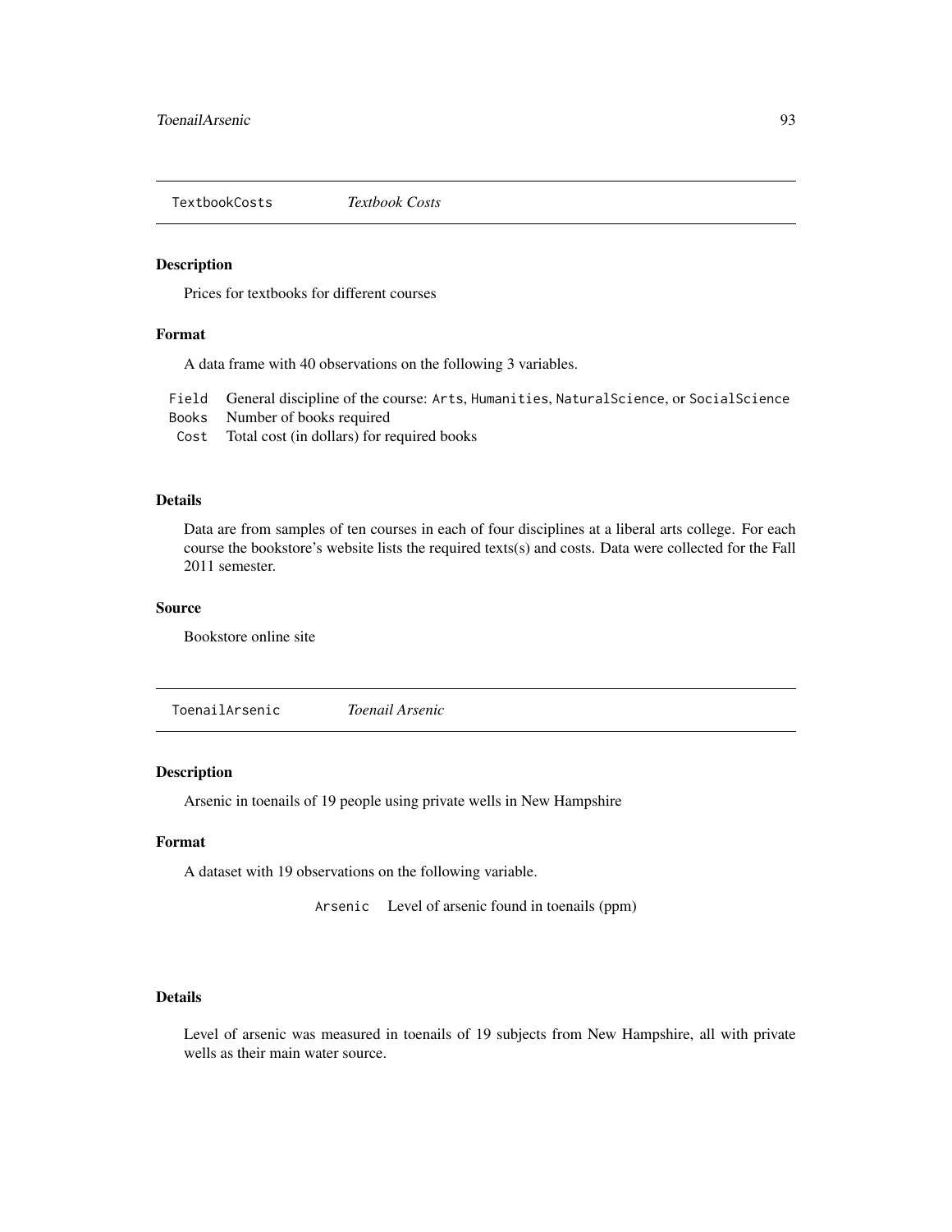## TextbookCosts *Textbook Costs*

### Description

Prices for textbooks for different courses

### Format

A data frame with 40 observations on the following 3 variables.

| | |
|---|---|
| `Field` | General discipline of the course: `Arts`, `Humanities`, `NaturalScience`, or `SocialScience` |
| `Books` | Number of books required |
| `Cost` | Total cost (in dollars) for required books |

### Details

Data are from samples of ten courses in each of four disciplines at a liberal arts college. For each course the bookstore's website lists the required texts(s) and costs. Data were collected for the Fall 2011 semester.

### Source

Bookstore online site

## ToenailArsenic *Toenail Arsenic*

### Description

Arsenic in toenails of 19 people using private wells in New Hampshire

### Format

A dataset with 19 observations on the following variable.

| | |
|---|---|
| `Arsenic` | Level of arsenic found in toenails (ppm) |

### Details

Level of arsenic was measured in toenails of 19 subjects from New Hampshire, all with private wells as their main water source.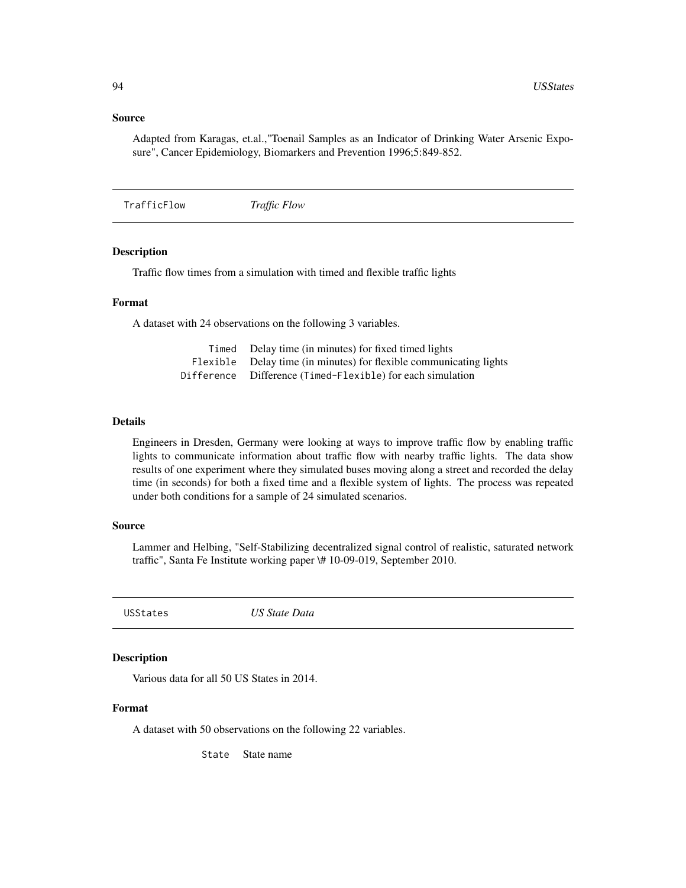### Source

Adapted from Karagas, et.al.,"Toenail Samples as an Indicator of Drinking Water Arsenic Exposure", Cancer Epidemiology, Biomarkers and Prevention 1996;5:849-852.

---

## TrafficFlow *Traffic Flow*

---

### Description

Traffic flow times from a simulation with timed and flexible traffic lights

### Format

A dataset with 24 observations on the following 3 variables.

| | |
|---|---|
| `Timed` | Delay time (in minutes) for fixed timed lights |
| `Flexible` | Delay time (in minutes) for flexible communicating lights |
| `Difference` | Difference (`Timed-Flexible`) for each simulation |

### Details

Engineers in Dresden, Germany were looking at ways to improve traffic flow by enabling traffic lights to communicate information about traffic flow with nearby traffic lights. The data show results of one experiment where they simulated buses moving along a street and recorded the delay time (in seconds) for both a fixed time and a flexible system of lights. The process was repeated under both conditions for a sample of 24 simulated scenarios.

### Source

Lammer and Helbing, "Self-Stabilizing decentralized signal control of realistic, saturated network traffic", Santa Fe Institute working paper \# 10-09-019, September 2010.

---

## USStates *US State Data*

---

### Description

Various data for all 50 US States in 2014.

### Format

A dataset with 50 observations on the following 22 variables.

| | |
|---|---|
| `State` | State name |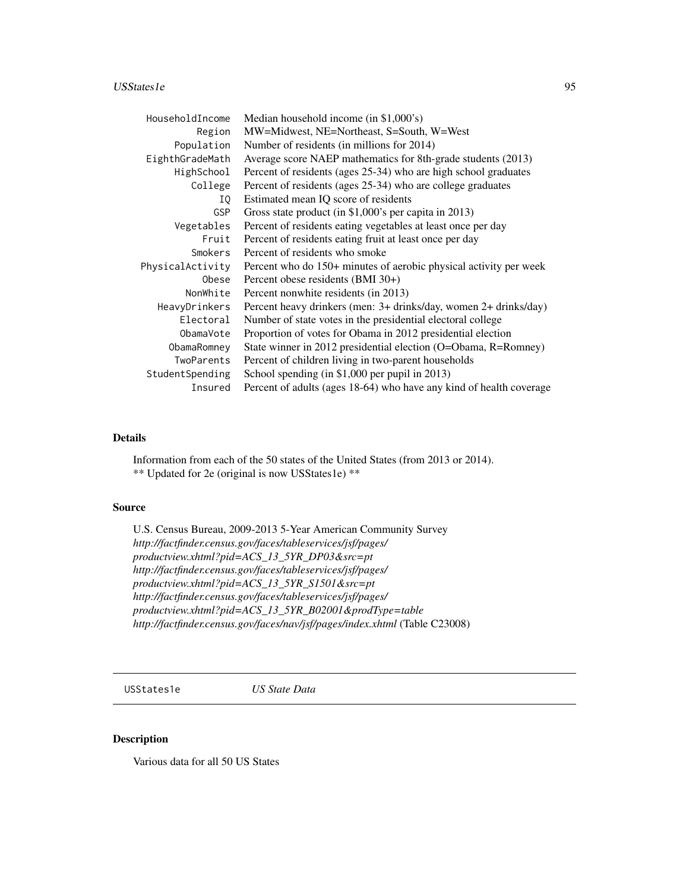| | |
|---|---|
| HouseholdIncome | Median household income (in $1,000's) |
| Region | MW=Midwest, NE=Northeast, S=South, W=West |
| Population | Number of residents (in millions for 2014) |
| EighthGradeMath | Average score NAEP mathematics for 8th-grade students (2013) |
| HighSchool | Percent of residents (ages 25-34) who are high school graduates |
| College | Percent of residents (ages 25-34) who are college graduates |
| IQ | Estimated mean IQ score of residents |
| GSP | Gross state product (in $1,000's per capita in 2013) |
| Vegetables | Percent of residents eating vegetables at least once per day |
| Fruit | Percent of residents eating fruit at least once per day |
| Smokers | Percent of residents who smoke |
| PhysicalActivity | Percent who do 150+ minutes of aerobic physical activity per week |
| Obese | Percent obese residents (BMI 30+) |
| NonWhite | Percent nonwhite residents (in 2013) |
| HeavyDrinkers | Percent heavy drinkers (men: 3+ drinks/day, women 2+ drinks/day) |
| Electoral | Number of state votes in the presidential electoral college |
| ObamaVote | Proportion of votes for Obama in 2012 presidential election |
| ObamaRomney | State winner in 2012 presidential election (O=Obama, R=Romney) |
| TwoParents | Percent of children living in two-parent households |
| StudentSpending | School spending (in $1,000 per pupil in 2013) |
| Insured | Percent of adults (ages 18-64) who have any kind of health coverage |

### Details

Information from each of the 50 states of the United States (from 2013 or 2014).
** Updated for 2e (original is now USStates1e) **

### Source

U.S. Census Bureau, 2009-2013 5-Year American Community Survey
*http://factfinder.census.gov/faces/tableservices/jsf/pages/productview.xhtml?pid=ACS_13_5YR_DP03&src=pt*
*http://factfinder.census.gov/faces/tableservices/jsf/pages/productview.xhtml?pid=ACS_13_5YR_S1501&src=pt*
*http://factfinder.census.gov/faces/tableservices/jsf/pages/productview.xhtml?pid=ACS_13_5YR_B02001&prodType=table*
*http://factfinder.census.gov/faces/nav/jsf/pages/index.xhtml* (Table C23008)

---

## USStates1e    *US State Data*

---

### Description

Various data for all 50 US States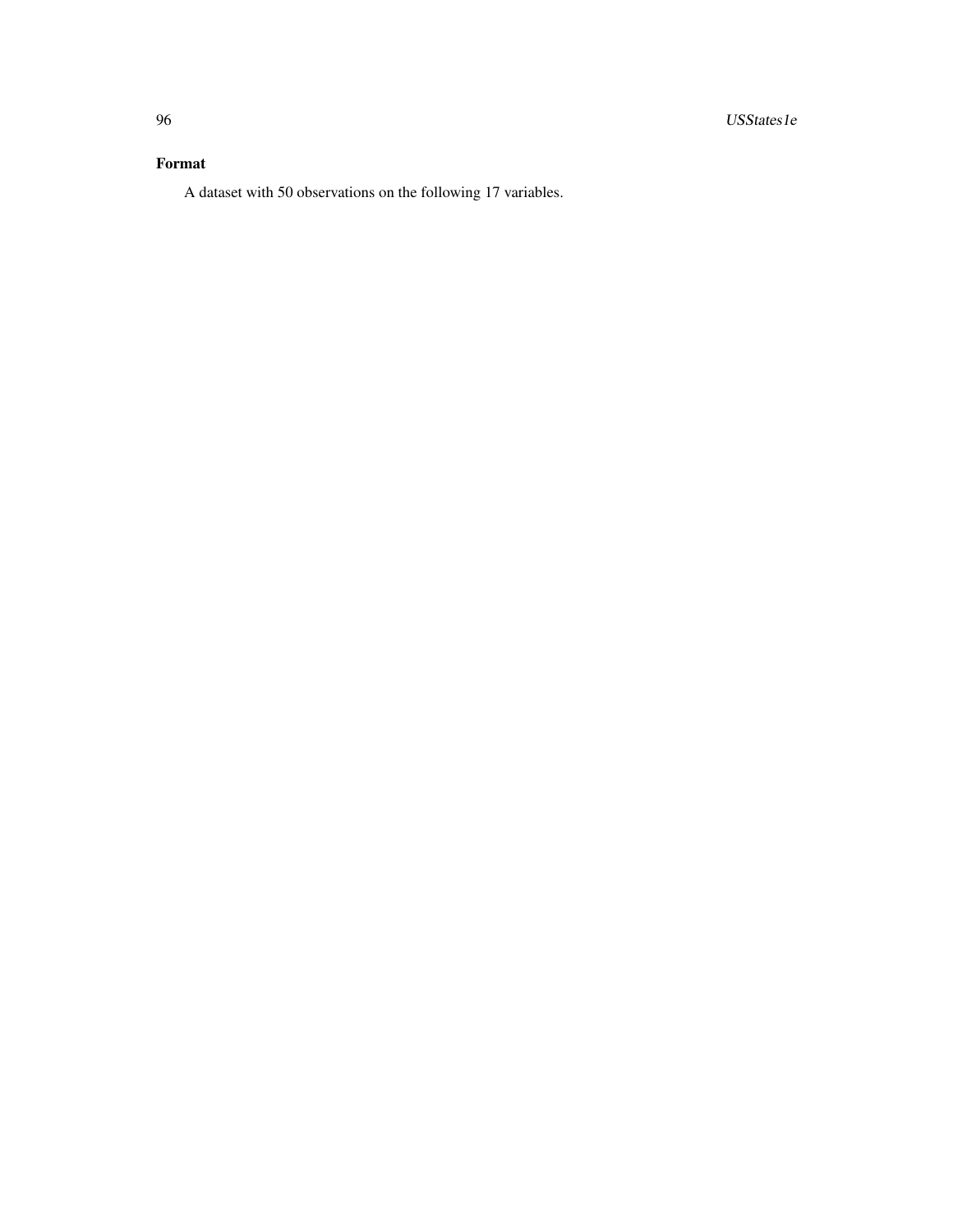### Format

A dataset with 50 observations on the following 17 variables.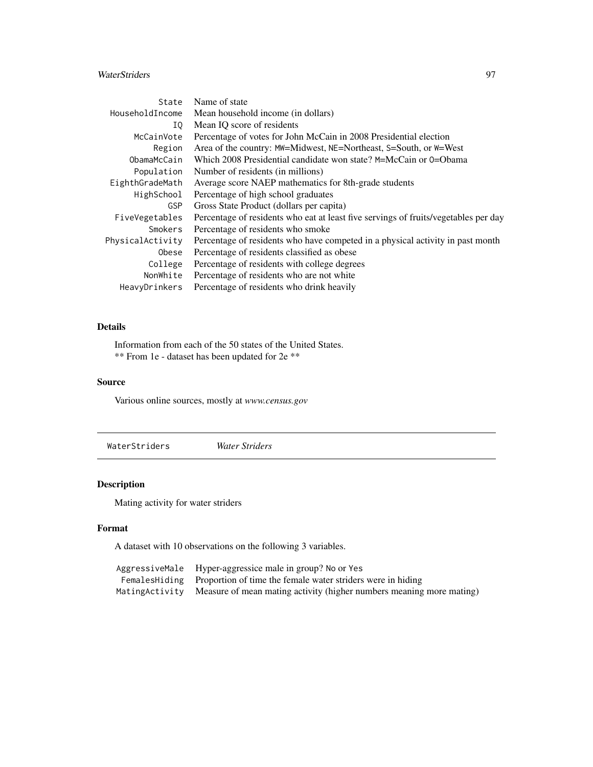| | |
|---|---|
| State | Name of state |
| HouseholdIncome | Mean household income (in dollars) |
| IQ | Mean IQ score of residents |
| McCainVote | Percentage of votes for John McCain in 2008 Presidential election |
| Region | Area of the country: MW=Midwest, NE=Northeast, S=South, or W=West |
| ObamaMcCain | Which 2008 Presidential candidate won state? M=McCain or O=Obama |
| Population | Number of residents (in millions) |
| EighthGradeMath | Average score NAEP mathematics for 8th-grade students |
| HighSchool | Percentage of high school graduates |
| GSP | Gross State Product (dollars per capita) |
| FiveVegetables | Percentage of residents who eat at least five servings of fruits/vegetables per day |
| Smokers | Percentage of residents who smoke |
| PhysicalActivity | Percentage of residents who have competed in a physical activity in past month |
| Obese | Percentage of residents classified as obese |
| College | Percentage of residents with college degrees |
| NonWhite | Percentage of residents who are not white |
| HeavyDrinkers | Percentage of residents who drink heavily |

## Details

Information from each of the 50 states of the United States.
** From 1e - dataset has been updated for 2e **

## Source

Various online sources, mostly at *www.censuss.gov*

---

# WaterStriders *Water Striders*

## Description

Mating activity for water striders

## Format

A dataset with 10 observations on the following 3 variables.

| | |
|---|---|
| AggressiveMale | Hyper-aggressice male in group? No or Yes |
| FemalesHiding | Proportion of time the female water striders were in hiding |
| MatingActivity | Measure of mean mating activity (higher numbers meaning more mating) |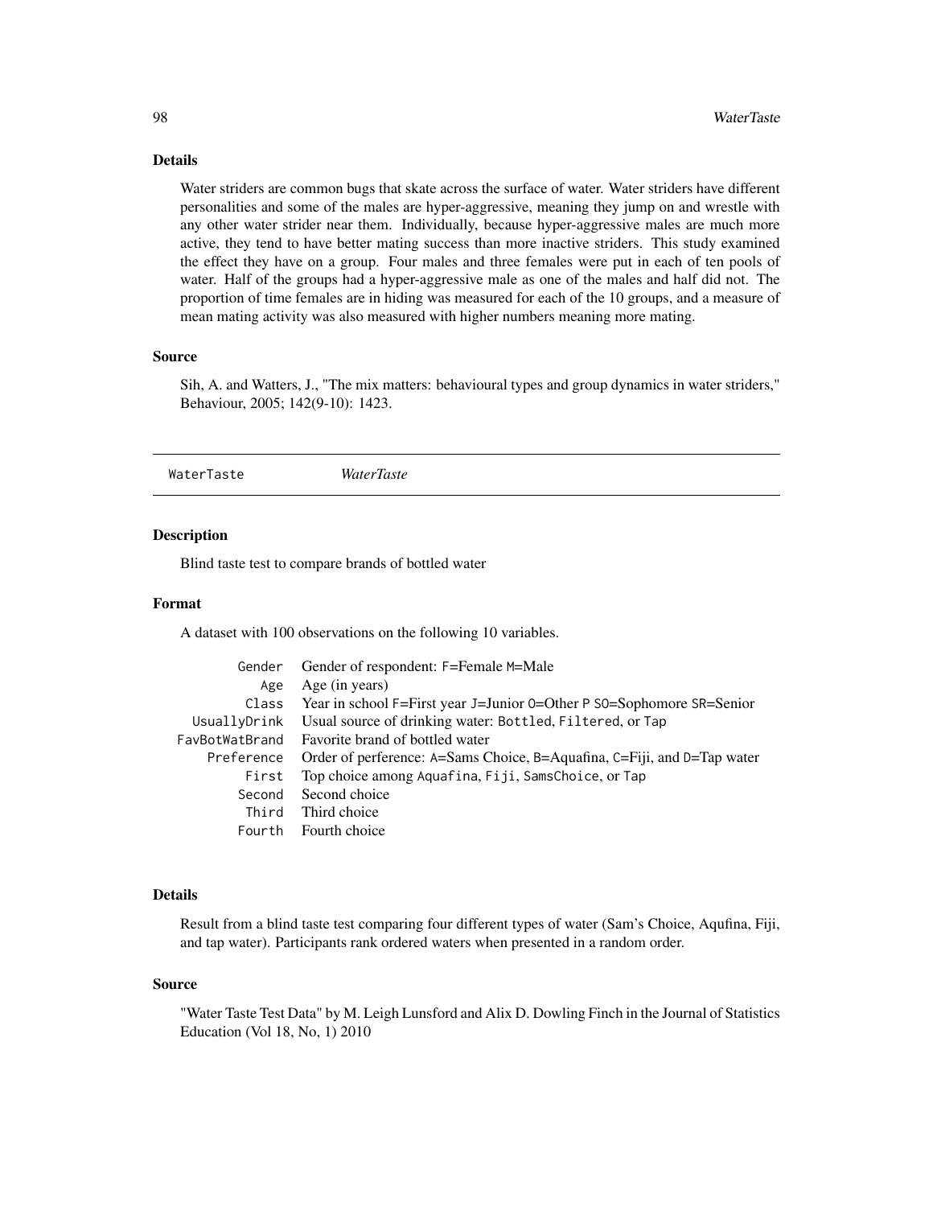### Details

Water striders are common bugs that skate across the surface of water. Water striders have different personalities and some of the males are hyper-aggressive, meaning they jump on and wrestle with any other water strider near them. Individually, because hyper-aggressive males are much more active, they tend to have better mating success than more inactive striders. This study examined the effect they have on a group. Four males and three females were put in each of ten pools of water. Half of the groups had a hyper-aggressive male as one of the males and half did not. The proportion of time females are in hiding was measured for each of the 10 groups, and a measure of mean mating activity was also measured with higher numbers meaning more mating.

### Source

Sih, A. and Watters, J., "The mix matters: behavioural types and group dynamics in water striders," Behaviour, 2005; 142(9-10): 1423.

---

## WaterTaste *WaterTaste*

---

### Description

Blind taste test to compare brands of bottled water

### Format

A dataset with 100 observations on the following 10 variables.

| | |
|---|---|
| `Gender` | Gender of respondent: `F`=Female `M`=Male |
| `Age` | Age (in years) |
| `Class` | Year in school `F`=First year `J`=Junior `O`=Other `P` `SO`=Sophomore `SR`=Senior |
| `UsuallyDrink` | Usual source of drinking water: `Bottled`, `Filtered`, or `Tap` |
| `FavBotWatBrand` | Favorite brand of bottled water |
| `Preference` | Order of perference: `A`=Sams Choice, `B`=Aquafina, `C`=Fiji, and `D`=Tap water |
| `First` | Top choice among `Aquafina`, `Fiji`, `SamsChoice`, or `Tap` |
| `Second` | Second choice |
| `Third` | Third choice |
| `Fourth` | Fourth choice |

### Details

Result from a blind taste test comparing four different types of water (Sam's Choice, Aqufina, Fiji, and tap water). Participants rank ordered waters when presented in a random order.

### Source

"Water Taste Test Data" by M. Leigh Lunsford and Alix D. Dowling Finch in the Journal of Statistics Education (Vol 18, No, 1) 2010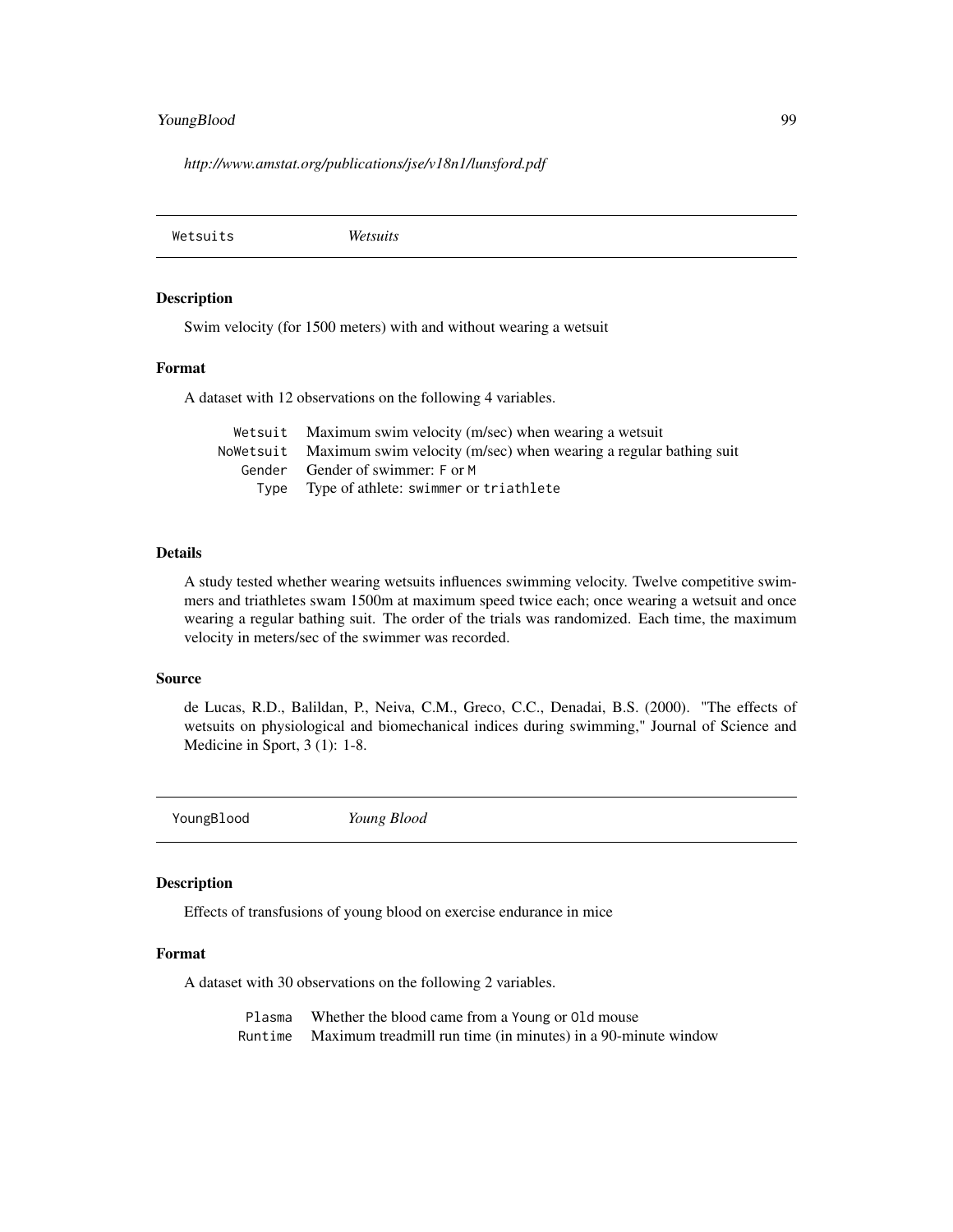*http://www.amstat.org/publications/jse/v18n1/lunsford.pdf*

---

## Wetsuits *Wetsuits*

---

### Description

Swim velocity (for 1500 meters) with and without wearing a wetsuit

### Format

A dataset with 12 observations on the following 4 variables.

| | |
|---|---|
| `Wetsuit` | Maximum swim velocity (m/sec) when wearing a wetsuit |
| `NoWetsuit` | Maximum swim velocity (m/sec) when wearing a regular bathing suit |
| `Gender` | Gender of swimmer: `F` or `M` |
| `Type` | Type of athlete: `swimmer` or `triathlete` |

### Details

A study tested whether wearing wetsuits influences swimming velocity. Twelve competitive swimmers and triathletes swam 1500m at maximum speed twice each; once wearing a wetsuit and once wearing a regular bathing suit. The order of the trials was randomized. Each time, the maximum velocity in meters/sec of the swimmer was recorded.

### Source

de Lucas, R.D., Balildan, P., Neiva, C.M., Greco, C.C., Denadai, B.S. (2000). "The effects of wetsuits on physiological and biomechanical indices during swimming," Journal of Science and Medicine in Sport, 3 (1): 1-8.

---

## YoungBlood *Young Blood*

---

### Description

Effects of transfusions of young blood on exercise endurance in mice

### Format

A dataset with 30 observations on the following 2 variables.

| | |
|---|---|
| `Plasma` | Whether the blood came from a `Young` or `Old` mouse |
| `Runtime` | Maximum treadmill run time (in minutes) in a 90-minute window |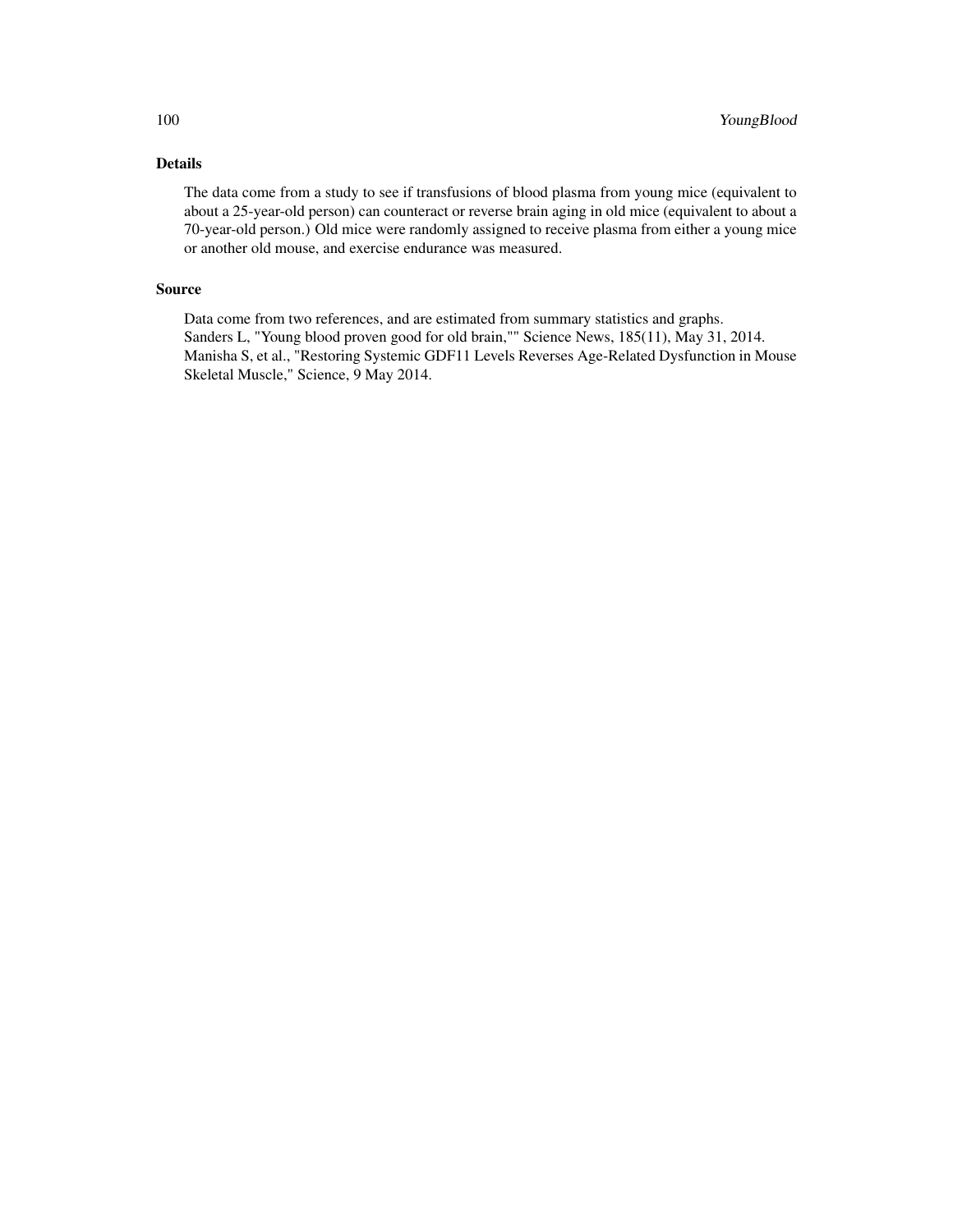## Details

The data come from a study to see if transfusions of blood plasma from young mice (equivalent to about a 25-year-old person) can counteract or reverse brain aging in old mice (equivalent to about a 70-year-old person.) Old mice were randomly assigned to receive plasma from either a young mice or another old mouse, and exercise endurance was measured.

## Source

Data come from two references, and are estimated from summary statistics and graphs.
Sanders L, "Young blood proven good for old brain,"" Science News, 185(11), May 31, 2014.
Manisha S, et al., "Restoring Systemic GDF11 Levels Reverses Age-Related Dysfunction in Mouse Skeletal Muscle," Science, 9 May 2014.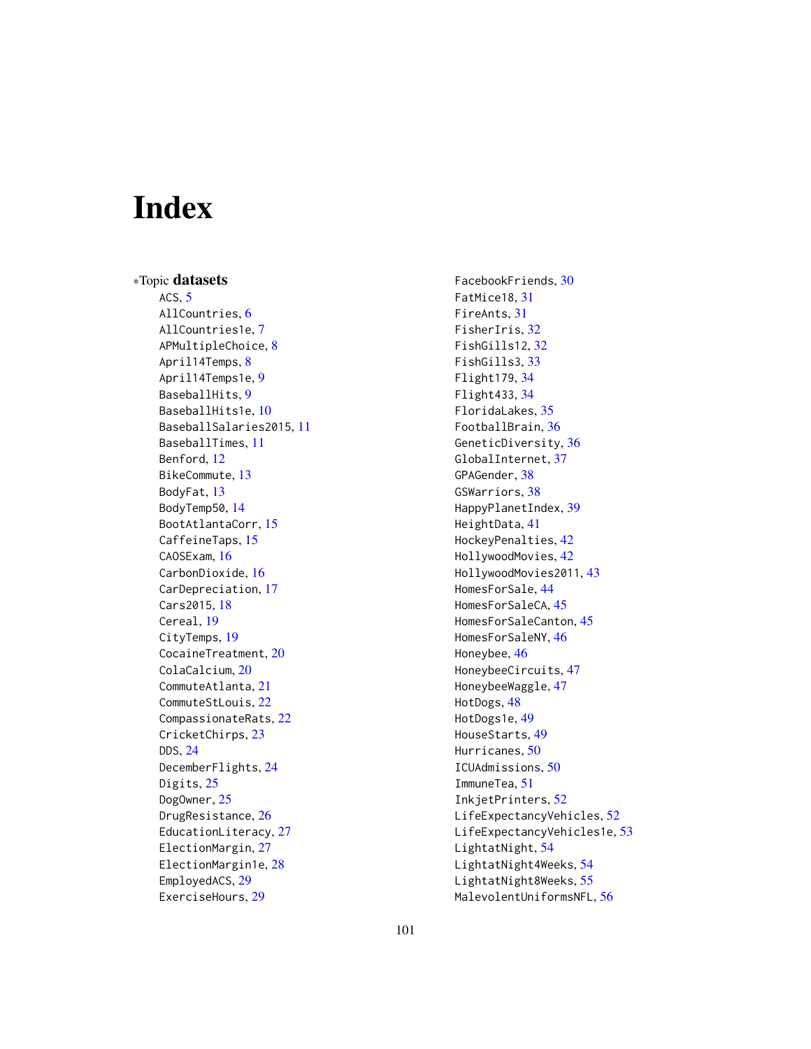# Index

∗Topic **datasets**

- ACS, 5
- AllCountries, 6
- AllCountries1e, 7
- APMultipleChoice, 8
- April14Temps, 8
- April14Temps1e, 9
- BaseballHits, 9
- BaseballHits1e, 10
- BaseballSalaries2015, 11
- BaseballTimes, 11
- Benford, 12
- BikeCommute, 13
- BodyFat, 13
- BodyTemp50, 14
- BootAtlantaCorr, 15
- CaffeineTaps, 15
- CAOSExam, 16
- CarbonDioxide, 16
- CarDepreciation, 17
- Cars2015, 18
- Cereal, 19
- CityTemps, 19
- CocaineTreatment, 20
- ColaCalcium, 20
- CommuteAtlanta, 21
- CommuteStLouis, 22
- CompassionateRats, 22
- CricketChirps, 23
- DDS, 24
- DecemberFlights, 24
- Digits, 25
- DogOwner, 25
- DrugResistance, 26
- EducationLiteracy, 27
- ElectionMargin, 27
- ElectionMargin1e, 28
- EmployedACS, 29
- ExerciseHours, 29
- FacebookFriends, 30
- FatMice18, 31
- FireAnts, 31
- FisherIris, 32
- FishGills12, 32
- FishGills3, 33
- Flight179, 34
- Flight433, 34
- FloridaLakes, 35
- FootballBrain, 36
- GeneticDiversity, 36
- GlobalInternet, 37
- GPAGender, 38
- GSWarriors, 38
- HappyPlanetIndex, 39
- HeightData, 41
- HockeyPenalties, 42
- HollywoodMovies, 42
- HollywoodMovies2011, 43
- HomesForSale, 44
- HomesForSaleCA, 45
- HomesForSaleCanton, 45
- HomesForSaleNY, 46
- Honeybee, 46
- HoneybeeCircuits, 47
- HoneybeeWaggle, 47
- HotDogs, 48
- HotDogs1e, 49
- HouseStarts, 49
- Hurricanes, 50
- ICUAdmissions, 50
- ImmuneTea, 51
- InkjetPrinters, 52
- LifeExpectancyVehicles, 52
- LifeExpectancyVehicles1e, 53
- LightatNight, 54
- LightatNight4Weeks, 54
- LightatNight8Weeks, 55
- MalevolentUniformsNFL, 56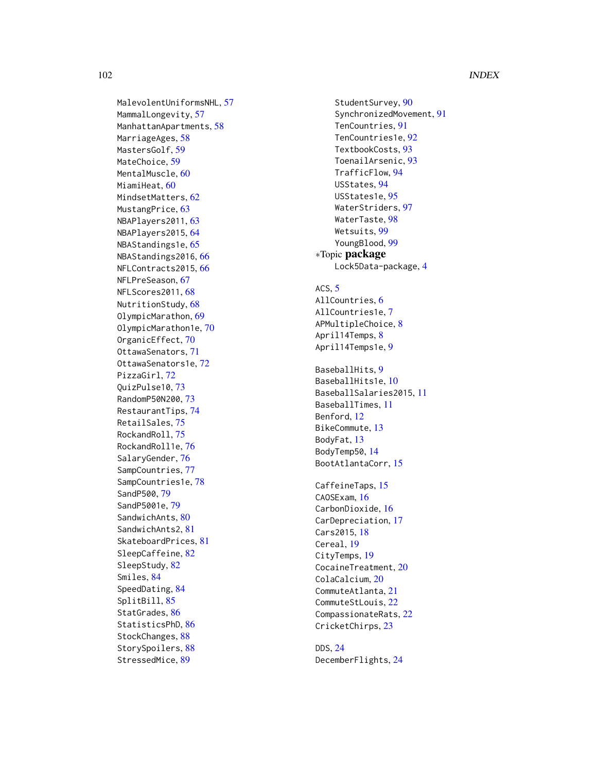MalevolentUniformsNHL, 57
MammalLongevity, 57
ManhattanApartments, 58
MarriageAges, 58
MastersGolf, 59
MateChoice, 59
MentalMuscle, 60
MiamiHeat, 60
MindsetMatters, 62
MustangPrice, 63
NBAPlayers2011, 63
NBAPlayers2015, 64
NBAStandings1e, 65
NBAStandings2016, 66
NFLContracts2015, 66
NFLPreSeason, 67
NFLScores2011, 68
NutritionStudy, 68
OlympicMarathon, 69
OlympicMarathon1e, 70
OrganicEffect, 70
OttawaSenators, 71
OttawaSenators1e, 72
PizzaGirl, 72
QuizPulse10, 73
RandomP50N200, 73
RestaurantTips, 74
RetailSales, 75
RockandRoll, 75
RockandRoll1e, 76
SalaryGender, 76
SampCountries, 77
SampCountries1e, 78
SandP500, 79
SandP5001e, 79
SandwichAnts, 80
SandwichAnts2, 81
SkateboardPrices, 81
SleepCaffeine, 82
SleepStudy, 82
Smiles, 84
SpeedDating, 84
SplitBill, 85
StatGrades, 86
StatisticsPhD, 86
StockChanges, 88
StorySpoilers, 88
StressedMice, 89
StudentSurvey, 90
SynchronizedMovement, 91
TenCountries, 91
TenCountries1e, 92
TextbookCosts, 93
ToenailArsenic, 93
TrafficFlow, 94
USStates, 94
USStates1e, 95
WaterStriders, 97
WaterTaste, 98
Wetsuits, 99
YoungBlood, 99

*Topic **package**

Lock5Data-package, 4

ACS, 5
AllCountries, 6
AllCountries1e, 7
APMultipleChoice, 8
April14Temps, 8
April14Temps1e, 9

BaseballHits, 9
BaseballHits1e, 10
BaseballSalaries2015, 11
BaseballTimes, 11
Benford, 12
BikeCommute, 13
BodyFat, 13
BodyTemp50, 14
BootAtlantaCorr, 15

CaffeineTaps, 15
CAOSExam, 16
CarbonDioxide, 16
CarDepreciation, 17
Cars2015, 18
Cereal, 19
CityTemps, 19
CocaineTreatment, 20
ColaCalcium, 20
CommuteAtlanta, 21
CommuteStLouis, 22
CompassionateRats, 22
CricketChirps, 23

DDS, 24
DecemberFlights, 24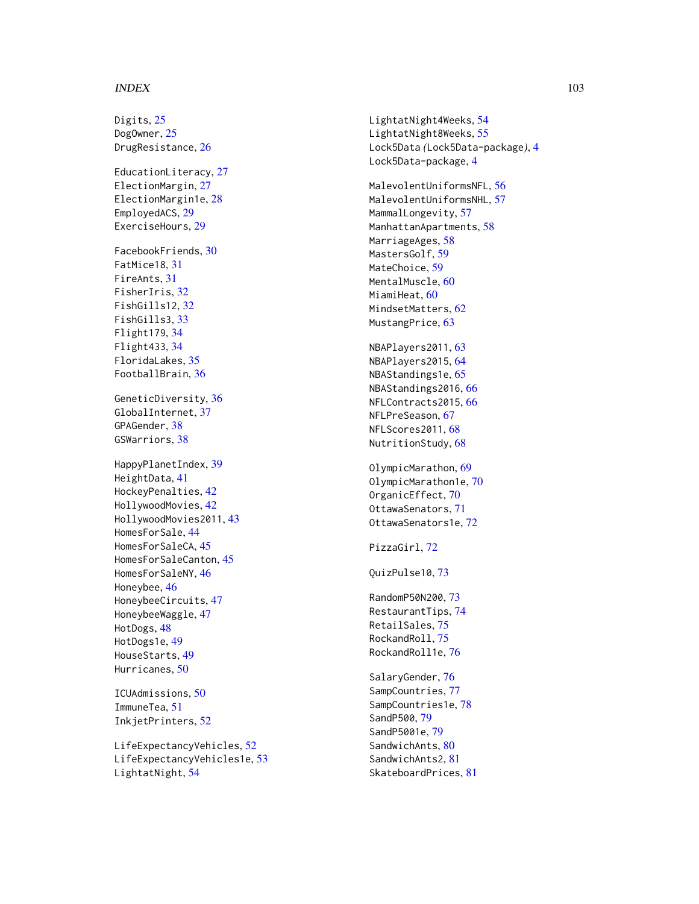Digits, 25
DogOwner, 25
DrugResistance, 26

EducationLiteracy, 27
ElectionMargin, 27
ElectionMargin1e, 28
EmployedACS, 29
ExerciseHours, 29

FacebookFriends, 30
FatMice18, 31
FireAnts, 31
FisherIris, 32
FishGills12, 32
FishGills3, 33
Flight179, 34
Flight433, 34
FloridaLakes, 35
FootballBrain, 36

GeneticDiversity, 36
GlobalInternet, 37
GPAGender, 38
GSWarriors, 38

HappyPlanetIndex, 39
HeightData, 41
HockeyPenalties, 42
HollywoodMovies, 42
HollywoodMovies2011, 43
HomesForSale, 44
HomesForSaleCA, 45
HomesForSaleCanton, 45
HomesForSaleNY, 46
Honeybee, 46
HoneybeeCircuits, 47
HoneybeeWaggle, 47
HotDogs, 48
HotDogs1e, 49
HouseStarts, 49
Hurricanes, 50

ICUAdmissions, 50
ImmuneTea, 51
InkjetPrinters, 52

LifeExpectancyVehicles, 52
LifeExpectancyVehicles1e, 53
LightatNight, 54
LightatNight4Weeks, 54
LightatNight8Weeks, 55
Lock5Data (Lock5Data-package), 4
Lock5Data-package, 4

MalevolentUniformsNFL, 56
MalevolentUniformsNHL, 57
MammalLongevity, 57
ManhattanApartments, 58
MarriageAges, 58
MastersGolf, 59
MateChoice, 59
MentalMuscle, 60
MiamiHeat, 60
MindsetMatters, 62
MustangPrice, 63

NBAPlayers2011, 63
NBAPlayers2015, 64
NBAStandings1e, 65
NBAStandings2016, 66
NFLContracts2015, 66
NFLPreSeason, 67
NFLScores2011, 68
NutritionStudy, 68

OlympicMarathon, 69
OlympicMarathon1e, 70
OrganicEffect, 70
OttawaSenators, 71
OttawaSenators1e, 72

PizzaGirl, 72

QuizPulse10, 73

RandomP50N200, 73
RestaurantTips, 74
RetailSales, 75
RockandRoll, 75
RockandRoll1e, 76

SalaryGender, 76
SampCountries, 77
SampCountries1e, 78
SandP500, 79
SandP5001e, 79
SandwichAnts, 80
SandwichAnts2, 81
SkateboardPrices, 81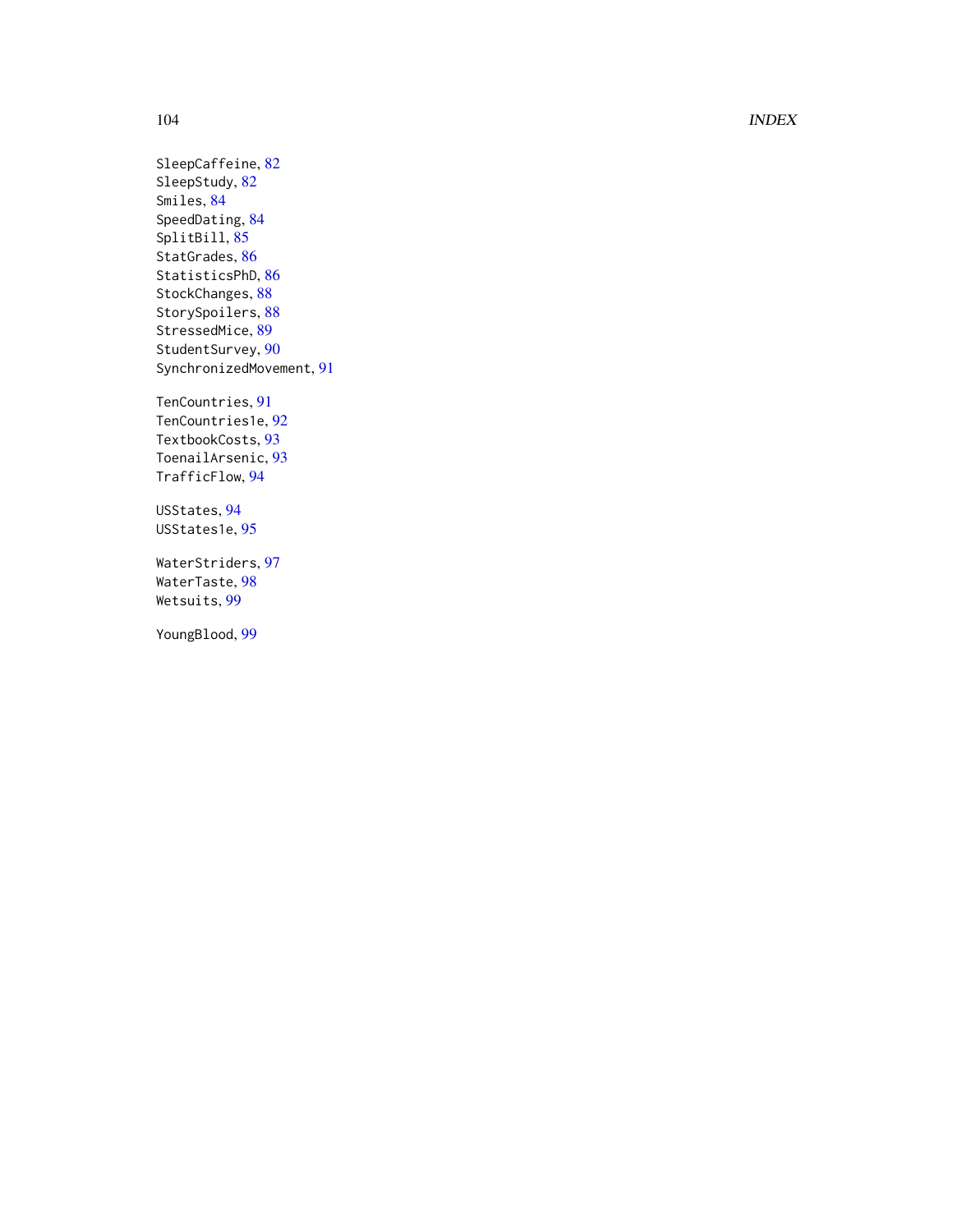SleepCaffeine, 82
SleepStudy, 82
Smiles, 84
SpeedDating, 84
SplitBill, 85
StatGrades, 86
StatisticsPhD, 86
StockChanges, 88
StorySpoilers, 88
StressedMice, 89
StudentSurvey, 90
SynchronizedMovement, 91

TenCountries, 91
TenCountries1e, 92
TextbookCosts, 93
ToenailArsenic, 93
TrafficFlow, 94

USStates, 94
USStates1e, 95

WaterStriders, 97
WaterTaste, 98
Wetsuits, 99

YoungBlood, 99